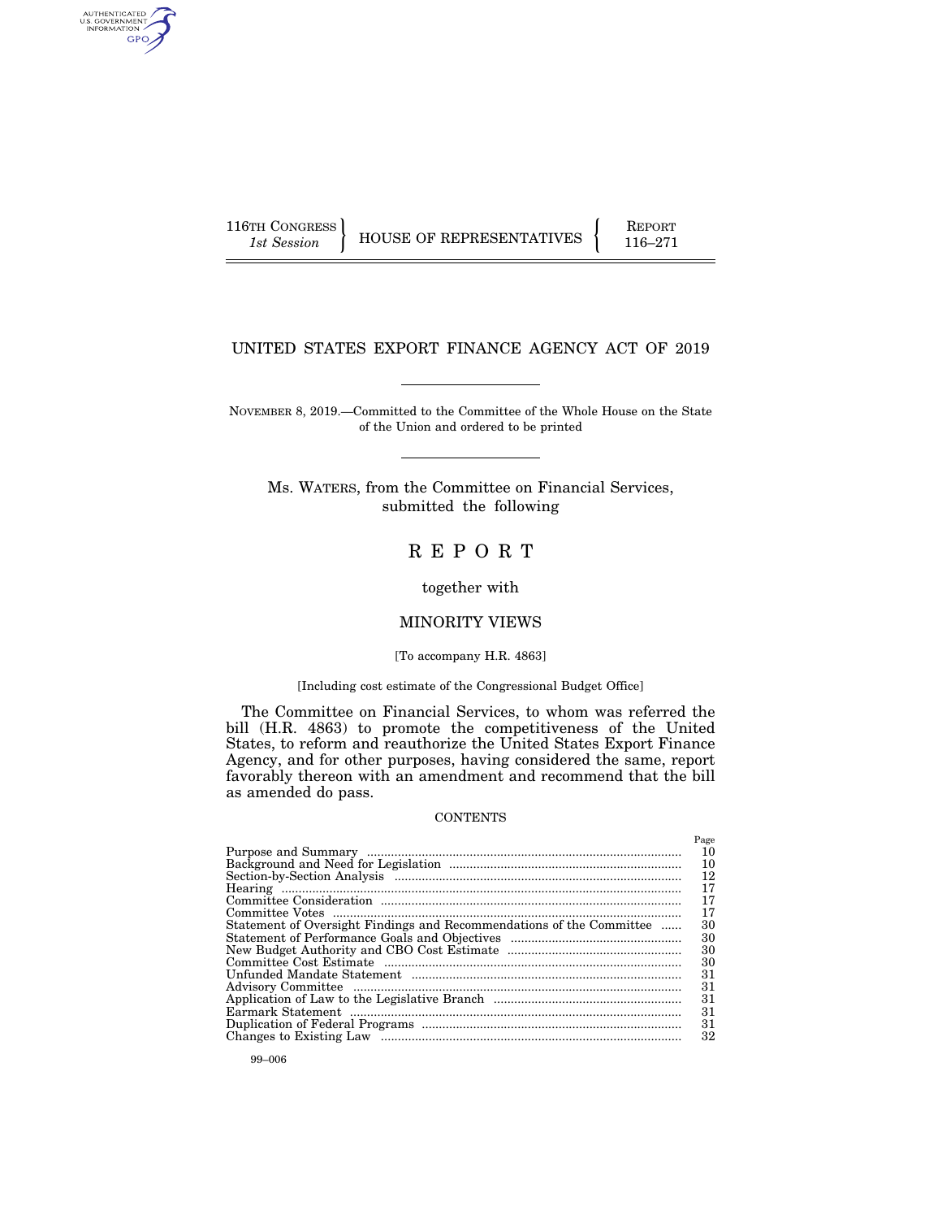116TH CONGRESS
*1st Session*

HOUSE OF REPRESENTATIVES

REPORT
116–271

# UNITED STATES EXPORT FINANCE AGENCY ACT OF 2019

NOVEMBER 8, 2019.—Committed to the Committee of the Whole House on the State of the Union and ordered to be printed

Ms. WATERS, from the Committee on Financial Services, submitted the following

# R E P O R T

together with

## MINORITY VIEWS

[To accompany H.R. 4863]

[Including cost estimate of the Congressional Budget Office]

The Committee on Financial Services, to whom was referred the bill (H.R. 4863) to promote the competitiveness of the United States, to reform and reauthorize the United States Export Finance Agency, and for other purposes, having considered the same, report favorably thereon with an amendment and recommend that the bill as amended do pass.

CONTENTS

| | Page |
|---|---|
| Purpose and Summary | 10 |
| Background and Need for Legislation | 10 |
| Section-by-Section Analysis | 12 |
| Hearing | 17 |
| Committee Consideration | 17 |
| Committee Votes | 17 |
| Statement of Oversight Findings and Recommendations of the Committee | 30 |
| Statement of Performance Goals and Objectives | 30 |
| New Budget Authority and CBO Cost Estimate | 30 |
| Committee Cost Estimate | 30 |
| Unfunded Mandate Statement | 31 |
| Advisory Committee | 31 |
| Application of Law to the Legislative Branch | 31 |
| Earmark Statement | 31 |
| Duplication of Federal Programs | 31 |
| Changes to Existing Law | 32 |

99–006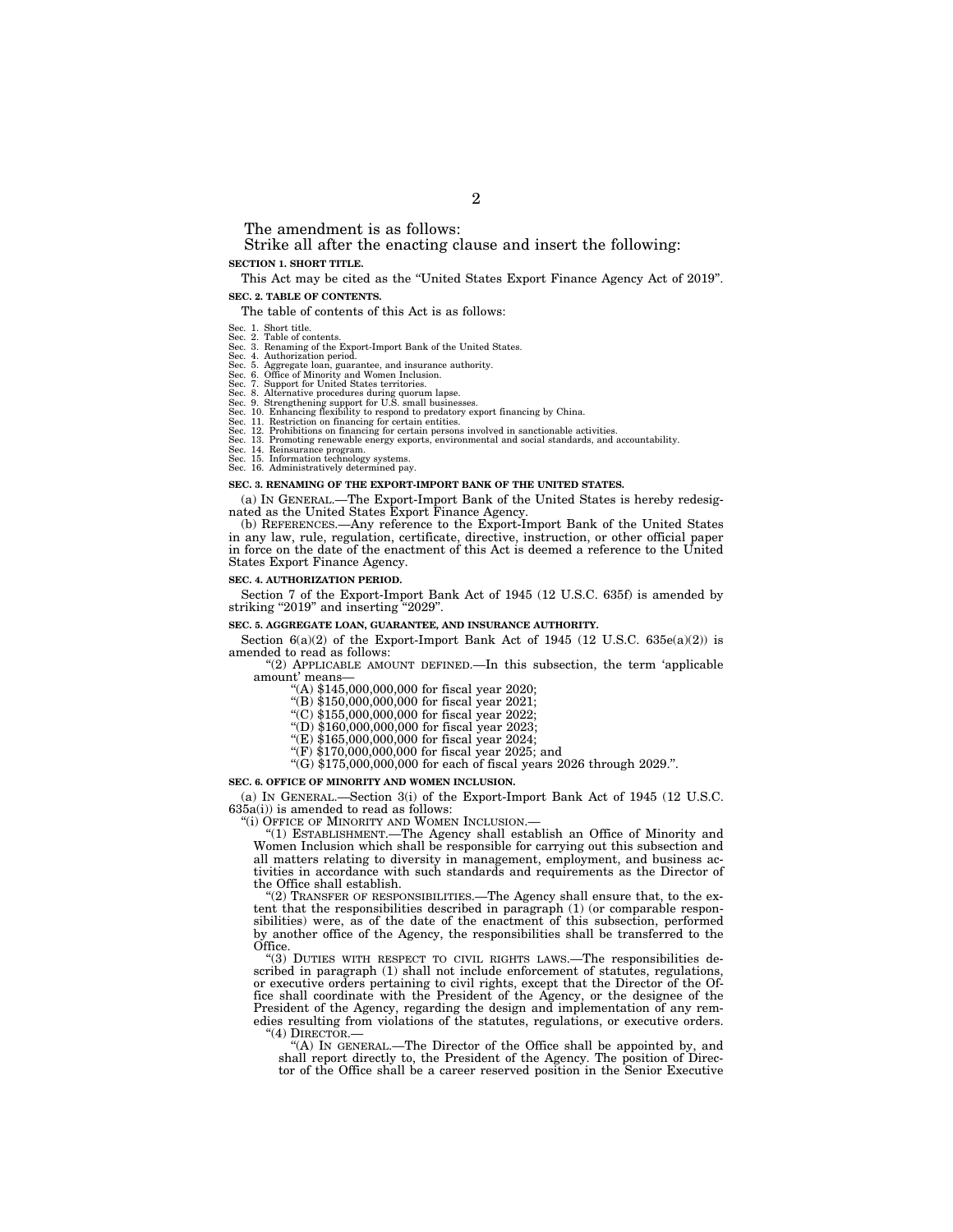The amendment is as follows:

Strike all after the enacting clause and insert the following:

**SECTION 1. SHORT TITLE.**

This Act may be cited as the "United States Export Finance Agency Act of 2019".

**SEC. 2. TABLE OF CONTENTS.**

The table of contents of this Act is as follows:

Sec. 1. Short title.
Sec. 2. Table of contents.
Sec. 3. Renaming of the Export-Import Bank of the United States.
Sec. 4. Authorization period.
Sec. 5. Aggregate loan, guarantee, and insurance authority.
Sec. 6. Office of Minority and Women Inclusion.
Sec. 7. Support for United States territories.
Sec. 8. Alternative procedures during quorum lapse.
Sec. 9. Strengthening support for U.S. small businesses.
Sec. 10. Enhancing flexibility to respond to predatory export financing by China.
Sec. 11. Restriction on financing for certain entities.
Sec. 12. Prohibitions on financing for certain persons involved in sanctionable activities.
Sec. 13. Promoting renewable energy exports, environmental and social standards, and accountability.
Sec. 14. Reinsurance program.
Sec. 15. Information technology systems.
Sec. 16. Administratively determined pay.

**SEC. 3. RENAMING OF THE EXPORT-IMPORT BANK OF THE UNITED STATES.**

(a) IN GENERAL.—The Export-Import Bank of the United States is hereby redesignated as the United States Export Finance Agency.

(b) REFERENCES.—Any reference to the Export-Import Bank of the United States in any law, rule, regulation, certificate, directive, instruction, or other official paper in force on the date of the enactment of this Act is deemed a reference to the United States Export Finance Agency.

**SEC. 4. AUTHORIZATION PERIOD.**

Section 7 of the Export-Import Bank Act of 1945 (12 U.S.C. 635f) is amended by striking "2019" and inserting "2029".

**SEC. 5. AGGREGATE LOAN, GUARANTEE, AND INSURANCE AUTHORITY.**

Section 6(a)(2) of the Export-Import Bank Act of 1945 (12 U.S.C. 635e(a)(2)) is amended to read as follows:

"(2) APPLICABLE AMOUNT DEFINED.—In this subsection, the term 'applicable amount' means—

"(A) $145,000,000,000 for fiscal year 2020;

"(B) $150,000,000,000 for fiscal year 2021;

"(C) $155,000,000,000 for fiscal year 2022;

"(D) $160,000,000,000 for fiscal year 2023;

"(E) $165,000,000,000 for fiscal year 2024;

"(F) $170,000,000,000 for fiscal year 2025; and

"(G) $175,000,000,000 for each of fiscal years 2026 through 2029.".

**SEC. 6. OFFICE OF MINORITY AND WOMEN INCLUSION.**

(a) IN GENERAL.—Section 3(i) of the Export-Import Bank Act of 1945 (12 U.S.C. 635a(i)) is amended to read as follows:

"(i) OFFICE OF MINORITY AND WOMEN INCLUSION.—

"(1) ESTABLISHMENT.—The Agency shall establish an Office of Minority and Women Inclusion which shall be responsible for carrying out this subsection and all matters relating to diversity in management, employment, and business activities in accordance with such standards and requirements as the Director of the Office shall establish.

"(2) TRANSFER OF RESPONSIBILITIES.—The Agency shall ensure that, to the extent that the responsibilities described in paragraph (1) (or comparable responsibilities) were, as of the date of the enactment of this subsection, performed by another office of the Agency, the responsibilities shall be transferred to the Office.

"(3) DUTIES WITH RESPECT TO CIVIL RIGHTS LAWS.—The responsibilities described in paragraph (1) shall not include enforcement of statutes, regulations, or executive orders pertaining to civil rights, except that the Director of the Office shall coordinate with the President of the Agency, or the designee of the President of the Agency, regarding the design and implementation of any remedies resulting from violations of the statutes, regulations, or executive orders.

"(4) DIRECTOR.—

"(A) IN GENERAL.—The Director of the Office shall be appointed by, and shall report directly to, the President of the Agency. The position of Director of the Office shall be a career reserved position in the Senior Executive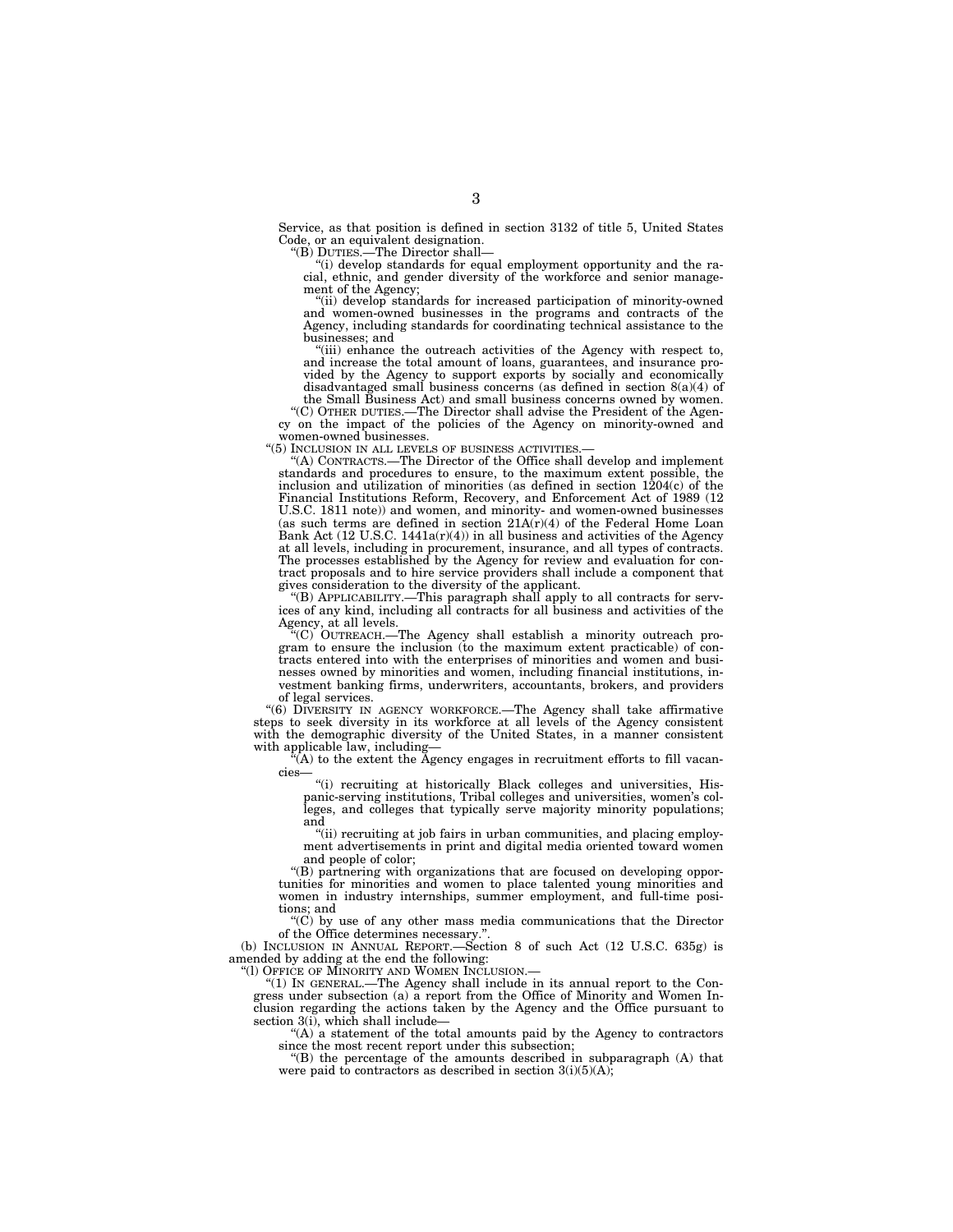Service, as that position is defined in section 3132 of title 5, United States Code, or an equivalent designation.

"(B) DUTIES.—The Director shall—

"(i) develop standards for equal employment opportunity and the racial, ethnic, and gender diversity of the workforce and senior management of the Agency;

"(ii) develop standards for increased participation of minority-owned and women-owned businesses in the programs and contracts of the Agency, including standards for coordinating technical assistance to the businesses; and

"(iii) enhance the outreach activities of the Agency with respect to, and increase the total amount of loans, guarantees, and insurance provided by the Agency to support exports by socially and economically disadvantaged small business concerns (as defined in section 8(a)(4) of the Small Business Act) and small business concerns owned by women.

"(C) OTHER DUTIES.—The Director shall advise the President of the Agency on the impact of the policies of the Agency on minority-owned and women-owned businesses.

"(5) INCLUSION IN ALL LEVELS OF BUSINESS ACTIVITIES.—

"(A) CONTRACTS.—The Director of the Office shall develop and implement standards and procedures to ensure, to the maximum extent possible, the inclusion and utilization of minorities (as defined in section 1204(c) of the Financial Institutions Reform, Recovery, and Enforcement Act of 1989 (12 U.S.C. 1811 note)) and women, and minority- and women-owned businesses (as such terms are defined in section 21A(r)(4) of the Federal Home Loan Bank Act (12 U.S.C. 1441a(r)(4)) in all business and activities of the Agency at all levels, including in procurement, insurance, and all types of contracts. The processes established by the Agency for review and evaluation for contract proposals and to hire service providers shall include a component that gives consideration to the diversity of the applicant.

"(B) APPLICABILITY.—This paragraph shall apply to all contracts for services of any kind, including all contracts for all business and activities of the Agency, at all levels.

"(C) OUTREACH.—The Agency shall establish a minority outreach program to ensure the inclusion (to the maximum extent practicable) of contracts entered into with the enterprises of minorities and women and businesses owned by minorities and women, including financial institutions, investment banking firms, underwriters, accountants, brokers, and providers of legal services.

"(6) DIVERSITY IN AGENCY WORKFORCE.—The Agency shall take affirmative steps to seek diversity in its workforce at all levels of the Agency consistent with the demographic diversity of the United States, in a manner consistent with applicable law, including—

"(A) to the extent the Agency engages in recruitment efforts to fill vacancies—

"(i) recruiting at historically Black colleges and universities, Hispanic-serving institutions, Tribal colleges and universities, women's colleges, and colleges that typically serve majority minority populations; and

"(ii) recruiting at job fairs in urban communities, and placing employment advertisements in print and digital media oriented toward women and people of color;

"(B) partnering with organizations that are focused on developing opportunities for minorities and women to place talented young minorities and women in industry internships, summer employment, and full-time positions; and

"(C) by use of any other mass media communications that the Director of the Office determines necessary.".

(b) INCLUSION IN ANNUAL REPORT.—Section 8 of such Act (12 U.S.C. 635g) is amended by adding at the end the following:

"(l) OFFICE OF MINORITY AND WOMEN INCLUSION.—

"(1) IN GENERAL.—The Agency shall include in its annual report to the Congress under subsection (a) a report from the Office of Minority and Women Inclusion regarding the actions taken by the Agency and the Office pursuant to section 3(i), which shall include—

"(A) a statement of the total amounts paid by the Agency to contractors since the most recent report under this subsection;

"(B) the percentage of the amounts described in subparagraph (A) that were paid to contractors as described in section 3(i)(5)(A);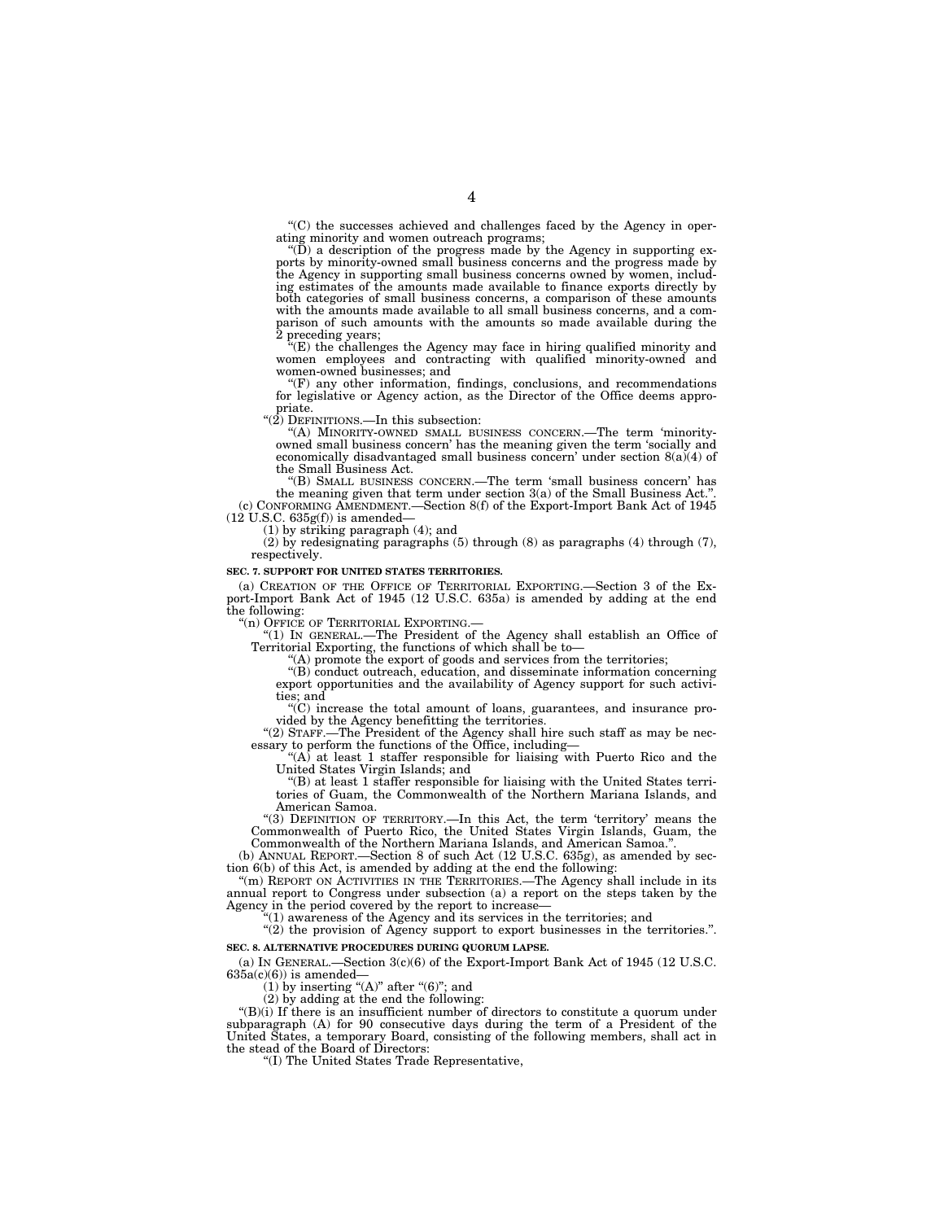"(C) the successes achieved and challenges faced by the Agency in operating minority and women outreach programs;

"(D) a description of the progress made by the Agency in supporting exports by minority-owned small business concerns and the progress made by the Agency in supporting small business concerns owned by women, including estimates of the amounts made available to finance exports directly by both categories of small business concerns, a comparison of these amounts with the amounts made available to all small business concerns, and a comparison of such amounts with the amounts so made available during the 2 preceding years;

"(E) the challenges the Agency may face in hiring qualified minority and women employees and contracting with qualified minority-owned and women-owned businesses; and

"(F) any other information, findings, conclusions, and recommendations for legislative or Agency action, as the Director of the Office deems appropriate.

"(2) DEFINITIONS.—In this subsection:

"(A) MINORITY-OWNED SMALL BUSINESS CONCERN.—The term 'minority-owned small business concern' has the meaning given the term 'socially and economically disadvantaged small business concern' under section 8(a)(4) of the Small Business Act.

"(B) SMALL BUSINESS CONCERN.—The term 'small business concern' has the meaning given that term under section 3(a) of the Small Business Act.".

(c) CONFORMING AMENDMENT.—Section 8(f) of the Export-Import Bank Act of 1945 (12 U.S.C. 635g(f)) is amended—

(1) by striking paragraph (4); and

(2) by redesignating paragraphs (5) through (8) as paragraphs (4) through (7), respectively.

**SEC. 7. SUPPORT FOR UNITED STATES TERRITORIES.**

(a) CREATION OF THE OFFICE OF TERRITORIAL EXPORTING.—Section 3 of the Export-Import Bank Act of 1945 (12 U.S.C. 635a) is amended by adding at the end the following:

"(n) OFFICE OF TERRITORIAL EXPORTING.—

"(1) IN GENERAL.—The President of the Agency shall establish an Office of Territorial Exporting, the functions of which shall be to—

"(A) promote the export of goods and services from the territories;

"(B) conduct outreach, education, and disseminate information concerning export opportunities and the availability of Agency support for such activities; and

"(C) increase the total amount of loans, guarantees, and insurance provided by the Agency benefitting the territories.

"(2) STAFF.—The President of the Agency shall hire such staff as may be necessary to perform the functions of the Office, including—

"(A) at least 1 staffer responsible for liaising with Puerto Rico and the United States Virgin Islands; and

"(B) at least 1 staffer responsible for liaising with the United States territories of Guam, the Commonwealth of the Northern Mariana Islands, and American Samoa.

"(3) DEFINITION OF TERRITORY.—In this Act, the term 'territory' means the Commonwealth of Puerto Rico, the United States Virgin Islands, Guam, the Commonwealth of the Northern Mariana Islands, and American Samoa.".

(b) ANNUAL REPORT.—Section 8 of such Act (12 U.S.C. 635g), as amended by section 6(b) of this Act, is amended by adding at the end the following:

"(m) REPORT ON ACTIVITIES IN THE TERRITORIES.—The Agency shall include in its annual report to Congress under subsection (a) a report on the steps taken by the Agency in the period covered by the report to increase—

"(1) awareness of the Agency and its services in the territories; and

"(2) the provision of Agency support to export businesses in the territories.".

**SEC. 8. ALTERNATIVE PROCEDURES DURING QUORUM LAPSE.**

(a) IN GENERAL.—Section 3(c)(6) of the Export-Import Bank Act of 1945 (12 U.S.C. 635a(c)(6)) is amended—

(1) by inserting "(A)" after "(6)"; and

(2) by adding at the end the following:

"(B)(i) If there is an insufficient number of directors to constitute a quorum under subparagraph (A) for 90 consecutive days during the term of a President of the United States, a temporary Board, consisting of the following members, shall act in the stead of the Board of Directors:

"(I) The United States Trade Representative,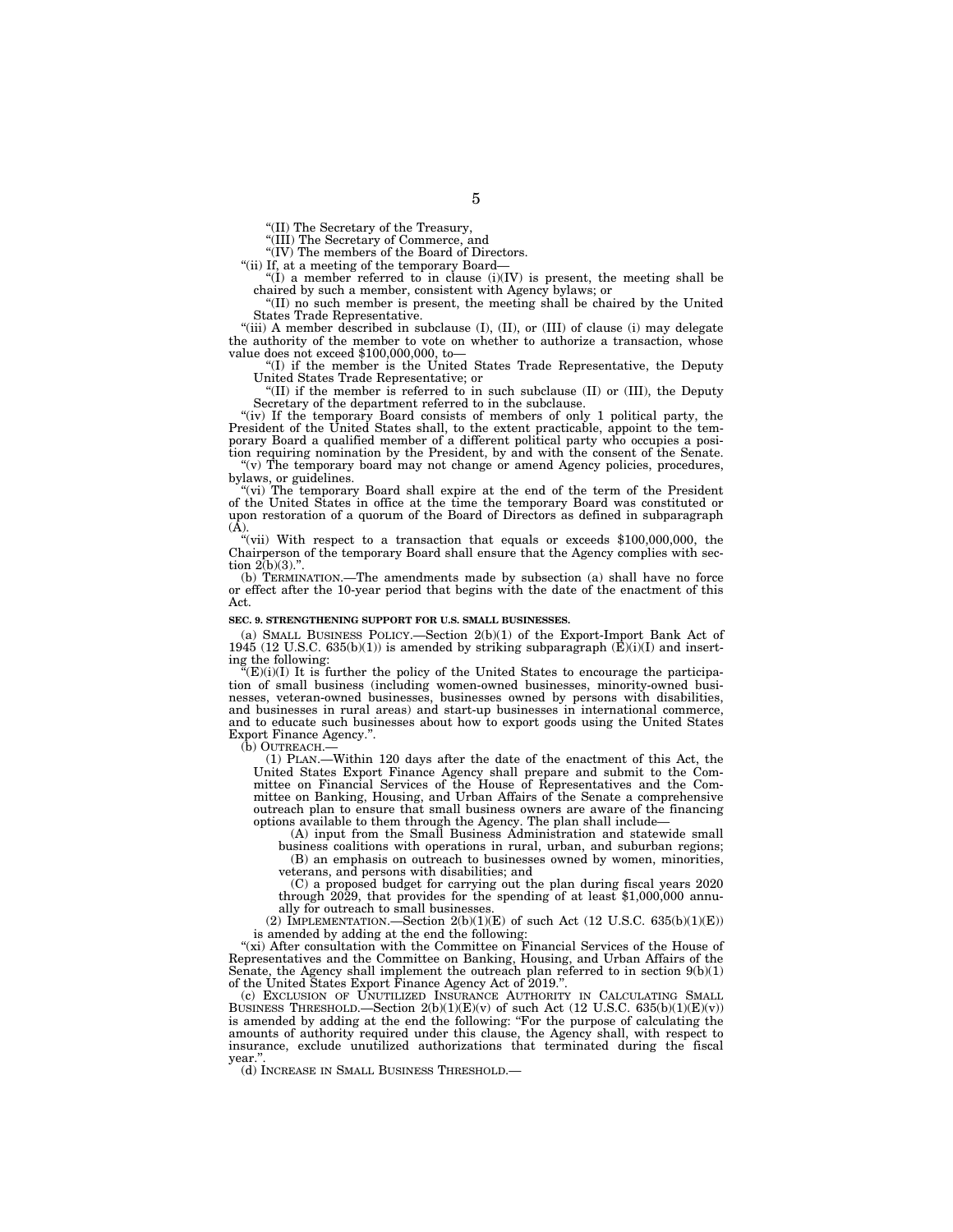"(II) The Secretary of the Treasury,

"(III) The Secretary of Commerce, and

"(IV) The members of the Board of Directors.

"(ii) If, at a meeting of the temporary Board—

"(I) a member referred to in clause (i)(IV) is present, the meeting shall be chaired by such a member, consistent with Agency bylaws; or

"(II) no such member is present, the meeting shall be chaired by the United States Trade Representative.

"(iii) A member described in subclause (I), (II), or (III) of clause (i) may delegate the authority of the member to vote on whether to authorize a transaction, whose value does not exceed $100,000,000, to—

"(I) if the member is the United States Trade Representative, the Deputy United States Trade Representative; or

"(II) if the member is referred to in such subclause (II) or (III), the Deputy Secretary of the department referred to in the subclause.

"(iv) If the temporary Board consists of members of only 1 political party, the President of the United States shall, to the extent practicable, appoint to the temporary Board a qualified member of a different political party who occupies a position requiring nomination by the President, by and with the consent of the Senate.

"(v) The temporary board may not change or amend Agency policies, procedures, bylaws, or guidelines.

"(vi) The temporary Board shall expire at the end of the term of the President of the United States in office at the time the temporary Board was constituted or upon restoration of a quorum of the Board of Directors as defined in subparagraph (A).

"(vii) With respect to a transaction that equals or exceeds $100,000,000, the Chairperson of the temporary Board shall ensure that the Agency complies with section 2(b)(3).".

(b) TERMINATION.—The amendments made by subsection (a) shall have no force or effect after the 10-year period that begins with the date of the enactment of this Act.

**SEC. 9. STRENGTHENING SUPPORT FOR U.S. SMALL BUSINESSES.**

(a) SMALL BUSINESS POLICY.—Section 2(b)(1) of the Export-Import Bank Act of 1945 (12 U.S.C. 635(b)(1)) is amended by striking subparagraph (E)(i)(I) and inserting the following:

"(E)(i)(I) It is further the policy of the United States to encourage the participation of small business (including women-owned businesses, minority-owned businesses, veteran-owned businesses, businesses owned by persons with disabilities, and businesses in rural areas) and start-up businesses in international commerce, and to educate such businesses about how to export goods using the United States Export Finance Agency.".

(b) OUTREACH.—

(1) PLAN.—Within 120 days after the date of the enactment of this Act, the United States Export Finance Agency shall prepare and submit to the Committee on Financial Services of the House of Representatives and the Committee on Banking, Housing, and Urban Affairs of the Senate a comprehensive outreach plan to ensure that small business owners are aware of the financing options available to them through the Agency. The plan shall include—

(A) input from the Small Business Administration and statewide small business coalitions with operations in rural, urban, and suburban regions;

(B) an emphasis on outreach to businesses owned by women, minorities, veterans, and persons with disabilities; and

(C) a proposed budget for carrying out the plan during fiscal years 2020 through 2029, that provides for the spending of at least $1,000,000 annually for outreach to small businesses.

(2) IMPLEMENTATION.—Section 2(b)(1)(E) of such Act (12 U.S.C. 635(b)(1)(E)) is amended by adding at the end the following:

"(xi) After consultation with the Committee on Financial Services of the House of Representatives and the Committee on Banking, Housing, and Urban Affairs of the Senate, the Agency shall implement the outreach plan referred to in section 9(b)(1) of the United States Export Finance Agency Act of 2019.".

(c) EXCLUSION OF UNUTILIZED INSURANCE AUTHORITY IN CALCULATING SMALL BUSINESS THRESHOLD.—Section 2(b)(1)(E)(v) of such Act (12 U.S.C. 635(b)(1)(E)(v)) is amended by adding at the end the following: "For the purpose of calculating the amounts of authority required under this clause, the Agency shall, with respect to insurance, exclude unutilized authorizations that terminated during the fiscal year.".

(d) INCREASE IN SMALL BUSINESS THRESHOLD.—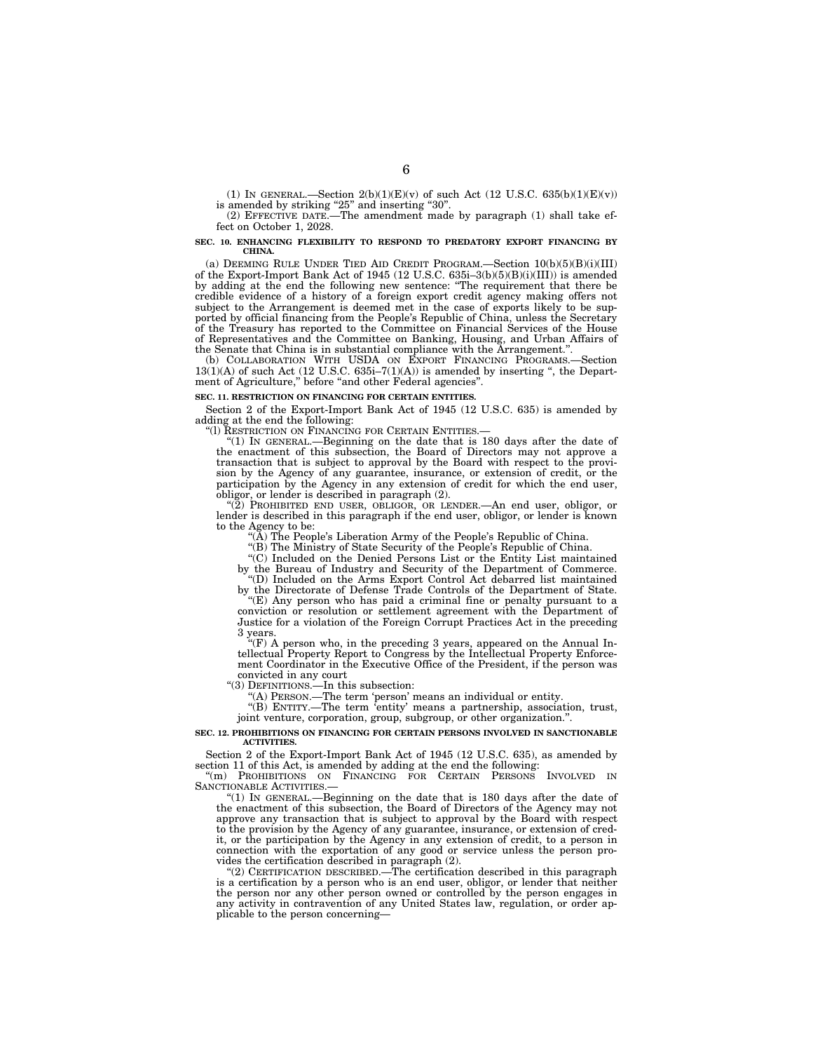(1) IN GENERAL.—Section 2(b)(1)(E)(v) of such Act (12 U.S.C. 635(b)(1)(E)(v)) is amended by striking "25" and inserting "30".

(2) EFFECTIVE DATE.—The amendment made by paragraph (1) shall take effect on October 1, 2028.

**SEC. 10. ENHANCING FLEXIBILITY TO RESPOND TO PREDATORY EXPORT FINANCING BY CHINA.**

(a) DEEMING RULE UNDER TIED AID CREDIT PROGRAM.—Section 10(b)(5)(B)(i)(III) of the Export-Import Bank Act of 1945 (12 U.S.C. 635i–3(b)(5)(B)(i)(III)) is amended by adding at the end the following new sentence: "The requirement that there be credible evidence of a history of a foreign export credit agency making offers not subject to the Arrangement is deemed met in the case of exports likely to be supported by official financing from the People's Republic of China, unless the Secretary of the Treasury has reported to the Committee on Financial Services of the House of Representatives and the Committee on Banking, Housing, and Urban Affairs of the Senate that China is in substantial compliance with the Arrangement.".

(b) COLLABORATION WITH USDA ON EXPORT FINANCING PROGRAMS.—Section 13(1)(A) of such Act (12 U.S.C. 635i–7(1)(A)) is amended by inserting ", the Department of Agriculture," before "and other Federal agencies".

**SEC. 11. RESTRICTION ON FINANCING FOR CERTAIN ENTITIES.**

Section 2 of the Export-Import Bank Act of 1945 (12 U.S.C. 635) is amended by adding at the end the following:

"(l) RESTRICTION ON FINANCING FOR CERTAIN ENTITIES.—

"(1) IN GENERAL.—Beginning on the date that is 180 days after the date of the enactment of this subsection, the Board of Directors may not approve a transaction that is subject to approval by the Board with respect to the provision by the Agency of any guarantee, insurance, or extension of credit, or the participation by the Agency in any extension of credit for which the end user, obligor, or lender is described in paragraph (2).

"(2) PROHIBITED END USER, OBLIGOR, OR LENDER.—An end user, obligor, or lender is described in this paragraph if the end user, obligor, or lender is known to the Agency to be:

"(A) The People's Liberation Army of the People's Republic of China.

"(B) The Ministry of State Security of the People's Republic of China.

"(C) Included on the Denied Persons List or the Entity List maintained by the Bureau of Industry and Security of the Department of Commerce.

"(D) Included on the Arms Export Control Act debarred list maintained by the Directorate of Defense Trade Controls of the Department of State.

"(E) Any person who has paid a criminal fine or penalty pursuant to a conviction or resolution or settlement agreement with the Department of Justice for a violation of the Foreign Corrupt Practices Act in the preceding 3 years.

"(F) A person who, in the preceding 3 years, appeared on the Annual Intellectual Property Report to Congress by the Intellectual Property Enforcement Coordinator in the Executive Office of the President, if the person was convicted in any court

"(3) DEFINITIONS.—In this subsection:

"(A) PERSON.—The term 'person' means an individual or entity.

"(B) ENTITY.—The term 'entity' means a partnership, association, trust, joint venture, corporation, group, subgroup, or other organization.".

**SEC. 12. PROHIBITIONS ON FINANCING FOR CERTAIN PERSONS INVOLVED IN SANCTIONABLE ACTIVITIES.**

Section 2 of the Export-Import Bank Act of 1945 (12 U.S.C. 635), as amended by section 11 of this Act, is amended by adding at the end the following:

"(m) PROHIBITIONS ON FINANCING FOR CERTAIN PERSONS INVOLVED IN SANCTIONABLE ACTIVITIES.—

"(1) IN GENERAL.—Beginning on the date that is 180 days after the date of the enactment of this subsection, the Board of Directors of the Agency may not approve any transaction that is subject to approval by the Board with respect to the provision by the Agency of any guarantee, insurance, or extension of credit, or the participation by the Agency in any extension of credit, to a person in connection with the exportation of any good or service unless the person provides the certification described in paragraph (2).

"(2) CERTIFICATION DESCRIBED.—The certification described in this paragraph is a certification by a person who is an end user, obligor, or lender that neither the person nor any other person owned or controlled by the person engages in any activity in contravention of any United States law, regulation, or order applicable to the person concerning—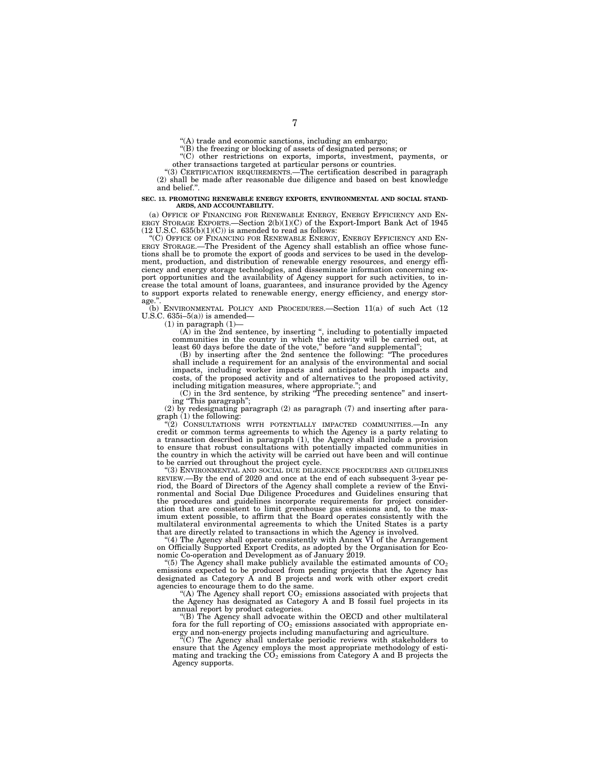"(A) trade and economic sanctions, including an embargo;

"(B) the freezing or blocking of assets of designated persons; or

"(C) other restrictions on exports, imports, investment, payments, or other transactions targeted at particular persons or countries.

"(3) CERTIFICATION REQUIREMENTS.—The certification described in paragraph (2) shall be made after reasonable due diligence and based on best knowledge and belief.".

**SEC. 13. PROMOTING RENEWABLE ENERGY EXPORTS, ENVIRONMENTAL AND SOCIAL STANDARDS, AND ACCOUNTABILITY.**

(a) OFFICE OF FINANCING FOR RENEWABLE ENERGY, ENERGY EFFICIENCY AND ENERGY STORAGE EXPORTS.—Section 2(b)(1)(C) of the Export-Import Bank Act of 1945 (12 U.S.C. 635(b)(1)(C)) is amended to read as follows:

"(C) OFFICE OF FINANCING FOR RENEWABLE ENERGY, ENERGY EFFICIENCY AND ENERGY STORAGE.—The President of the Agency shall establish an office whose functions shall be to promote the export of goods and services to be used in the development, production, and distribution of renewable energy resources, and energy efficiency and energy storage technologies, and disseminate information concerning export opportunities and the availability of Agency support for such activities, to increase the total amount of loans, guarantees, and insurance provided by the Agency to support exports related to renewable energy, energy efficiency, and energy storage.".

(b) ENVIRONMENTAL POLICY AND PROCEDURES.—Section 11(a) of such Act (12 U.S.C. 635i–5(a)) is amended—

(1) in paragraph (1)—

(A) in the 2nd sentence, by inserting ", including to potentially impacted communities in the country in which the activity will be carried out, at least 60 days before the date of the vote," before "and supplemental";

(B) by inserting after the 2nd sentence the following: "The procedures shall include a requirement for an analysis of the environmental and social impacts, including worker impacts and anticipated health impacts and costs, of the proposed activity and of alternatives to the proposed activity, including mitigation measures, where appropriate."; and

(C) in the 3rd sentence, by striking "The preceding sentence" and inserting "This paragraph";

(2) by redesignating paragraph (2) as paragraph (7) and inserting after paragraph (1) the following:

"(2) CONSULTATIONS WITH POTENTIALLY IMPACTED COMMUNITIES.—In any credit or common terms agreements to which the Agency is a party relating to a transaction described in paragraph (1), the Agency shall include a provision to ensure that robust consultations with potentially impacted communities in the country in which the activity will be carried out have been and will continue to be carried out throughout the project cycle.

"(3) ENVIRONMENTAL AND SOCIAL DUE DILIGENCE PROCEDURES AND GUIDELINES REVIEW.—By the end of 2020 and once at the end of each subsequent 3-year period, the Board of Directors of the Agency shall complete a review of the Environmental and Social Due Diligence Procedures and Guidelines ensuring that the procedures and guidelines incorporate requirements for project consideration that are consistent to limit greenhouse gas emissions and, to the maximum extent possible, to affirm that the Board operates consistently with the multilateral environmental agreements to which the United States is a party that are directly related to transactions in which the Agency is involved.

"(4) The Agency shall operate consistently with Annex VI of the Arrangement on Officially Supported Export Credits, as adopted by the Organisation for Economic Co-operation and Development as of January 2019.

"(5) The Agency shall make publicly available the estimated amounts of $CO_2$ emissions expected to be produced from pending projects that the Agency has designated as Category A and B projects and work with other export credit agencies to encourage them to do the same.

"(A) The Agency shall report $CO_2$ emissions associated with projects that the Agency has designated as Category A and B fossil fuel projects in its annual report by product categories.

"(B) The Agency shall advocate within the OECD and other multilateral fora for the full reporting of $CO_2$ emissions associated with appropriate energy and non-energy projects including manufacturing and agriculture.

"(C) The Agency shall undertake periodic reviews with stakeholders to ensure that the Agency employs the most appropriate methodology of estimating and tracking the $CO_2$ emissions from Category A and B projects the Agency supports.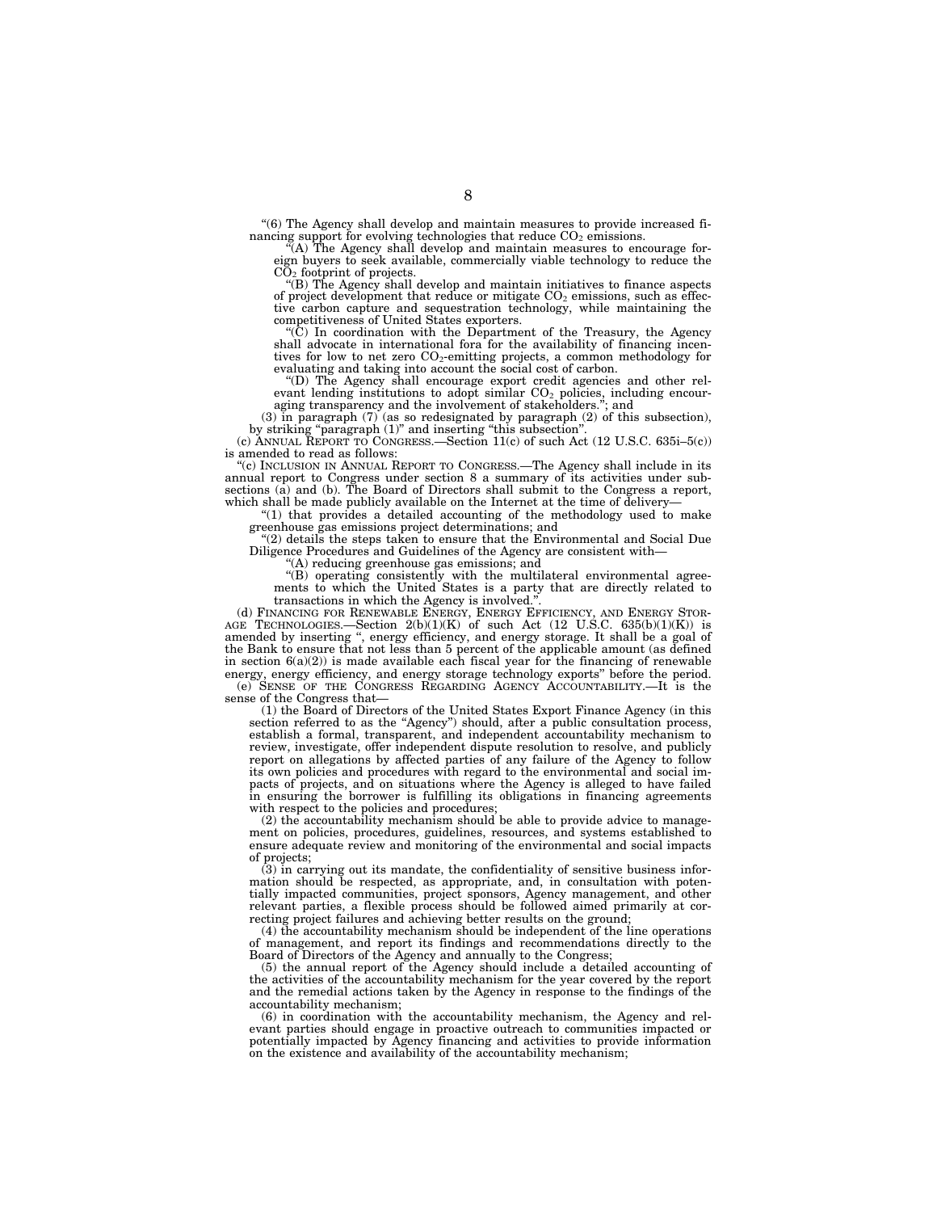"(6) The Agency shall develop and maintain measures to provide increased financing support for evolving technologies that reduce $CO_2$ emissions.

"(A) The Agency shall develop and maintain measures to encourage foreign buyers to seek available, commercially viable technology to reduce the $CO_2$ footprint of projects.

"(B) The Agency shall develop and maintain initiatives to finance aspects of project development that reduce or mitigate $CO_2$ emissions, such as effective carbon capture and sequestration technology, while maintaining the competitiveness of United States exporters.

"(C) In coordination with the Department of the Treasury, the Agency shall advocate in international fora for the availability of financing incentives for low to net zero $CO_2$-emitting projects, a common methodology for evaluating and taking into account the social cost of carbon.

"(D) The Agency shall encourage export credit agencies and other relevant lending institutions to adopt similar $CO_2$ policies, including encouraging transparency and the involvement of stakeholders."; and

(3) in paragraph (7) (as so redesignated by paragraph (2) of this subsection), by striking "paragraph (1)" and inserting "this subsection".

(c) ANNUAL REPORT TO CONGRESS.—Section 11(c) of such Act (12 U.S.C. 635i–5(c)) is amended to read as follows:

"(c) INCLUSION IN ANNUAL REPORT TO CONGRESS.—The Agency shall include in its annual report to Congress under section 8 a summary of its activities under subsections (a) and (b). The Board of Directors shall submit to the Congress a report, which shall be made publicly available on the Internet at the time of delivery—

"(1) that provides a detailed accounting of the methodology used to make greenhouse gas emissions project determinations; and

"(2) details the steps taken to ensure that the Environmental and Social Due Diligence Procedures and Guidelines of the Agency are consistent with—

"(A) reducing greenhouse gas emissions; and

"(B) operating consistently with the multilateral environmental agreements to which the United States is a party that are directly related to transactions in which the Agency is involved.".

(d) FINANCING FOR RENEWABLE ENERGY, ENERGY EFFICIENCY, AND ENERGY STORAGE TECHNOLOGIES.—Section 2(b)(1)(K) of such Act (12 U.S.C. 635(b)(1)(K)) is amended by inserting ", energy efficiency, and energy storage. It shall be a goal of the Bank to ensure that not less than 5 percent of the applicable amount (as defined in section 6(a)(2)) is made available each fiscal year for the financing of renewable energy, energy efficiency, and energy storage technology exports" before the period.

(e) SENSE OF THE CONGRESS REGARDING AGENCY ACCOUNTABILITY.—It is the sense of the Congress that—

(1) the Board of Directors of the United States Export Finance Agency (in this section referred to as the "Agency") should, after a public consultation process, establish a formal, transparent, and independent accountability mechanism to review, investigate, offer independent dispute resolution to resolve, and publicly report on allegations by affected parties of any failure of the Agency to follow its own policies and procedures with regard to the environmental and social impacts of projects, and on situations where the Agency is alleged to have failed in ensuring the borrower is fulfilling its obligations in financing agreements with respect to the policies and procedures;

(2) the accountability mechanism should be able to provide advice to management on policies, procedures, guidelines, resources, and systems established to ensure adequate review and monitoring of the environmental and social impacts of projects;

(3) in carrying out its mandate, the confidentiality of sensitive business information should be respected, as appropriate, and, in consultation with potentially impacted communities, project sponsors, Agency management, and other relevant parties, a flexible process should be followed aimed primarily at correcting project failures and achieving better results on the ground;

(4) the accountability mechanism should be independent of the line operations of management, and report its findings and recommendations directly to the Board of Directors of the Agency and annually to the Congress;

(5) the annual report of the Agency should include a detailed accounting of the activities of the accountability mechanism for the year covered by the report and the remedial actions taken by the Agency in response to the findings of the accountability mechanism;

(6) in coordination with the accountability mechanism, the Agency and relevant parties should engage in proactive outreach to communities impacted or potentially impacted by Agency financing and activities to provide information on the existence and availability of the accountability mechanism;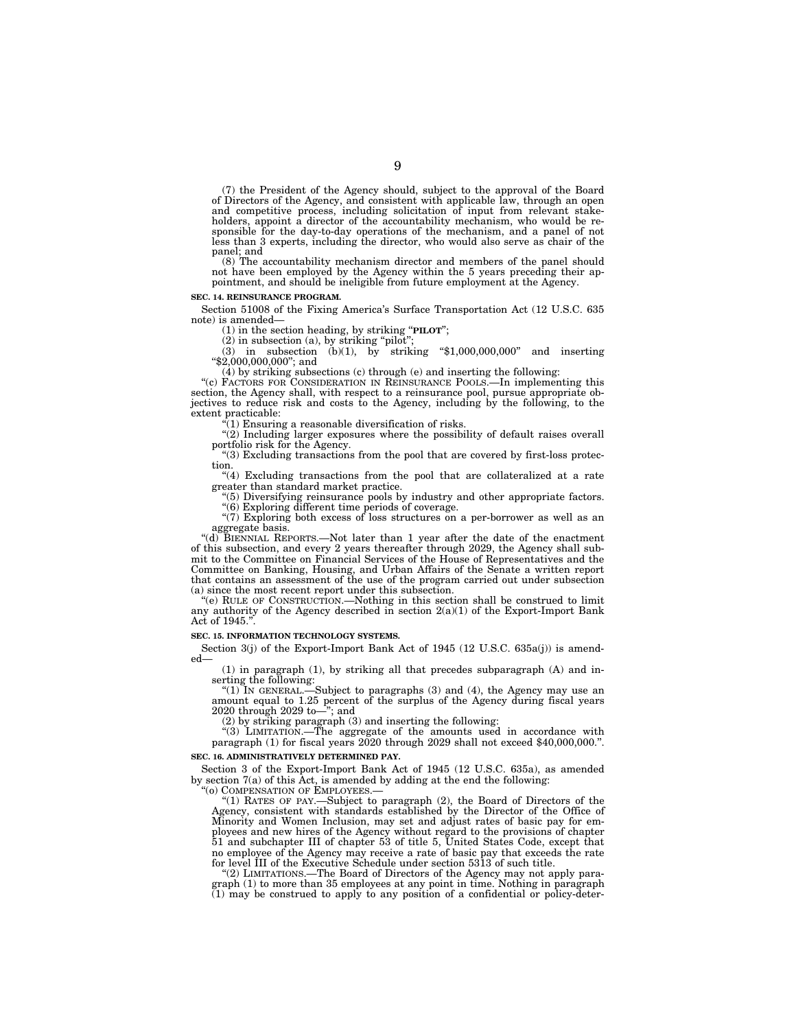(7) the President of the Agency should, subject to the approval of the Board of Directors of the Agency, and consistent with applicable law, through an open and competitive process, including solicitation of input from relevant stakeholders, appoint a director of the accountability mechanism, who would be responsible for the day-to-day operations of the mechanism, and a panel of not less than 3 experts, including the director, who would also serve as chair of the panel; and

(8) The accountability mechanism director and members of the panel should not have been employed by the Agency within the 5 years preceding their appointment, and should be ineligible from future employment at the Agency.

**SEC. 14. REINSURANCE PROGRAM.**

Section 51008 of the Fixing America's Surface Transportation Act (12 U.S.C. 635 note) is amended—

(1) in the section heading, by striking "**PILOT**";

(2) in subsection (a), by striking "pilot";

(3) in subsection (b)(1), by striking "$1,000,000,000" and inserting "$2,000,000,000"; and

(4) by striking subsections (c) through (e) and inserting the following:

"(c) FACTORS FOR CONSIDERATION IN REINSURANCE POOLS.—In implementing this section, the Agency shall, with respect to a reinsurance pool, pursue appropriate objectives to reduce risk and costs to the Agency, including by the following, to the extent practicable:

"(1) Ensuring a reasonable diversification of risks.

"(2) Including larger exposures where the possibility of default raises overall portfolio risk for the Agency.

"(3) Excluding transactions from the pool that are covered by first-loss protection.

"(4) Excluding transactions from the pool that are collateralized at a rate greater than standard market practice.

"(5) Diversifying reinsurance pools by industry and other appropriate factors.

"(6) Exploring different time periods of coverage.

"(7) Exploring both excess of loss structures on a per-borrower as well as an aggregate basis.

"(d) BIENNIAL REPORTS.—Not later than 1 year after the date of the enactment of this subsection, and every 2 years thereafter through 2029, the Agency shall submit to the Committee on Financial Services of the House of Representatives and the Committee on Banking, Housing, and Urban Affairs of the Senate a written report that contains an assessment of the use of the program carried out under subsection (a) since the most recent report under this subsection.

"(e) RULE OF CONSTRUCTION.—Nothing in this section shall be construed to limit any authority of the Agency described in section 2(a)(1) of the Export-Import Bank Act of 1945.".

**SEC. 15. INFORMATION TECHNOLOGY SYSTEMS.**

Section 3(j) of the Export-Import Bank Act of 1945 (12 U.S.C. 635a(j)) is amended—

(1) in paragraph (1), by striking all that precedes subparagraph (A) and inserting the following:

"(1) IN GENERAL.—Subject to paragraphs (3) and (4), the Agency may use an amount equal to 1.25 percent of the surplus of the Agency during fiscal years 2020 through 2029 to—"; and

(2) by striking paragraph (3) and inserting the following:

"(3) LIMITATION.—The aggregate of the amounts used in accordance with paragraph (1) for fiscal years 2020 through 2029 shall not exceed $40,000,000.".

**SEC. 16. ADMINISTRATIVELY DETERMINED PAY.**

Section 3 of the Export-Import Bank Act of 1945 (12 U.S.C. 635a), as amended by section 7(a) of this Act, is amended by adding at the end the following:

"(o) COMPENSATION OF EMPLOYEES.—

"(1) RATES OF PAY.—Subject to paragraph (2), the Board of Directors of the Agency, consistent with standards established by the Director of the Office of Minority and Women Inclusion, may set and adjust rates of basic pay for employees and new hires of the Agency without regard to the provisions of chapter 51 and subchapter III of chapter 53 of title 5, United States Code, except that no employee of the Agency may receive a rate of basic pay that exceeds the rate for level III of the Executive Schedule under section 5313 of such title.

"(2) LIMITATIONS.—The Board of Directors of the Agency may not apply paragraph (1) to more than 35 employees at any point in time. Nothing in paragraph (1) may be construed to apply to any position of a confidential or policy-deter-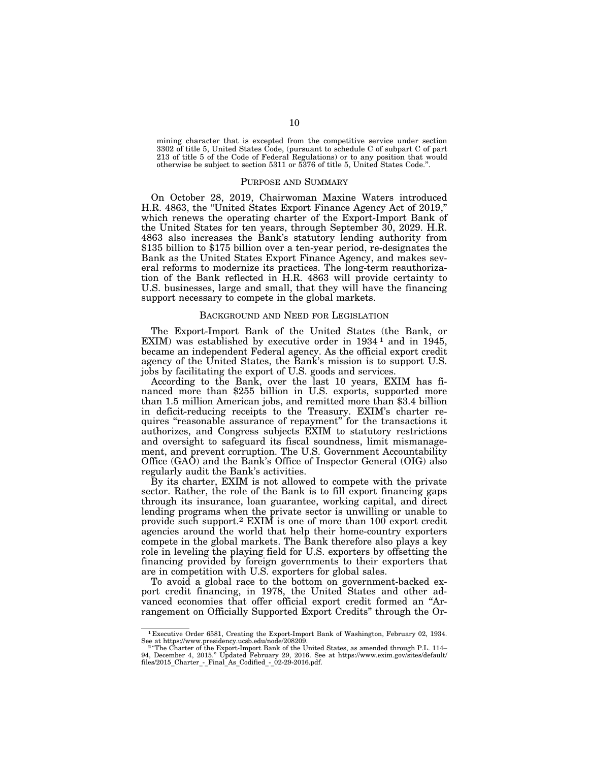mining character that is excepted from the competitive service under section 3302 of title 5, United States Code, (pursuant to schedule C of subpart C of part 213 of title 5 of the Code of Federal Regulations) or to any position that would otherwise be subject to section 5311 or 5376 of title 5, United States Code.".

## PURPOSE AND SUMMARY

On October 28, 2019, Chairwoman Maxine Waters introduced H.R. 4863, the "United States Export Finance Agency Act of 2019," which renews the operating charter of the Export-Import Bank of the United States for ten years, through September 30, 2029. H.R. 4863 also increases the Bank's statutory lending authority from $135 billion to $175 billion over a ten-year period, re-designates the Bank as the United States Export Finance Agency, and makes several reforms to modernize its practices. The long-term reauthorization of the Bank reflected in H.R. 4863 will provide certainty to U.S. businesses, large and small, that they will have the financing support necessary to compete in the global markets.

## BACKGROUND AND NEED FOR LEGISLATION

The Export-Import Bank of the United States (the Bank, or EXIM) was established by executive order in 1934 [1] and in 1945, became an independent Federal agency. As the official export credit agency of the United States, the Bank's mission is to support U.S. jobs by facilitating the export of U.S. goods and services.

According to the Bank, over the last 10 years, EXIM has financed more than $255 billion in U.S. exports, supported more than 1.5 million American jobs, and remitted more than $3.4 billion in deficit-reducing receipts to the Treasury. EXIM's charter requires "reasonable assurance of repayment" for the transactions it authorizes, and Congress subjects EXIM to statutory restrictions and oversight to safeguard its fiscal soundness, limit mismanagement, and prevent corruption. The U.S. Government Accountability Office (GAO) and the Bank's Office of Inspector General (OIG) also regularly audit the Bank's activities.

By its charter, EXIM is not allowed to compete with the private sector. Rather, the role of the Bank is to fill export financing gaps through its insurance, loan guarantee, working capital, and direct lending programs when the private sector is unwilling or unable to provide such support.[2] EXIM is one of more than 100 export credit agencies around the world that help their home-country exporters compete in the global markets. The Bank therefore also plays a key role in leveling the playing field for U.S. exporters by offsetting the financing provided by foreign governments to their exporters that are in competition with U.S. exporters for global sales.

To avoid a global race to the bottom on government-backed export credit financing, in 1978, the United States and other advanced economies that offer official export credit formed an "Arrangement on Officially Supported Export Credits" through the Or-

---

[1] Executive Order 6581, Creating the Export-Import Bank of Washington, February 02, 1934. See at https://www.presidency.ucsb.edu/node/208209.

[2] "The Charter of the Export-Import Bank of the United States, as amended through P.L. 114–94, December 4, 2015." Updated February 29, 2016. See at https://www.exim.gov/sites/default/files/2015_Charter_-_Final_As_Codified_-_02-29-2016.pdf.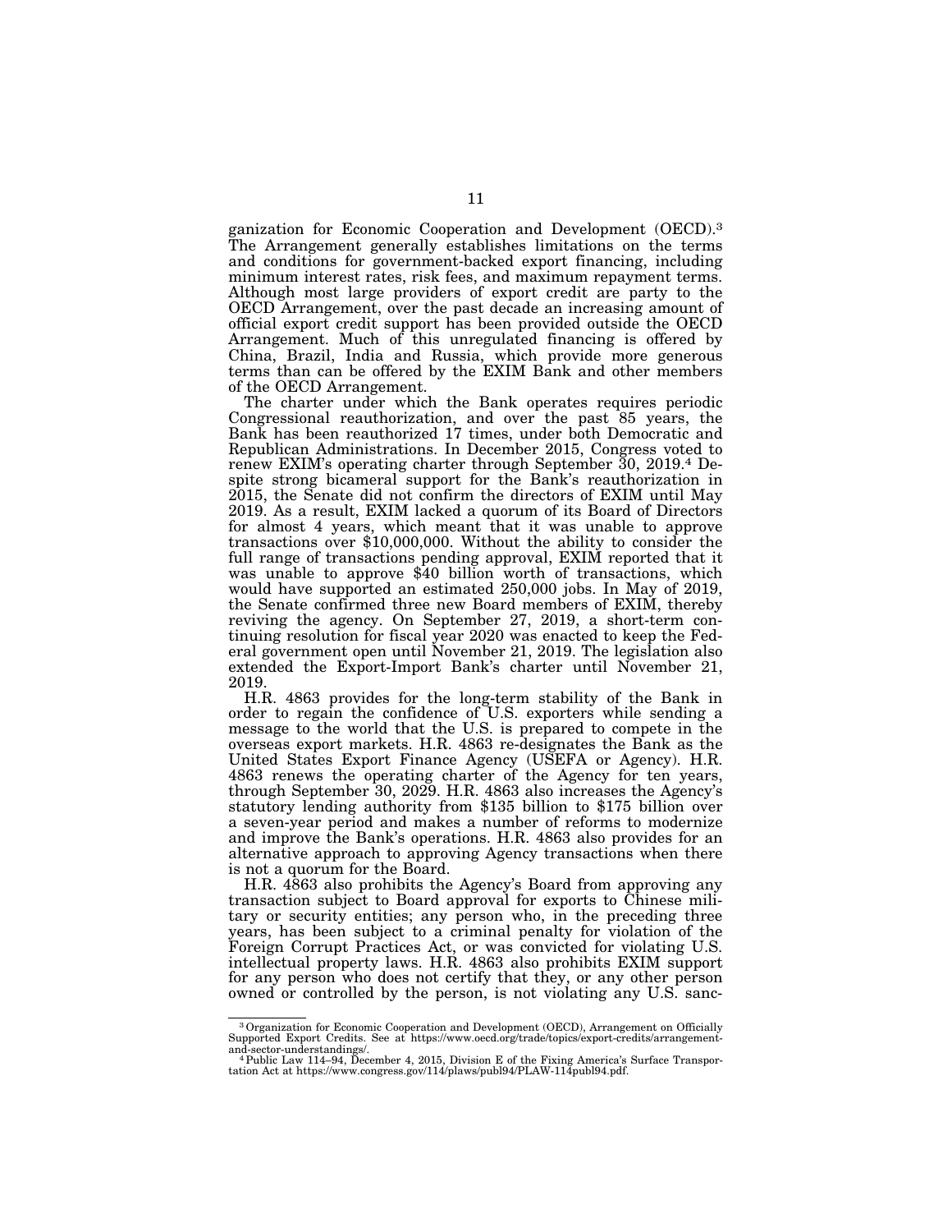ganization for Economic Cooperation and Development (OECD).[3] The Arrangement generally establishes limitations on the terms and conditions for government-backed export financing, including minimum interest rates, risk fees, and maximum repayment terms. Although most large providers of export credit are party to the OECD Arrangement, over the past decade an increasing amount of official export credit support has been provided outside the OECD Arrangement. Much of this unregulated financing is offered by China, Brazil, India and Russia, which provide more generous terms than can be offered by the EXIM Bank and other members of the OECD Arrangement.

The charter under which the Bank operates requires periodic Congressional reauthorization, and over the past 85 years, the Bank has been reauthorized 17 times, under both Democratic and Republican Administrations. In December 2015, Congress voted to renew EXIM's operating charter through September 30, 2019.[4] Despite strong bicameral support for the Bank's reauthorization in 2015, the Senate did not confirm the directors of EXIM until May 2019. As a result, EXIM lacked a quorum of its Board of Directors for almost 4 years, which meant that it was unable to approve transactions over $10,000,000. Without the ability to consider the full range of transactions pending approval, EXIM reported that it was unable to approve $40 billion worth of transactions, which would have supported an estimated 250,000 jobs. In May of 2019, the Senate confirmed three new Board members of EXIM, thereby reviving the agency. On September 27, 2019, a short-term continuing resolution for fiscal year 2020 was enacted to keep the Federal government open until November 21, 2019. The legislation also extended the Export-Import Bank's charter until November 21, 2019.

H.R. 4863 provides for the long-term stability of the Bank in order to regain the confidence of U.S. exporters while sending a message to the world that the U.S. is prepared to compete in the overseas export markets. H.R. 4863 re-designates the Bank as the United States Export Finance Agency (USEFA or Agency). H.R. 4863 renews the operating charter of the Agency for ten years, through September 30, 2029. H.R. 4863 also increases the Agency's statutory lending authority from $135 billion to $175 billion over a seven-year period and makes a number of reforms to modernize and improve the Bank's operations. H.R. 4863 also provides for an alternative approach to approving Agency transactions when there is not a quorum for the Board.

H.R. 4863 also prohibits the Agency's Board from approving any transaction subject to Board approval for exports to Chinese military or security entities; any person who, in the preceding three years, has been subject to a criminal penalty for violation of the Foreign Corrupt Practices Act, or was convicted for violating U.S. intellectual property laws. H.R. 4863 also prohibits EXIM support for any person who does not certify that they, or any other person owned or controlled by the person, is not violating any U.S. sanc-

---

[3] Organization for Economic Cooperation and Development (OECD), Arrangement on Officially Supported Export Credits. See at https://www.oecd.org/trade/topics/export-credits/arrangement-and-sector-understandings/.

[4] Public Law 114–94, December 4, 2015, Division E of the Fixing America's Surface Transportation Act at https://www.congress.gov/114/plaws/publ94/PLAW-114publ94.pdf.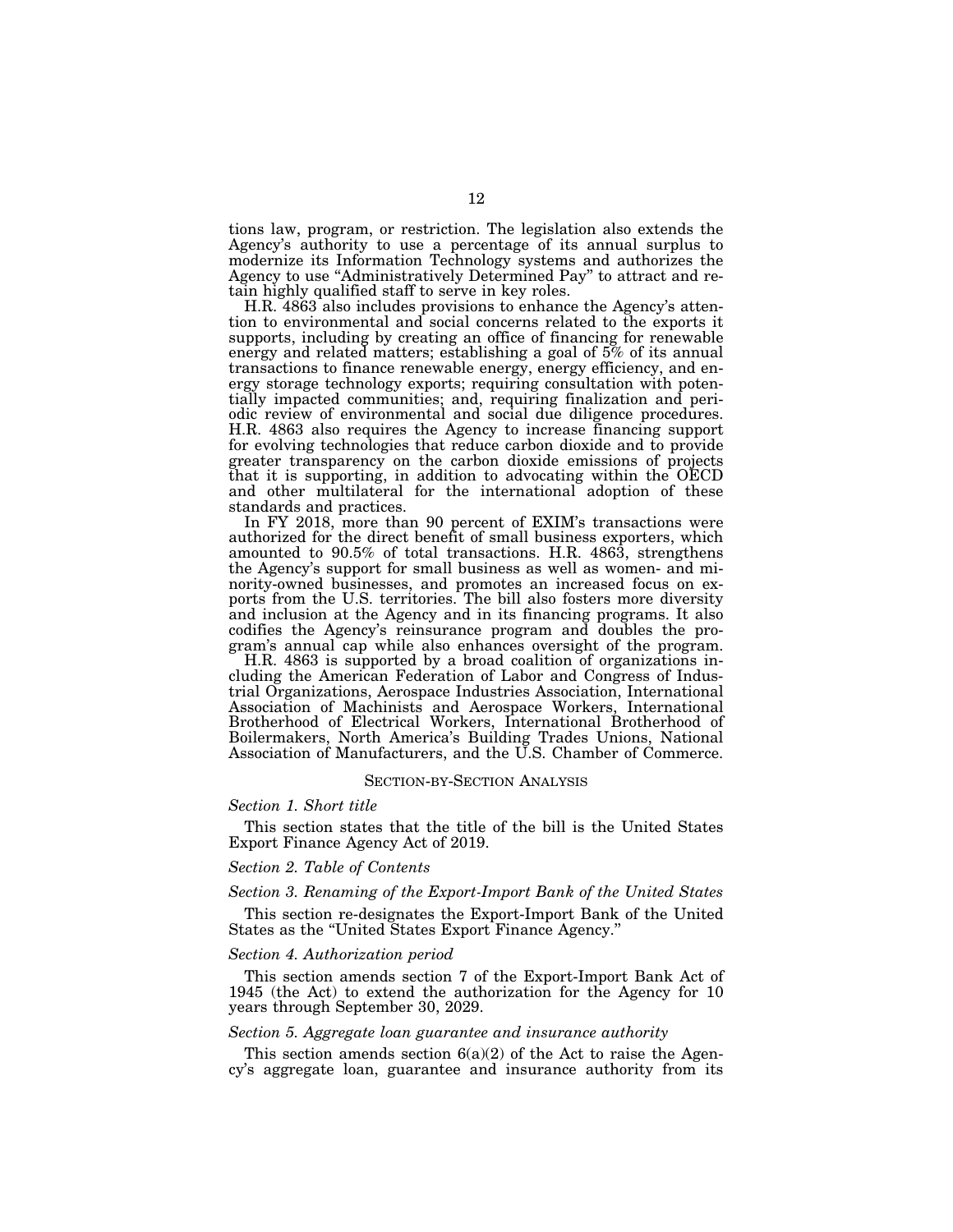tions law, program, or restriction. The legislation also extends the Agency's authority to use a percentage of its annual surplus to modernize its Information Technology systems and authorizes the Agency to use "Administratively Determined Pay" to attract and retain highly qualified staff to serve in key roles.

H.R. 4863 also includes provisions to enhance the Agency's attention to environmental and social concerns related to the exports it supports, including by creating an office of financing for renewable energy and related matters; establishing a goal of 5% of its annual transactions to finance renewable energy, energy efficiency, and energy storage technology exports; requiring consultation with potentially impacted communities; and, requiring finalization and periodic review of environmental and social due diligence procedures. H.R. 4863 also requires the Agency to increase financing support for evolving technologies that reduce carbon dioxide and to provide greater transparency on the carbon dioxide emissions of projects that it is supporting, in addition to advocating within the OECD and other multilateral for the international adoption of these standards and practices.

In FY 2018, more than 90 percent of EXIM's transactions were authorized for the direct benefit of small business exporters, which amounted to 90.5% of total transactions. H.R. 4863, strengthens the Agency's support for small business as well as women- and minority-owned businesses, and promotes an increased focus on exports from the U.S. territories. The bill also fosters more diversity and inclusion at the Agency and in its financing programs. It also codifies the Agency's reinsurance program and doubles the program's annual cap while also enhances oversight of the program.

H.R. 4863 is supported by a broad coalition of organizations including the American Federation of Labor and Congress of Industrial Organizations, Aerospace Industries Association, International Association of Machinists and Aerospace Workers, International Brotherhood of Electrical Workers, International Brotherhood of Boilermakers, North America's Building Trades Unions, National Association of Manufacturers, and the U.S. Chamber of Commerce.

## SECTION-BY-SECTION ANALYSIS

*Section 1. Short title*

This section states that the title of the bill is the United States Export Finance Agency Act of 2019.

*Section 2. Table of Contents*

*Section 3. Renaming of the Export-Import Bank of the United States*

This section re-designates the Export-Import Bank of the United States as the "United States Export Finance Agency."

*Section 4. Authorization period*

This section amends section 7 of the Export-Import Bank Act of 1945 (the Act) to extend the authorization for the Agency for 10 years through September 30, 2029.

*Section 5. Aggregate loan guarantee and insurance authority*

This section amends section 6(a)(2) of the Act to raise the Agency's aggregate loan, guarantee and insurance authority from its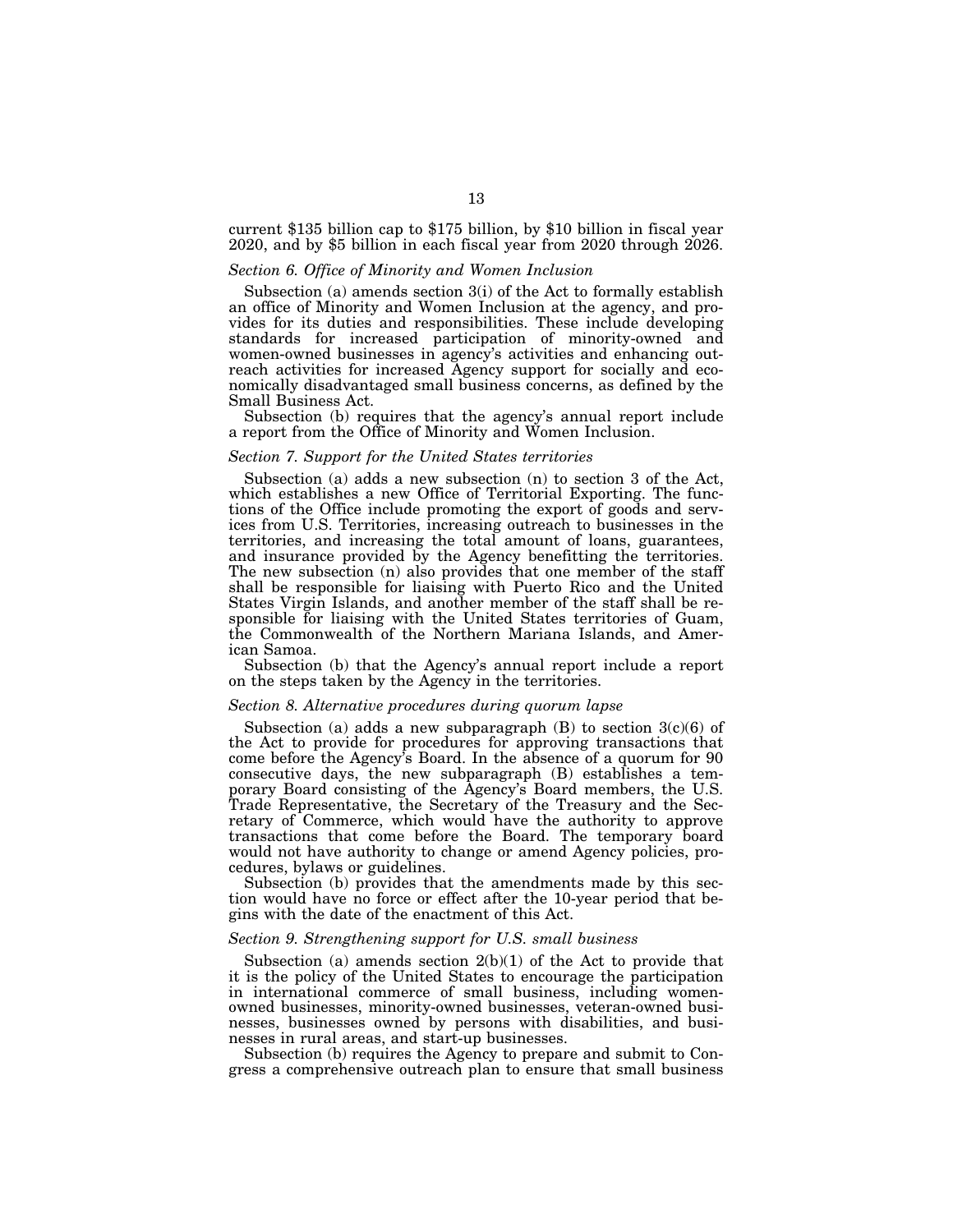current $135 billion cap to $175 billion, by $10 billion in fiscal year 2020, and by $5 billion in each fiscal year from 2020 through 2026.

*Section 6. Office of Minority and Women Inclusion*

Subsection (a) amends section 3(i) of the Act to formally establish an office of Minority and Women Inclusion at the agency, and provides for its duties and responsibilities. These include developing standards for increased participation of minority-owned and women-owned businesses in agency's activities and enhancing outreach activities for increased Agency support for socially and economically disadvantaged small business concerns, as defined by the Small Business Act.

Subsection (b) requires that the agency's annual report include a report from the Office of Minority and Women Inclusion.

*Section 7. Support for the United States territories*

Subsection (a) adds a new subsection (n) to section 3 of the Act, which establishes a new Office of Territorial Exporting. The functions of the Office include promoting the export of goods and services from U.S. Territories, increasing outreach to businesses in the territories, and increasing the total amount of loans, guarantees, and insurance provided by the Agency benefitting the territories. The new subsection (n) also provides that one member of the staff shall be responsible for liaising with Puerto Rico and the United States Virgin Islands, and another member of the staff shall be responsible for liaising with the United States territories of Guam, the Commonwealth of the Northern Mariana Islands, and American Samoa.

Subsection (b) that the Agency's annual report include a report on the steps taken by the Agency in the territories.

*Section 8. Alternative procedures during quorum lapse*

Subsection (a) adds a new subparagraph (B) to section 3(c)(6) of the Act to provide for procedures for approving transactions that come before the Agency's Board. In the absence of a quorum for 90 consecutive days, the new subparagraph (B) establishes a temporary Board consisting of the Agency's Board members, the U.S. Trade Representative, the Secretary of the Treasury and the Secretary of Commerce, which would have the authority to approve transactions that come before the Board. The temporary board would not have authority to change or amend Agency policies, procedures, bylaws or guidelines.

Subsection (b) provides that the amendments made by this section would have no force or effect after the 10-year period that begins with the date of the enactment of this Act.

*Section 9. Strengthening support for U.S. small business*

Subsection (a) amends section 2(b)(1) of the Act to provide that it is the policy of the United States to encourage the participation in international commerce of small business, including women-owned businesses, minority-owned businesses, veteran-owned businesses, businesses owned by persons with disabilities, and businesses in rural areas, and start-up businesses.

Subsection (b) requires the Agency to prepare and submit to Congress a comprehensive outreach plan to ensure that small business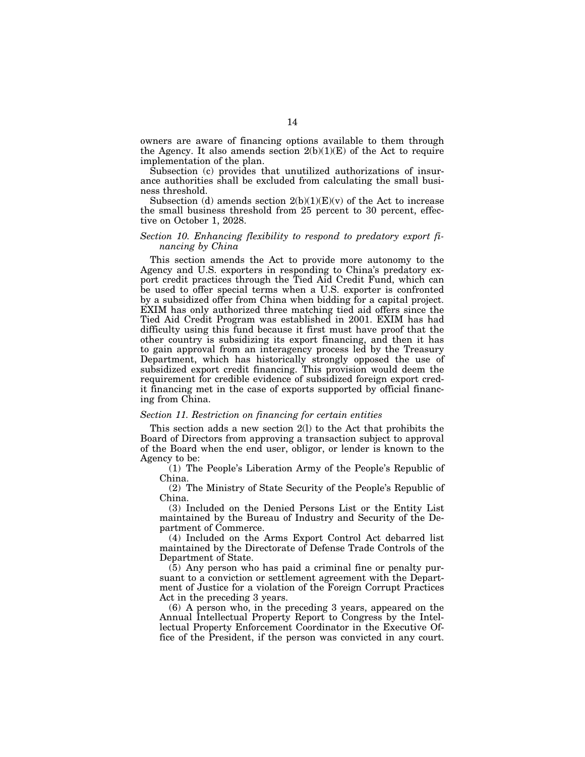owners are aware of financing options available to them through the Agency. It also amends section 2(b)(1)(E) of the Act to require implementation of the plan.

Subsection (c) provides that unutilized authorizations of insurance authorities shall be excluded from calculating the small business threshold.

Subsection (d) amends section 2(b)(1)(E)(v) of the Act to increase the small business threshold from 25 percent to 30 percent, effective on October 1, 2028.

### *Section 10. Enhancing flexibility to respond to predatory export financing by China*

This section amends the Act to provide more autonomy to the Agency and U.S. exporters in responding to China's predatory export credit practices through the Tied Aid Credit Fund, which can be used to offer special terms when a U.S. exporter is confronted by a subsidized offer from China when bidding for a capital project. EXIM has only authorized three matching tied aid offers since the Tied Aid Credit Program was established in 2001. EXIM has had difficulty using this fund because it first must have proof that the other country is subsidizing its export financing, and then it has to gain approval from an interagency process led by the Treasury Department, which has historically strongly opposed the use of subsidized export credit financing. This provision would deem the requirement for credible evidence of subsidized foreign export credit financing met in the case of exports supported by official financing from China.

### *Section 11. Restriction on financing for certain entities*

This section adds a new section 2(l) to the Act that prohibits the Board of Directors from approving a transaction subject to approval of the Board when the end user, obligor, or lender is known to the Agency to be:

(1) The People's Liberation Army of the People's Republic of China.

(2) The Ministry of State Security of the People's Republic of China.

(3) Included on the Denied Persons List or the Entity List maintained by the Bureau of Industry and Security of the Department of Commerce.

(4) Included on the Arms Export Control Act debarred list maintained by the Directorate of Defense Trade Controls of the Department of State.

(5) Any person who has paid a criminal fine or penalty pursuant to a conviction or settlement agreement with the Department of Justice for a violation of the Foreign Corrupt Practices Act in the preceding 3 years.

(6) A person who, in the preceding 3 years, appeared on the Annual Intellectual Property Report to Congress by the Intellectual Property Enforcement Coordinator in the Executive Office of the President, if the person was convicted in any court.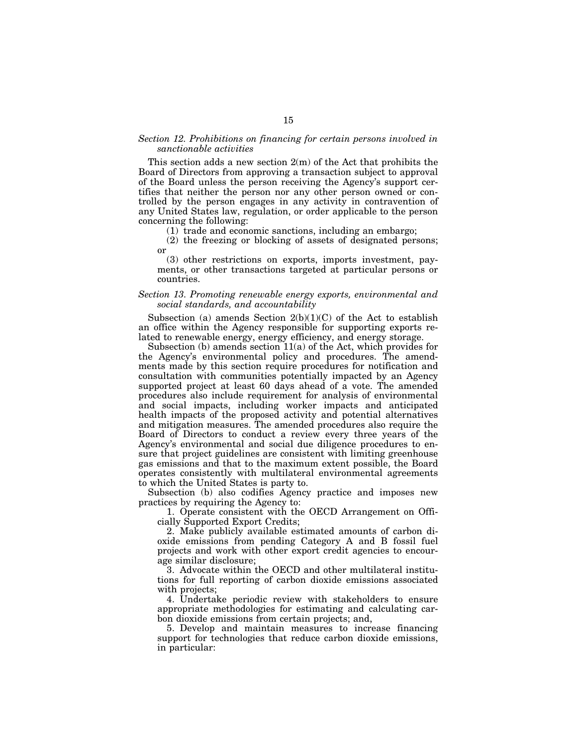*Section 12. Prohibitions on financing for certain persons involved in sanctionable activities*

This section adds a new section 2(m) of the Act that prohibits the Board of Directors from approving a transaction subject to approval of the Board unless the person receiving the Agency's support certifies that neither the person nor any other person owned or controlled by the person engages in any activity in contravention of any United States law, regulation, or order applicable to the person concerning the following:

(1) trade and economic sanctions, including an embargo;

(2) the freezing or blocking of assets of designated persons; or

(3) other restrictions on exports, imports investment, payments, or other transactions targeted at particular persons or countries.

*Section 13. Promoting renewable energy exports, environmental and social standards, and accountability*

Subsection (a) amends Section 2(b)(1)(C) of the Act to establish an office within the Agency responsible for supporting exports related to renewable energy, energy efficiency, and energy storage.

Subsection (b) amends section 11(a) of the Act, which provides for the Agency's environmental policy and procedures. The amendments made by this section require procedures for notification and consultation with communities potentially impacted by an Agency supported project at least 60 days ahead of a vote. The amended procedures also include requirement for analysis of environmental and social impacts, including worker impacts and anticipated health impacts of the proposed activity and potential alternatives and mitigation measures. The amended procedures also require the Board of Directors to conduct a review every three years of the Agency's environmental and social due diligence procedures to ensure that project guidelines are consistent with limiting greenhouse gas emissions and that to the maximum extent possible, the Board operates consistently with multilateral environmental agreements to which the United States is party to.

Subsection (b) also codifies Agency practice and imposes new practices by requiring the Agency to:

1. Operate consistent with the OECD Arrangement on Officially Supported Export Credits;
2. Make publicly available estimated amounts of carbon dioxide emissions from pending Category A and B fossil fuel projects and work with other export credit agencies to encourage similar disclosure;
3. Advocate within the OECD and other multilateral institutions for full reporting of carbon dioxide emissions associated with projects;
4. Undertake periodic review with stakeholders to ensure appropriate methodologies for estimating and calculating carbon dioxide emissions from certain projects; and,
5. Develop and maintain measures to increase financing support for technologies that reduce carbon dioxide emissions, in particular: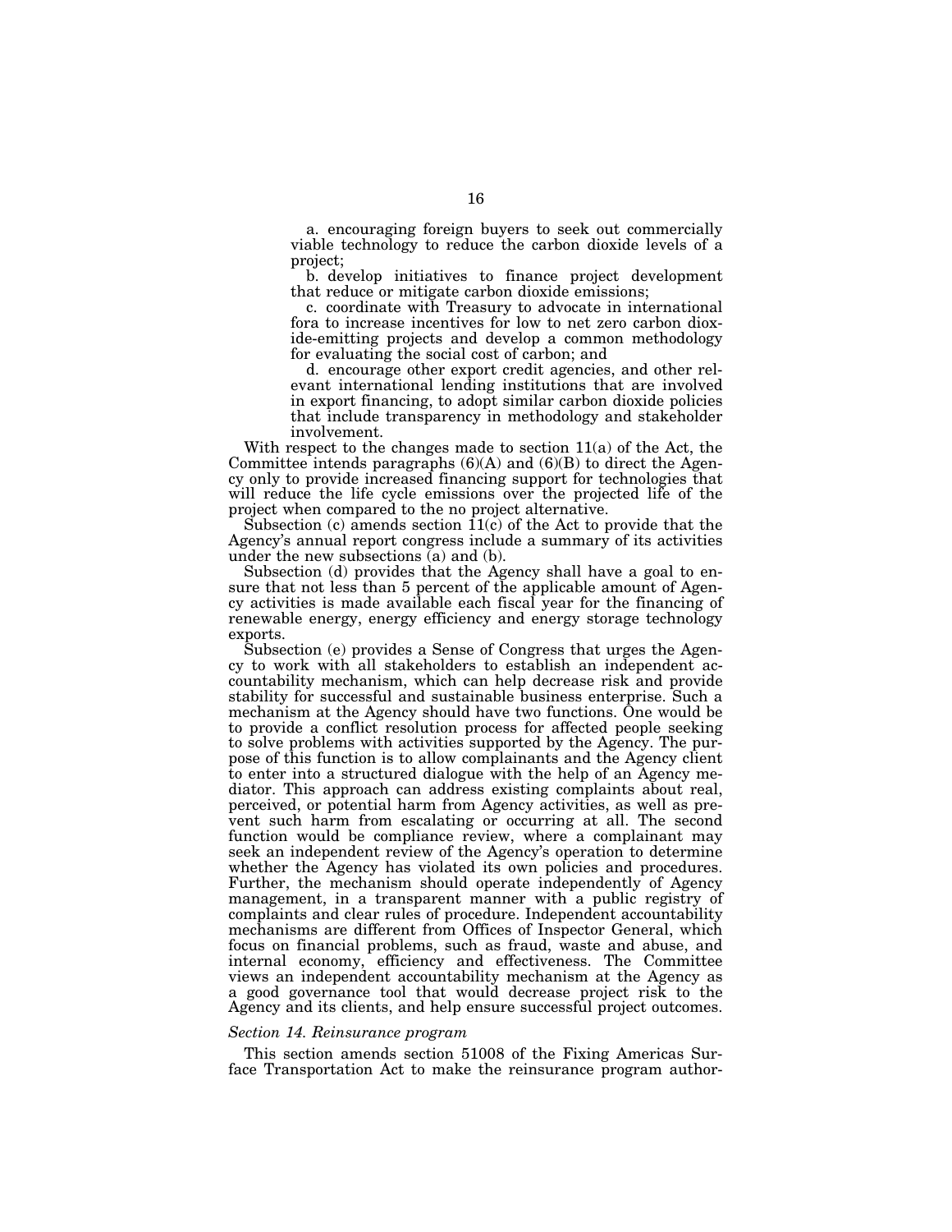a. encouraging foreign buyers to seek out commercially viable technology to reduce the carbon dioxide levels of a project;

b. develop initiatives to finance project development that reduce or mitigate carbon dioxide emissions;

c. coordinate with Treasury to advocate in international fora to increase incentives for low to net zero carbon dioxide-emitting projects and develop a common methodology for evaluating the social cost of carbon; and

d. encourage other export credit agencies, and other relevant international lending institutions that are involved in export financing, to adopt similar carbon dioxide policies that include transparency in methodology and stakeholder involvement.

With respect to the changes made to section 11(a) of the Act, the Committee intends paragraphs (6)(A) and (6)(B) to direct the Agency only to provide increased financing support for technologies that will reduce the life cycle emissions over the projected life of the project when compared to the no project alternative.

Subsection (c) amends section 11(c) of the Act to provide that the Agency's annual report congress include a summary of its activities under the new subsections (a) and (b).

Subsection (d) provides that the Agency shall have a goal to ensure that not less than 5 percent of the applicable amount of Agency activities is made available each fiscal year for the financing of renewable energy, energy efficiency and energy storage technology exports.

Subsection (e) provides a Sense of Congress that urges the Agency to work with all stakeholders to establish an independent accountability mechanism, which can help decrease risk and provide stability for successful and sustainable business enterprise. Such a mechanism at the Agency should have two functions. One would be to provide a conflict resolution process for affected people seeking to solve problems with activities supported by the Agency. The purpose of this function is to allow complainants and the Agency client to enter into a structured dialogue with the help of an Agency mediator. This approach can address existing complaints about real, perceived, or potential harm from Agency activities, as well as prevent such harm from escalating or occurring at all. The second function would be compliance review, where a complainant may seek an independent review of the Agency's operation to determine whether the Agency has violated its own policies and procedures. Further, the mechanism should operate independently of Agency management, in a transparent manner with a public registry of complaints and clear rules of procedure. Independent accountability mechanisms are different from Offices of Inspector General, which focus on financial problems, such as fraud, waste and abuse, and internal economy, efficiency and effectiveness. The Committee views an independent accountability mechanism at the Agency as a good governance tool that would decrease project risk to the Agency and its clients, and help ensure successful project outcomes.

*Section 14. Reinsurance program*

This section amends section 51008 of the Fixing Americas Surface Transportation Act to make the reinsurance program author-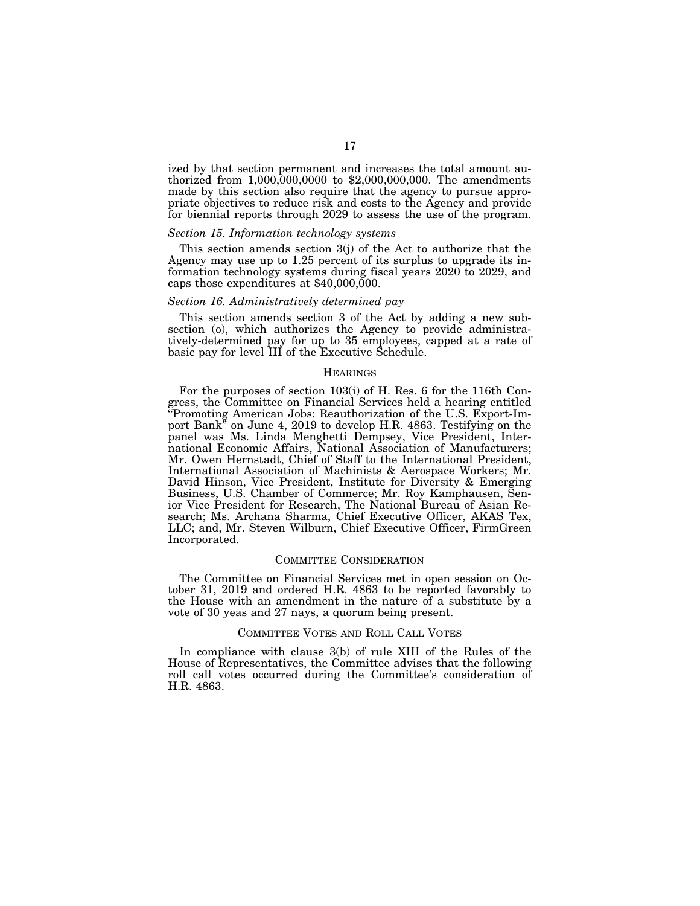ized by that section permanent and increases the total amount authorized from 1,000,000,0000 to $2,000,000,000. The amendments made by this section also require that the agency to pursue appropriate objectives to reduce risk and costs to the Agency and provide for biennial reports through 2029 to assess the use of the program.

*Section 15. Information technology systems*

This section amends section 3(j) of the Act to authorize that the Agency may use up to 1.25 percent of its surplus to upgrade its information technology systems during fiscal years 2020 to 2029, and caps those expenditures at $40,000,000.

*Section 16. Administratively determined pay*

This section amends section 3 of the Act by adding a new subsection (o), which authorizes the Agency to provide administratively-determined pay for up to 35 employees, capped at a rate of basic pay for level III of the Executive Schedule.

## HEARINGS

For the purposes of section 103(i) of H. Res. 6 for the 116th Congress, the Committee on Financial Services held a hearing entitled "Promoting American Jobs: Reauthorization of the U.S. Export-Import Bank" on June 4, 2019 to develop H.R. 4863. Testifying on the panel was Ms. Linda Menghetti Dempsey, Vice President, International Economic Affairs, National Association of Manufacturers; Mr. Owen Hernstadt, Chief of Staff to the International President, International Association of Machinists & Aerospace Workers; Mr. David Hinson, Vice President, Institute for Diversity & Emerging Business, U.S. Chamber of Commerce; Mr. Roy Kamphausen, Senior Vice President for Research, The National Bureau of Asian Research; Ms. Archana Sharma, Chief Executive Officer, AKAS Tex, LLC; and, Mr. Steven Wilburn, Chief Executive Officer, FirmGreen Incorporated.

## COMMITTEE CONSIDERATION

The Committee on Financial Services met in open session on October 31, 2019 and ordered H.R. 4863 to be reported favorably to the House with an amendment in the nature of a substitute by a vote of 30 yeas and 27 nays, a quorum being present.

## COMMITTEE VOTES AND ROLL CALL VOTES

In compliance with clause 3(b) of rule XIII of the Rules of the House of Representatives, the Committee advises that the following roll call votes occurred during the Committee's consideration of H.R. 4863.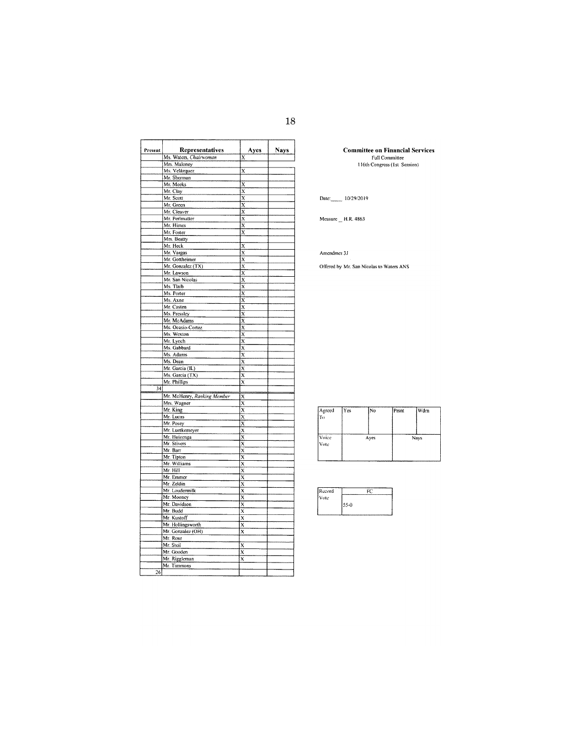| Present | Representatives | Ayes | Nays |
|---|---|---|---|
| | Ms. Waters, *Chairwoman* | X | |
| | Mrs. Maloney | | |
| | Ms. Velázquez | X | |
| | Mr. Sherman | | |
| | Mr. Meeks | X | |
| | Mr. Clay | X | |
| | Mr. Scott | X | |
| | Mr. Green | X | |
| | Mr. Cleaver | X | |
| | Mr. Perlmutter | X | |
| | Mr. Himes | X | |
| | Mr. Foster | X | |
| | Mrs. Beatty | | |
| | Mr. Heck | X | |
| | Mr. Vargas | X | |
| | Mr. Gottheimer | X | |
| | Mr. Gonzalez (TX) | X | |
| | Mr. Lawson | X | |
| | Mr. San Nicolas | X | |
| | Ms. Tlaib | X | |
| | Ms. Porter | X | |
| | Ms. Axne | X | |
| | Mr. Casten | X | |
| | Ms. Pressley | X | |
| | Mr. McAdams | X | |
| | Ms. Ocasio-Cortez | X | |
| | Ms. Wexton | X | |
| | Mr. Lynch | X | |
| | Ms. Gabbard | X | |
| | Ms. Adams | X | |
| | Ms. Dean | X | |
| | Mr. Garcia (IL) | X | |
| | Ms. Garcia (TX) | X | |
| | Mr. Phillips | X | |
| 34 | | | |
| | Mr. McHenry, *Ranking Member* | X | |
| | Mrs. Wagner | X | |
| | Mr. King | X | |
| | Mr. Lucas | X | |
| | Mr. Posey | X | |
| | Mr. Luetkemeyer | X | |
| | Mr. Huizenga | X | |
| | Mr. Stivers | X | |
| | Mr. Barr | X | |
| | Mr. Tipton | X | |
| | Mr. Williams | X | |
| | Mr. Hill | X | |
| | Mr. Emmer | X | |
| | Mr. Zeldin | X | |
| | Mr. Loudermilk | X | |
| | Mr. Mooney | X | |
| | Mr. Davidson | X | |
| | Mr. Budd | X | |
| | Mr. Kustoff | X | |
| | Mr. Hollingsworth | X | |
| | Mr. Gonzalez (OH) | X | |
| | Mr. Rose | | |
| | Mr. Steil | X | |
| | Mr. Gooden | X | |
| | Mr. Riggleman | X | |
| | Mr. Timmons | | |
| 26 | | | |

**Committee on Financial Services**
Full Committee
116th Congress (1st Session)

Date: 10/29/2019

Measure H.R. 4863

Amendment 3J

Offered by Mr. San Nicolas to Waters ANS

| Agreed To | Yes | No | Prsnt | Wdrn |
|---|---|---|---|---|
| | | | | |
| Voice Vote | Ayes | | Nays | |
| | | | | |

| Record Vote | FC |
|---|---|
| | 55-0 |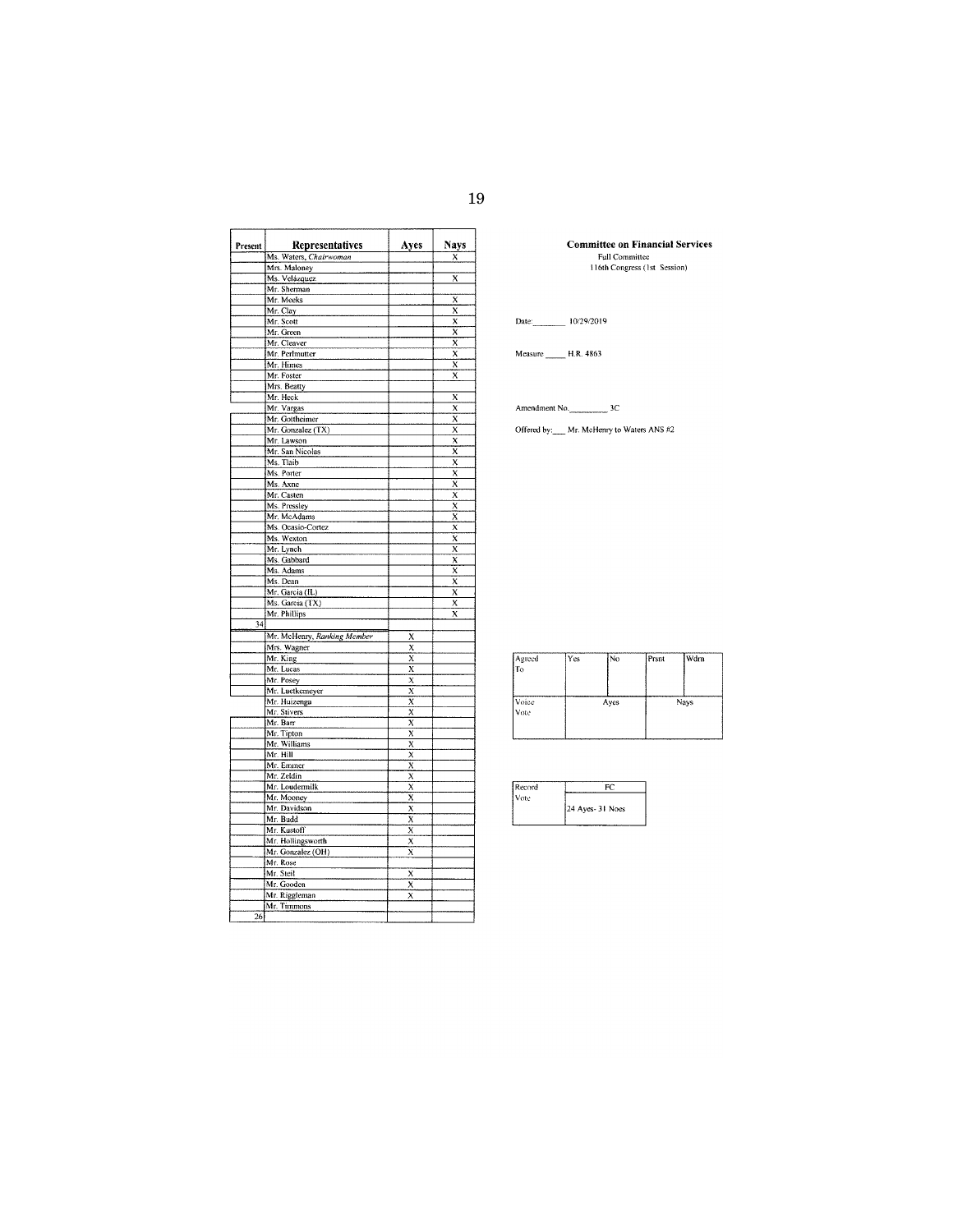| Present | Representatives | Ayes | Nays |
|---|---|---|---|
| | Ms. Waters, *Chairwoman* | | X |
| | Mrs. Maloney | | |
| | Ms. Velázquez | | X |
| | Mr. Sherman | | |
| | Mr. Meeks | | X |
| | Mr. Clay | | X |
| | Mr. Scott | | X |
| | Mr. Green | | X |
| | Mr. Cleaver | | X |
| | Mr. Perlmutter | | X |
| | Mr. Himes | | X |
| | Mr. Foster | | X |
| | Mrs. Beatty | | |
| | Mr. Heck | | X |
| | Mr. Vargas | | X |
| | Mr. Gottheimer | | X |
| | Mr. Gonzalez (TX) | | X |
| | Mr. Lawson | | X |
| | Mr. San Nicolas | | X |
| | Ms. Tlaib | | X |
| | Ms. Porter | | X |
| | Ms. Axne | | X |
| | Mr. Casten | | X |
| | Ms. Pressley | | X |
| | Mr. McAdams | | X |
| | Ms. Ocasio-Cortez | | X |
| | Ms. Wexton | | X |
| | Mr. Lynch | | X |
| | Ms. Gabbard | | X |
| | Ms. Adams | | X |
| | Ms. Dean | | X |
| | Mr. Garcia (IL) | | X |
| | Ms. Garcia (TX) | | X |
| | Mr. Phillips | | X |
| 34 | | | |
| | Mr. McHenry, *Ranking Member* | X | |
| | Mrs. Wagner | X | |
| | Mr. King | X | |
| | Mr. Lucas | X | |
| | Mr. Posey | X | |
| | Mr. Luetkemeyer | X | |
| | Mr. Huizenga | X | |
| | Mr. Stivers | X | |
| | Mr. Barr | X | |
| | Mr. Tipton | X | |
| | Mr. Williams | X | |
| | Mr. Hill | X | |
| | Mr. Emmer | X | |
| | Mr. Zeldin | X | |
| | Mr. Loudermilk | X | |
| | Mr. Mooney | X | |
| | Mr. Davidson | X | |
| | Mr. Budd | X | |
| | Mr. Kustoff | X | |
| | Mr. Hollingsworth | X | |
| | Mr. Gonzalez (OH) | X | |
| | Mr. Rose | | |
| | Mr. Steil | X | |
| | Mr. Gooden | X | |
| | Mr. Riggleman | X | |
| | Mr. Timmons | | |
| 26 | | | |

**Committee on Financial Services**
Full Committee
116th Congress (1st Session)

Date: 10/29/2019

Measure H.R. 4863

Amendment No. 3C

Offered by: Mr. McHenry to Waters ANS #2

| Agreed To | Yes | No | Prsnt | Wdrn |
|---|---|---|---|---|
| | | | | |
| Voice Vote | Ayes | | Nays | |

| Record Vote | FC |
|---|---|
| | 24 Ayes- 31 Noes |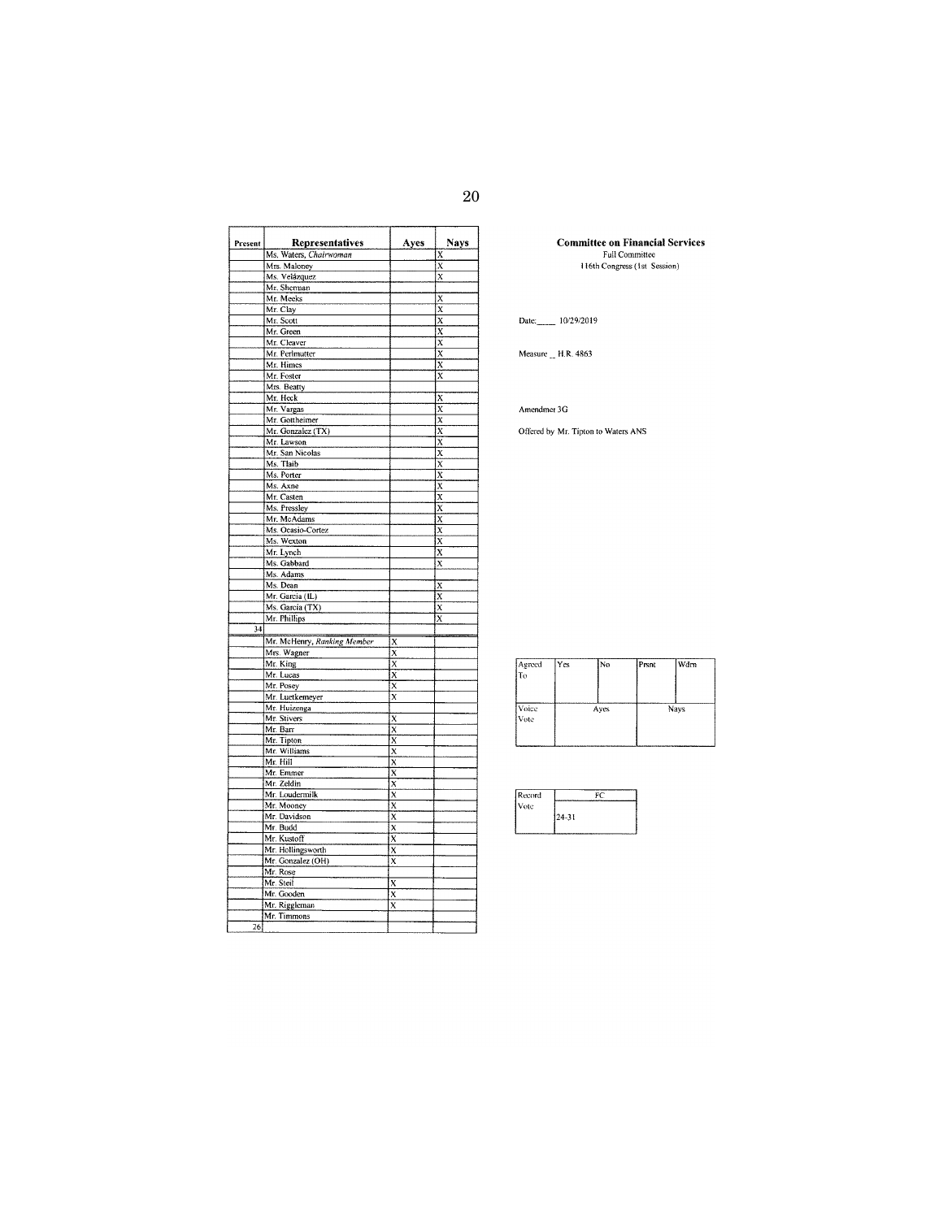**Committee on Financial Services**
Full Committee
116th Congress (1st Session)

Date: 10/29/2019

Measure H.R. 4863

Amendmet 3G

Offered by Mr. Tipton to Waters ANS

| Present | Representatives | Ayes | Nays |
|---|---|---|---|
| | Ms. Waters, *Chairwoman* | | X |
| | Mrs. Maloney | | X |
| | Ms. Velázquez | | X |
| | Mr. Sherman | | |
| | Mr. Meeks | | X |
| | Mr. Clay | | X |
| | Mr. Scott | | X |
| | Mr. Green | | X |
| | Mr. Cleaver | | X |
| | Mr. Perlmutter | | X |
| | Mr. Himes | | X |
| | Mr. Foster | | X |
| | Mrs. Beatty | | |
| | Mr. Heck | | X |
| | Mr. Vargas | | X |
| | Mr. Gottheimer | | X |
| | Mr. Gonzalez (TX) | | X |
| | Mr. Lawson | | X |
| | Mr. San Nicolas | | X |
| | Ms. Tlaib | | X |
| | Ms. Porter | | X |
| | Ms. Axne | | X |
| | Mr. Casten | | X |
| | Ms. Pressley | | X |
| | Mr. McAdams | | X |
| | Ms. Ocasio-Cortez | | X |
| | Ms. Wexton | | X |
| | Mr. Lynch | | X |
| | Ms. Gabbard | | X |
| | Ms. Adams | | |
| | Ms. Dean | | X |
| | Mr. Garcia (IL) | | X |
| | Ms. Garcia (TX) | | X |
| | Mr. Phillips | | X |
| 34 | | | |
| | Mr. McHenry, *Ranking Member* | X | |
| | Mrs. Wagner | X | |
| | Mr. King | X | |
| | Mr. Lucas | X | |
| | Mr. Posey | X | |
| | Mr. Luetkemeyer | X | |
| | Mr. Huizenga | | |
| | Mr. Stivers | X | |
| | Mr. Barr | X | |
| | Mr. Tipton | X | |
| | Mr. Williams | X | |
| | Mr. Hill | X | |
| | Mr. Emmer | X | |
| | Mr. Zeldin | X | |
| | Mr. Loudermilk | X | |
| | Mr. Mooney | X | |
| | Mr. Davidson | X | |
| | Mr. Budd | X | |
| | Mr. Kustoff | X | |
| | Mr. Hollingsworth | X | |
| | Mr. Gonzalez (OH) | X | |
| | Mr. Rose | | |
| | Mr. Steil | X | |
| | Mr. Gooden | X | |
| | Mr. Riggleman | X | |
| | Mr. Timmons | | |
| 26 | | | |

| Agreed To | Yes | No | Prsnt | Wdrn |
|---|---|---|---|---|
| | | | | |
| Voice Vote | Ayes | | Nays | |
| | | | | |

| Record Vote | FC |
|---|---|
| | 24-31 |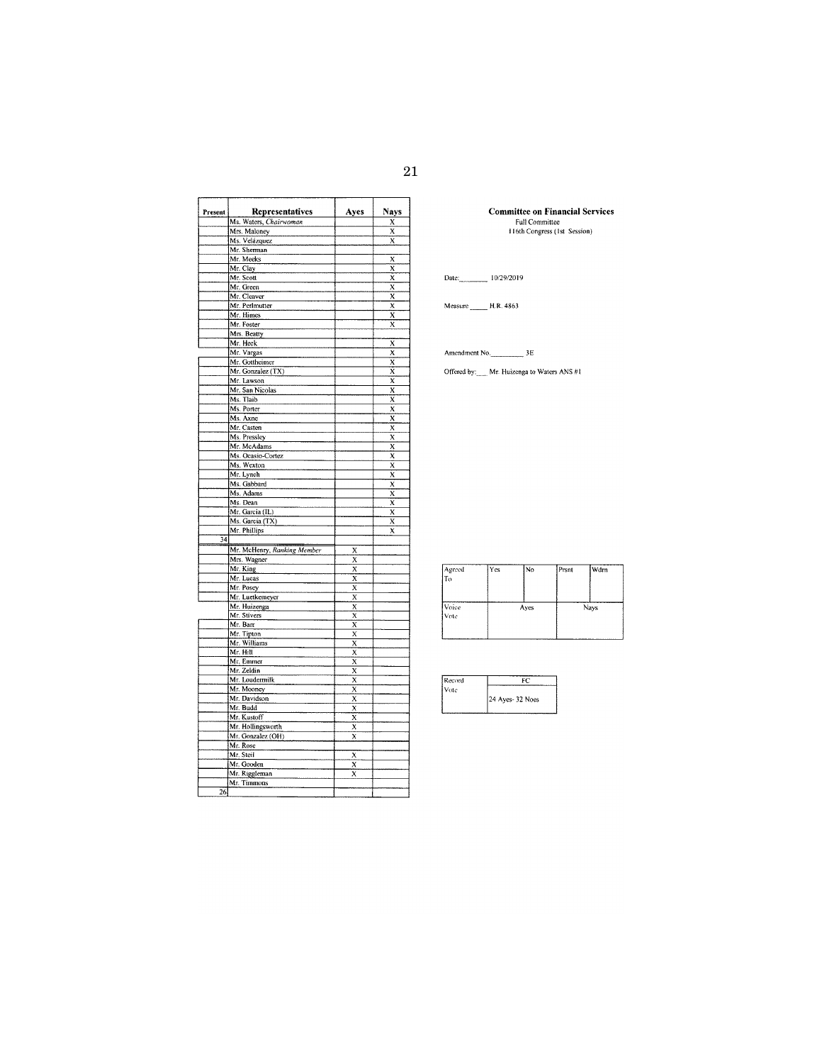| Present | Representatives | Ayes | Nays |
|---|---|---|---|
| | Ms. Waters, *Chairwoman* | | X |
| | Mrs. Maloney | | X |
| | Ms. Velázquez | | X |
| | Mr. Sherman | | |
| | Mr. Meeks | | X |
| | Mr. Clay | | X |
| | Mr. Scott | | X |
| | Mr. Green | | X |
| | Mr. Cleaver | | X |
| | Mr. Perlmutter | | X |
| | Mr. Himes | | X |
| | Mr. Foster | | X |
| | Mrs. Beatty | | |
| | Mr. Heck | | X |
| | Mr. Vargas | | X |
| | Mr. Gottheimer | | X |
| | Mr. Gonzalez (TX) | | X |
| | Mr. Lawson | | X |
| | Mr. San Nicolas | | X |
| | Ms. Tlaib | | X |
| | Ms. Porter | | X |
| | Ms. Axne | | X |
| | Mr. Casten | | X |
| | Ms. Pressley | | X |
| | Mr. McAdams | | X |
| | Ms. Ocasio-Cortez | | X |
| | Ms. Wexton | | X |
| | Mr. Lynch | | X |
| | Ms. Gabbard | | X |
| | Ms. Adams | | X |
| | Ms. Dean | | X |
| | Mr. Garcia (IL) | | X |
| | Ms. Garcia (TX) | | X |
| | Mr. Phillips | | X |
| 34 | | | |
| | Mr. McHenry, *Ranking Member* | X | |
| | Mrs. Wagner | X | |
| | Mr. King | X | |
| | Mr. Lucas | X | |
| | Mr. Posey | X | |
| | Mr. Luetkemeyer | X | |
| | Mr. Huizenga | X | |
| | Mr. Stivers | X | |
| | Mr. Barr | X | |
| | Mr. Tipton | X | |
| | Mr. Williams | X | |
| | Mr. Hill | X | |
| | Mr. Emmer | X | |
| | Mr. Zeldin | X | |
| | Mr. Loudermilk | X | |
| | Mr. Mooney | X | |
| | Mr. Davidson | X | |
| | Mr. Budd | X | |
| | Mr. Kustoff | X | |
| | Mr. Hollingsworth | X | |
| | Mr. Gonzalez (OH) | X | |
| | Mr. Rose | | |
| | Mr. Steil | X | |
| | Mr. Gooden | X | |
| | Mr. Riggleman | X | |
| | Mr. Timmons | | |
| 26 | | | |

**Committee on Financial Services**
Full Committee
116th Congress (1st Session)

Date: 10/29/2019

Measure: H.R. 4863

Amendment No. 3E

Offered by: Mr. Huizenga to Waters ANS #1

| Agreed To | Yes | No | Prsnt | Wdrn |
|---|---|---|---|---|
| | | | | |
| Voice Vote | Ayes | | Nays | |

| Record Vote | FC |
|---|---|
| | 24 Ayes- 32 Noes |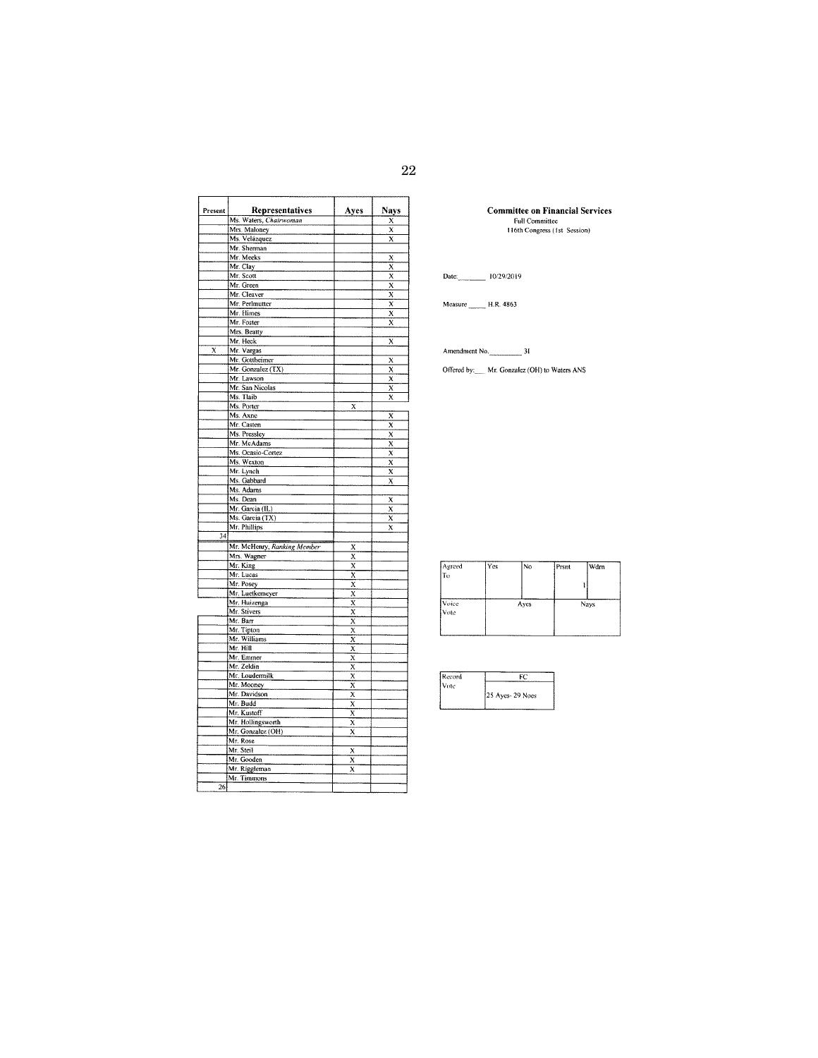| Present | Representatives | Ayes | Nays |
|---|---|---|---|
| | Ms. Waters, *Chairwoman* | | X |
| | Mrs. Maloney | | X |
| | Ms. Velázquez | | X |
| | Mr. Sherman | | |
| | Mr. Meeks | | X |
| | Mr. Clay | | X |
| | Mr. Scott | | X |
| | Mr. Green | | X |
| | Mr. Cleaver | | X |
| | Mr. Perlmutter | | X |
| | Mr. Himes | | X |
| | Mr. Foster | | X |
| | Mrs. Beatty | | |
| | Mr. Heck | | X |
| X | Mr. Vargas | | |
| | Mr. Gottheimer | | X |
| | Mr. Gonzalez (TX) | | X |
| | Mr. Lawson | | X |
| | Mr. San Nicolas | | X |
| | Ms. Tlaib | | X |
| | Ms. Porter | X | |
| | Ms. Axne | | X |
| | Mr. Casten | | X |
| | Ms. Pressley | | X |
| | Mr. McAdams | | X |
| | Ms. Ocasio-Cortez | | X |
| | Ms. Wexton | | X |
| | Mr. Lynch | | X |
| | Ms. Gabbard | | X |
| | Ms. Adams | | |
| | Ms. Dean | | X |
| | Mr. Garcia (IL) | | X |
| | Ms. Garcia (TX) | | X |
| | Mr. Phillips | | X |
| 34 | | | |
| | Mr. McHenry, *Ranking Member* | X | |
| | Mrs. Wagner | X | |
| | Mr. King | X | |
| | Mr. Lucas | X | |
| | Mr. Posey | X | |
| | Mr. Luetkemeyer | X | |
| | Mr. Huizenga | X | |
| | Mr. Stivers | X | |
| | Mr. Barr | X | |
| | Mr. Tipton | X | |
| | Mr. Williams | X | |
| | Mr. Hill | X | |
| | Mr. Emmer | X | |
| | Mr. Zeldin | X | |
| | Mr. Loudermilk | X | |
| | Mr. Mooney | X | |
| | Mr. Davidson | X | |
| | Mr. Budd | X | |
| | Mr. Kustoff | X | |
| | Mr. Hollingsworth | X | |
| | Mr. Gonzalez (OH) | X | |
| | Mr. Rose | | |
| | Mr. Steil | X | |
| | Mr. Gooden | X | |
| | Mr. Riggleman | X | |
| | Mr. Timmons | | |
| 26 | | | |

**Committee on Financial Services**
Full Committee
116th Congress (1st Session)

Date: 10/29/2019

Measure H.R. 4863

Amendment No. 31

Offered by: Mr. Gonzalez (OH) to Waters ANS

| Agreed To | Yes | No | Prsnt | Wdrn |
|---|---|---|---|---|
| | | | 1 | |

| Voice Vote | Ayes | Nays |
|---|---|---|
| | | |

| Record Vote | FC |
|---|---|
| | 25 Ayes- 29 Noes |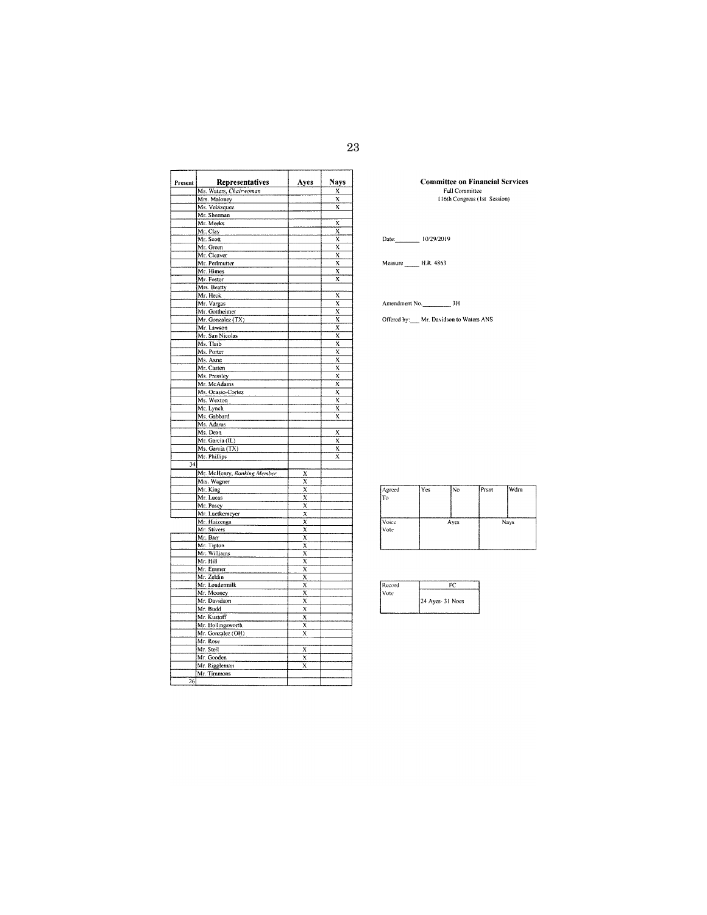| Present | Representatives | Ayes | Nays |
|---|---|---|---|
| | Ms. Waters, *Chairwoman* | | X |
| | Mrs. Maloney | | X |
| | Ms. Velázquez | | X |
| | Mr. Sherman | | |
| | Mr. Meeks | | X |
| | Mr. Clay | | X |
| | Mr. Scott | | X |
| | Mr. Green | | X |
| | Mr. Cleaver | | X |
| | Mr. Perlmutter | | X |
| | Mr. Himes | | X |
| | Mr. Foster | | X |
| | Mrs. Beatty | | |
| | Mr. Heck | | X |
| | Mr. Vargas | | X |
| | Mr. Gottheimer | | X |
| | Mr. Gonzalez (TX) | | X |
| | Mr. Lawson | | X |
| | Mr. San Nicolas | | X |
| | Ms. Tlaib | | X |
| | Ms. Porter | | X |
| | Ms. Axne | | X |
| | Mr. Casten | | X |
| | Ms. Pressley | | X |
| | Mr. McAdams | | X |
| | Ms. Ocasio-Cortez | | X |
| | Ms. Wexton | | X |
| | Mr. Lynch | | X |
| | Ms. Gabbard | | X |
| | Ms. Adams | | |
| | Ms. Dean | | X |
| | Mr. Garcia (IL) | | X |
| | Ms. Garcia (TX) | | X |
| | Mr. Phillips | | X |
| 34 | | | |
| | Mr. McHenry, *Ranking Member* | X | |
| | Mrs. Wagner | X | |
| | Mr. King | X | |
| | Mr. Lucas | X | |
| | Mr. Posey | X | |
| | Mr. Luetkemeyer | X | |
| | Mr. Huizenga | X | |
| | Mr. Stivers | X | |
| | Mr. Barr | X | |
| | Mr. Tipton | X | |
| | Mr. Williams | X | |
| | Mr. Hill | X | |
| | Mr. Emmer | X | |
| | Mr. Zeldin | X | |
| | Mr. Loudermilk | X | |
| | Mr. Mooney | X | |
| | Mr. Davidson | X | |
| | Mr. Budd | X | |
| | Mr. Kustoff | X | |
| | Mr. Hollingsworth | X | |
| | Mr. Gonzalez (OH) | X | |
| | Mr. Rose | | |
| | Mr. Steil | X | |
| | Mr. Gooden | X | |
| | Mr. Riggleman | X | |
| | Mr. Timmons | | |
| 26 | | | |

**Committee on Financial Services**
Full Committee
116th Congress (1st Session)

Date: 10/29/2019

Measure H.R. 4863

Amendment No. 3H

Offered by: Mr. Davidson to Waters ANS

| Agreed To | Yes | No | Prsnt | Wdrn |
|---|---|---|---|---|
| | | | | |
| Voice Vote | Ayes | | Nays | |

| Record Vote | FC |
|---|---|
| | 24 Ayes- 31 Noes |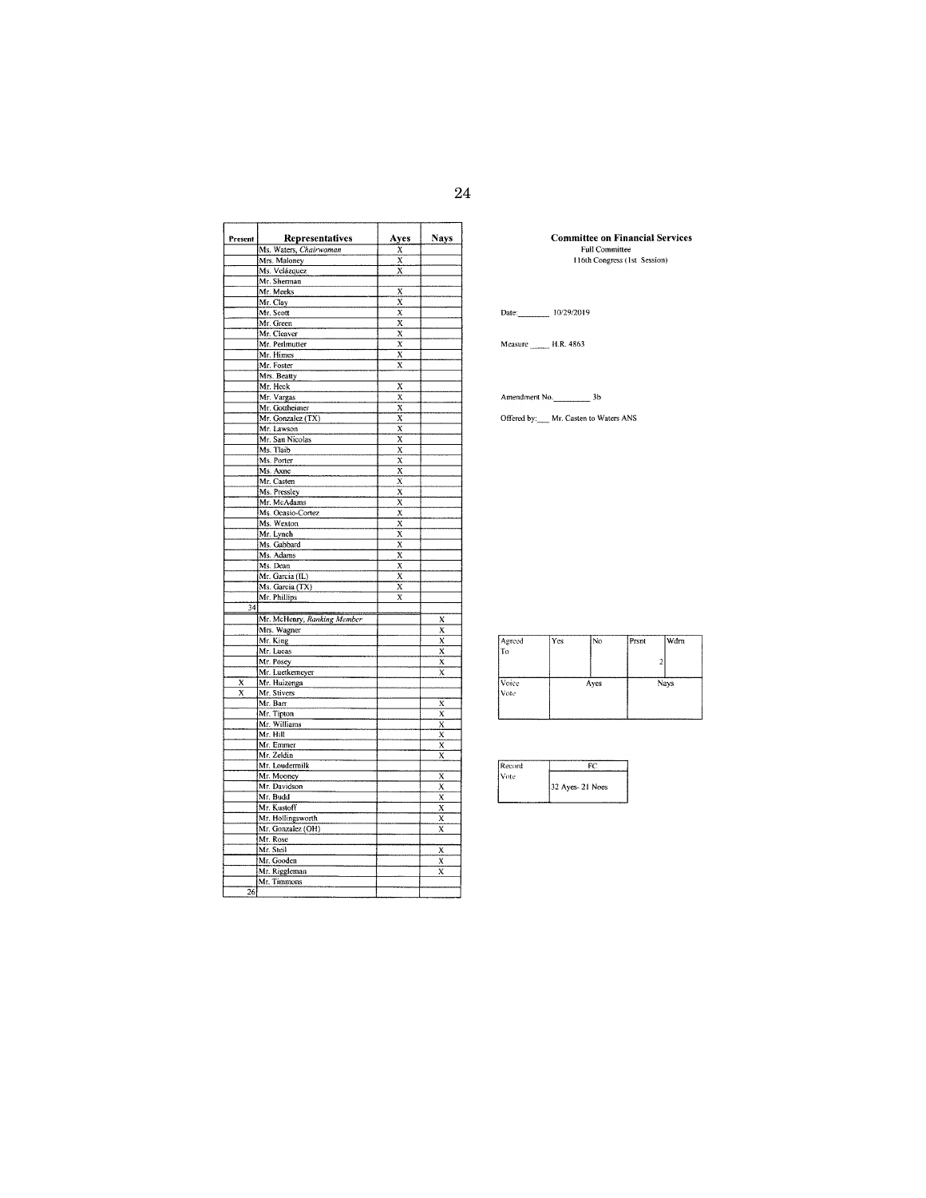| Present | Representatives | Ayes | Nays |
|---|---|---|---|
| | Ms. Waters, *Chairwoman* | X | |
| | Mrs. Maloney | X | |
| | Ms. Velázquez | X | |
| | Mr. Sherman | | |
| | Mr. Meeks | X | |
| | Mr. Clay | X | |
| | Mr. Scott | X | |
| | Mr. Green | X | |
| | Mr. Cleaver | X | |
| | Mr. Perlmutter | X | |
| | Mr. Himes | X | |
| | Mr. Foster | X | |
| | Mrs. Beatty | | |
| | Mr. Heck | X | |
| | Mr. Vargas | X | |
| | Mr. Gottheimer | X | |
| | Mr. Gonzalez (TX) | X | |
| | Mr. Lawson | X | |
| | Mr. San Nicolas | X | |
| | Ms. Tlaib | X | |
| | Ms. Porter | X | |
| | Ms. Axne | X | |
| | Mr. Casten | X | |
| | Ms. Pressley | X | |
| | Mr. McAdams | X | |
| | Ms. Ocasio-Cortez | X | |
| | Ms. Wexton | X | |
| | Mr. Lynch | X | |
| | Ms. Gabbard | X | |
| | Ms. Adams | X | |
| | Ms. Dean | X | |
| | Mr. Garcia (IL) | X | |
| | Ms. Garcia (TX) | X | |
| | Mr. Phillips | X | |
| 34 | | | |
| | Mr. McHenry, *Ranking Member* | | X |
| | Mrs. Wagner | | X |
| | Mr. King | | X |
| | Mr. Lucas | | X |
| | Mr. Posey | | X |
| | Mr. Luetkemeyer | | X |
| X | Mr. Huizenga | | |
| X | Mr. Stivers | | |
| | Mr. Barr | | X |
| | Mr. Tipton | | X |
| | Mr. Williams | | X |
| | Mr. Hill | | X |
| | Mr. Emmer | | X |
| | Mr. Zeldin | | X |
| | Mr. Loudermilk | | |
| | Mr. Mooney | | X |
| | Mr. Davidson | | X |
| | Mr. Budd | | X |
| | Mr. Kustoff | | X |
| | Mr. Hollingsworth | | X |
| | Mr. Gonzalez (OH) | | X |
| | Mr. Rose | | |
| | Mr. Steil | | X |
| | Mr. Gooden | | X |
| | Mr. Riggleman | | X |
| | Mr. Timmons | | |
| 26 | | | |

**Committee on Financial Services**
Full Committee
116th Congress (1st Session)

Date: 10/29/2019

Measure H.R. 4863

Amendment No. 3b

Offered by: Mr. Casten to Waters ANS

| Agreed To | Yes | No | Prsnt | Wdrn |
|---|---|---|---|---|
| | | | 2 | |
| Voice Vote | Ayes | | Nays | |

| Record Vote | FC |
|---|---|
| | 32 Ayes- 21 Noes |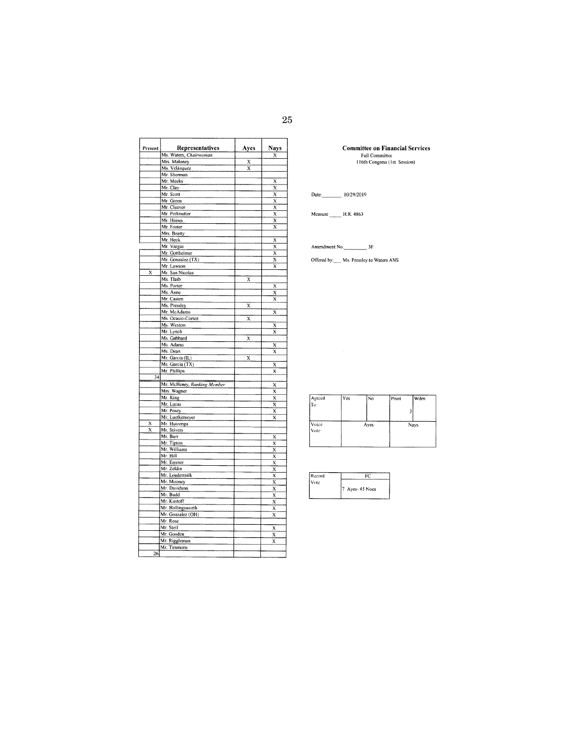| Present | Representatives | Ayes | Nays |
|---|---|---|---|
| | Ms. Waters, *Chairwoman* | | X |
| | Mrs. Maloney | X | |
| | Ms. Velázquez | X | |
| | Mr. Sherman | | |
| | Mr. Meeks | | X |
| | Mr. Clay | | X |
| | Mr. Scott | | X |
| | Mr. Green | | X |
| | Mr. Cleaver | | X |
| | Mr. Perlmutter | | X |
| | Mr. Himes | | X |
| | Mr. Foster | | X |
| | Mrs. Beatty | | |
| | Mr. Heck | | X |
| | Mr. Vargas | | X |
| | Mr. Gottheimer | | X |
| | Mr. Gonzalez (TX) | | X |
| | Mr. Lawson | | X |
| X | Mr. San Nicolas | | |
| | Ms. Tlaib | X | |
| | Ms. Porter | | X |
| | Ms. Axne | | X |
| | Mr. Casten | | X |
| | Ms. Pressley | X | |
| | Mr. McAdams | | X |
| | Ms. Ocasio-Cortez | X | |
| | Ms. Wexton | | X |
| | Mr. Lynch | | X |
| | Ms. Gabbard | X | |
| | Ms. Adams | | X |
| | Ms. Dean | | X |
| | Mr. Garcia (IL) | X | |
| | Ms. Garcia (TX) | | X |
| | Mr. Phillips | | X |
| 34 | | | |
| | Mr. McHenry, *Ranking Member* | | X |
| | Mrs. Wagner | | X |
| | Mr. King | | X |
| | Mr. Lucas | | X |
| | Mr. Posey | | X |
| | Mr. Luetkemeyer | | X |
| X | Mr. Huizenga | | |
| X | Mr. Stivers | | |
| | Mr. Barr | | X |
| | Mr. Tipton | | X |
| | Mr. Williams | | X |
| | Mr. Hill | | X |
| | Mr. Emmer | | X |
| | Mr. Zeldin | | X |
| | Mr. Loudermilk | | X |
| | Mr. Mooney | | X |
| | Mr. Davidson | | X |
| | Mr. Budd | | X |
| | Mr. Kustoff | | X |
| | Mr. Hollingsworth | | X |
| | Mr. Gonzalez (OH) | | X |
| | Mr. Rose | | |
| | Mr. Steil | | X |
| | Mr. Gooden | | X |
| | Mr. Riggleman | | X |
| | Mr. Timmons | | |
| 26 | | | |

**Committee on Financial Services**
Full Committee
116th Congress (1st Session)

Date: 10/29/2019

Measure: H.R. 4863

Amendment No. 3F

Offered by: Ms. Pressley to Waters ANS

| Agreed To | Yes | No | Prsnt | Wdrn |
|---|---|---|---|---|
| | | | 3 | |

| Voice Vote | Ayes | Nays |
|---|---|---|
| | | |

| Record Vote | FC |
|---|---|
| | 7 Ayes- 45 Noes |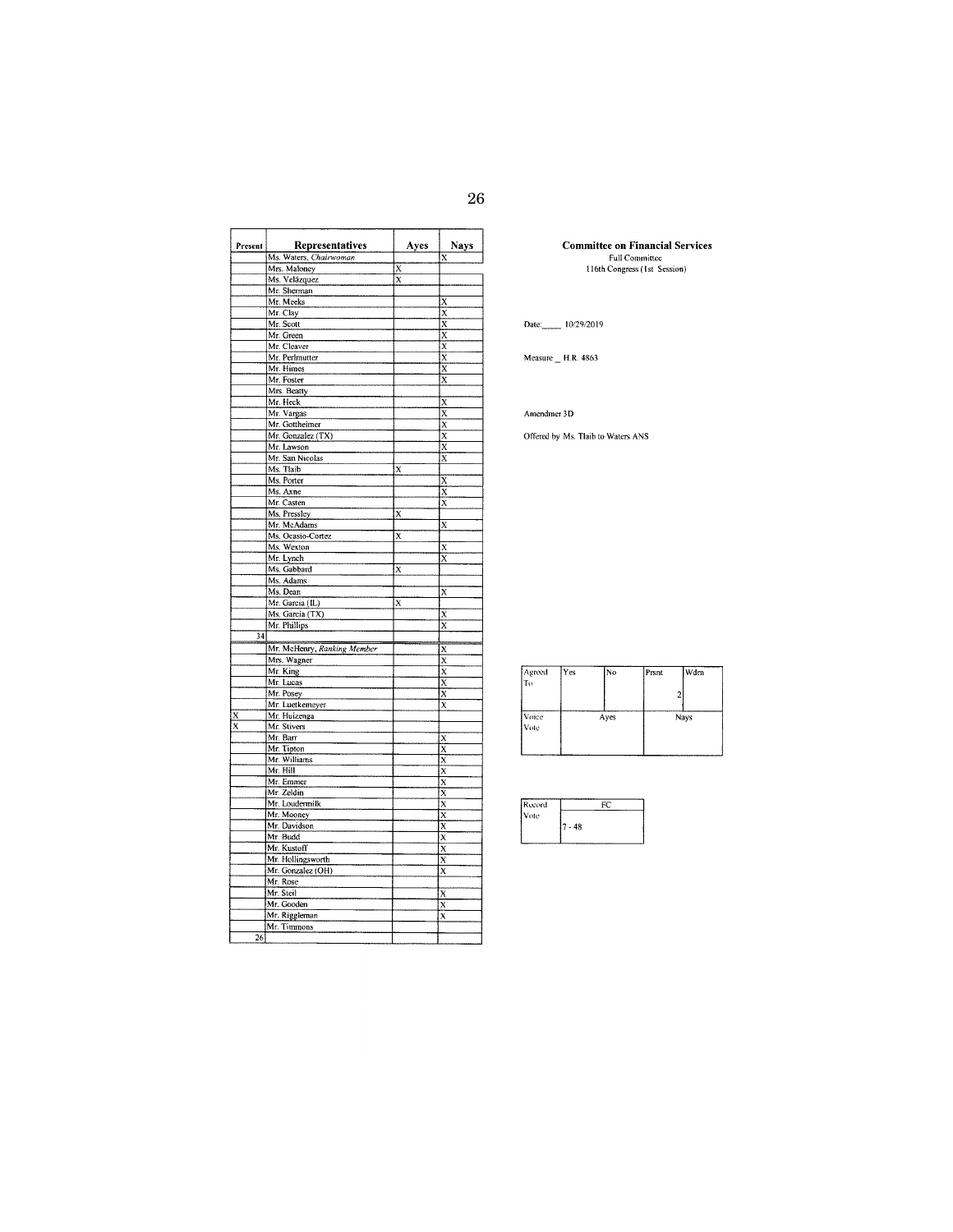**Committee on Financial Services**
Full Committee
116th Congress (1st Session)

Date: 10/29/2019

Measure H.R. 4863

Amendmet 3D

Offered by Ms. Tlaib to Waters ANS

| Present | Representatives | Ayes | Nays |
|---|---|---|---|
| | Ms. Waters, *Chairwoman* | | X |
| | Mrs. Maloney | X | |
| | Ms. Velázquez | X | |
| | Mr. Sherman | | |
| | Mr. Meeks | | X |
| | Mr. Clay | | X |
| | Mr. Scott | | X |
| | Mr. Green | | X |
| | Mr. Cleaver | | X |
| | Mr. Perlmutter | | X |
| | Mr. Himes | | X |
| | Mr. Foster | | X |
| | Mrs. Beatty | | |
| | Mr. Heck | | X |
| | Mr. Vargas | | X |
| | Mr. Gottheimer | | X |
| | Mr. Gonzalez (TX) | | X |
| | Mr. Lawson | | X |
| | Mr. San Nicolas | | X |
| | Ms. Tlaib | X | |
| | Ms. Porter | | X |
| | Ms. Axne | | X |
| | Mr. Casten | | X |
| | Ms. Pressley | X | |
| | Mr. McAdams | | X |
| | Ms. Ocasio-Cortez | X | |
| | Ms. Wexton | | X |
| | Mr. Lynch | | X |
| | Ms. Gabbard | X | |
| | Ms. Adams | | |
| | Ms. Dean | | X |
| | Mr. Garcia (IL) | X | |
| | Ms. Garcia (TX) | | X |
| | Mr. Phillips | | X |
| 34 | | | |
| | Mr. McHenry, *Ranking Member* | | X |
| | Mrs. Wagner | | X |
| | Mr. King | | X |
| | Mr. Lucas | | X |
| | Mr. Posey | | X |
| | Mr. Luetkemeyer | | X |
| X | Mr. Huizenga | | |
| X | Mr. Stivers | | |
| | Mr. Barr | | X |
| | Mr. Tipton | | X |
| | Mr. Williams | | X |
| | Mr. Hill | | X |
| | Mr. Emmer | | X |
| | Mr. Zeldin | | X |
| | Mr. Loudermilk | | X |
| | Mr. Mooney | | X |
| | Mr. Davidson | | X |
| | Mr. Budd | | X |
| | Mr. Kustoff | | X |
| | Mr. Hollingsworth | | X |
| | Mr. Gonzalez (OH) | | X |
| | Mr. Rose | | |
| | Mr. Steil | | X |
| | Mr. Gooden | | X |
| | Mr. Riggleman | | X |
| | Mr. Timmons | | |
| 26 | | | |

| Agreed To | Yes | No | Prsnt | Wdrn |
|---|---|---|---|---|
| | | | 2 | |
| **Voice Vote** | Ayes | | Nays | |

| Record Vote | FC |
|---|---|
| | 7 - 48 |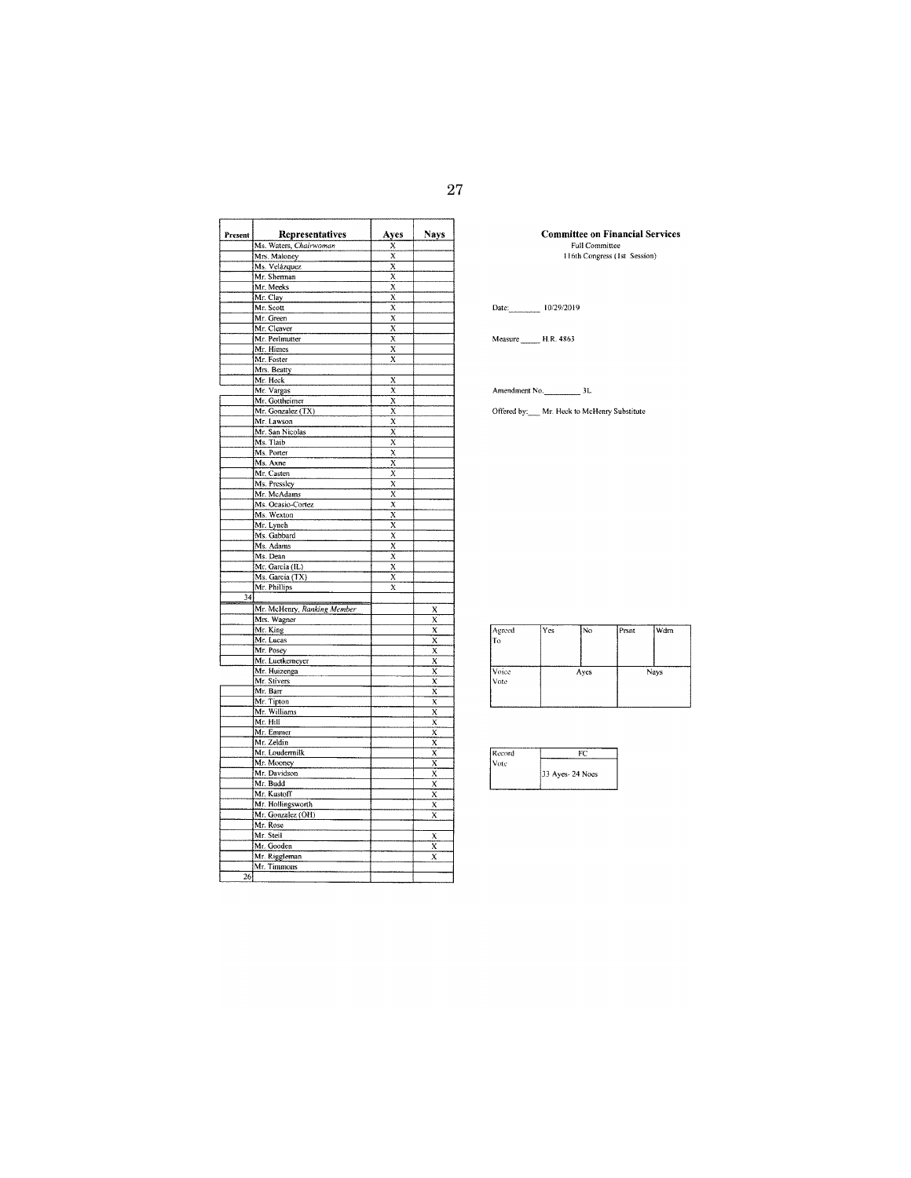| Present | Representatives | Ayes | Nays |
|---|---|---|---|
| | Ms. Waters, *Chairwoman* | X | |
| | Mrs. Maloney | X | |
| | Ms. Velázquez | X | |
| | Mr. Sherman | X | |
| | Mr. Meeks | X | |
| | Mr. Clay | X | |
| | Mr. Scott | X | |
| | Mr. Green | X | |
| | Mr. Cleaver | X | |
| | Mr. Perlmutter | X | |
| | Mr. Himes | X | |
| | Mr. Foster | X | |
| | Mrs. Beatty | | |
| | Mr. Heck | X | |
| | Mr. Vargas | X | |
| | Mr. Gottheimer | X | |
| | Mr. Gonzalez (TX) | X | |
| | Mr. Lawson | X | |
| | Mr. San Nicolas | X | |
| | Ms. Tlaib | X | |
| | Ms. Porter | X | |
| | Ms. Axne | X | |
| | Mr. Casten | X | |
| | Ms. Pressley | X | |
| | Mr. McAdams | X | |
| | Ms. Ocasio-Cortez | X | |
| | Ms. Wexton | X | |
| | Mr. Lynch | X | |
| | Ms. Gabbard | X | |
| | Ms. Adams | X | |
| | Ms. Dean | X | |
| | Mr. Garcia (IL) | X | |
| | Ms. Garcia (TX) | X | |
| | Mr. Phillips | X | |
| 34 | | | |
| | Mr. McHenry, *Ranking Member* | | X |
| | Mrs. Wagner | | X |
| | Mr. King | | X |
| | Mr. Lucas | | X |
| | Mr. Posey | | X |
| | Mr. Luetkemeyer | | X |
| | Mr. Huizenga | | X |
| | Mr. Stivers | | X |
| | Mr. Barr | | X |
| | Mr. Tipton | | X |
| | Mr. Williams | | X |
| | Mr. Hill | | X |
| | Mr. Emmer | | X |
| | Mr. Zeldin | | X |
| | Mr. Loudermilk | | X |
| | Mr. Mooney | | X |
| | Mr. Davidson | | X |
| | Mr. Budd | | X |
| | Mr. Kustoff | | X |
| | Mr. Hollingsworth | | X |
| | Mr. Gonzalez (OH) | | X |
| | Mr. Rose | | |
| | Mr. Steil | | X |
| | Mr. Gooden | | X |
| | Mr. Riggleman | | X |
| | Mr. Timmons | | |
| 26 | | | |

**Committee on Financial Services**
Full Committee
116th Congress (1st Session)

Date: 10/29/2019

Measure H.R. 4863

Amendment No. 3L

Offered by: Mr. Heck to McHenry Substitute

| Agreed To | Yes | No | Prsnt | Wdrn |
|---|---|---|---|---|
| | | | | |

| Voice Vote | Ayes | Nays |
|---|---|---|
| | | |

| Record Vote | FC |
|---|---|
| | 33 Ayes- 24 Noes |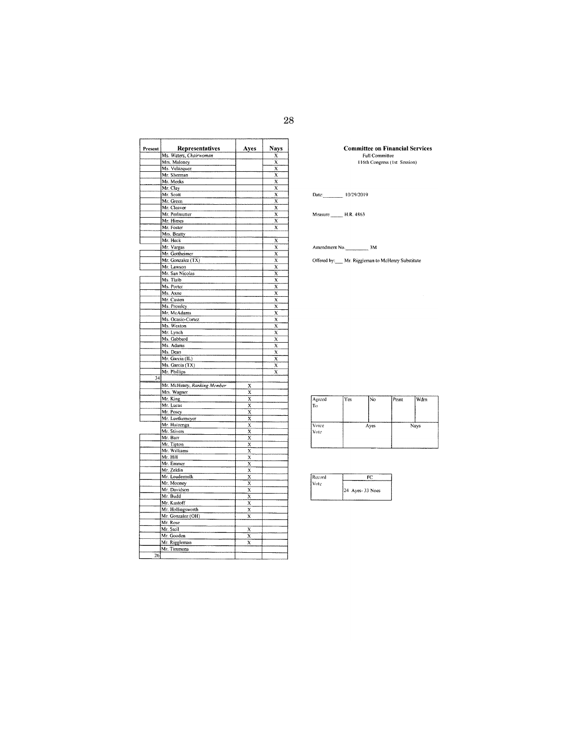| Present | Representatives | Ayes | Nays |
|---|---|---|---|
| | Ms. Waters, *Chairwoman* | | X |
| | Mrs. Maloney | | X |
| | Ms. Velázquez | | X |
| | Mr. Sherman | | X |
| | Mr. Meeks | | X |
| | Mr. Clay | | X |
| | Mr. Scott | | X |
| | Mr. Green | | X |
| | Mr. Cleaver | | X |
| | Mr. Perlmutter | | X |
| | Mr. Himes | | X |
| | Mr. Foster | | X |
| | Mrs. Beatty | | |
| | Mr. Heck | | X |
| | Mr. Vargas | | X |
| | Mr. Gottheimer | | X |
| | Mr. Gonzalez (TX) | | X |
| | Mr. Lawson | | X |
| | Mr. San Nicolas | | X |
| | Ms. Tlaib | | X |
| | Ms. Porter | | X |
| | Ms. Axne | | X |
| | Mr. Casten | | X |
| | Ms. Pressley | | X |
| | Mr. McAdams | | X |
| | Ms. Ocasio-Cortez | | X |
| | Ms. Wexton | | X |
| | Mr. Lynch | | X |
| | Ms. Gabbard | | X |
| | Ms. Adams | | X |
| | Ms. Dean | | X |
| | Mr. Garcia (IL) | | X |
| | Ms. Garcia (TX) | | X |
| | Mr. Phillips | | X |
| 34 | | | |
| | Mr. McHenry, *Ranking Member* | X | |
| | Mrs. Wagner | X | |
| | Mr. King | X | |
| | Mr. Lucas | X | |
| | Mr. Posey | X | |
| | Mr. Luetkemeyer | X | |
| | Mr. Huizenga | X | |
| | Mr. Stivers | X | |
| | Mr. Barr | X | |
| | Mr. Tipton | X | |
| | Mr. Williams | X | |
| | Mr. Hill | X | |
| | Mr. Emmer | X | |
| | Mr. Zeldin | X | |
| | Mr. Loudermilk | X | |
| | Mr. Mooney | X | |
| | Mr. Davidson | X | |
| | Mr. Budd | X | |
| | Mr. Kustoff | X | |
| | Mr. Hollingsworth | X | |
| | Mr. Gonzalez (OH) | X | |
| | Mr. Rose | | |
| | Mr. Steil | X | |
| | Mr. Gooden | X | |
| | Mr. Riggleman | X | |
| | Mr. Timmons | | |
| 26 | | | |

**Committee on Financial Services**
Full Committee
116th Congress (1st Session)

Date: 10/29/2019

Measure H.R. 4863

Amendment No. 3M

Offered by: Mr. Riggleman to McHenry Substitute

| Agreed To | Yes | No | Prsnt | Wdrn |
|---|---|---|---|---|
| | | | | |
| Voice Vote | Ayes | | Nays | |

| Record Vote | FC |
|---|---|
| | 24 Ayes- 33 Noes |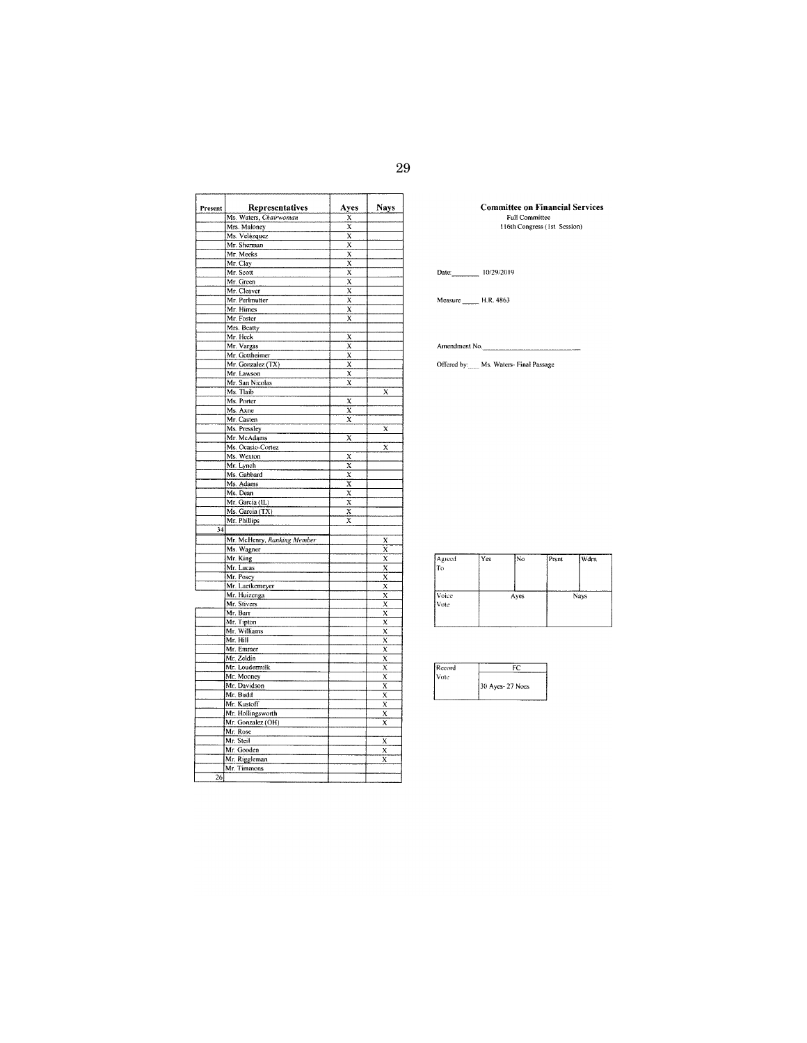| Present | Representatives | Ayes | Nays |
|---|---|---|---|
| | Ms. Waters, *Chairwoman* | X | |
| | Mrs. Maloney | X | |
| | Ms. Velázquez | X | |
| | Mr. Sherman | X | |
| | Mr. Meeks | X | |
| | Mr. Clay | X | |
| | Mr. Scott | X | |
| | Mr. Green | X | |
| | Mr. Cleaver | X | |
| | Mr. Perlmutter | X | |
| | Mr. Himes | X | |
| | Mr. Foster | X | |
| | Mrs. Beatty | | |
| | Mr. Heck | X | |
| | Mr. Vargas | X | |
| | Mr. Gottheimer | X | |
| | Mr. Gonzalez (TX) | X | |
| | Mr. Lawson | X | |
| | Mr. San Nicolas | X | |
| | Ms. Tlaib | | X |
| | Ms. Porter | X | |
| | Ms. Axne | X | |
| | Mr. Casten | X | |
| | Ms. Pressley | | X |
| | Mr. McAdams | X | |
| | Ms. Ocasio-Cortez | | X |
| | Ms. Wexton | X | |
| | Mr. Lynch | X | |
| | Ms. Gabbard | X | |
| | Ms. Adams | X | |
| | Ms. Dean | X | |
| | Mr. Garcia (IL) | X | |
| | Ms. Garcia (TX) | X | |
| | Mr. Phillips | X | |
| 34 | | | |
| | Mr. McHenry, *Ranking Member* | | X |
| | Ms. Wagner | | X |
| | Mr. King | | X |
| | Mr. Lucas | | X |
| | Mr. Posey | | X |
| | Mr. Luetkemeyer | | X |
| | Mr. Huizenga | | X |
| | Mr. Stivers | | X |
| | Mr. Barr | | X |
| | Mr. Tipton | | X |
| | Mr. Williams | | X |
| | Mr. Hill | | X |
| | Mr. Emmer | | X |
| | Mr. Zeldin | | X |
| | Mr. Loudermilk | | X |
| | Mr. Mooney | | X |
| | Mr. Davidson | | X |
| | Mr. Budd | | X |
| | Mr. Kustoff | | X |
| | Mr. Hollingsworth | | X |
| | Mr. Gonzalez (OH) | | X |
| | Mr. Rose | | |
| | Mr. Steil | | X |
| | Mr. Gooden | | X |
| | Mr. Riggleman | | X |
| | Mr. Timmons | | |
| 26 | | | |

**Committee on Financial Services**
Full Committee
116th Congress (1st Session)

Date: 10/29/2019

Measure H.R. 4863

Amendment No. \_\_\_\_\_\_\_\_\_\_

Offered by: Ms. Waters- Final Passage

| Agreed To | Yes | No | Prsnt | Wdrn |
|---|---|---|---|---|
| Voice Vote | Ayes | | Nays | |

| Record Vote | FC |
|---|---|
| | 30 Ayes- 27 Noes |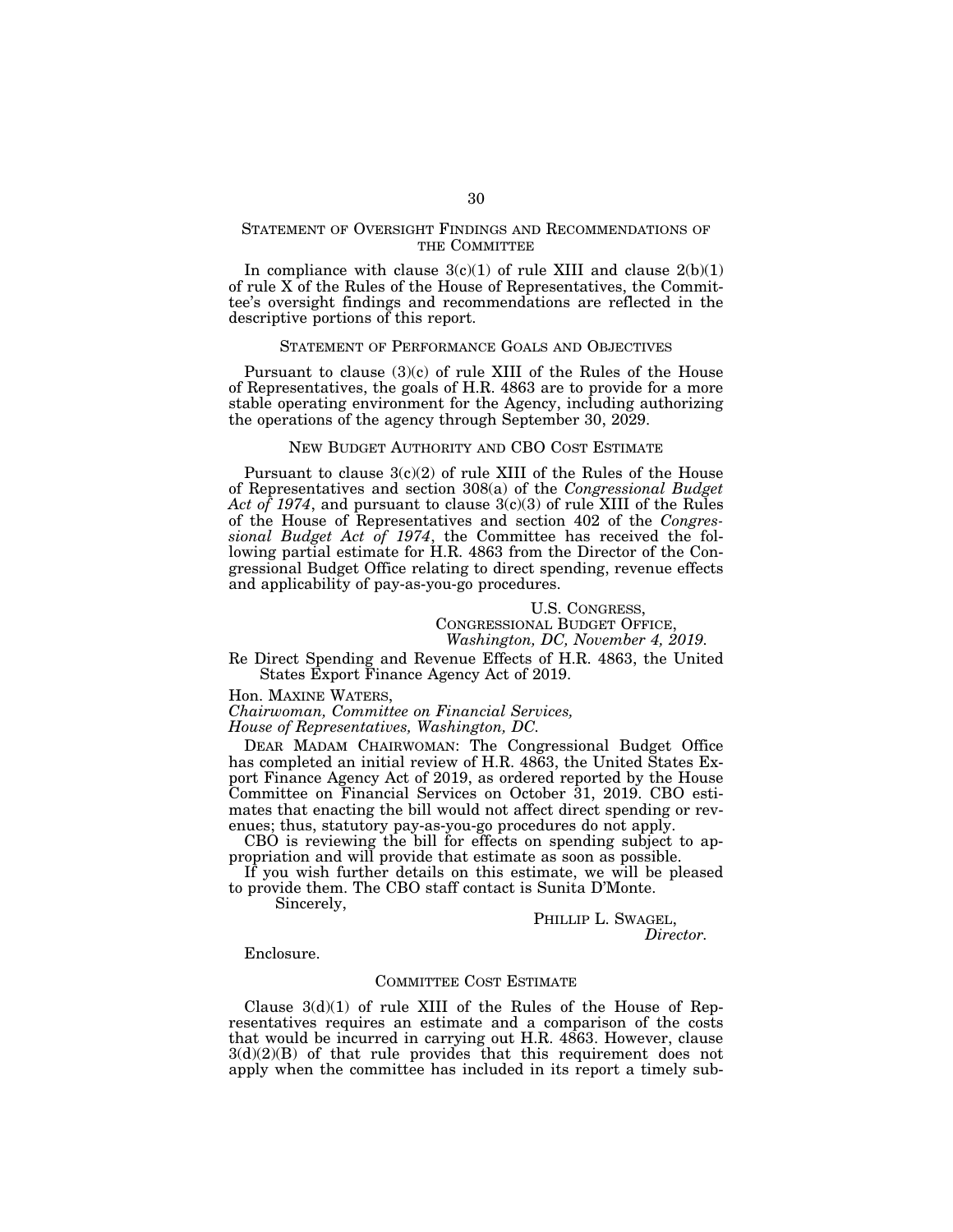## Statement of Oversight Findings and Recommendations of the Committee

In compliance with clause 3(c)(1) of rule XIII and clause 2(b)(1) of rule X of the Rules of the House of Representatives, the Committee's oversight findings and recommendations are reflected in the descriptive portions of this report.

## Statement of Performance Goals and Objectives

Pursuant to clause (3)(c) of rule XIII of the Rules of the House of Representatives, the goals of H.R. 4863 are to provide for a more stable operating environment for the Agency, including authorizing the operations of the agency through September 30, 2029.

## New Budget Authority and CBO Cost Estimate

Pursuant to clause 3(c)(2) of rule XIII of the Rules of the House of Representatives and section 308(a) of the *Congressional Budget Act of 1974*, and pursuant to clause 3(c)(3) of rule XIII of the Rules of the House of Representatives and section 402 of the *Congressional Budget Act of 1974*, the Committee has received the following partial estimate for H.R. 4863 from the Director of the Congressional Budget Office relating to direct spending, revenue effects and applicability of pay-as-you-go procedures.

U.S. Congress,
Congressional Budget Office,
*Washington, DC, November 4, 2019.*

Re Direct Spending and Revenue Effects of H.R. 4863, the United States Export Finance Agency Act of 2019.

Hon. Maxine Waters,
*Chairwoman, Committee on Financial Services,*
*House of Representatives, Washington, DC.*

Dear Madam Chairwoman: The Congressional Budget Office has completed an initial review of H.R. 4863, the United States Export Finance Agency Act of 2019, as ordered reported by the House Committee on Financial Services on October 31, 2019. CBO estimates that enacting the bill would not affect direct spending or revenues; thus, statutory pay-as-you-go procedures do not apply.

CBO is reviewing the bill for effects on spending subject to appropriation and will provide that estimate as soon as possible.

If you wish further details on this estimate, we will be pleased to provide them. The CBO staff contact is Sunita D'Monte.

Sincerely,

Phillip L. Swagel,
*Director.*

Enclosure.

## Committee Cost Estimate

Clause 3(d)(1) of rule XIII of the Rules of the House of Representatives requires an estimate and a comparison of the costs that would be incurred in carrying out H.R. 4863. However, clause 3(d)(2)(B) of that rule provides that this requirement does not apply when the committee has included in its report a timely sub-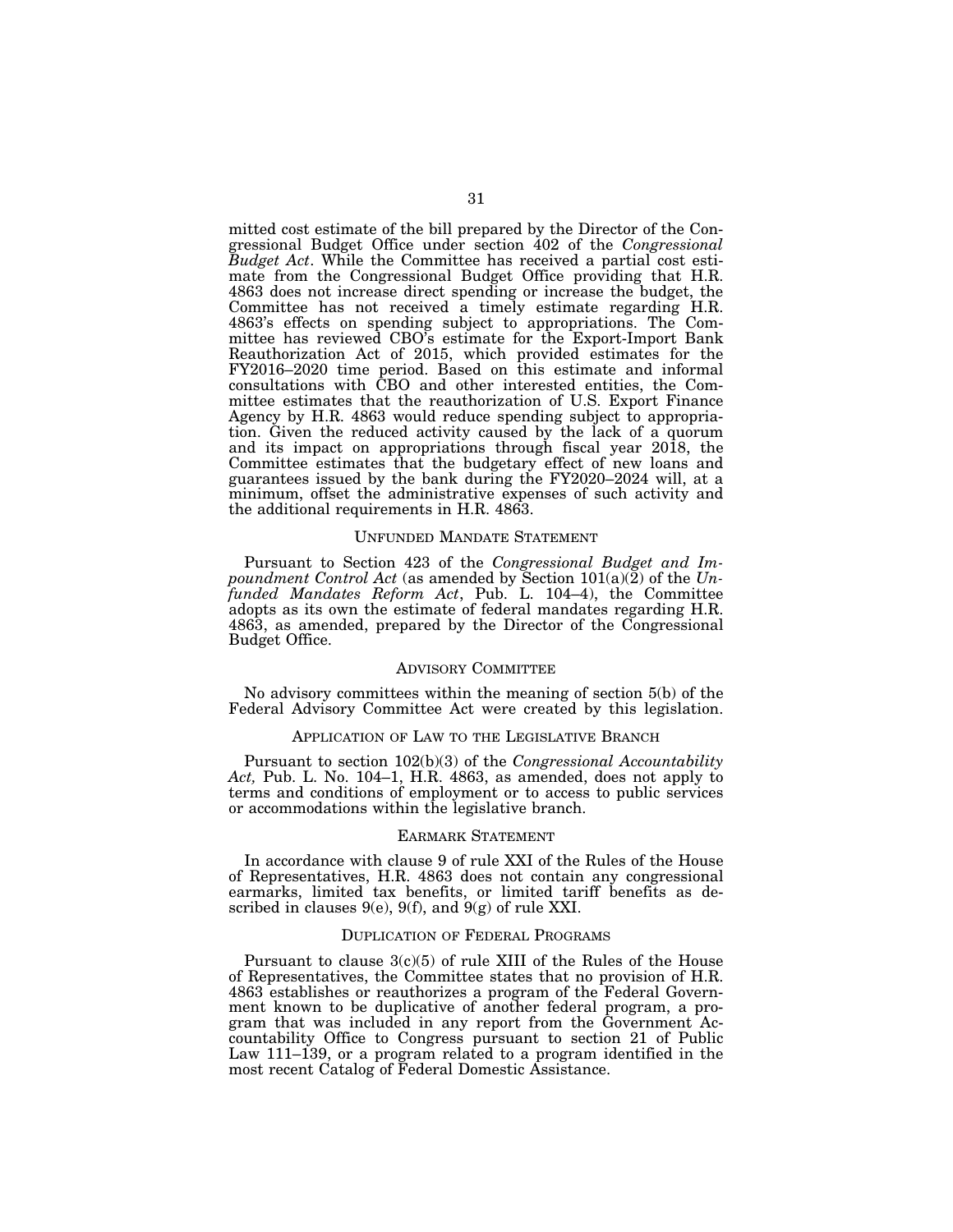mitted cost estimate of the bill prepared by the Director of the Congressional Budget Office under section 402 of the *Congressional Budget Act*. While the Committee has received a partial cost estimate from the Congressional Budget Office providing that H.R. 4863 does not increase direct spending or increase the budget, the Committee has not received a timely estimate regarding H.R. 4863's effects on spending subject to appropriations. The Committee has reviewed CBO's estimate for the Export-Import Bank Reauthorization Act of 2015, which provided estimates for the FY2016–2020 time period. Based on this estimate and informal consultations with CBO and other interested entities, the Committee estimates that the reauthorization of U.S. Export Finance Agency by H.R. 4863 would reduce spending subject to appropriation. Given the reduced activity caused by the lack of a quorum and its impact on appropriations through fiscal year 2018, the Committee estimates that the budgetary effect of new loans and guarantees issued by the bank during the FY2020–2024 will, at a minimum, offset the administrative expenses of such activity and the additional requirements in H.R. 4863.

## UNFUNDED MANDATE STATEMENT

Pursuant to Section 423 of the *Congressional Budget and Impoundment Control Act* (as amended by Section 101(a)(2) of the *Unfunded Mandates Reform Act*, Pub. L. 104–4), the Committee adopts as its own the estimate of federal mandates regarding H.R. 4863, as amended, prepared by the Director of the Congressional Budget Office.

## ADVISORY COMMITTEE

No advisory committees within the meaning of section 5(b) of the Federal Advisory Committee Act were created by this legislation.

## APPLICATION OF LAW TO THE LEGISLATIVE BRANCH

Pursuant to section 102(b)(3) of the *Congressional Accountability Act,* Pub. L. No. 104–1, H.R. 4863, as amended, does not apply to terms and conditions of employment or to access to public services or accommodations within the legislative branch.

## EARMARK STATEMENT

In accordance with clause 9 of rule XXI of the Rules of the House of Representatives, H.R. 4863 does not contain any congressional earmarks, limited tax benefits, or limited tariff benefits as described in clauses 9(e), 9(f), and 9(g) of rule XXI.

## DUPLICATION OF FEDERAL PROGRAMS

Pursuant to clause 3(c)(5) of rule XIII of the Rules of the House of Representatives, the Committee states that no provision of H.R. 4863 establishes or reauthorizes a program of the Federal Government known to be duplicative of another federal program, a program that was included in any report from the Government Accountability Office to Congress pursuant to section 21 of Public Law 111–139, or a program related to a program identified in the most recent Catalog of Federal Domestic Assistance.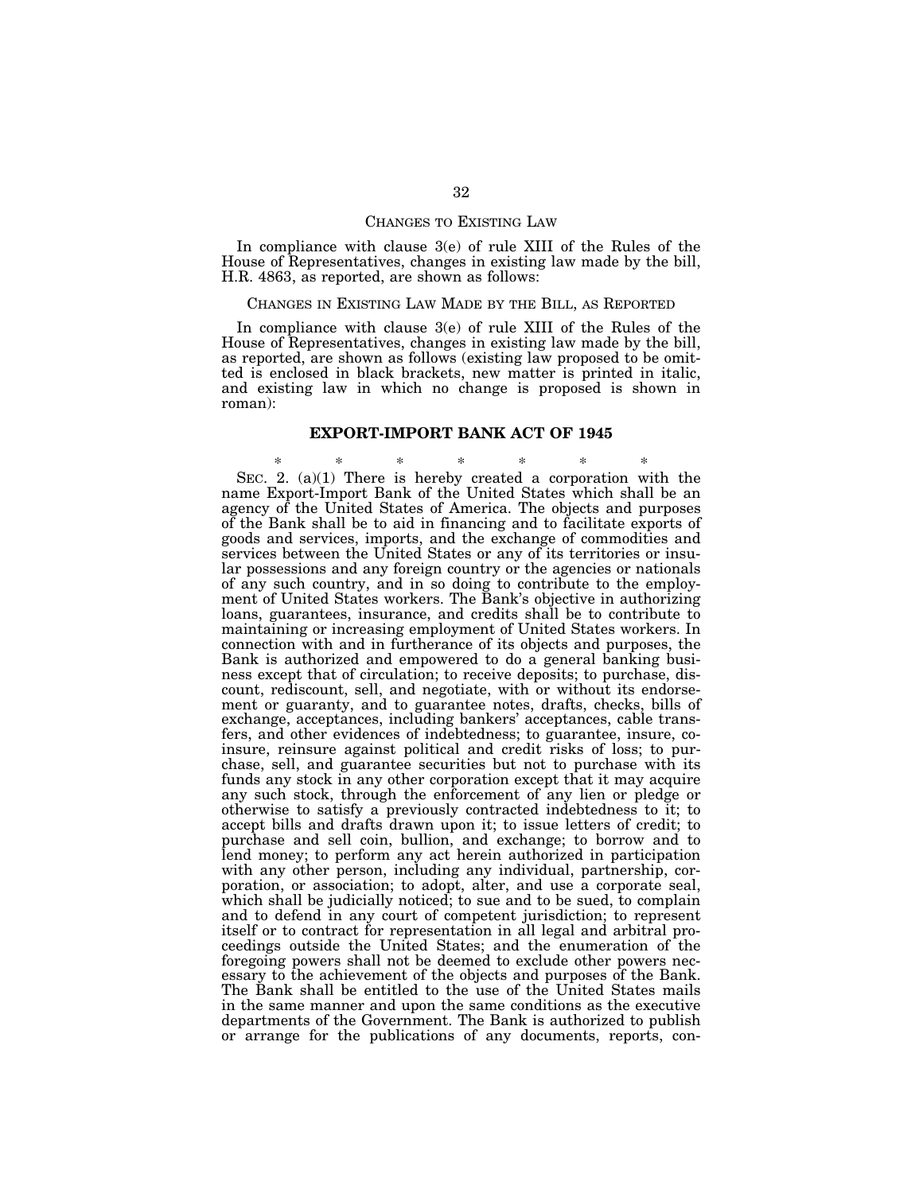## CHANGES TO EXISTING LAW

In compliance with clause 3(e) of rule XIII of the Rules of the House of Representatives, changes in existing law made by the bill, H.R. 4863, as reported, are shown as follows:

### CHANGES IN EXISTING LAW MADE BY THE BILL, AS REPORTED

In compliance with clause 3(e) of rule XIII of the Rules of the House of Representatives, changes in existing law made by the bill, as reported, are shown as follows (existing law proposed to be omitted is enclosed in black brackets, new matter is printed in italic, and existing law in which no change is proposed is shown in roman):

## EXPORT-IMPORT BANK ACT OF 1945

\* \* \* \* \* \* \*

SEC. 2. (a)(1) There is hereby created a corporation with the name Export-Import Bank of the United States which shall be an agency of the United States of America. The objects and purposes of the Bank shall be to aid in financing and to facilitate exports of goods and services, imports, and the exchange of commodities and services between the United States or any of its territories or insular possessions and any foreign country or the agencies or nationals of any such country, and in so doing to contribute to the employment of United States workers. The Bank's objective in authorizing loans, guarantees, insurance, and credits shall be to contribute to maintaining or increasing employment of United States workers. In connection with and in furtherance of its objects and purposes, the Bank is authorized and empowered to do a general banking business except that of circulation; to receive deposits; to purchase, discount, rediscount, sell, and negotiate, with or without its endorsement or guaranty, and to guarantee notes, drafts, checks, bills of exchange, acceptances, including bankers' acceptances, cable transfers, and other evidences of indebtedness; to guarantee, insure, coinsure, reinsure against political and credit risks of loss; to purchase, sell, and guarantee securities but not to purchase with its funds any stock in any other corporation except that it may acquire any such stock, through the enforcement of any lien or pledge or otherwise to satisfy a previously contracted indebtedness to it; to accept bills and drafts drawn upon it; to issue letters of credit; to purchase and sell coin, bullion, and exchange; to borrow and to lend money; to perform any act herein authorized in participation with any other person, including any individual, partnership, corporation, or association; to adopt, alter, and use a corporate seal, which shall be judicially noticed; to sue and to be sued, to complain and to defend in any court of competent jurisdiction; to represent itself or to contract for representation in all legal and arbitral proceedings outside the United States; and the enumeration of the foregoing powers shall not be deemed to exclude other powers necessary to the achievement of the objects and purposes of the Bank. The Bank shall be entitled to the use of the United States mails in the same manner and upon the same conditions as the executive departments of the Government. The Bank is authorized to publish or arrange for the publications of any documents, reports, con-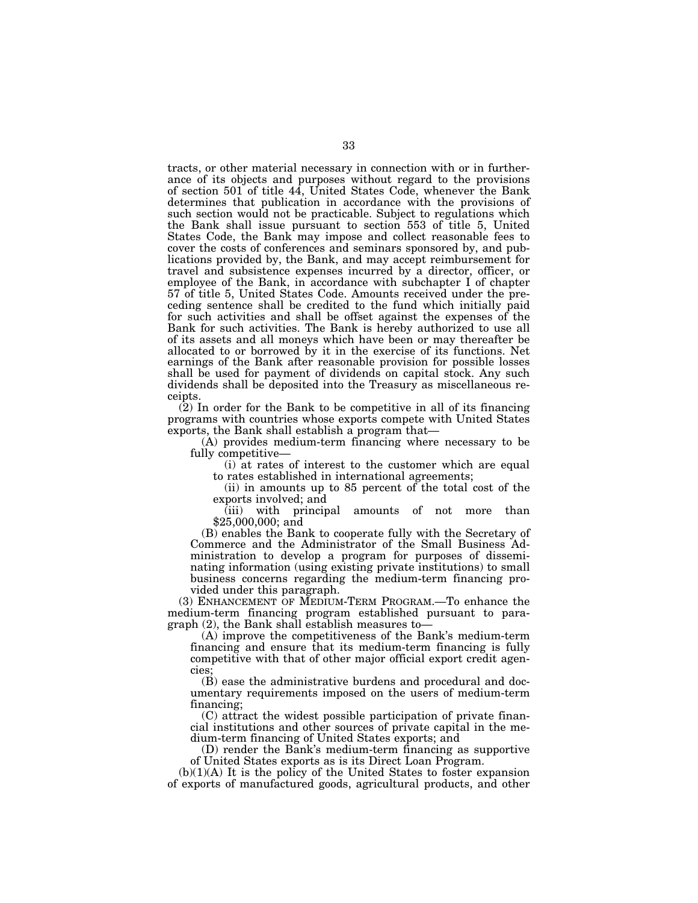tracts, or other material necessary in connection with or in furtherance of its objects and purposes without regard to the provisions of section 501 of title 44, United States Code, whenever the Bank determines that publication in accordance with the provisions of such section would not be practicable. Subject to regulations which the Bank shall issue pursuant to section 553 of title 5, United States Code, the Bank may impose and collect reasonable fees to cover the costs of conferences and seminars sponsored by, and publications provided by, the Bank, and may accept reimbursement for travel and subsistence expenses incurred by a director, officer, or employee of the Bank, in accordance with subchapter I of chapter 57 of title 5, United States Code. Amounts received under the preceding sentence shall be credited to the fund which initially paid for such activities and shall be offset against the expenses of the Bank for such activities. The Bank is hereby authorized to use all of its assets and all moneys which have been or may thereafter be allocated to or borrowed by it in the exercise of its functions. Net earnings of the Bank after reasonable provision for possible losses shall be used for payment of dividends on capital stock. Any such dividends shall be deposited into the Treasury as miscellaneous receipts.

(2) In order for the Bank to be competitive in all of its financing programs with countries whose exports compete with United States exports, the Bank shall establish a program that—

(A) provides medium-term financing where necessary to be fully competitive—

(i) at rates of interest to the customer which are equal to rates established in international agreements;

(ii) in amounts up to 85 percent of the total cost of the exports involved; and

(iii) with principal amounts of not more than $25,000,000; and

(B) enables the Bank to cooperate fully with the Secretary of Commerce and the Administrator of the Small Business Administration to develop a program for purposes of disseminating information (using existing private institutions) to small business concerns regarding the medium-term financing provided under this paragraph.

(3) ENHANCEMENT OF MEDIUM-TERM PROGRAM.—To enhance the medium-term financing program established pursuant to paragraph (2), the Bank shall establish measures to—

(A) improve the competitiveness of the Bank's medium-term financing and ensure that its medium-term financing is fully competitive with that of other major official export credit agencies;

(B) ease the administrative burdens and procedural and documentary requirements imposed on the users of medium-term financing;

(C) attract the widest possible participation of private financial institutions and other sources of private capital in the medium-term financing of United States exports; and

(D) render the Bank's medium-term financing as supportive of United States exports as is its Direct Loan Program.

(b)(1)(A) It is the policy of the United States to foster expansion of exports of manufactured goods, agricultural products, and other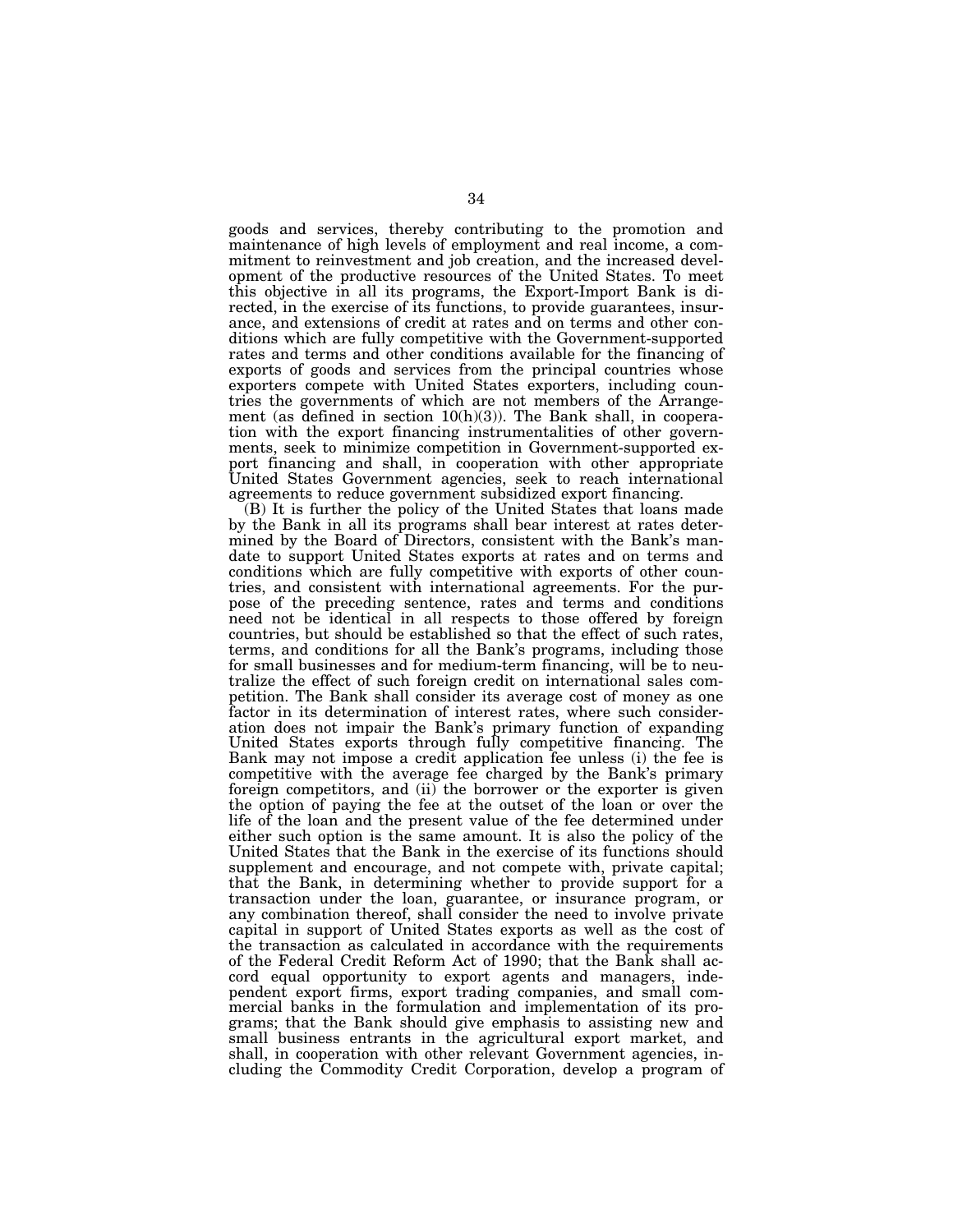goods and services, thereby contributing to the promotion and maintenance of high levels of employment and real income, a commitment to reinvestment and job creation, and the increased development of the productive resources of the United States. To meet this objective in all its programs, the Export-Import Bank is directed, in the exercise of its functions, to provide guarantees, insurance, and extensions of credit at rates and on terms and other conditions which are fully competitive with the Government-supported rates and terms and other conditions available for the financing of exports of goods and services from the principal countries whose exporters compete with United States exporters, including countries the governments of which are not members of the Arrangement (as defined in section 10(h)(3)). The Bank shall, in cooperation with the export financing instrumentalities of other governments, seek to minimize competition in Government-supported export financing and shall, in cooperation with other appropriate United States Government agencies, seek to reach international agreements to reduce government subsidized export financing.

(B) It is further the policy of the United States that loans made by the Bank in all its programs shall bear interest at rates determined by the Board of Directors, consistent with the Bank's mandate to support United States exports at rates and on terms and conditions which are fully competitive with exports of other countries, and consistent with international agreements. For the purpose of the preceding sentence, rates and terms and conditions need not be identical in all respects to those offered by foreign countries, but should be established so that the effect of such rates, terms, and conditions for all the Bank's programs, including those for small businesses and for medium-term financing, will be to neutralize the effect of such foreign credit on international sales competition. The Bank shall consider its average cost of money as one factor in its determination of interest rates, where such consideration does not impair the Bank's primary function of expanding United States exports through fully competitive financing. The Bank may not impose a credit application fee unless (i) the fee is competitive with the average fee charged by the Bank's primary foreign competitors, and (ii) the borrower or the exporter is given the option of paying the fee at the outset of the loan or over the life of the loan and the present value of the fee determined under either such option is the same amount. It is also the policy of the United States that the Bank in the exercise of its functions should supplement and encourage, and not compete with, private capital; that the Bank, in determining whether to provide support for a transaction under the loan, guarantee, or insurance program, or any combination thereof, shall consider the need to involve private capital in support of United States exports as well as the cost of the transaction as calculated in accordance with the requirements of the Federal Credit Reform Act of 1990; that the Bank shall accord equal opportunity to export agents and managers, independent export firms, export trading companies, and small commercial banks in the formulation and implementation of its programs; that the Bank should give emphasis to assisting new and small business entrants in the agricultural export market, and shall, in cooperation with other relevant Government agencies, including the Commodity Credit Corporation, develop a program of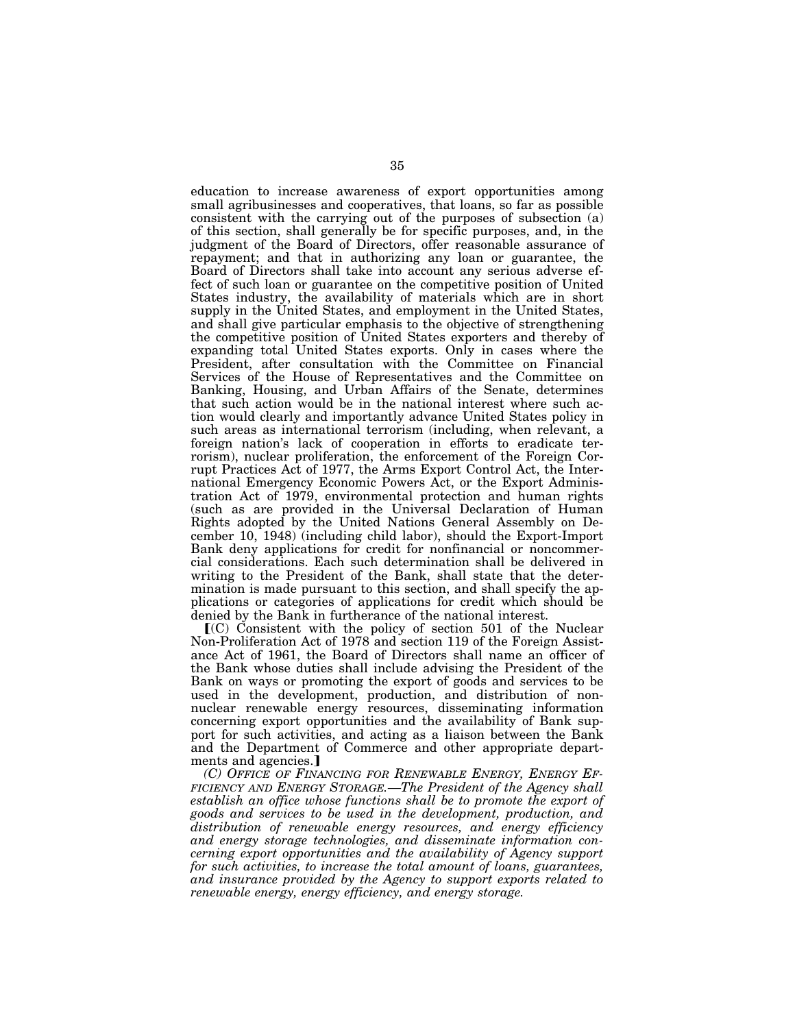education to increase awareness of export opportunities among small agribusinesses and cooperatives, that loans, so far as possible consistent with the carrying out of the purposes of subsection (a) of this section, shall generally be for specific purposes, and, in the judgment of the Board of Directors, offer reasonable assurance of repayment; and that in authorizing any loan or guarantee, the Board of Directors shall take into account any serious adverse effect of such loan or guarantee on the competitive position of United States industry, the availability of materials which are in short supply in the United States, and employment in the United States, and shall give particular emphasis to the objective of strengthening the competitive position of United States exporters and thereby of expanding total United States exports. Only in cases where the President, after consultation with the Committee on Financial Services of the House of Representatives and the Committee on Banking, Housing, and Urban Affairs of the Senate, determines that such action would be in the national interest where such action would clearly and importantly advance United States policy in such areas as international terrorism (including, when relevant, a foreign nation's lack of cooperation in efforts to eradicate terrorism), nuclear proliferation, the enforcement of the Foreign Corrupt Practices Act of 1977, the Arms Export Control Act, the International Emergency Economic Powers Act, or the Export Administration Act of 1979, environmental protection and human rights (such as are provided in the Universal Declaration of Human Rights adopted by the United Nations General Assembly on December 10, 1948) (including child labor), should the Export-Import Bank deny applications for credit for nonfinancial or noncommercial considerations. Each such determination shall be delivered in writing to the President of the Bank, shall state that the determination is made pursuant to this section, and shall specify the applications or categories of applications for credit which should be denied by the Bank in furtherance of the national interest.

⟦(C) Consistent with the policy of section 501 of the Nuclear Non-Proliferation Act of 1978 and section 119 of the Foreign Assistance Act of 1961, the Board of Directors shall name an officer of the Bank whose duties shall include advising the President of the Bank on ways or promoting the export of goods and services to be used in the development, production, and distribution of nonnuclear renewable energy resources, disseminating information concerning export opportunities and the availability of Bank support for such activities, and acting as a liaison between the Bank and the Department of Commerce and other appropriate departments and agencies.⟧

*(C) OFFICE OF FINANCING FOR RENEWABLE ENERGY, ENERGY EFFICIENCY AND ENERGY STORAGE.—The President of the Agency shall establish an office whose functions shall be to promote the export of goods and services to be used in the development, production, and distribution of renewable energy resources, and energy efficiency and energy storage technologies, and disseminate information concerning export opportunities and the availability of Agency support for such activities, to increase the total amount of loans, guarantees, and insurance provided by the Agency to support exports related to renewable energy, energy efficiency, and energy storage.*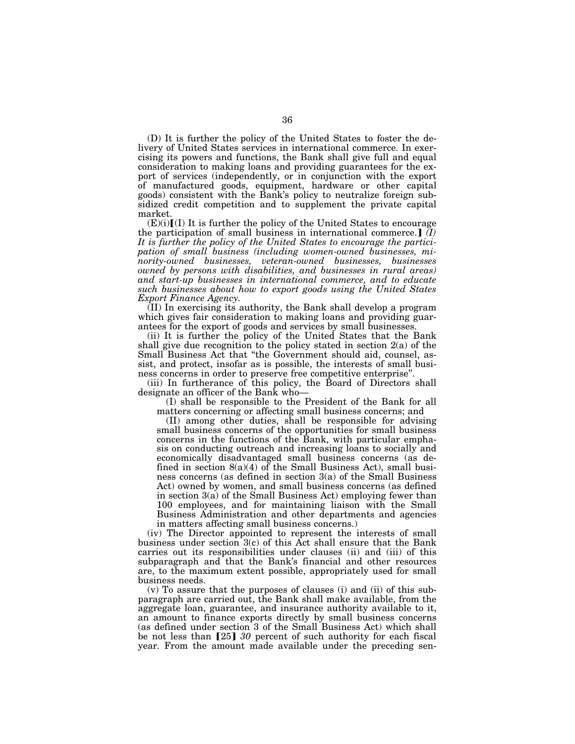(D) It is further the policy of the United States to foster the delivery of United States services in international commerce. In exercising its powers and functions, the Bank shall give full and equal consideration to making loans and providing guarantees for the export of services (independently, or in conjunction with the export of manufactured goods, equipment, hardware or other capital goods) consistent with the Bank's policy to neutralize foreign subsidized credit competition and to supplement the private capital market.

(E)(i)【(I) It is further the policy of the United States to encourage the participation of small business in international commerce.】 *(I) It is further the policy of the United States to encourage the participation of small business (including women-owned businesses, minority-owned businesses, veteran-owned businesses, businesses owned by persons with disabilities, and businesses in rural areas) and start-up businesses in international commerce, and to educate such businesses about how to export goods using the United States Export Finance Agency.*

(II) In exercising its authority, the Bank shall develop a program which gives fair consideration to making loans and providing guarantees for the export of goods and services by small businesses.

(ii) It is further the policy of the United States that the Bank shall give due recognition to the policy stated in section 2(a) of the Small Business Act that "the Government should aid, counsel, assist, and protect, insofar as is possible, the interests of small business concerns in order to preserve free competitive enterprise".

(iii) In furtherance of this policy, the Board of Directors shall designate an officer of the Bank who—

> (I) shall be responsible to the President of the Bank for all matters concerning or affecting small business concerns; and
>
> (II) among other duties, shall be responsible for advising small business concerns of the opportunities for small business concerns in the functions of the Bank, with particular emphasis on conducting outreach and increasing loans to socially and economically disadvantaged small business concerns (as defined in section 8(a)(4) of the Small Business Act), small business concerns (as defined in section 3(a) of the Small Business Act) owned by women, and small business concerns (as defined in section 3(a) of the Small Business Act) employing fewer than 100 employees, and for maintaining liaison with the Small Business Administration and other departments and agencies in matters affecting small business concerns.)

(iv) The Director appointed to represent the interests of small business under section 3(c) of this Act shall ensure that the Bank carries out its responsibilities under clauses (ii) and (iii) of this subparagraph and that the Bank's financial and other resources are, to the maximum extent possible, appropriately used for small business needs.

(v) To assure that the purposes of clauses (i) and (ii) of this subparagraph are carried out, the Bank shall make available, from the aggregate loan, guarantee, and insurance authority available to it, an amount to finance exports directly by small business concerns (as defined under section 3 of the Small Business Act) which shall be not less than 【25】 *30* percent of such authority for each fiscal year. From the amount made available under the preceding sen-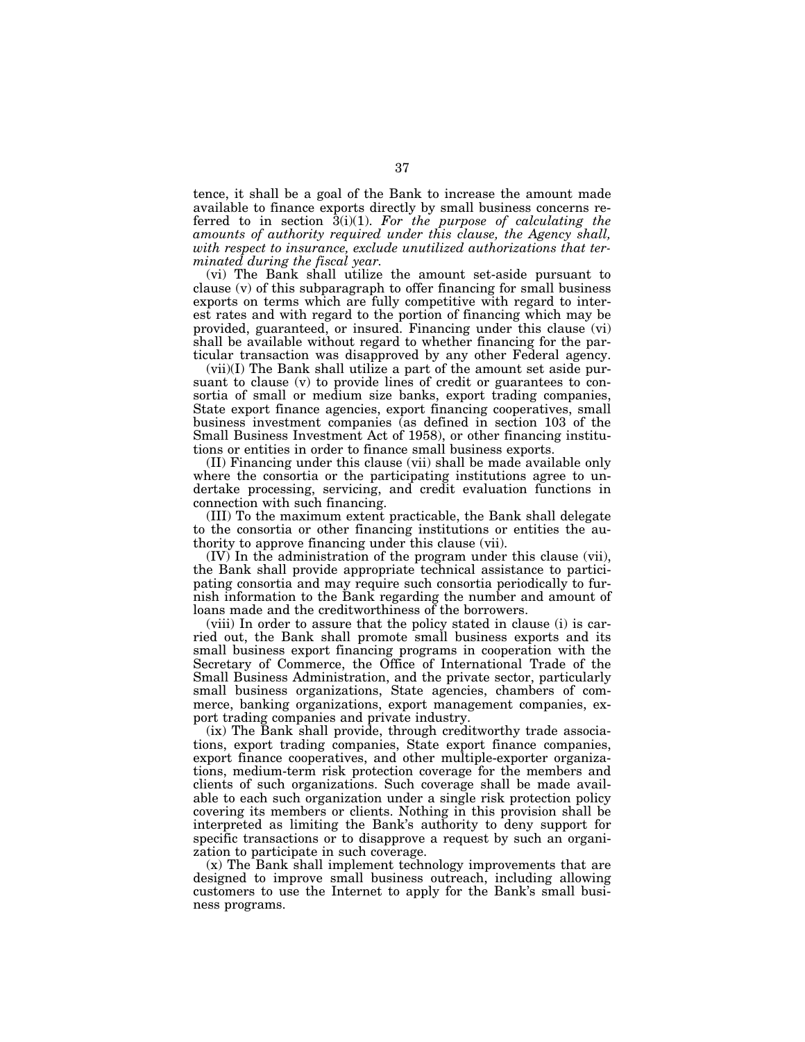tence, it shall be a goal of the Bank to increase the amount made available to finance exports directly by small business concerns referred to in section 3(i)(1). *For the purpose of calculating the amounts of authority required under this clause, the Agency shall, with respect to insurance, exclude unutilized authorizations that terminated during the fiscal year.*

(vi) The Bank shall utilize the amount set-aside pursuant to clause (v) of this subparagraph to offer financing for small business exports on terms which are fully competitive with regard to interest rates and with regard to the portion of financing which may be provided, guaranteed, or insured. Financing under this clause (vi) shall be available without regard to whether financing for the particular transaction was disapproved by any other Federal agency.

(vii)(I) The Bank shall utilize a part of the amount set aside pursuant to clause (v) to provide lines of credit or guarantees to consortia of small or medium size banks, export trading companies, State export finance agencies, export financing cooperatives, small business investment companies (as defined in section 103 of the Small Business Investment Act of 1958), or other financing institutions or entities in order to finance small business exports.

(II) Financing under this clause (vii) shall be made available only where the consortia or the participating institutions agree to undertake processing, servicing, and credit evaluation functions in connection with such financing.

(III) To the maximum extent practicable, the Bank shall delegate to the consortia or other financing institutions or entities the authority to approve financing under this clause (vii).

(IV) In the administration of the program under this clause (vii), the Bank shall provide appropriate technical assistance to participating consortia and may require such consortia periodically to furnish information to the Bank regarding the number and amount of loans made and the creditworthiness of the borrowers.

(viii) In order to assure that the policy stated in clause (i) is carried out, the Bank shall promote small business exports and its small business export financing programs in cooperation with the Secretary of Commerce, the Office of International Trade of the Small Business Administration, and the private sector, particularly small business organizations, State agencies, chambers of commerce, banking organizations, export management companies, export trading companies and private industry.

(ix) The Bank shall provide, through creditworthy trade associations, export trading companies, State export finance companies, export finance cooperatives, and other multiple-exporter organizations, medium-term risk protection coverage for the members and clients of such organizations. Such coverage shall be made available to each such organization under a single risk protection policy covering its members or clients. Nothing in this provision shall be interpreted as limiting the Bank's authority to deny support for specific transactions or to disapprove a request by such an organization to participate in such coverage.

(x) The Bank shall implement technology improvements that are designed to improve small business outreach, including allowing customers to use the Internet to apply for the Bank's small business programs.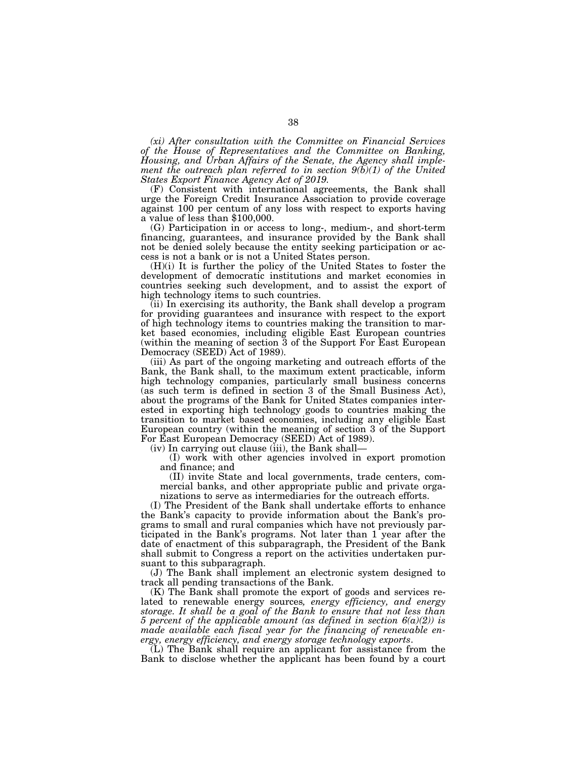*(xi) After consultation with the Committee on Financial Services of the House of Representatives and the Committee on Banking, Housing, and Urban Affairs of the Senate, the Agency shall implement the outreach plan referred to in section 9(b)(1) of the United States Export Finance Agency Act of 2019.*

(F) Consistent with international agreements, the Bank shall urge the Foreign Credit Insurance Association to provide coverage against 100 per centum of any loss with respect to exports having a value of less than $100,000.

(G) Participation in or access to long-, medium-, and short-term financing, guarantees, and insurance provided by the Bank shall not be denied solely because the entity seeking participation or access is not a bank or is not a United States person.

(H)(i) It is further the policy of the United States to foster the development of democratic institutions and market economies in countries seeking such development, and to assist the export of high technology items to such countries.

(ii) In exercising its authority, the Bank shall develop a program for providing guarantees and insurance with respect to the export of high technology items to countries making the transition to market based economies, including eligible East European countries (within the meaning of section 3 of the Support For East European Democracy (SEED) Act of 1989).

(iii) As part of the ongoing marketing and outreach efforts of the Bank, the Bank shall, to the maximum extent practicable, inform high technology companies, particularly small business concerns (as such term is defined in section 3 of the Small Business Act), about the programs of the Bank for United States companies interested in exporting high technology goods to countries making the transition to market based economies, including any eligible East European country (within the meaning of section 3 of the Support For East European Democracy (SEED) Act of 1989).

(iv) In carrying out clause (iii), the Bank shall—

(I) work with other agencies involved in export promotion and finance; and

(II) invite State and local governments, trade centers, commercial banks, and other appropriate public and private organizations to serve as intermediaries for the outreach efforts.

(I) The President of the Bank shall undertake efforts to enhance the Bank's capacity to provide information about the Bank's programs to small and rural companies which have not previously participated in the Bank's programs. Not later than 1 year after the date of enactment of this subparagraph, the President of the Bank shall submit to Congress a report on the activities undertaken pursuant to this subparagraph.

(J) The Bank shall implement an electronic system designed to track all pending transactions of the Bank.

(K) The Bank shall promote the export of goods and services related to renewable energy sources*, energy efficiency, and energy storage. It shall be a goal of the Bank to ensure that not less than 5 percent of the applicable amount (as defined in section 6(a)(2)) is made available each fiscal year for the financing of renewable energy, energy efficiency, and energy storage technology exports*.

(L) The Bank shall require an applicant for assistance from the Bank to disclose whether the applicant has been found by a court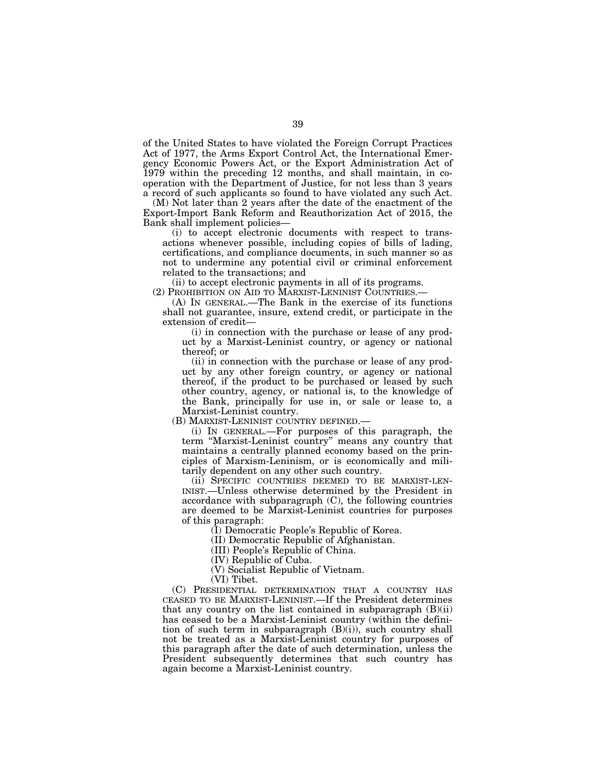of the United States to have violated the Foreign Corrupt Practices Act of 1977, the Arms Export Control Act, the International Emergency Economic Powers Act, or the Export Administration Act of 1979 within the preceding 12 months, and shall maintain, in cooperation with the Department of Justice, for not less than 3 years a record of such applicants so found to have violated any such Act.

(M) Not later than 2 years after the date of the enactment of the Export-Import Bank Reform and Reauthorization Act of 2015, the Bank shall implement policies—

(i) to accept electronic documents with respect to transactions whenever possible, including copies of bills of lading, certifications, and compliance documents, in such manner so as not to undermine any potential civil or criminal enforcement related to the transactions; and

(ii) to accept electronic payments in all of its programs.

(2) PROHIBITION ON AID TO MARXIST-LENINIST COUNTRIES.—

(A) IN GENERAL.—The Bank in the exercise of its functions shall not guarantee, insure, extend credit, or participate in the extension of credit—

(i) in connection with the purchase or lease of any product by a Marxist-Leninist country, or agency or national thereof; or

(ii) in connection with the purchase or lease of any product by any other foreign country, or agency or national thereof, if the product to be purchased or leased by such other country, agency, or national is, to the knowledge of the Bank, principally for use in, or sale or lease to, a Marxist-Leninist country.

(B) MARXIST-LENINIST COUNTRY DEFINED.—

(i) IN GENERAL.—For purposes of this paragraph, the term "Marxist-Leninist country" means any country that maintains a centrally planned economy based on the principles of Marxism-Leninism, or is economically and militarily dependent on any other such country.

(ii) SPECIFIC COUNTRIES DEEMED TO BE MARXIST-LENINIST.—Unless otherwise determined by the President in accordance with subparagraph (C), the following countries are deemed to be Marxist-Leninist countries for purposes of this paragraph:

(I) Democratic People's Republic of Korea.

(II) Democratic Republic of Afghanistan.

(III) People's Republic of China.

(IV) Republic of Cuba.

(V) Socialist Republic of Vietnam.

(VI) Tibet.

(C) PRESIDENTIAL DETERMINATION THAT A COUNTRY HAS CEASED TO BE MARXIST-LENINIST.—If the President determines that any country on the list contained in subparagraph (B)(ii) has ceased to be a Marxist-Leninist country (within the definition of such term in subparagraph (B)(i)), such country shall not be treated as a Marxist-Leninist country for purposes of this paragraph after the date of such determination, unless the President subsequently determines that such country has again become a Marxist-Leninist country.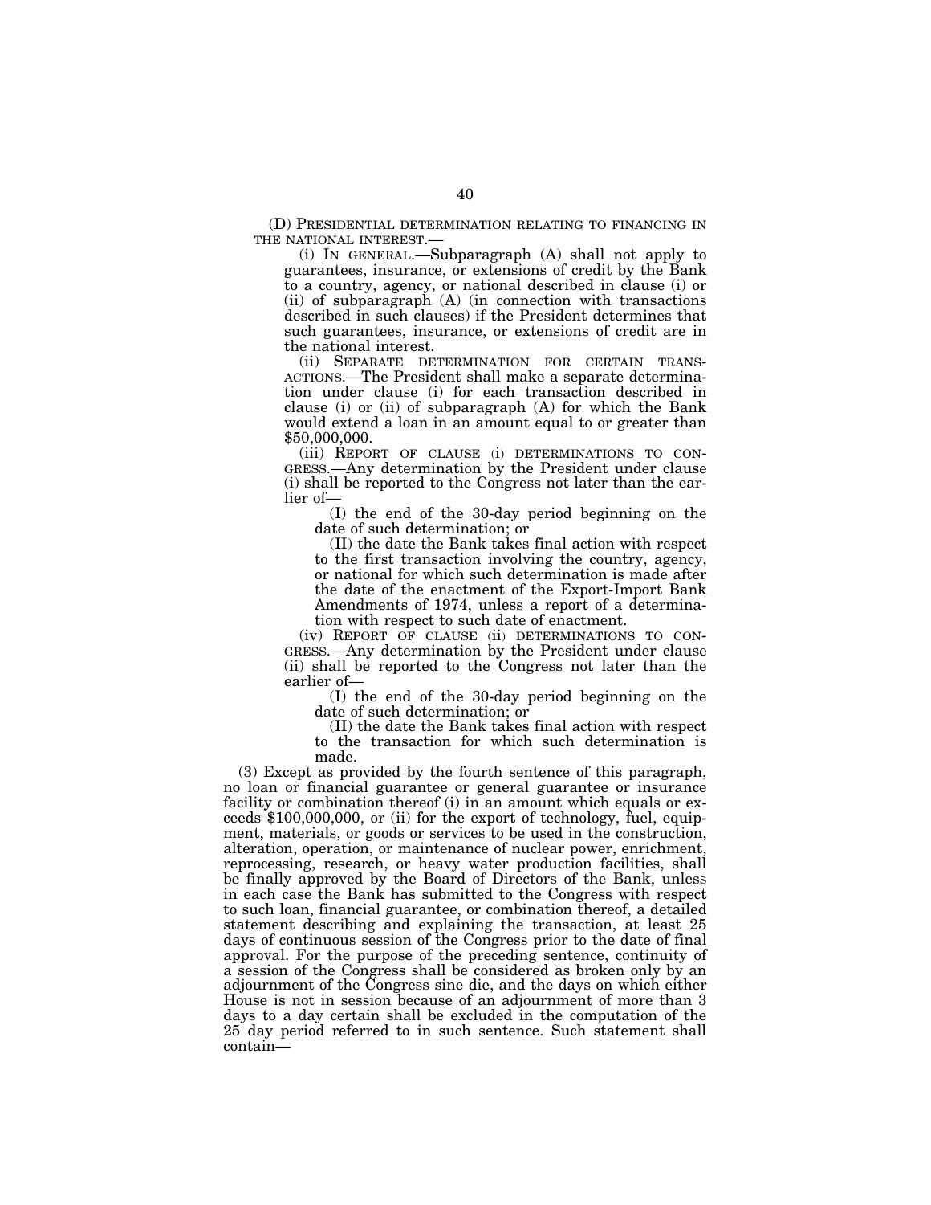(D) PRESIDENTIAL DETERMINATION RELATING TO FINANCING IN THE NATIONAL INTEREST.—

(i) IN GENERAL.—Subparagraph (A) shall not apply to guarantees, insurance, or extensions of credit by the Bank to a country, agency, or national described in clause (i) or (ii) of subparagraph (A) (in connection with transactions described in such clauses) if the President determines that such guarantees, insurance, or extensions of credit are in the national interest.

(ii) SEPARATE DETERMINATION FOR CERTAIN TRANSACTIONS.—The President shall make a separate determination under clause (i) for each transaction described in clause (i) or (ii) of subparagraph (A) for which the Bank would extend a loan in an amount equal to or greater than $50,000,000.

(iii) REPORT OF CLAUSE (i) DETERMINATIONS TO CONGRESS.—Any determination by the President under clause (i) shall be reported to the Congress not later than the earlier of—

(I) the end of the 30-day period beginning on the date of such determination; or

(II) the date the Bank takes final action with respect to the first transaction involving the country, agency, or national for which such determination is made after the date of the enactment of the Export-Import Bank Amendments of 1974, unless a report of a determination with respect to such date of enactment.

(iv) REPORT OF CLAUSE (ii) DETERMINATIONS TO CONGRESS.—Any determination by the President under clause (ii) shall be reported to the Congress not later than the earlier of—

(I) the end of the 30-day period beginning on the date of such determination; or

(II) the date the Bank takes final action with respect to the transaction for which such determination is made.

(3) Except as provided by the fourth sentence of this paragraph, no loan or financial guarantee or general guarantee or insurance facility or combination thereof (i) in an amount which equals or exceeds $100,000,000, or (ii) for the export of technology, fuel, equipment, materials, or goods or services to be used in the construction, alteration, operation, or maintenance of nuclear power, enrichment, reprocessing, research, or heavy water production facilities, shall be finally approved by the Board of Directors of the Bank, unless in each case the Bank has submitted to the Congress with respect to such loan, financial guarantee, or combination thereof, a detailed statement describing and explaining the transaction, at least 25 days of continuous session of the Congress prior to the date of final approval. For the purpose of the preceding sentence, continuity of a session of the Congress shall be considered as broken only by an adjournment of the Congress sine die, and the days on which either House is not in session because of an adjournment of more than 3 days to a day certain shall be excluded in the computation of the 25 day period referred to in such sentence. Such statement shall contain—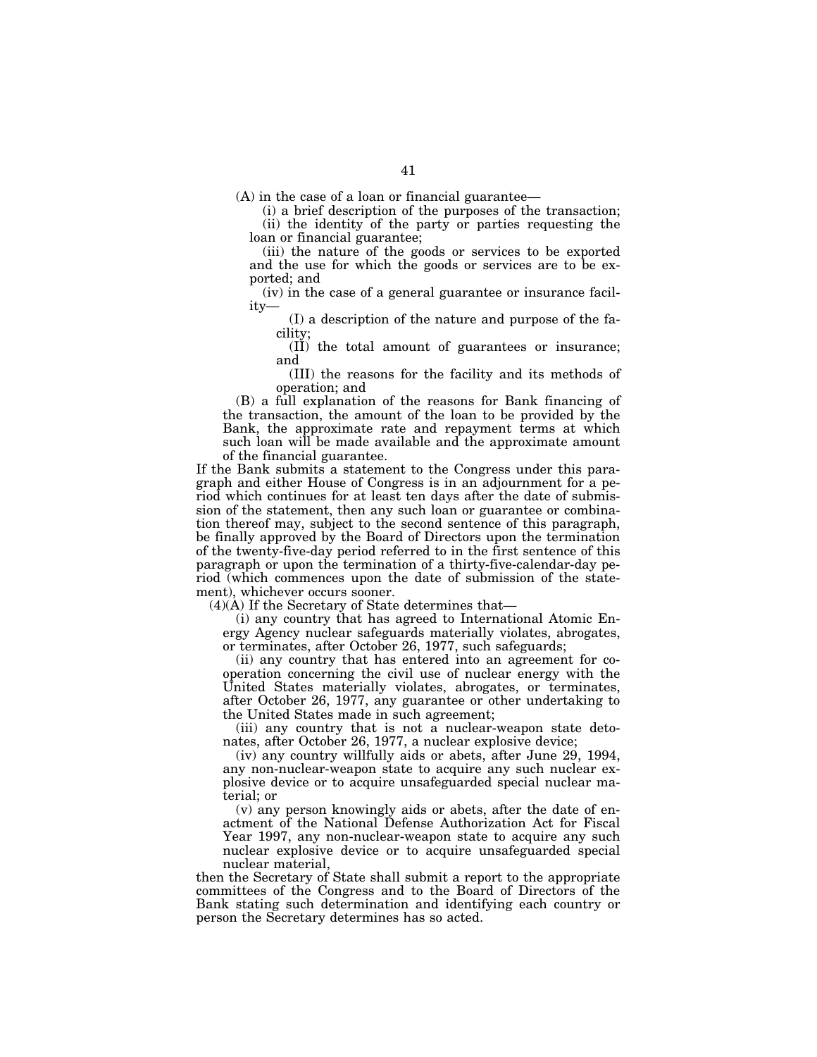(A) in the case of a loan or financial guarantee—

(i) a brief description of the purposes of the transaction;

(ii) the identity of the party or parties requesting the loan or financial guarantee;

(iii) the nature of the goods or services to be exported and the use for which the goods or services are to be exported; and

(iv) in the case of a general guarantee or insurance facility—

(I) a description of the nature and purpose of the facility;

(II) the total amount of guarantees or insurance; and

(III) the reasons for the facility and its methods of operation; and

(B) a full explanation of the reasons for Bank financing of the transaction, the amount of the loan to be provided by the Bank, the approximate rate and repayment terms at which such loan will be made available and the approximate amount of the financial guarantee.

If the Bank submits a statement to the Congress under this paragraph and either House of Congress is in an adjournment for a period which continues for at least ten days after the date of submission of the statement, then any such loan or guarantee or combination thereof may, subject to the second sentence of this paragraph, be finally approved by the Board of Directors upon the termination of the twenty-five-day period referred to in the first sentence of this paragraph or upon the termination of a thirty-five-calendar-day period (which commences upon the date of submission of the statement), whichever occurs sooner.

(4)(A) If the Secretary of State determines that—

(i) any country that has agreed to International Atomic Energy Agency nuclear safeguards materially violates, abrogates, or terminates, after October 26, 1977, such safeguards;

(ii) any country that has entered into an agreement for cooperation concerning the civil use of nuclear energy with the United States materially violates, abrogates, or terminates, after October 26, 1977, any guarantee or other undertaking to the United States made in such agreement;

(iii) any country that is not a nuclear-weapon state detonates, after October 26, 1977, a nuclear explosive device;

(iv) any country willfully aids or abets, after June 29, 1994, any non-nuclear-weapon state to acquire any such nuclear explosive device or to acquire unsafeguarded special nuclear material; or

(v) any person knowingly aids or abets, after the date of enactment of the National Defense Authorization Act for Fiscal Year 1997, any non-nuclear-weapon state to acquire any such nuclear explosive device or to acquire unsafeguarded special nuclear material,

then the Secretary of State shall submit a report to the appropriate committees of the Congress and to the Board of Directors of the Bank stating such determination and identifying each country or person the Secretary determines has so acted.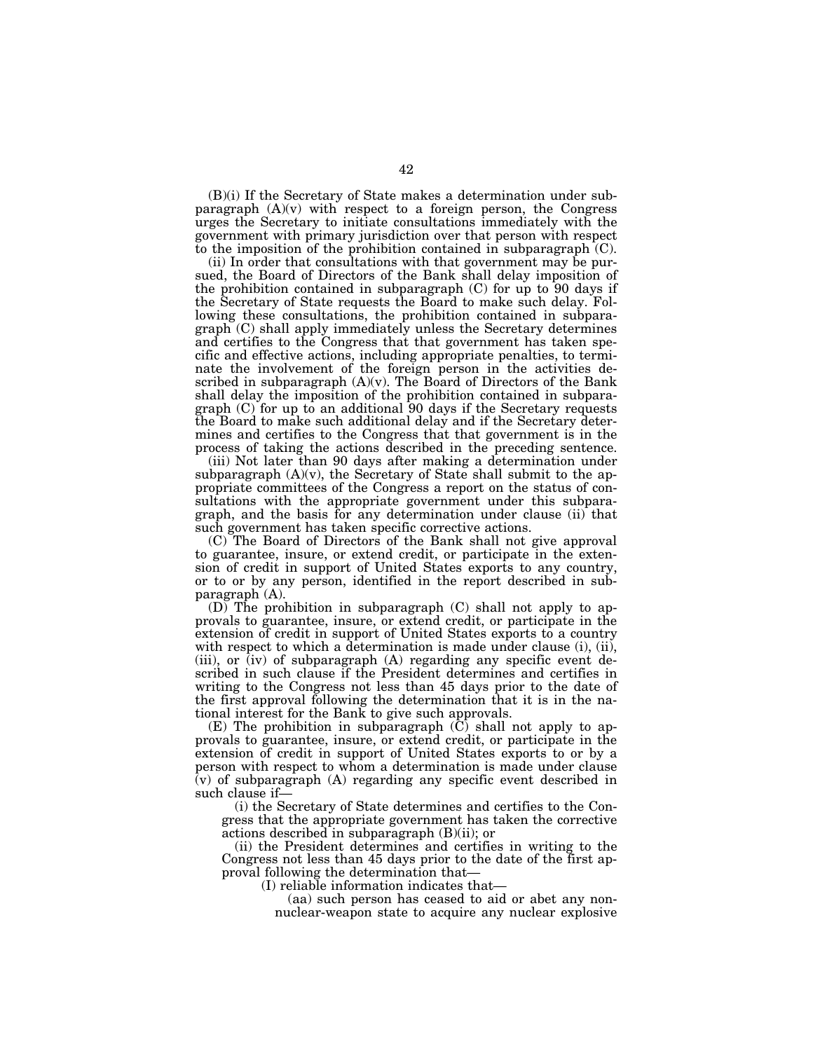(B)(i) If the Secretary of State makes a determination under subparagraph (A)(v) with respect to a foreign person, the Congress urges the Secretary to initiate consultations immediately with the government with primary jurisdiction over that person with respect to the imposition of the prohibition contained in subparagraph (C).

(ii) In order that consultations with that government may be pursued, the Board of Directors of the Bank shall delay imposition of the prohibition contained in subparagraph (C) for up to 90 days if the Secretary of State requests the Board to make such delay. Following these consultations, the prohibition contained in subparagraph (C) shall apply immediately unless the Secretary determines and certifies to the Congress that that government has taken specific and effective actions, including appropriate penalties, to terminate the involvement of the foreign person in the activities described in subparagraph (A)(v). The Board of Directors of the Bank shall delay the imposition of the prohibition contained in subparagraph (C) for up to an additional 90 days if the Secretary requests the Board to make such additional delay and if the Secretary determines and certifies to the Congress that that government is in the process of taking the actions described in the preceding sentence.

(iii) Not later than 90 days after making a determination under subparagraph (A)(v), the Secretary of State shall submit to the appropriate committees of the Congress a report on the status of consultations with the appropriate government under this subparagraph, and the basis for any determination under clause (ii) that such government has taken specific corrective actions.

(C) The Board of Directors of the Bank shall not give approval to guarantee, insure, or extend credit, or participate in the extension of credit in support of United States exports to any country, or to or by any person, identified in the report described in subparagraph (A).

(D) The prohibition in subparagraph (C) shall not apply to approvals to guarantee, insure, or extend credit, or participate in the extension of credit in support of United States exports to a country with respect to which a determination is made under clause (i), (ii), (iii), or (iv) of subparagraph (A) regarding any specific event described in such clause if the President determines and certifies in writing to the Congress not less than 45 days prior to the date of the first approval following the determination that it is in the national interest for the Bank to give such approvals.

(E) The prohibition in subparagraph (C) shall not apply to approvals to guarantee, insure, or extend credit, or participate in the extension of credit in support of United States exports to or by a person with respect to whom a determination is made under clause (v) of subparagraph (A) regarding any specific event described in such clause if—

(i) the Secretary of State determines and certifies to the Congress that the appropriate government has taken the corrective actions described in subparagraph (B)(ii); or

(ii) the President determines and certifies in writing to the Congress not less than 45 days prior to the date of the first approval following the determination that—

(I) reliable information indicates that—

(aa) such person has ceased to aid or abet any non-nuclear-weapon state to acquire any nuclear explosive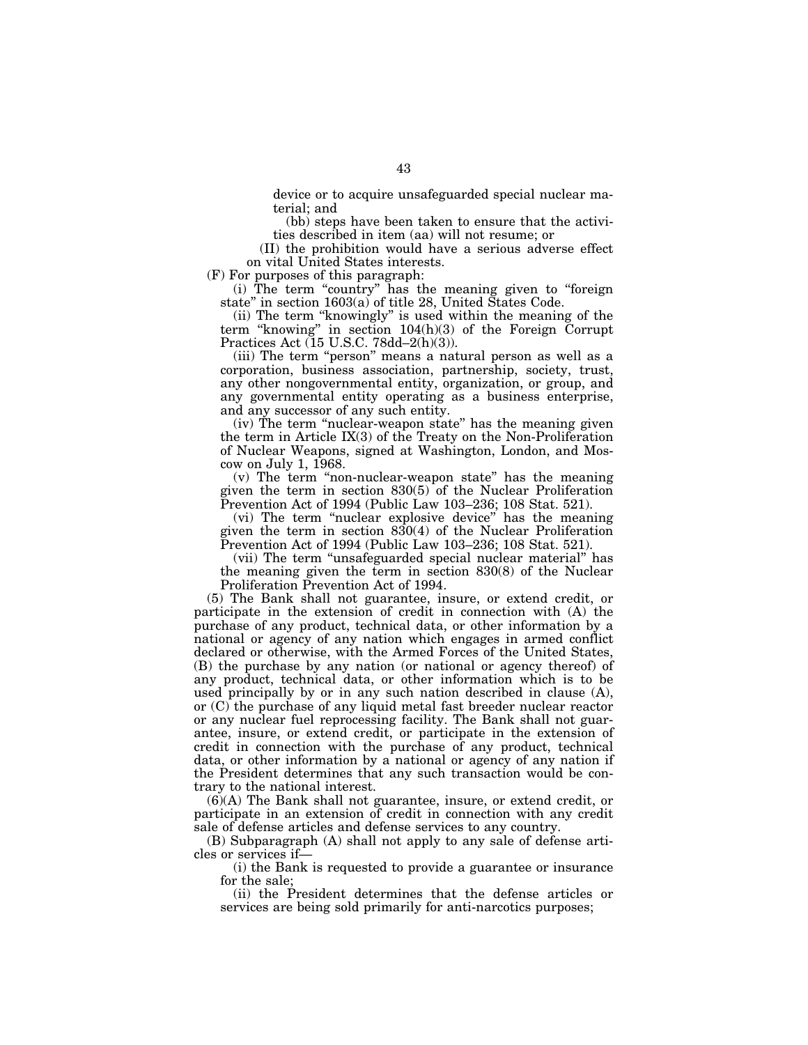device or to acquire unsafeguarded special nuclear material; and

(bb) steps have been taken to ensure that the activities described in item (aa) will not resume; or

(II) the prohibition would have a serious adverse effect on vital United States interests.

(F) For purposes of this paragraph:

(i) The term "country" has the meaning given to "foreign state" in section 1603(a) of title 28, United States Code.

(ii) The term "knowingly" is used within the meaning of the term "knowing" in section 104(h)(3) of the Foreign Corrupt Practices Act (15 U.S.C. 78dd–2(h)(3)).

(iii) The term "person" means a natural person as well as a corporation, business association, partnership, society, trust, any other nongovernmental entity, organization, or group, and any governmental entity operating as a business enterprise, and any successor of any such entity.

(iv) The term "nuclear-weapon state" has the meaning given the term in Article IX(3) of the Treaty on the Non-Proliferation of Nuclear Weapons, signed at Washington, London, and Moscow on July 1, 1968.

(v) The term "non-nuclear-weapon state" has the meaning given the term in section 830(5) of the Nuclear Proliferation Prevention Act of 1994 (Public Law 103–236; 108 Stat. 521).

(vi) The term "nuclear explosive device" has the meaning given the term in section 830(4) of the Nuclear Proliferation Prevention Act of 1994 (Public Law 103–236; 108 Stat. 521).

(vii) The term "unsafeguarded special nuclear material" has the meaning given the term in section 830(8) of the Nuclear Proliferation Prevention Act of 1994.

(5) The Bank shall not guarantee, insure, or extend credit, or participate in the extension of credit in connection with (A) the purchase of any product, technical data, or other information by a national or agency of any nation which engages in armed conflict declared or otherwise, with the Armed Forces of the United States, (B) the purchase by any nation (or national or agency thereof) of any product, technical data, or other information which is to be used principally by or in any such nation described in clause (A), or (C) the purchase of any liquid metal fast breeder nuclear reactor or any nuclear fuel reprocessing facility. The Bank shall not guarantee, insure, or extend credit, or participate in the extension of credit in connection with the purchase of any product, technical data, or other information by a national or agency of any nation if the President determines that any such transaction would be contrary to the national interest.

(6)(A) The Bank shall not guarantee, insure, or extend credit, or participate in an extension of credit in connection with any credit sale of defense articles and defense services to any country.

(B) Subparagraph (A) shall not apply to any sale of defense articles or services if—

(i) the Bank is requested to provide a guarantee or insurance for the sale;

(ii) the President determines that the defense articles or services are being sold primarily for anti-narcotics purposes;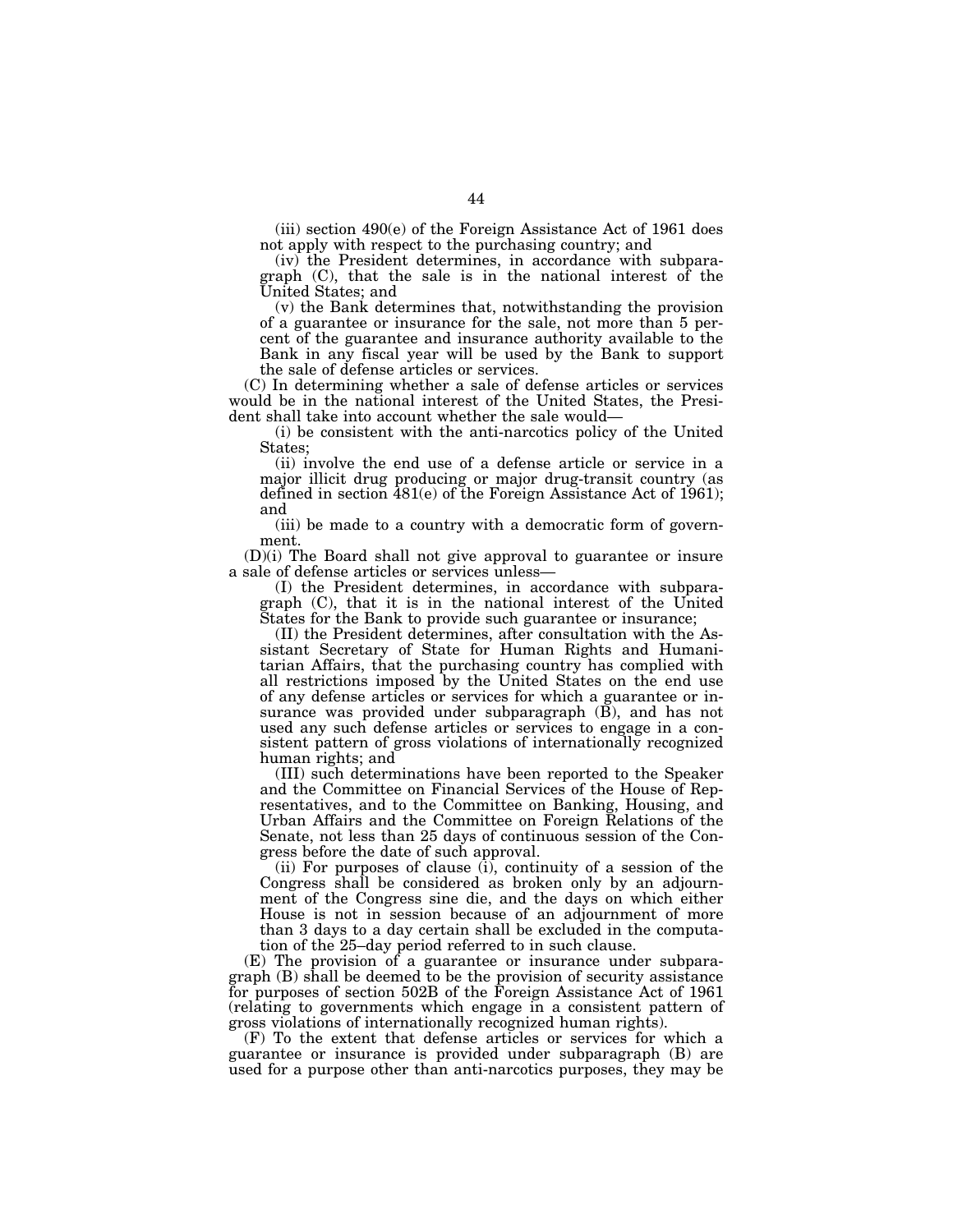(iii) section 490(e) of the Foreign Assistance Act of 1961 does not apply with respect to the purchasing country; and

(iv) the President determines, in accordance with subparagraph (C), that the sale is in the national interest of the United States; and

(v) the Bank determines that, notwithstanding the provision of a guarantee or insurance for the sale, not more than 5 percent of the guarantee and insurance authority available to the Bank in any fiscal year will be used by the Bank to support the sale of defense articles or services.

(C) In determining whether a sale of defense articles or services would be in the national interest of the United States, the President shall take into account whether the sale would—

(i) be consistent with the anti-narcotics policy of the United States;

(ii) involve the end use of a defense article or service in a major illicit drug producing or major drug-transit country (as defined in section 481(e) of the Foreign Assistance Act of 1961); and

(iii) be made to a country with a democratic form of government.

(D)(i) The Board shall not give approval to guarantee or insure a sale of defense articles or services unless—

(I) the President determines, in accordance with subparagraph (C), that it is in the national interest of the United States for the Bank to provide such guarantee or insurance;

(II) the President determines, after consultation with the Assistant Secretary of State for Human Rights and Humanitarian Affairs, that the purchasing country has complied with all restrictions imposed by the United States on the end use of any defense articles or services for which a guarantee or insurance was provided under subparagraph (B), and has not used any such defense articles or services to engage in a consistent pattern of gross violations of internationally recognized human rights; and

(III) such determinations have been reported to the Speaker and the Committee on Financial Services of the House of Representatives, and to the Committee on Banking, Housing, and Urban Affairs and the Committee on Foreign Relations of the Senate, not less than 25 days of continuous session of the Congress before the date of such approval.

(ii) For purposes of clause (i), continuity of a session of the Congress shall be considered as broken only by an adjournment of the Congress sine die, and the days on which either House is not in session because of an adjournment of more than 3 days to a day certain shall be excluded in the computation of the 25–day period referred to in such clause.

(E) The provision of a guarantee or insurance under subparagraph (B) shall be deemed to be the provision of security assistance for purposes of section 502B of the Foreign Assistance Act of 1961 (relating to governments which engage in a consistent pattern of gross violations of internationally recognized human rights).

(F) To the extent that defense articles or services for which a guarantee or insurance is provided under subparagraph (B) are used for a purpose other than anti-narcotics purposes, they may be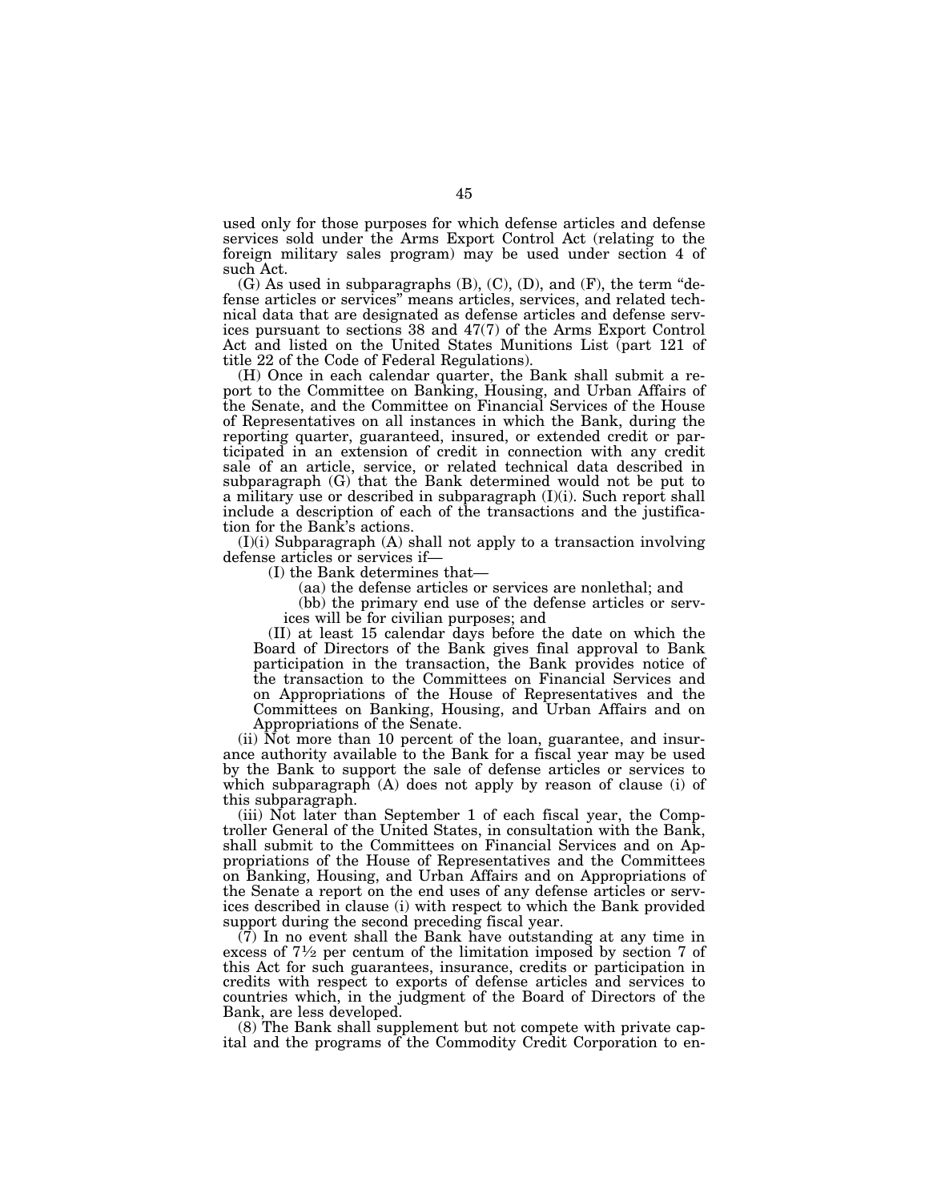used only for those purposes for which defense articles and defense services sold under the Arms Export Control Act (relating to the foreign military sales program) may be used under section 4 of such Act.

(G) As used in subparagraphs (B), (C), (D), and (F), the term "defense articles or services" means articles, services, and related technical data that are designated as defense articles and defense services pursuant to sections 38 and 47(7) of the Arms Export Control Act and listed on the United States Munitions List (part 121 of title 22 of the Code of Federal Regulations).

(H) Once in each calendar quarter, the Bank shall submit a report to the Committee on Banking, Housing, and Urban Affairs of the Senate, and the Committee on Financial Services of the House of Representatives on all instances in which the Bank, during the reporting quarter, guaranteed, insured, or extended credit or participated in an extension of credit in connection with any credit sale of an article, service, or related technical data described in subparagraph (G) that the Bank determined would not be put to a military use or described in subparagraph (I)(i). Such report shall include a description of each of the transactions and the justification for the Bank's actions.

(I)(i) Subparagraph (A) shall not apply to a transaction involving defense articles or services if—

(I) the Bank determines that—

(aa) the defense articles or services are nonlethal; and

(bb) the primary end use of the defense articles or services will be for civilian purposes; and

(II) at least 15 calendar days before the date on which the Board of Directors of the Bank gives final approval to Bank participation in the transaction, the Bank provides notice of the transaction to the Committees on Financial Services and on Appropriations of the House of Representatives and the Committees on Banking, Housing, and Urban Affairs and on Appropriations of the Senate.

(ii) Not more than 10 percent of the loan, guarantee, and insurance authority available to the Bank for a fiscal year may be used by the Bank to support the sale of defense articles or services to which subparagraph (A) does not apply by reason of clause (i) of this subparagraph.

(iii) Not later than September 1 of each fiscal year, the Comptroller General of the United States, in consultation with the Bank, shall submit to the Committees on Financial Services and on Appropriations of the House of Representatives and the Committees on Banking, Housing, and Urban Affairs and on Appropriations of the Senate a report on the end uses of any defense articles or services described in clause (i) with respect to which the Bank provided support during the second preceding fiscal year.

(7) In no event shall the Bank have outstanding at any time in excess of 7½ per centum of the limitation imposed by section 7 of this Act for such guarantees, insurance, credits or participation in credits with respect to exports of defense articles and services to countries which, in the judgment of the Board of Directors of the Bank, are less developed.

(8) The Bank shall supplement but not compete with private capital and the programs of the Commodity Credit Corporation to en-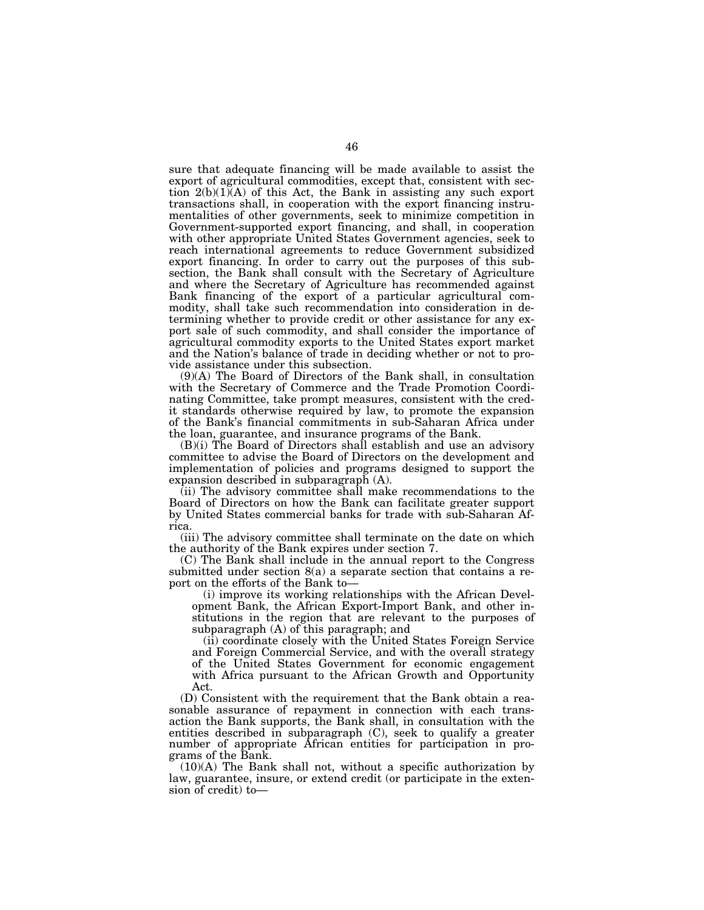sure that adequate financing will be made available to assist the export of agricultural commodities, except that, consistent with section 2(b)(1)(A) of this Act, the Bank in assisting any such export transactions shall, in cooperation with the export financing instrumentalities of other governments, seek to minimize competition in Government-supported export financing, and shall, in cooperation with other appropriate United States Government agencies, seek to reach international agreements to reduce Government subsidized export financing. In order to carry out the purposes of this subsection, the Bank shall consult with the Secretary of Agriculture and where the Secretary of Agriculture has recommended against Bank financing of the export of a particular agricultural commodity, shall take such recommendation into consideration in determining whether to provide credit or other assistance for any export sale of such commodity, and shall consider the importance of agricultural commodity exports to the United States export market and the Nation's balance of trade in deciding whether or not to provide assistance under this subsection.

(9)(A) The Board of Directors of the Bank shall, in consultation with the Secretary of Commerce and the Trade Promotion Coordinating Committee, take prompt measures, consistent with the credit standards otherwise required by law, to promote the expansion of the Bank's financial commitments in sub-Saharan Africa under the loan, guarantee, and insurance programs of the Bank.

(B)(i) The Board of Directors shall establish and use an advisory committee to advise the Board of Directors on the development and implementation of policies and programs designed to support the expansion described in subparagraph (A).

(ii) The advisory committee shall make recommendations to the Board of Directors on how the Bank can facilitate greater support by United States commercial banks for trade with sub-Saharan Africa.

(iii) The advisory committee shall terminate on the date on which the authority of the Bank expires under section 7.

(C) The Bank shall include in the annual report to the Congress submitted under section 8(a) a separate section that contains a report on the efforts of the Bank to—

(i) improve its working relationships with the African Development Bank, the African Export-Import Bank, and other institutions in the region that are relevant to the purposes of subparagraph (A) of this paragraph; and

(ii) coordinate closely with the United States Foreign Service and Foreign Commercial Service, and with the overall strategy of the United States Government for economic engagement with Africa pursuant to the African Growth and Opportunity Act.

(D) Consistent with the requirement that the Bank obtain a reasonable assurance of repayment in connection with each transaction the Bank supports, the Bank shall, in consultation with the entities described in subparagraph (C), seek to qualify a greater number of appropriate African entities for participation in programs of the Bank.

(10)(A) The Bank shall not, without a specific authorization by law, guarantee, insure, or extend credit (or participate in the extension of credit) to—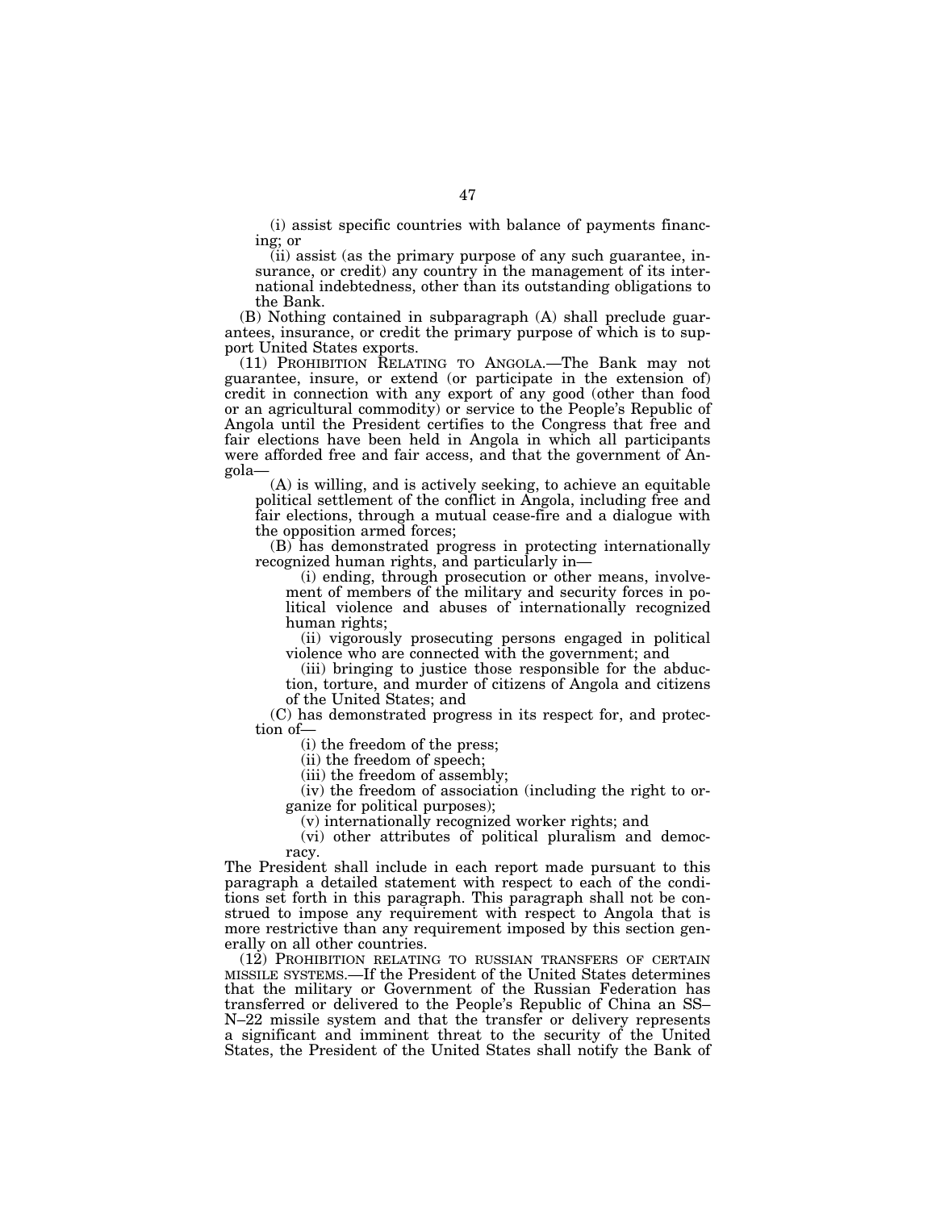(i) assist specific countries with balance of payments financing; or

(ii) assist (as the primary purpose of any such guarantee, insurance, or credit) any country in the management of its international indebtedness, other than its outstanding obligations to the Bank.

(B) Nothing contained in subparagraph (A) shall preclude guarantees, insurance, or credit the primary purpose of which is to support United States exports.

(11) PROHIBITION RELATING TO ANGOLA.—The Bank may not guarantee, insure, or extend (or participate in the extension of) credit in connection with any export of any good (other than food or an agricultural commodity) or service to the People's Republic of Angola until the President certifies to the Congress that free and fair elections have been held in Angola in which all participants were afforded free and fair access, and that the government of Angola—

(A) is willing, and is actively seeking, to achieve an equitable political settlement of the conflict in Angola, including free and fair elections, through a mutual cease-fire and a dialogue with the opposition armed forces;

(B) has demonstrated progress in protecting internationally recognized human rights, and particularly in—

(i) ending, through prosecution or other means, involvement of members of the military and security forces in political violence and abuses of internationally recognized human rights;

(ii) vigorously prosecuting persons engaged in political violence who are connected with the government; and

(iii) bringing to justice those responsible for the abduction, torture, and murder of citizens of Angola and citizens of the United States; and

(C) has demonstrated progress in its respect for, and protection of—

(i) the freedom of the press;

(ii) the freedom of speech;

(iii) the freedom of assembly;

(iv) the freedom of association (including the right to organize for political purposes);

(v) internationally recognized worker rights; and

(vi) other attributes of political pluralism and democracy.

The President shall include in each report made pursuant to this paragraph a detailed statement with respect to each of the conditions set forth in this paragraph. This paragraph shall not be construed to impose any requirement with respect to Angola that is more restrictive than any requirement imposed by this section generally on all other countries.

(12) PROHIBITION RELATING TO RUSSIAN TRANSFERS OF CERTAIN MISSILE SYSTEMS.—If the President of the United States determines that the military or Government of the Russian Federation has transferred or delivered to the People's Republic of China an SS–N–22 missile system and that the transfer or delivery represents a significant and imminent threat to the security of the United States, the President of the United States shall notify the Bank of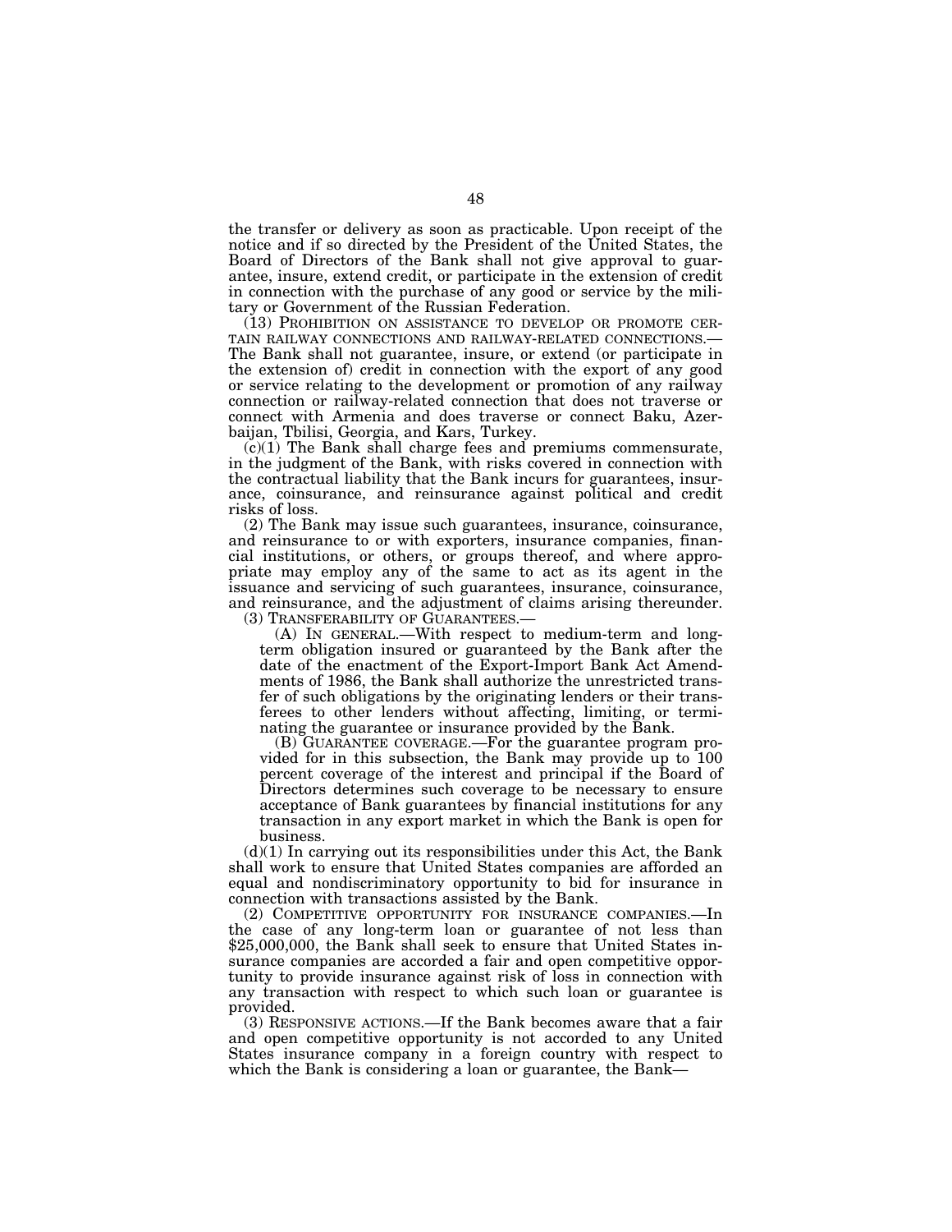the transfer or delivery as soon as practicable. Upon receipt of the notice and if so directed by the President of the United States, the Board of Directors of the Bank shall not give approval to guarantee, insure, extend credit, or participate in the extension of credit in connection with the purchase of any good or service by the military or Government of the Russian Federation.

(13) PROHIBITION ON ASSISTANCE TO DEVELOP OR PROMOTE CERTAIN RAILWAY CONNECTIONS AND RAILWAY-RELATED CONNECTIONS.—The Bank shall not guarantee, insure, or extend (or participate in the extension of) credit in connection with the export of any good or service relating to the development or promotion of any railway connection or railway-related connection that does not traverse or connect with Armenia and does traverse or connect Baku, Azerbaijan, Tbilisi, Georgia, and Kars, Turkey.

(c)(1) The Bank shall charge fees and premiums commensurate, in the judgment of the Bank, with risks covered in connection with the contractual liability that the Bank incurs for guarantees, insurance, coinsurance, and reinsurance against political and credit risks of loss.

(2) The Bank may issue such guarantees, insurance, coinsurance, and reinsurance to or with exporters, insurance companies, financial institutions, or others, or groups thereof, and where appropriate may employ any of the same to act as its agent in the issuance and servicing of such guarantees, insurance, coinsurance, and reinsurance, and the adjustment of claims arising thereunder.

(3) TRANSFERABILITY OF GUARANTEES.—

(A) IN GENERAL.—With respect to medium-term and long-term obligation insured or guaranteed by the Bank after the date of the enactment of the Export-Import Bank Act Amendments of 1986, the Bank shall authorize the unrestricted transfer of such obligations by the originating lenders or their transferees to other lenders without affecting, limiting, or terminating the guarantee or insurance provided by the Bank.

(B) GUARANTEE COVERAGE.—For the guarantee program provided for in this subsection, the Bank may provide up to 100 percent coverage of the interest and principal if the Board of Directors determines such coverage to be necessary to ensure acceptance of Bank guarantees by financial institutions for any transaction in any export market in which the Bank is open for business.

(d)(1) In carrying out its responsibilities under this Act, the Bank shall work to ensure that United States companies are afforded an equal and nondiscriminatory opportunity to bid for insurance in connection with transactions assisted by the Bank.

(2) COMPETITIVE OPPORTUNITY FOR INSURANCE COMPANIES.—In the case of any long-term loan or guarantee of not less than $25,000,000, the Bank shall seek to ensure that United States insurance companies are accorded a fair and open competitive opportunity to provide insurance against risk of loss in connection with any transaction with respect to which such loan or guarantee is provided.

(3) RESPONSIVE ACTIONS.—If the Bank becomes aware that a fair and open competitive opportunity is not accorded to any United States insurance company in a foreign country with respect to which the Bank is considering a loan or guarantee, the Bank—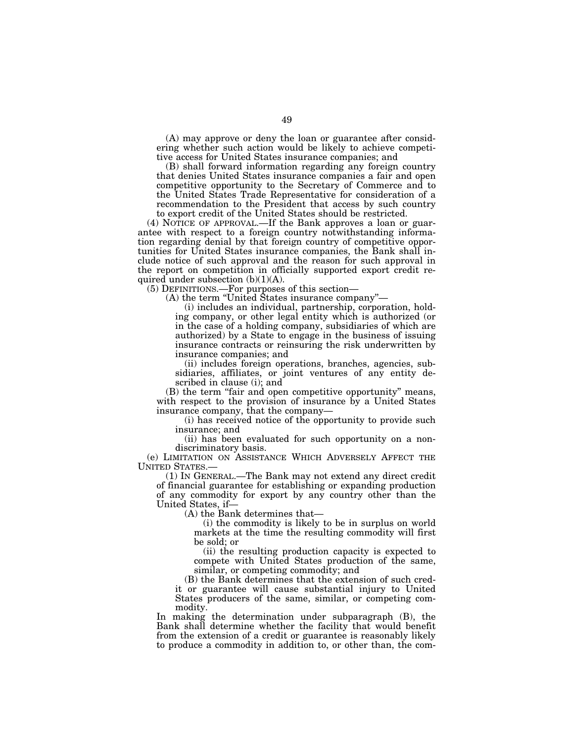(A) may approve or deny the loan or guarantee after considering whether such action would be likely to achieve competitive access for United States insurance companies; and

(B) shall forward information regarding any foreign country that denies United States insurance companies a fair and open competitive opportunity to the Secretary of Commerce and to the United States Trade Representative for consideration of a recommendation to the President that access by such country to export credit of the United States should be restricted.

(4) NOTICE OF APPROVAL.—If the Bank approves a loan or guarantee with respect to a foreign country notwithstanding information regarding denial by that foreign country of competitive opportunities for United States insurance companies, the Bank shall include notice of such approval and the reason for such approval in the report on competition in officially supported export credit required under subsection (b)(1)(A).

(5) DEFINITIONS.—For purposes of this section—

(A) the term "United States insurance company"—

(i) includes an individual, partnership, corporation, holding company, or other legal entity which is authorized (or in the case of a holding company, subsidiaries of which are authorized) by a State to engage in the business of issuing insurance contracts or reinsuring the risk underwritten by insurance companies; and

(ii) includes foreign operations, branches, agencies, subsidiaries, affiliates, or joint ventures of any entity described in clause (i); and

(B) the term "fair and open competitive opportunity" means, with respect to the provision of insurance by a United States insurance company, that the company—

(i) has received notice of the opportunity to provide such insurance; and

(ii) has been evaluated for such opportunity on a nondiscriminatory basis.

(e) LIMITATION ON ASSISTANCE WHICH ADVERSELY AFFECT THE UNITED STATES.—

(1) IN GENERAL.—The Bank may not extend any direct credit of financial guarantee for establishing or expanding production of any commodity for export by any country other than the United States, if—

(A) the Bank determines that—

(i) the commodity is likely to be in surplus on world markets at the time the resulting commodity will first be sold; or

(ii) the resulting production capacity is expected to compete with United States production of the same, similar, or competing commodity; and

(B) the Bank determines that the extension of such credit or guarantee will cause substantial injury to United States producers of the same, similar, or competing commodity.

In making the determination under subparagraph (B), the Bank shall determine whether the facility that would benefit from the extension of a credit or guarantee is reasonably likely to produce a commodity in addition to, or other than, the com-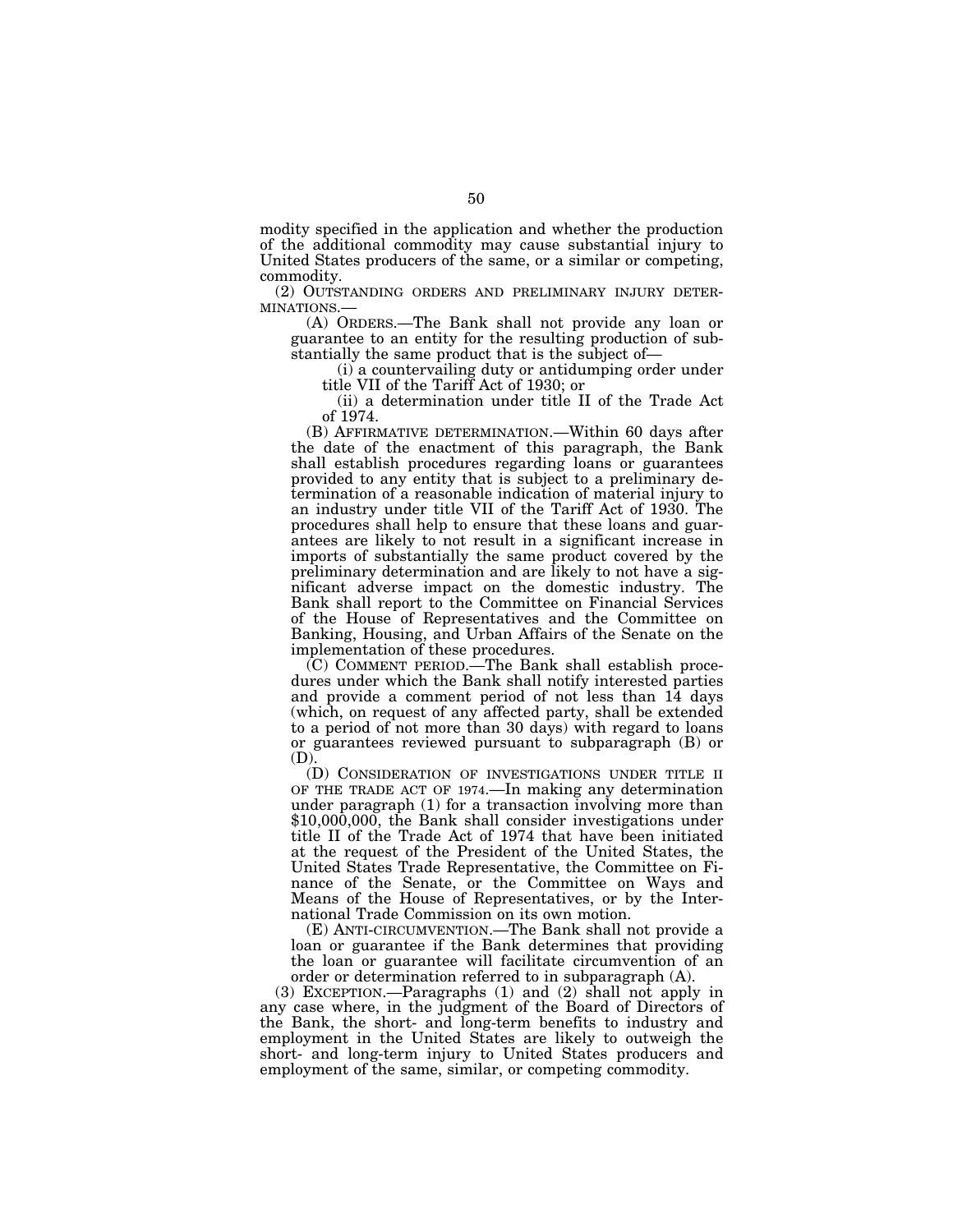modity specified in the application and whether the production of the additional commodity may cause substantial injury to United States producers of the same, or a similar or competing, commodity.

(2) OUTSTANDING ORDERS AND PRELIMINARY INJURY DETERMINATIONS.—

(A) ORDERS.—The Bank shall not provide any loan or guarantee to an entity for the resulting production of substantially the same product that is the subject of—

(i) a countervailing duty or antidumping order under title VII of the Tariff Act of 1930; or

(ii) a determination under title II of the Trade Act of 1974.

(B) AFFIRMATIVE DETERMINATION.—Within 60 days after the date of the enactment of this paragraph, the Bank shall establish procedures regarding loans or guarantees provided to any entity that is subject to a preliminary determination of a reasonable indication of material injury to an industry under title VII of the Tariff Act of 1930. The procedures shall help to ensure that these loans and guarantees are likely to not result in a significant increase in imports of substantially the same product covered by the preliminary determination and are likely to not have a significant adverse impact on the domestic industry. The Bank shall report to the Committee on Financial Services of the House of Representatives and the Committee on Banking, Housing, and Urban Affairs of the Senate on the implementation of these procedures.

(C) COMMENT PERIOD.—The Bank shall establish procedures under which the Bank shall notify interested parties and provide a comment period of not less than 14 days (which, on request of any affected party, shall be extended to a period of not more than 30 days) with regard to loans or guarantees reviewed pursuant to subparagraph (B) or (D).

(D) CONSIDERATION OF INVESTIGATIONS UNDER TITLE II OF THE TRADE ACT OF 1974.—In making any determination under paragraph (1) for a transaction involving more than $10,000,000, the Bank shall consider investigations under title II of the Trade Act of 1974 that have been initiated at the request of the President of the United States, the United States Trade Representative, the Committee on Finance of the Senate, or the Committee on Ways and Means of the House of Representatives, or by the International Trade Commission on its own motion.

(E) ANTI-CIRCUMVENTION.—The Bank shall not provide a loan or guarantee if the Bank determines that providing the loan or guarantee will facilitate circumvention of an order or determination referred to in subparagraph (A).

(3) EXCEPTION.—Paragraphs (1) and (2) shall not apply in any case where, in the judgment of the Board of Directors of the Bank, the short- and long-term benefits to industry and employment in the United States are likely to outweigh the short- and long-term injury to United States producers and employment of the same, similar, or competing commodity.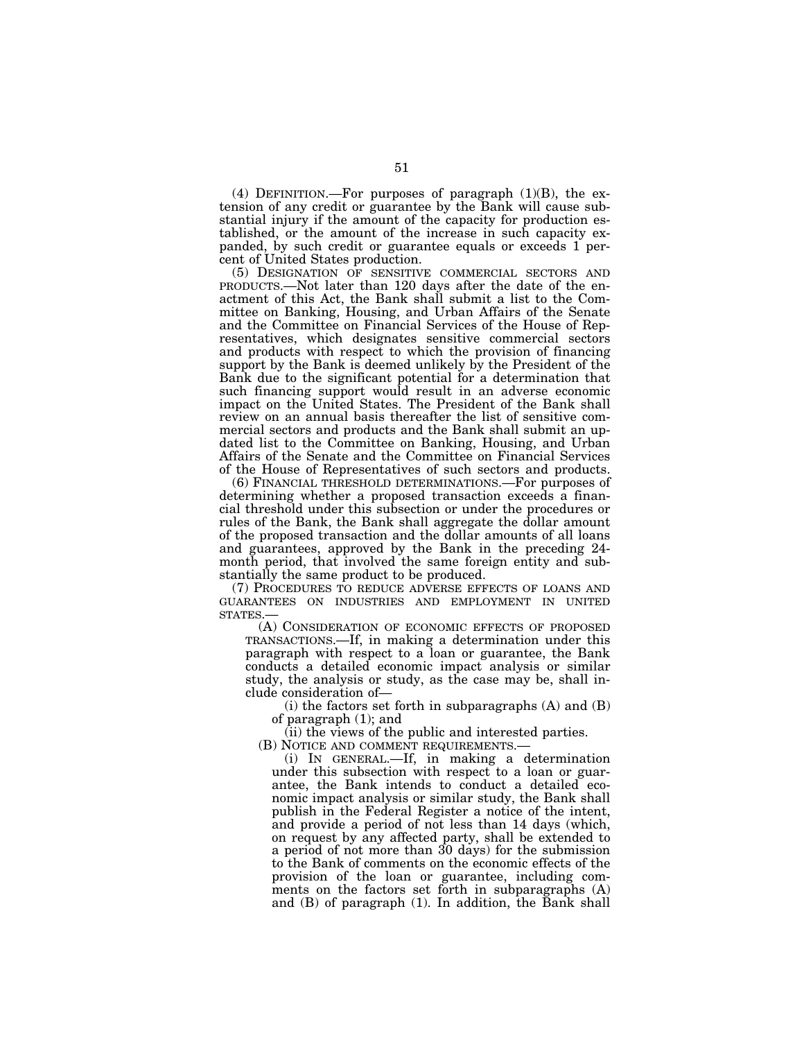(4) DEFINITION.—For purposes of paragraph (1)(B), the extension of any credit or guarantee by the Bank will cause substantial injury if the amount of the capacity for production established, or the amount of the increase in such capacity expanded, by such credit or guarantee equals or exceeds 1 percent of United States production.

(5) DESIGNATION OF SENSITIVE COMMERCIAL SECTORS AND PRODUCTS.—Not later than 120 days after the date of the enactment of this Act, the Bank shall submit a list to the Committee on Banking, Housing, and Urban Affairs of the Senate and the Committee on Financial Services of the House of Representatives, which designates sensitive commercial sectors and products with respect to which the provision of financing support by the Bank is deemed unlikely by the President of the Bank due to the significant potential for a determination that such financing support would result in an adverse economic impact on the United States. The President of the Bank shall review on an annual basis thereafter the list of sensitive commercial sectors and products and the Bank shall submit an updated list to the Committee on Banking, Housing, and Urban Affairs of the Senate and the Committee on Financial Services of the House of Representatives of such sectors and products.

(6) FINANCIAL THRESHOLD DETERMINATIONS.—For purposes of determining whether a proposed transaction exceeds a financial threshold under this subsection or under the procedures or rules of the Bank, the Bank shall aggregate the dollar amount of the proposed transaction and the dollar amounts of all loans and guarantees, approved by the Bank in the preceding 24-month period, that involved the same foreign entity and substantially the same product to be produced.

(7) PROCEDURES TO REDUCE ADVERSE EFFECTS OF LOANS AND GUARANTEES ON INDUSTRIES AND EMPLOYMENT IN UNITED STATES.—

(A) CONSIDERATION OF ECONOMIC EFFECTS OF PROPOSED TRANSACTIONS.—If, in making a determination under this paragraph with respect to a loan or guarantee, the Bank conducts a detailed economic impact analysis or similar study, the analysis or study, as the case may be, shall include consideration of—

(i) the factors set forth in subparagraphs (A) and (B) of paragraph (1); and

(ii) the views of the public and interested parties.

(B) NOTICE AND COMMENT REQUIREMENTS.—

(i) IN GENERAL.—If, in making a determination under this subsection with respect to a loan or guarantee, the Bank intends to conduct a detailed economic impact analysis or similar study, the Bank shall publish in the Federal Register a notice of the intent, and provide a period of not less than 14 days (which, on request by any affected party, shall be extended to a period of not more than 30 days) for the submission to the Bank of comments on the economic effects of the provision of the loan or guarantee, including comments on the factors set forth in subparagraphs (A) and (B) of paragraph (1). In addition, the Bank shall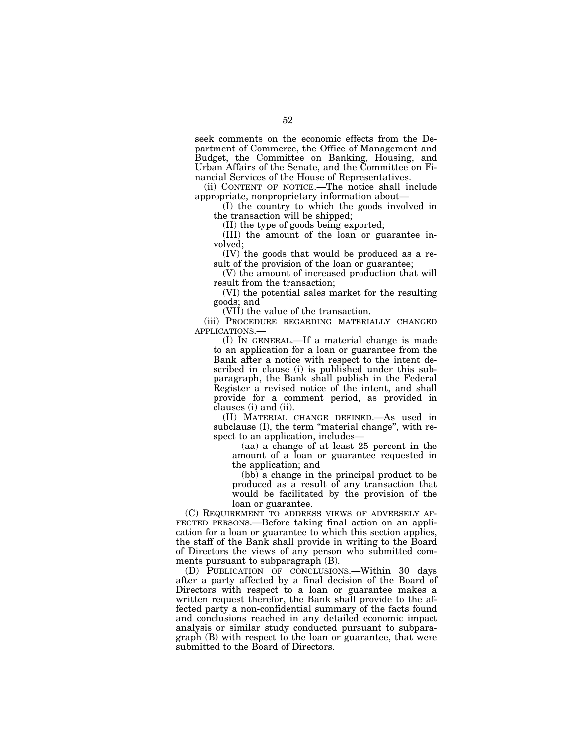seek comments on the economic effects from the Department of Commerce, the Office of Management and Budget, the Committee on Banking, Housing, and Urban Affairs of the Senate, and the Committee on Financial Services of the House of Representatives.

(ii) CONTENT OF NOTICE.—The notice shall include appropriate, nonproprietary information about—

(I) the country to which the goods involved in the transaction will be shipped;

(II) the type of goods being exported;

(III) the amount of the loan or guarantee involved;

(IV) the goods that would be produced as a result of the provision of the loan or guarantee;

(V) the amount of increased production that will result from the transaction;

(VI) the potential sales market for the resulting goods; and

(VII) the value of the transaction.

(iii) PROCEDURE REGARDING MATERIALLY CHANGED APPLICATIONS.—

(I) IN GENERAL.—If a material change is made to an application for a loan or guarantee from the Bank after a notice with respect to the intent described in clause (i) is published under this subparagraph, the Bank shall publish in the Federal Register a revised notice of the intent, and shall provide for a comment period, as provided in clauses (i) and (ii).

(II) MATERIAL CHANGE DEFINED.—As used in subclause (I), the term "material change", with respect to an application, includes—

(aa) a change of at least 25 percent in the amount of a loan or guarantee requested in the application; and

(bb) a change in the principal product to be produced as a result of any transaction that would be facilitated by the provision of the loan or guarantee.

(C) REQUIREMENT TO ADDRESS VIEWS OF ADVERSELY AFFECTED PERSONS.—Before taking final action on an application for a loan or guarantee to which this section applies, the staff of the Bank shall provide in writing to the Board of Directors the views of any person who submitted comments pursuant to subparagraph (B).

(D) PUBLICATION OF CONCLUSIONS.—Within 30 days after a party affected by a final decision of the Board of Directors with respect to a loan or guarantee makes a written request therefor, the Bank shall provide to the affected party a non-confidential summary of the facts found and conclusions reached in any detailed economic impact analysis or similar study conducted pursuant to subparagraph (B) with respect to the loan or guarantee, that were submitted to the Board of Directors.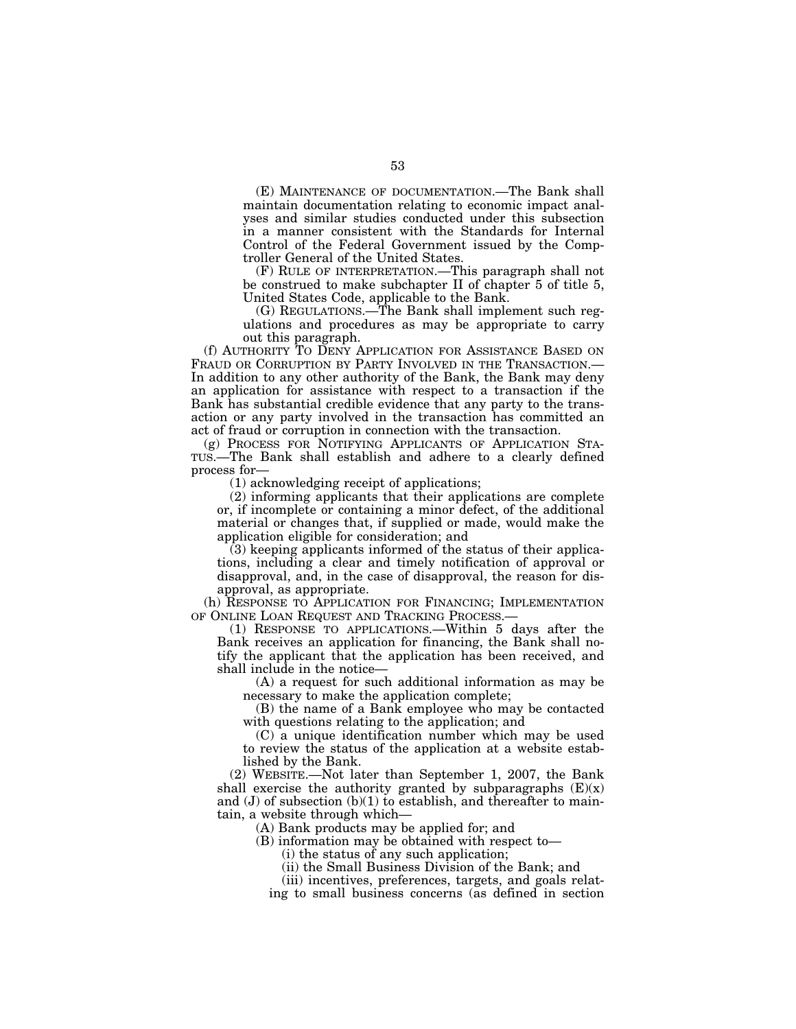(E) MAINTENANCE OF DOCUMENTATION.—The Bank shall maintain documentation relating to economic impact analyses and similar studies conducted under this subsection in a manner consistent with the Standards for Internal Control of the Federal Government issued by the Comptroller General of the United States.

(F) RULE OF INTERPRETATION.—This paragraph shall not be construed to make subchapter II of chapter 5 of title 5, United States Code, applicable to the Bank.

(G) REGULATIONS.—The Bank shall implement such regulations and procedures as may be appropriate to carry out this paragraph.

(f) AUTHORITY TO DENY APPLICATION FOR ASSISTANCE BASED ON FRAUD OR CORRUPTION BY PARTY INVOLVED IN THE TRANSACTION.—In addition to any other authority of the Bank, the Bank may deny an application for assistance with respect to a transaction if the Bank has substantial credible evidence that any party to the transaction or any party involved in the transaction has committed an act of fraud or corruption in connection with the transaction.

(g) PROCESS FOR NOTIFYING APPLICANTS OF APPLICATION STATUS.—The Bank shall establish and adhere to a clearly defined process for—

(1) acknowledging receipt of applications;

(2) informing applicants that their applications are complete or, if incomplete or containing a minor defect, of the additional material or changes that, if supplied or made, would make the application eligible for consideration; and

(3) keeping applicants informed of the status of their applications, including a clear and timely notification of approval or disapproval, and, in the case of disapproval, the reason for disapproval, as appropriate.

(h) RESPONSE TO APPLICATION FOR FINANCING; IMPLEMENTATION OF ONLINE LOAN REQUEST AND TRACKING PROCESS.—

(1) RESPONSE TO APPLICATIONS.—Within 5 days after the Bank receives an application for financing, the Bank shall notify the applicant that the application has been received, and shall include in the notice—

(A) a request for such additional information as may be necessary to make the application complete;

(B) the name of a Bank employee who may be contacted with questions relating to the application; and

(C) a unique identification number which may be used to review the status of the application at a website established by the Bank.

(2) WEBSITE.—Not later than September 1, 2007, the Bank shall exercise the authority granted by subparagraphs (E)(x) and (J) of subsection (b)(1) to establish, and thereafter to maintain, a website through which—

(A) Bank products may be applied for; and

(B) information may be obtained with respect to—

(i) the status of any such application;

(ii) the Small Business Division of the Bank; and

(iii) incentives, preferences, targets, and goals relating to small business concerns (as defined in section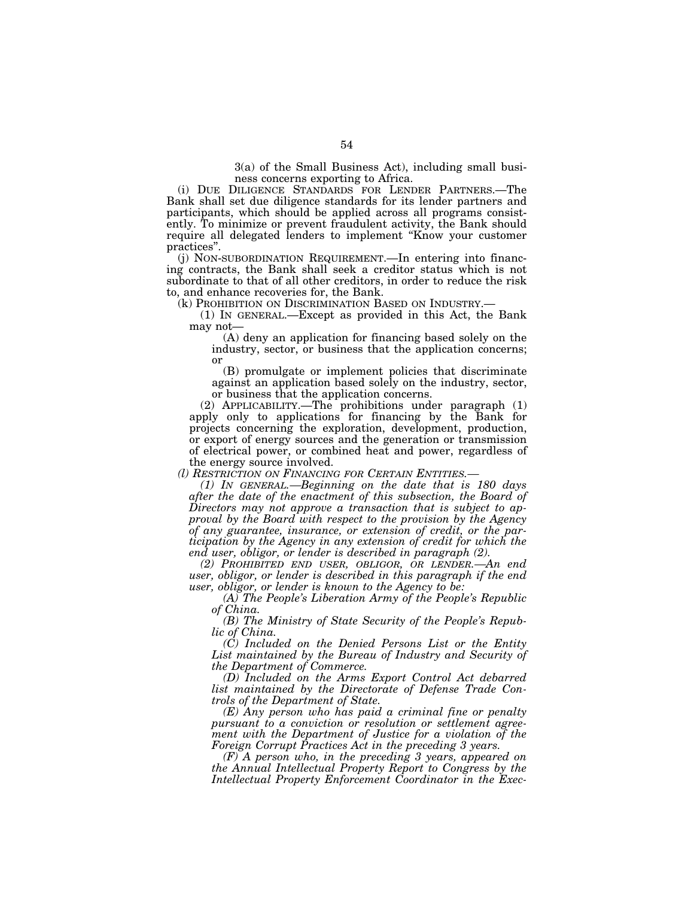3(a) of the Small Business Act), including small business concerns exporting to Africa.

(i) DUE DILIGENCE STANDARDS FOR LENDER PARTNERS.—The Bank shall set due diligence standards for its lender partners and participants, which should be applied across all programs consistently. To minimize or prevent fraudulent activity, the Bank should require all delegated lenders to implement "Know your customer practices".

(j) NON-SUBORDINATION REQUIREMENT.—In entering into financing contracts, the Bank shall seek a creditor status which is not subordinate to that of all other creditors, in order to reduce the risk to, and enhance recoveries for, the Bank.

(k) PROHIBITION ON DISCRIMINATION BASED ON INDUSTRY.—

(1) IN GENERAL.—Except as provided in this Act, the Bank may not—

(A) deny an application for financing based solely on the industry, sector, or business that the application concerns; or

(B) promulgate or implement policies that discriminate against an application based solely on the industry, sector, or business that the application concerns.

(2) APPLICABILITY.—The prohibitions under paragraph (1) apply only to applications for financing by the Bank for projects concerning the exploration, development, production, or export of energy sources and the generation or transmission of electrical power, or combined heat and power, regardless of the energy source involved.

*(l) RESTRICTION ON FINANCING FOR CERTAIN ENTITIES.—*

*(1) IN GENERAL.—Beginning on the date that is 180 days after the date of the enactment of this subsection, the Board of Directors may not approve a transaction that is subject to approval by the Board with respect to the provision by the Agency of any guarantee, insurance, or extension of credit, or the participation by the Agency in any extension of credit for which the end user, obligor, or lender is described in paragraph (2).*

*(2) PROHIBITED END USER, OBLIGOR, OR LENDER.—An end user, obligor, or lender is described in this paragraph if the end user, obligor, or lender is known to the Agency to be:*

*(A) The People's Liberation Army of the People's Republic of China.*

*(B) The Ministry of State Security of the People's Republic of China.*

*(C) Included on the Denied Persons List or the Entity List maintained by the Bureau of Industry and Security of the Department of Commerce.*

*(D) Included on the Arms Export Control Act debarred list maintained by the Directorate of Defense Trade Controls of the Department of State.*

*(E) Any person who has paid a criminal fine or penalty pursuant to a conviction or resolution or settlement agreement with the Department of Justice for a violation of the Foreign Corrupt Practices Act in the preceding 3 years.*

*(F) A person who, in the preceding 3 years, appeared on the Annual Intellectual Property Report to Congress by the Intellectual Property Enforcement Coordinator in the Exec-*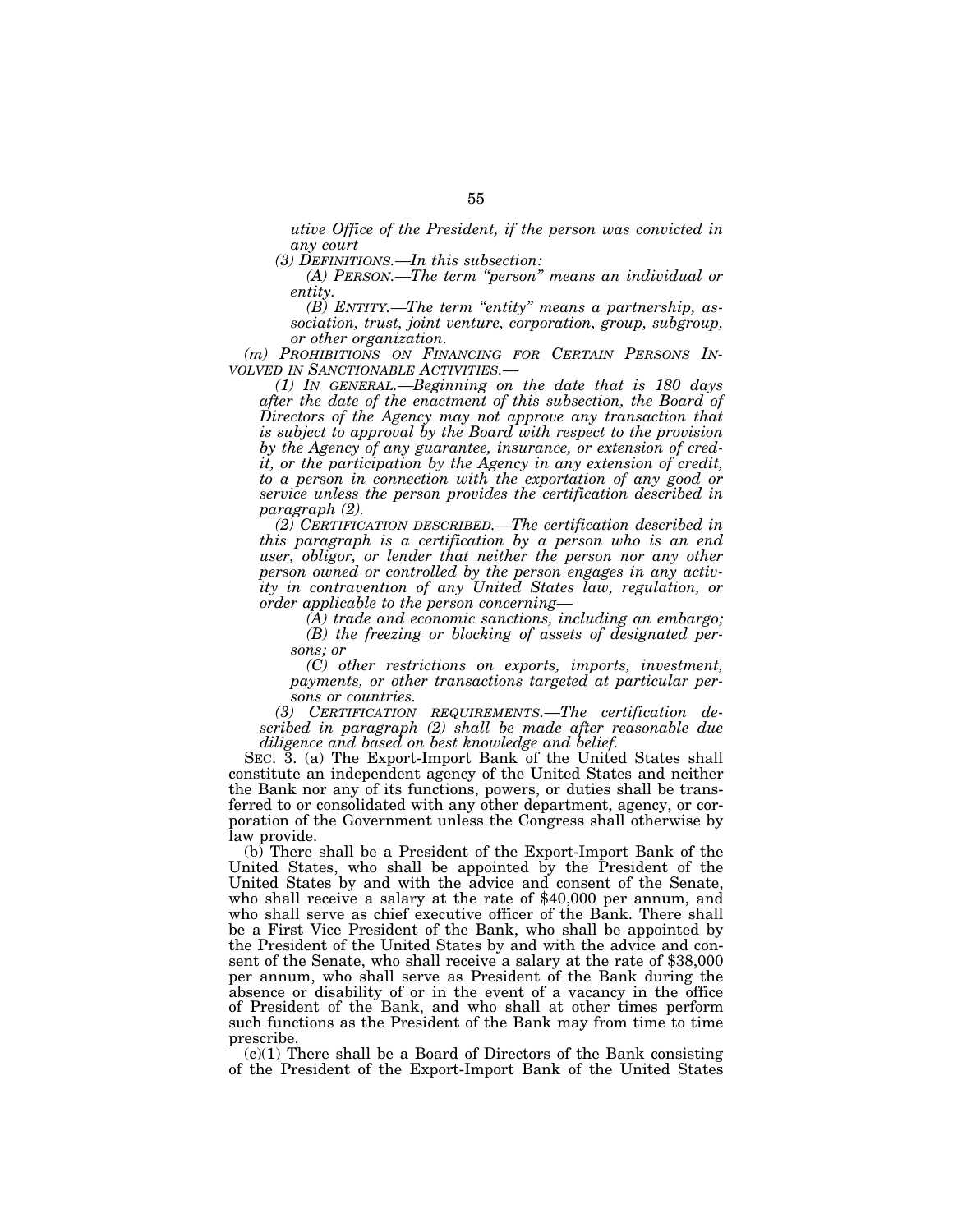*utive Office of the President, if the person was convicted in any court*

*(3) DEFINITIONS.—In this subsection:*

*(A) PERSON.—The term "person" means an individual or entity.*

*(B) ENTITY.—The term "entity" means a partnership, association, trust, joint venture, corporation, group, subgroup, or other organization.*

*(m) PROHIBITIONS ON FINANCING FOR CERTAIN PERSONS INVOLVED IN SANCTIONABLE ACTIVITIES.—*

*(1) IN GENERAL.—Beginning on the date that is 180 days after the date of the enactment of this subsection, the Board of Directors of the Agency may not approve any transaction that is subject to approval by the Board with respect to the provision by the Agency of any guarantee, insurance, or extension of credit, or the participation by the Agency in any extension of credit, to a person in connection with the exportation of any good or service unless the person provides the certification described in paragraph (2).*

*(2) CERTIFICATION DESCRIBED.—The certification described in this paragraph is a certification by a person who is an end user, obligor, or lender that neither the person nor any other person owned or controlled by the person engages in any activity in contravention of any United States law, regulation, or order applicable to the person concerning—*

*(A) trade and economic sanctions, including an embargo;*

*(B) the freezing or blocking of assets of designated persons; or*

*(C) other restrictions on exports, imports, investment, payments, or other transactions targeted at particular persons or countries.*

*(3) CERTIFICATION REQUIREMENTS.—The certification described in paragraph (2) shall be made after reasonable due diligence and based on best knowledge and belief.*

SEC. 3. (a) The Export-Import Bank of the United States shall constitute an independent agency of the United States and neither the Bank nor any of its functions, powers, or duties shall be transferred to or consolidated with any other department, agency, or corporation of the Government unless the Congress shall otherwise by law provide.

(b) There shall be a President of the Export-Import Bank of the United States, who shall be appointed by the President of the United States by and with the advice and consent of the Senate, who shall receive a salary at the rate of $40,000 per annum, and who shall serve as chief executive officer of the Bank. There shall be a First Vice President of the Bank, who shall be appointed by the President of the United States by and with the advice and consent of the Senate, who shall receive a salary at the rate of $38,000 per annum, who shall serve as President of the Bank during the absence or disability of or in the event of a vacancy in the office of President of the Bank, and who shall at other times perform such functions as the President of the Bank may from time to time prescribe.

(c)(1) There shall be a Board of Directors of the Bank consisting of the President of the Export-Import Bank of the United States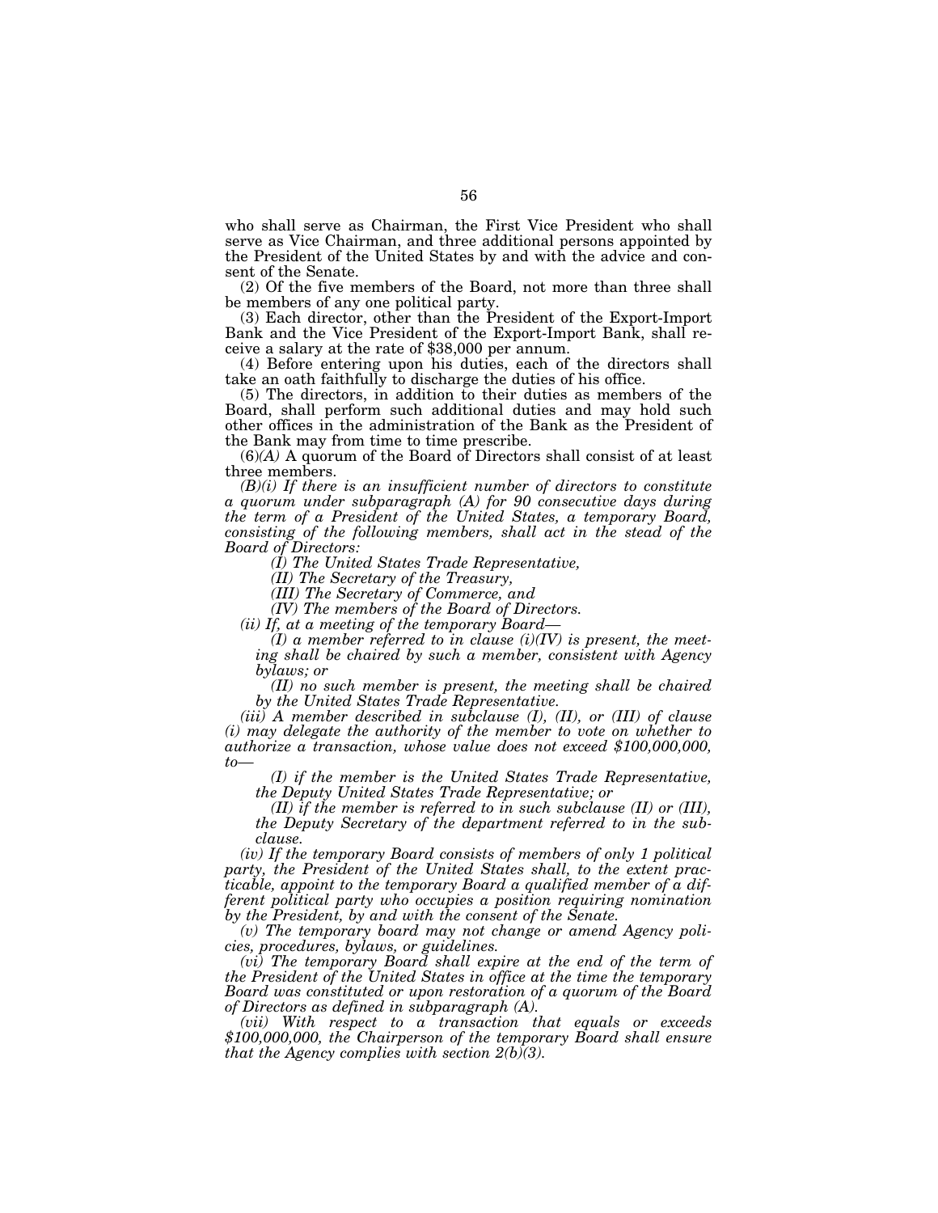who shall serve as Chairman, the First Vice President who shall serve as Vice Chairman, and three additional persons appointed by the President of the United States by and with the advice and consent of the Senate.

(2) Of the five members of the Board, not more than three shall be members of any one political party.

(3) Each director, other than the President of the Export-Import Bank and the Vice President of the Export-Import Bank, shall receive a salary at the rate of $38,000 per annum.

(4) Before entering upon his duties, each of the directors shall take an oath faithfully to discharge the duties of his office.

(5) The directors, in addition to their duties as members of the Board, shall perform such additional duties and may hold such other offices in the administration of the Bank as the President of the Bank may from time to time prescribe.

(6)*(A)* A quorum of the Board of Directors shall consist of at least three members.

*(B)(i) If there is an insufficient number of directors to constitute a quorum under subparagraph (A) for 90 consecutive days during the term of a President of the United States, a temporary Board, consisting of the following members, shall act in the stead of the Board of Directors:*

*(I) The United States Trade Representative,*

*(II) The Secretary of the Treasury,*

*(III) The Secretary of Commerce, and*

*(IV) The members of the Board of Directors.*

*(ii) If, at a meeting of the temporary Board—*

*(I) a member referred to in clause (i)(IV) is present, the meeting shall be chaired by such a member, consistent with Agency bylaws; or*

*(II) no such member is present, the meeting shall be chaired by the United States Trade Representative.*

*(iii) A member described in subclause (I), (II), or (III) of clause (i) may delegate the authority of the member to vote on whether to authorize a transaction, whose value does not exceed $100,000,000, to—*

*(I) if the member is the United States Trade Representative, the Deputy United States Trade Representative; or*

*(II) if the member is referred to in such subclause (II) or (III), the Deputy Secretary of the department referred to in the subclause.*

*(iv) If the temporary Board consists of members of only 1 political party, the President of the United States shall, to the extent practicable, appoint to the temporary Board a qualified member of a different political party who occupies a position requiring nomination by the President, by and with the consent of the Senate.*

*(v) The temporary board may not change or amend Agency policies, procedures, bylaws, or guidelines.*

*(vi) The temporary Board shall expire at the end of the term of the President of the United States in office at the time the temporary Board was constituted or upon restoration of a quorum of the Board of Directors as defined in subparagraph (A).*

*(vii) With respect to a transaction that equals or exceeds $100,000,000, the Chairperson of the temporary Board shall ensure that the Agency complies with section 2(b)(3).*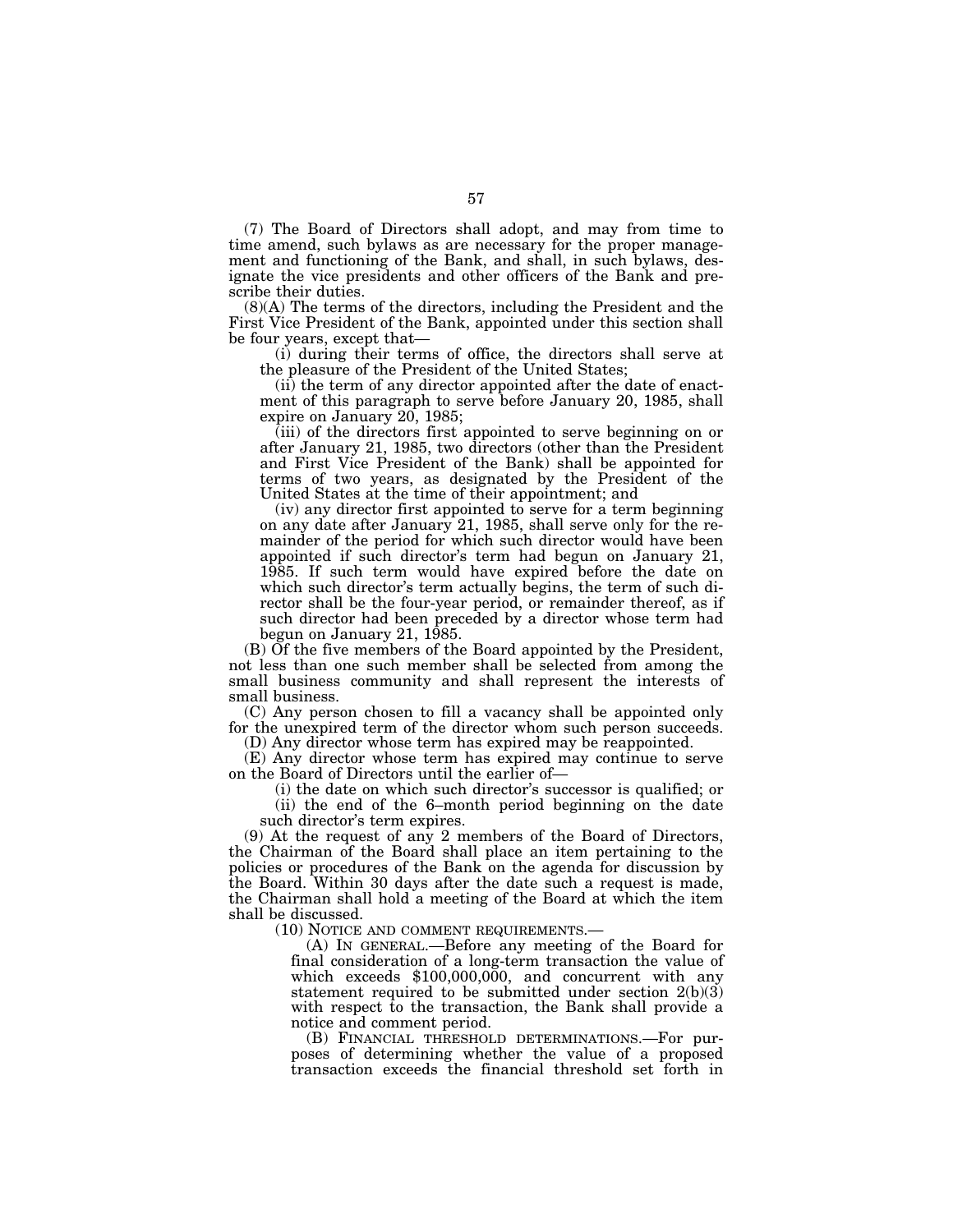(7) The Board of Directors shall adopt, and may from time to time amend, such bylaws as are necessary for the proper management and functioning of the Bank, and shall, in such bylaws, designate the vice presidents and other officers of the Bank and prescribe their duties.

(8)(A) The terms of the directors, including the President and the First Vice President of the Bank, appointed under this section shall be four years, except that—

(i) during their terms of office, the directors shall serve at the pleasure of the President of the United States;

(ii) the term of any director appointed after the date of enactment of this paragraph to serve before January 20, 1985, shall expire on January 20, 1985;

(iii) of the directors first appointed to serve beginning on or after January 21, 1985, two directors (other than the President and First Vice President of the Bank) shall be appointed for terms of two years, as designated by the President of the United States at the time of their appointment; and

(iv) any director first appointed to serve for a term beginning on any date after January 21, 1985, shall serve only for the remainder of the period for which such director would have been appointed if such director's term had begun on January 21, 1985. If such term would have expired before the date on which such director's term actually begins, the term of such director shall be the four-year period, or remainder thereof, as if such director had been preceded by a director whose term had begun on January 21, 1985.

(B) Of the five members of the Board appointed by the President, not less than one such member shall be selected from among the small business community and shall represent the interests of small business.

(C) Any person chosen to fill a vacancy shall be appointed only for the unexpired term of the director whom such person succeeds.

(D) Any director whose term has expired may be reappointed.

(E) Any director whose term has expired may continue to serve on the Board of Directors until the earlier of—

(i) the date on which such director's successor is qualified; or

(ii) the end of the 6–month period beginning on the date such director's term expires.

(9) At the request of any 2 members of the Board of Directors, the Chairman of the Board shall place an item pertaining to the policies or procedures of the Bank on the agenda for discussion by the Board. Within 30 days after the date such a request is made, the Chairman shall hold a meeting of the Board at which the item shall be discussed.

(10) NOTICE AND COMMENT REQUIREMENTS.—

(A) IN GENERAL.—Before any meeting of the Board for final consideration of a long-term transaction the value of which exceeds $100,000,000, and concurrent with any statement required to be submitted under section 2(b)(3) with respect to the transaction, the Bank shall provide a notice and comment period.

(B) FINANCIAL THRESHOLD DETERMINATIONS.—For purposes of determining whether the value of a proposed transaction exceeds the financial threshold set forth in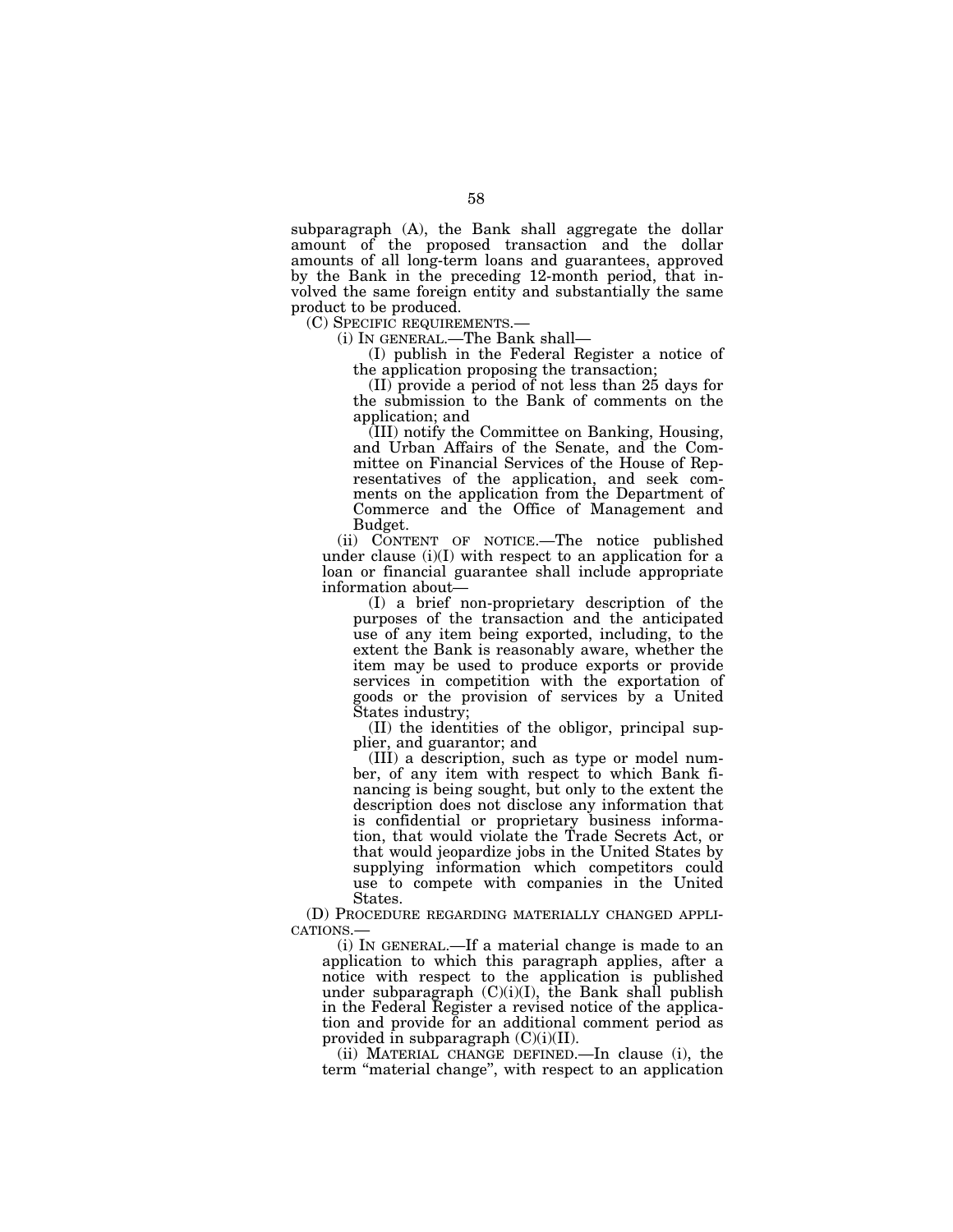subparagraph (A), the Bank shall aggregate the dollar amount of the proposed transaction and the dollar amounts of all long-term loans and guarantees, approved by the Bank in the preceding 12-month period, that involved the same foreign entity and substantially the same product to be produced.

(C) SPECIFIC REQUIREMENTS.—

(i) IN GENERAL.—The Bank shall—

(I) publish in the Federal Register a notice of the application proposing the transaction;

(II) provide a period of not less than 25 days for the submission to the Bank of comments on the application; and

(III) notify the Committee on Banking, Housing, and Urban Affairs of the Senate, and the Committee on Financial Services of the House of Representatives of the application, and seek comments on the application from the Department of Commerce and the Office of Management and Budget.

(ii) CONTENT OF NOTICE.—The notice published under clause (i)(I) with respect to an application for a loan or financial guarantee shall include appropriate information about—

(I) a brief non-proprietary description of the purposes of the transaction and the anticipated use of any item being exported, including, to the extent the Bank is reasonably aware, whether the item may be used to produce exports or provide services in competition with the exportation of goods or the provision of services by a United States industry;

(II) the identities of the obligor, principal supplier, and guarantor; and

(III) a description, such as type or model number, of any item with respect to which Bank financing is being sought, but only to the extent the description does not disclose any information that is confidential or proprietary business information, that would violate the Trade Secrets Act, or that would jeopardize jobs in the United States by supplying information which competitors could use to compete with companies in the United States.

(D) PROCEDURE REGARDING MATERIALLY CHANGED APPLICATIONS.—

(i) IN GENERAL.—If a material change is made to an application to which this paragraph applies, after a notice with respect to the application is published under subparagraph (C)(i)(I), the Bank shall publish in the Federal Register a revised notice of the application and provide for an additional comment period as provided in subparagraph (C)(i)(II).

(ii) MATERIAL CHANGE DEFINED.—In clause (i), the term "material change", with respect to an application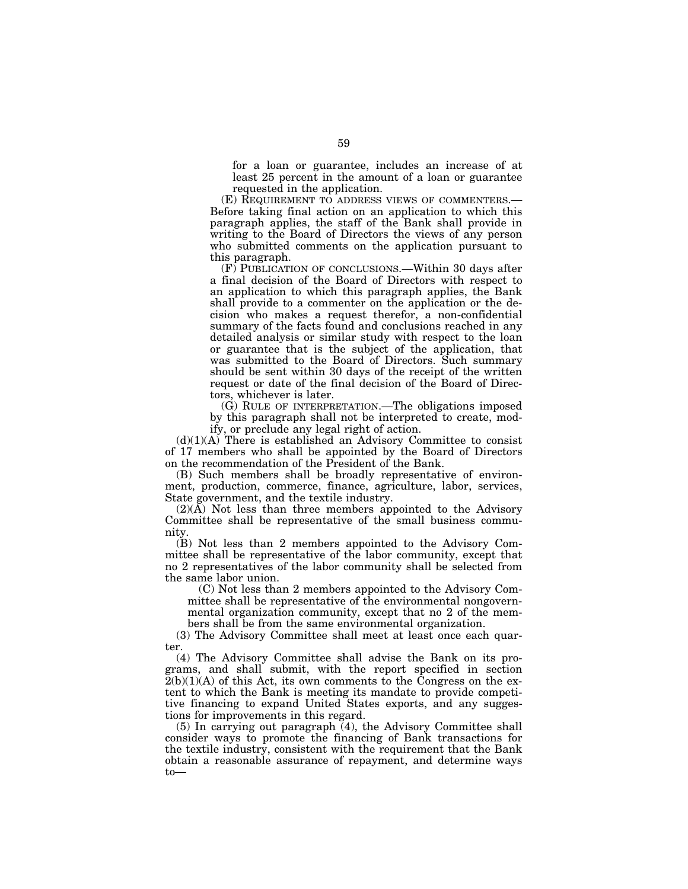for a loan or guarantee, includes an increase of at least 25 percent in the amount of a loan or guarantee requested in the application.

(E) REQUIREMENT TO ADDRESS VIEWS OF COMMENTERS.—Before taking final action on an application to which this paragraph applies, the staff of the Bank shall provide in writing to the Board of Directors the views of any person who submitted comments on the application pursuant to this paragraph.

(F) PUBLICATION OF CONCLUSIONS.—Within 30 days after a final decision of the Board of Directors with respect to an application to which this paragraph applies, the Bank shall provide to a commenter on the application or the decision who makes a request therefor, a non-confidential summary of the facts found and conclusions reached in any detailed analysis or similar study with respect to the loan or guarantee that is the subject of the application, that was submitted to the Board of Directors. Such summary should be sent within 30 days of the receipt of the written request or date of the final decision of the Board of Directors, whichever is later.

(G) RULE OF INTERPRETATION.—The obligations imposed by this paragraph shall not be interpreted to create, modify, or preclude any legal right of action.

(d)(1)(A) There is established an Advisory Committee to consist of 17 members who shall be appointed by the Board of Directors on the recommendation of the President of the Bank.

(B) Such members shall be broadly representative of environment, production, commerce, finance, agriculture, labor, services, State government, and the textile industry.

(2)(A) Not less than three members appointed to the Advisory Committee shall be representative of the small business community.

(B) Not less than 2 members appointed to the Advisory Committee shall be representative of the labor community, except that no 2 representatives of the labor community shall be selected from the same labor union.

(C) Not less than 2 members appointed to the Advisory Committee shall be representative of the environmental nongovernmental organization community, except that no 2 of the members shall be from the same environmental organization.

(3) The Advisory Committee shall meet at least once each quarter.

(4) The Advisory Committee shall advise the Bank on its programs, and shall submit, with the report specified in section 2(b)(1)(A) of this Act, its own comments to the Congress on the extent to which the Bank is meeting its mandate to provide competitive financing to expand United States exports, and any suggestions for improvements in this regard.

(5) In carrying out paragraph (4), the Advisory Committee shall consider ways to promote the financing of Bank transactions for the textile industry, consistent with the requirement that the Bank obtain a reasonable assurance of repayment, and determine ways to—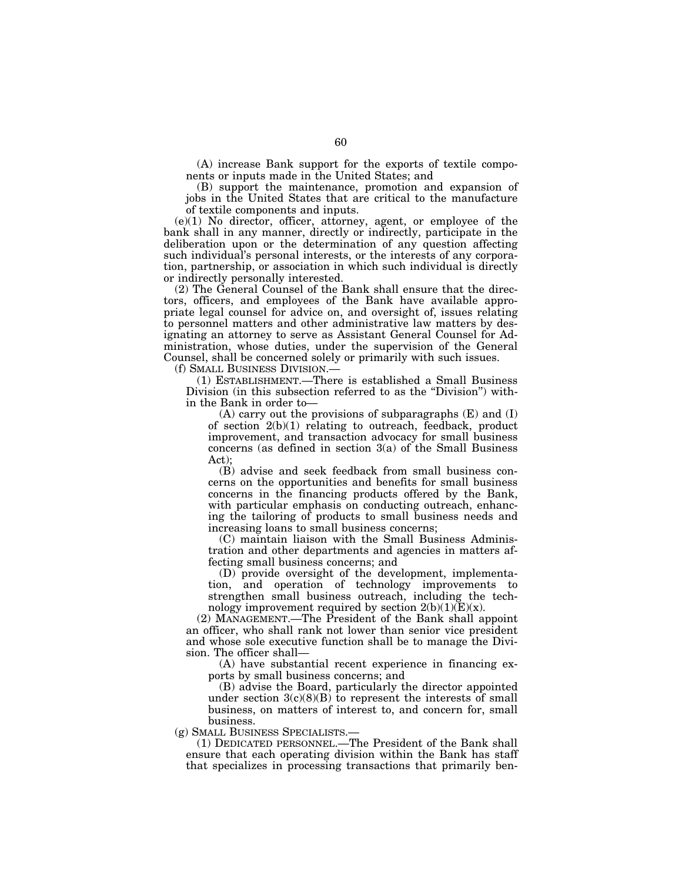(A) increase Bank support for the exports of textile components or inputs made in the United States; and

(B) support the maintenance, promotion and expansion of jobs in the United States that are critical to the manufacture of textile components and inputs.

(e)(1) No director, officer, attorney, agent, or employee of the bank shall in any manner, directly or indirectly, participate in the deliberation upon or the determination of any question affecting such individual's personal interests, or the interests of any corporation, partnership, or association in which such individual is directly or indirectly personally interested.

(2) The General Counsel of the Bank shall ensure that the directors, officers, and employees of the Bank have available appropriate legal counsel for advice on, and oversight of, issues relating to personnel matters and other administrative law matters by designating an attorney to serve as Assistant General Counsel for Administration, whose duties, under the supervision of the General Counsel, shall be concerned solely or primarily with such issues.

(f) SMALL BUSINESS DIVISION.—

(1) ESTABLISHMENT.—There is established a Small Business Division (in this subsection referred to as the "Division") within the Bank in order to—

(A) carry out the provisions of subparagraphs (E) and (I) of section 2(b)(1) relating to outreach, feedback, product improvement, and transaction advocacy for small business concerns (as defined in section 3(a) of the Small Business Act);

(B) advise and seek feedback from small business concerns on the opportunities and benefits for small business concerns in the financing products offered by the Bank, with particular emphasis on conducting outreach, enhancing the tailoring of products to small business needs and increasing loans to small business concerns;

(C) maintain liaison with the Small Business Administration and other departments and agencies in matters affecting small business concerns; and

(D) provide oversight of the development, implementation, and operation of technology improvements to strengthen small business outreach, including the technology improvement required by section 2(b)(1)(E)(x).

(2) MANAGEMENT.—The President of the Bank shall appoint an officer, who shall rank not lower than senior vice president and whose sole executive function shall be to manage the Division. The officer shall—

(A) have substantial recent experience in financing exports by small business concerns; and

(B) advise the Board, particularly the director appointed under section 3(c)(8)(B) to represent the interests of small business, on matters of interest to, and concern for, small business.

(g) SMALL BUSINESS SPECIALISTS.—

(1) DEDICATED PERSONNEL.—The President of the Bank shall ensure that each operating division within the Bank has staff that specializes in processing transactions that primarily ben-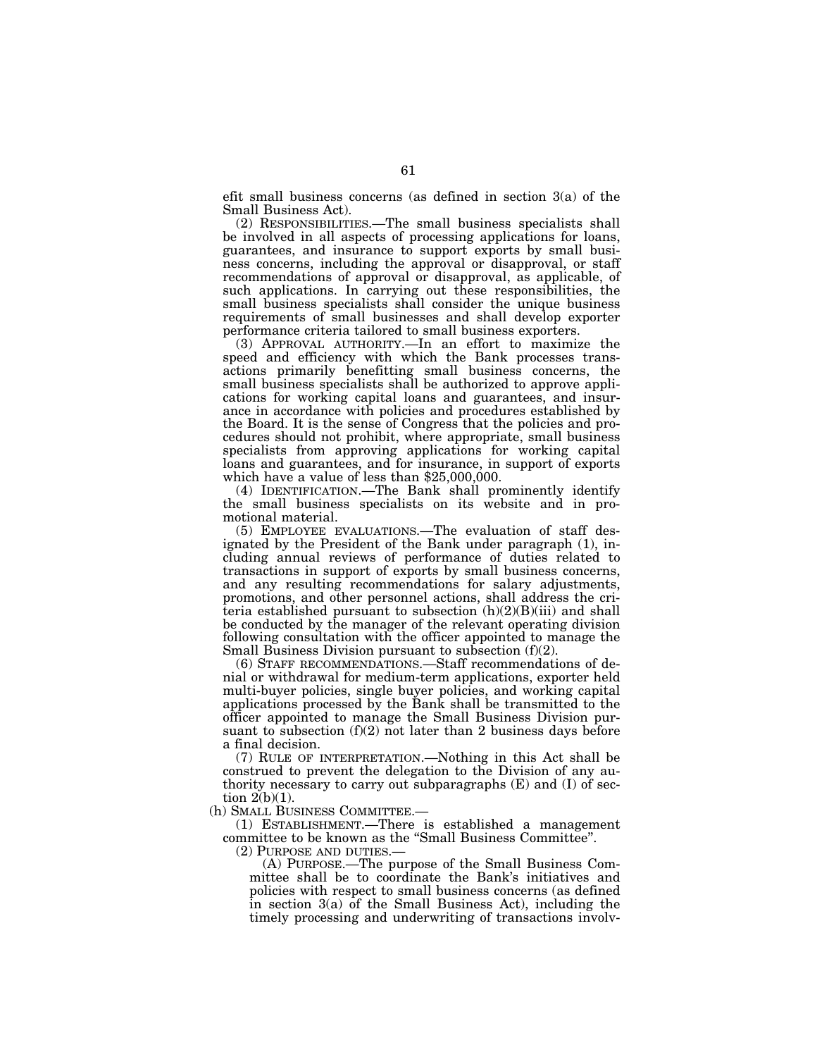efit small business concerns (as defined in section 3(a) of the Small Business Act).

(2) RESPONSIBILITIES.—The small business specialists shall be involved in all aspects of processing applications for loans, guarantees, and insurance to support exports by small business concerns, including the approval or disapproval, or staff recommendations of approval or disapproval, as applicable, of such applications. In carrying out these responsibilities, the small business specialists shall consider the unique business requirements of small businesses and shall develop exporter performance criteria tailored to small business exporters.

(3) APPROVAL AUTHORITY.—In an effort to maximize the speed and efficiency with which the Bank processes transactions primarily benefitting small business concerns, the small business specialists shall be authorized to approve applications for working capital loans and guarantees, and insurance in accordance with policies and procedures established by the Board. It is the sense of Congress that the policies and procedures should not prohibit, where appropriate, small business specialists from approving applications for working capital loans and guarantees, and for insurance, in support of exports which have a value of less than $25,000,000.

(4) IDENTIFICATION.—The Bank shall prominently identify the small business specialists on its website and in promotional material.

(5) EMPLOYEE EVALUATIONS.—The evaluation of staff designated by the President of the Bank under paragraph (1), including annual reviews of performance of duties related to transactions in support of exports by small business concerns, and any resulting recommendations for salary adjustments, promotions, and other personnel actions, shall address the criteria established pursuant to subsection (h)(2)(B)(iii) and shall be conducted by the manager of the relevant operating division following consultation with the officer appointed to manage the Small Business Division pursuant to subsection (f)(2).

(6) STAFF RECOMMENDATIONS.—Staff recommendations of denial or withdrawal for medium-term applications, exporter held multi-buyer policies, single buyer policies, and working capital applications processed by the Bank shall be transmitted to the officer appointed to manage the Small Business Division pursuant to subsection (f)(2) not later than 2 business days before a final decision.

(7) RULE OF INTERPRETATION.—Nothing in this Act shall be construed to prevent the delegation to the Division of any authority necessary to carry out subparagraphs (E) and (I) of section 2(b)(1).

(h) SMALL BUSINESS COMMITTEE.—

(1) ESTABLISHMENT.—There is established a management committee to be known as the "Small Business Committee".

(2) PURPOSE AND DUTIES.—

(A) PURPOSE.—The purpose of the Small Business Committee shall be to coordinate the Bank's initiatives and policies with respect to small business concerns (as defined in section 3(a) of the Small Business Act), including the timely processing and underwriting of transactions involv-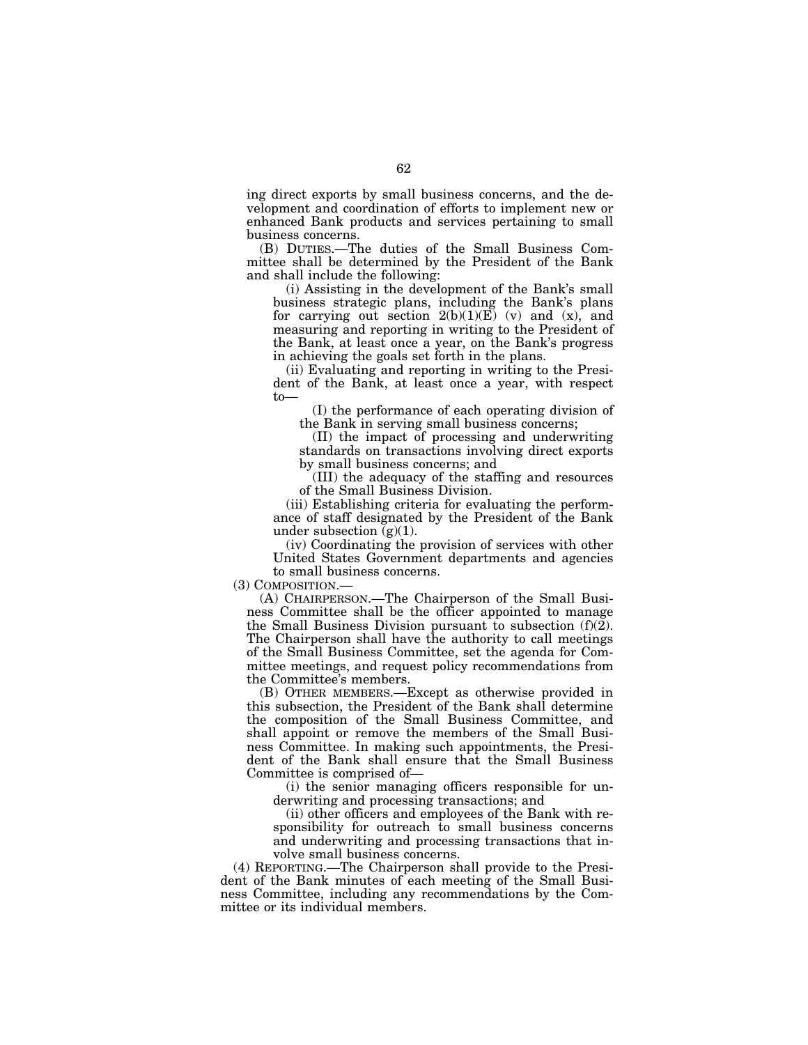ing direct exports by small business concerns, and the development and coordination of efforts to implement new or enhanced Bank products and services pertaining to small business concerns.

(B) DUTIES.—The duties of the Small Business Committee shall be determined by the President of the Bank and shall include the following:

(i) Assisting in the development of the Bank's small business strategic plans, including the Bank's plans for carrying out section 2(b)(1)(E) (v) and (x), and measuring and reporting in writing to the President of the Bank, at least once a year, on the Bank's progress in achieving the goals set forth in the plans.

(ii) Evaluating and reporting in writing to the President of the Bank, at least once a year, with respect to—

(I) the performance of each operating division of the Bank in serving small business concerns;

(II) the impact of processing and underwriting standards on transactions involving direct exports by small business concerns; and

(III) the adequacy of the staffing and resources of the Small Business Division.

(iii) Establishing criteria for evaluating the performance of staff designated by the President of the Bank under subsection (g)(1).

(iv) Coordinating the provision of services with other United States Government departments and agencies to small business concerns.

(3) COMPOSITION.—

(A) CHAIRPERSON.—The Chairperson of the Small Business Committee shall be the officer appointed to manage the Small Business Division pursuant to subsection (f)(2). The Chairperson shall have the authority to call meetings of the Small Business Committee, set the agenda for Committee meetings, and request policy recommendations from the Committee's members.

(B) OTHER MEMBERS.—Except as otherwise provided in this subsection, the President of the Bank shall determine the composition of the Small Business Committee, and shall appoint or remove the members of the Small Business Committee. In making such appointments, the President of the Bank shall ensure that the Small Business Committee is comprised of—

(i) the senior managing officers responsible for underwriting and processing transactions; and

(ii) other officers and employees of the Bank with responsibility for outreach to small business concerns and underwriting and processing transactions that involve small business concerns.

(4) REPORTING.—The Chairperson shall provide to the President of the Bank minutes of each meeting of the Small Business Committee, including any recommendations by the Committee or its individual members.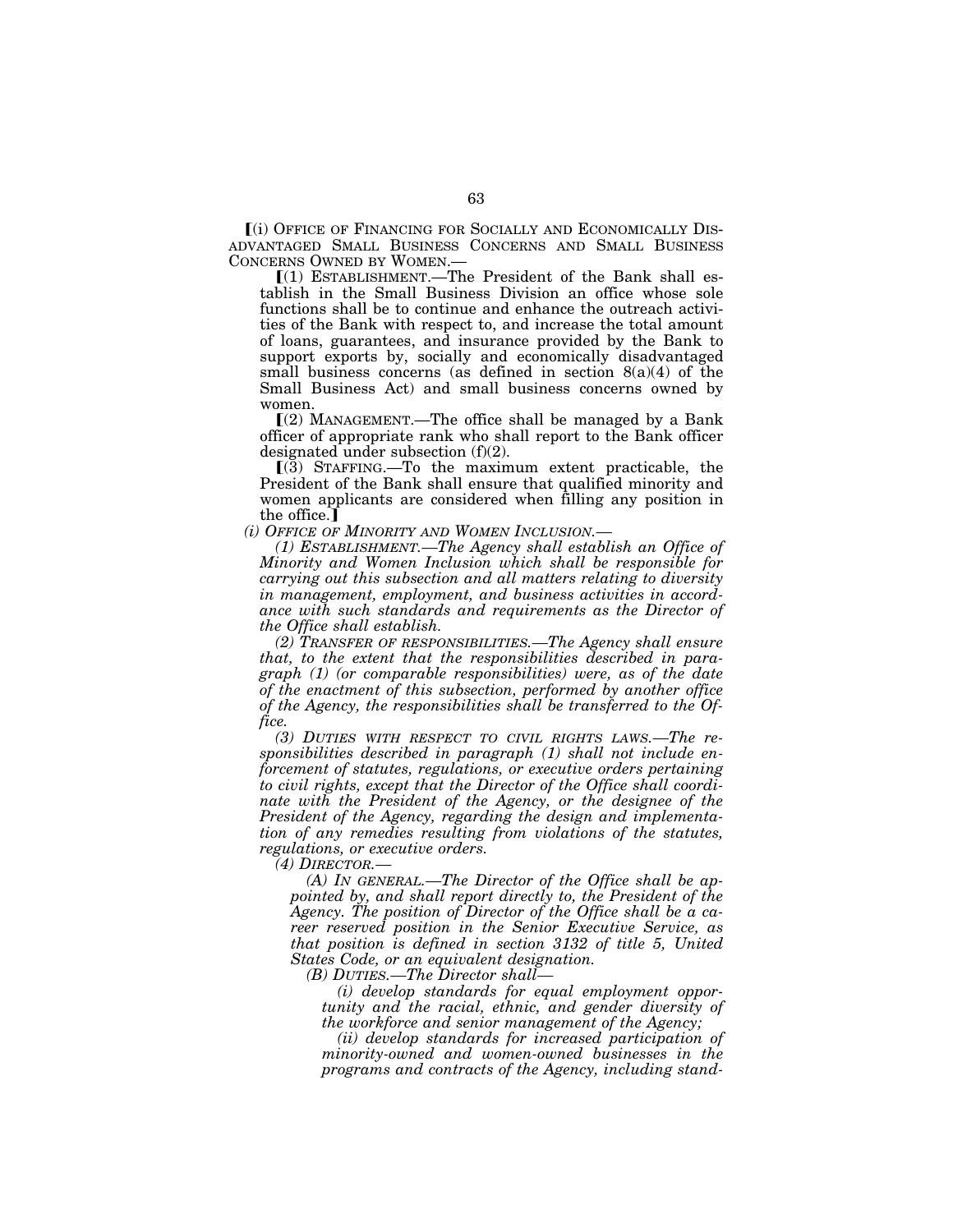⟦(i) OFFICE OF FINANCING FOR SOCIALLY AND ECONOMICALLY DISADVANTAGED SMALL BUSINESS CONCERNS AND SMALL BUSINESS CONCERNS OWNED BY WOMEN.—

⟦(1) ESTABLISHMENT.—The President of the Bank shall establish in the Small Business Division an office whose sole functions shall be to continue and enhance the outreach activities of the Bank with respect to, and increase the total amount of loans, guarantees, and insurance provided by the Bank to support exports by, socially and economically disadvantaged small business concerns (as defined in section 8(a)(4) of the Small Business Act) and small business concerns owned by women.

⟦(2) MANAGEMENT.—The office shall be managed by a Bank officer of appropriate rank who shall report to the Bank officer designated under subsection (f)(2).

⟦(3) STAFFING.—To the maximum extent practicable, the President of the Bank shall ensure that qualified minority and women applicants are considered when filling any position in the office.⟧

*(i) OFFICE OF MINORITY AND WOMEN INCLUSION.—*

*(1) ESTABLISHMENT.—The Agency shall establish an Office of Minority and Women Inclusion which shall be responsible for carrying out this subsection and all matters relating to diversity in management, employment, and business activities in accordance with such standards and requirements as the Director of the Office shall establish.*

*(2) TRANSFER OF RESPONSIBILITIES.—The Agency shall ensure that, to the extent that the responsibilities described in paragraph (1) (or comparable responsibilities) were, as of the date of the enactment of this subsection, performed by another office of the Agency, the responsibilities shall be transferred to the Office.*

*(3) DUTIES WITH RESPECT TO CIVIL RIGHTS LAWS.—The responsibilities described in paragraph (1) shall not include enforcement of statutes, regulations, or executive orders pertaining to civil rights, except that the Director of the Office shall coordinate with the President of the Agency, or the designee of the President of the Agency, regarding the design and implementation of any remedies resulting from violations of the statutes, regulations, or executive orders.*

*(4) DIRECTOR.—*

*(A) IN GENERAL.—The Director of the Office shall be appointed by, and shall report directly to, the President of the Agency. The position of Director of the Office shall be a career reserved position in the Senior Executive Service, as that position is defined in section 3132 of title 5, United States Code, or an equivalent designation.*

*(B) DUTIES.—The Director shall—*

*(i) develop standards for equal employment opportunity and the racial, ethnic, and gender diversity of the workforce and senior management of the Agency;*

*(ii) develop standards for increased participation of minority-owned and women-owned businesses in the programs and contracts of the Agency, including stand-*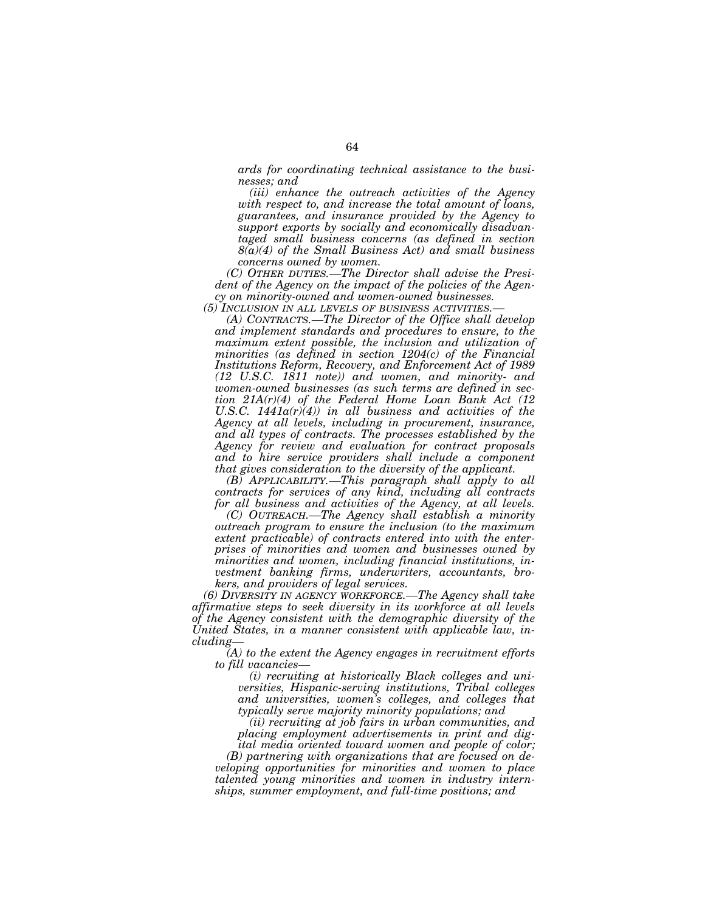*ards for coordinating technical assistance to the businesses; and*

*(iii) enhance the outreach activities of the Agency with respect to, and increase the total amount of loans, guarantees, and insurance provided by the Agency to support exports by socially and economically disadvantaged small business concerns (as defined in section 8(a)(4) of the Small Business Act) and small business concerns owned by women.*

*(C) OTHER DUTIES.—The Director shall advise the President of the Agency on the impact of the policies of the Agency on minority-owned and women-owned businesses.*

*(5) INCLUSION IN ALL LEVELS OF BUSINESS ACTIVITIES.—*

*(A) CONTRACTS.—The Director of the Office shall develop and implement standards and procedures to ensure, to the maximum extent possible, the inclusion and utilization of minorities (as defined in section 1204(c) of the Financial Institutions Reform, Recovery, and Enforcement Act of 1989 (12 U.S.C. 1811 note)) and women, and minority- and women-owned businesses (as such terms are defined in section 21A(r)(4) of the Federal Home Loan Bank Act (12 U.S.C. 1441a(r)(4)) in all business and activities of the Agency at all levels, including in procurement, insurance, and all types of contracts. The processes established by the Agency for review and evaluation for contract proposals and to hire service providers shall include a component that gives consideration to the diversity of the applicant.*

*(B) APPLICABILITY.—This paragraph shall apply to all contracts for services of any kind, including all contracts for all business and activities of the Agency, at all levels.*

*(C) OUTREACH.—The Agency shall establish a minority outreach program to ensure the inclusion (to the maximum extent practicable) of contracts entered into with the enterprises of minorities and women and businesses owned by minorities and women, including financial institutions, investment banking firms, underwriters, accountants, brokers, and providers of legal services.*

*(6) DIVERSITY IN AGENCY WORKFORCE.—The Agency shall take affirmative steps to seek diversity in its workforce at all levels of the Agency consistent with the demographic diversity of the United States, in a manner consistent with applicable law, including—*

*(A) to the extent the Agency engages in recruitment efforts to fill vacancies—*

*(i) recruiting at historically Black colleges and universities, Hispanic-serving institutions, Tribal colleges and universities, women's colleges, and colleges that typically serve majority minority populations; and*

*(ii) recruiting at job fairs in urban communities, and placing employment advertisements in print and digital media oriented toward women and people of color;*

*(B) partnering with organizations that are focused on developing opportunities for minorities and women to place talented young minorities and women in industry internships, summer employment, and full-time positions; and*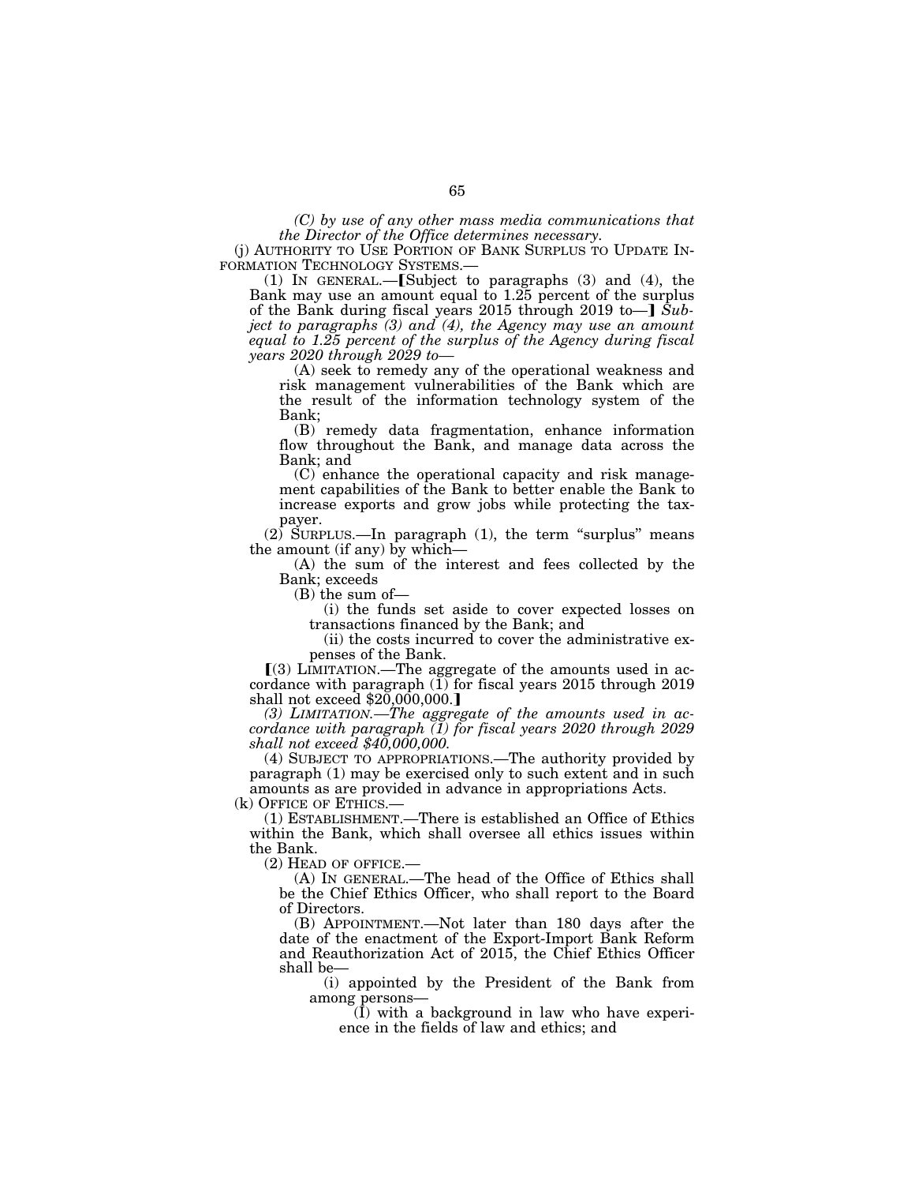*(C) by use of any other mass media communications that the Director of the Office determines necessary.*

(j) AUTHORITY TO USE PORTION OF BANK SURPLUS TO UPDATE INFORMATION TECHNOLOGY SYSTEMS.—

(1) IN GENERAL.—【Subject to paragraphs (3) and (4), the Bank may use an amount equal to 1.25 percent of the surplus of the Bank during fiscal years 2015 through 2019 to—】 *Subject to paragraphs (3) and (4), the Agency may use an amount equal to 1.25 percent of the surplus of the Agency during fiscal years 2020 through 2029 to—*

(A) seek to remedy any of the operational weakness and risk management vulnerabilities of the Bank which are the result of the information technology system of the Bank;

(B) remedy data fragmentation, enhance information flow throughout the Bank, and manage data across the Bank; and

(C) enhance the operational capacity and risk management capabilities of the Bank to better enable the Bank to increase exports and grow jobs while protecting the taxpayer.

(2) SURPLUS.—In paragraph (1), the term "surplus" means the amount (if any) by which—

(A) the sum of the interest and fees collected by the Bank; exceeds

(B) the sum of—

(i) the funds set aside to cover expected losses on transactions financed by the Bank; and

(ii) the costs incurred to cover the administrative expenses of the Bank.

【(3) LIMITATION.—The aggregate of the amounts used in accordance with paragraph (1) for fiscal years 2015 through 2019 shall not exceed $20,000,000.】

*(3) LIMITATION.—The aggregate of the amounts used in accordance with paragraph (1) for fiscal years 2020 through 2029 shall not exceed $40,000,000.*

(4) SUBJECT TO APPROPRIATIONS.—The authority provided by paragraph (1) may be exercised only to such extent and in such amounts as are provided in advance in appropriations Acts.

(k) OFFICE OF ETHICS.—

(1) ESTABLISHMENT.—There is established an Office of Ethics within the Bank, which shall oversee all ethics issues within the Bank.

(2) HEAD OF OFFICE.—

(A) IN GENERAL.—The head of the Office of Ethics shall be the Chief Ethics Officer, who shall report to the Board of Directors.

(B) APPOINTMENT.—Not later than 180 days after the date of the enactment of the Export-Import Bank Reform and Reauthorization Act of 2015, the Chief Ethics Officer shall be—

(i) appointed by the President of the Bank from among persons—

(I) with a background in law who have experience in the fields of law and ethics; and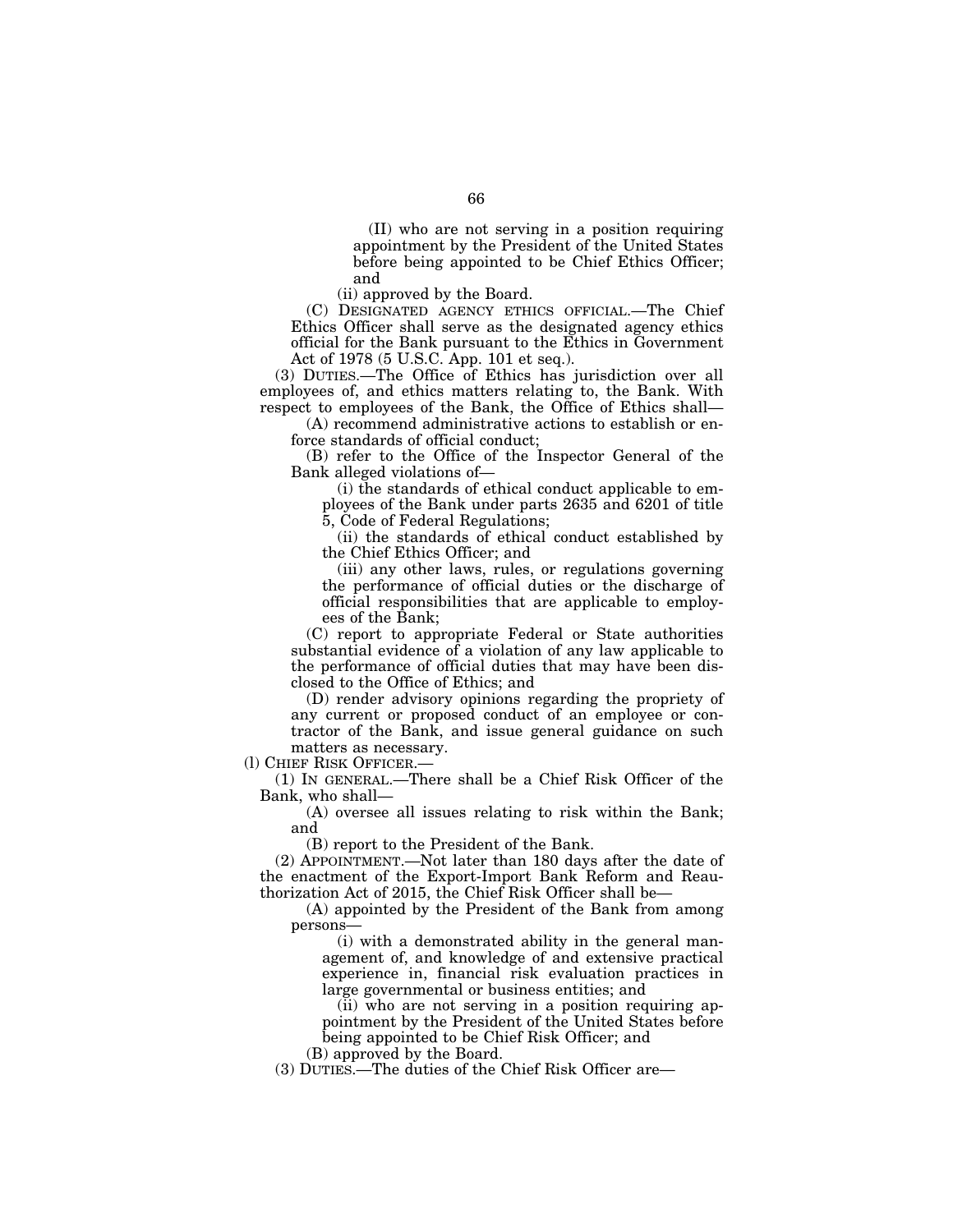(II) who are not serving in a position requiring appointment by the President of the United States before being appointed to be Chief Ethics Officer; and

(ii) approved by the Board.

(C) DESIGNATED AGENCY ETHICS OFFICIAL.—The Chief Ethics Officer shall serve as the designated agency ethics official for the Bank pursuant to the Ethics in Government Act of 1978 (5 U.S.C. App. 101 et seq.).

(3) DUTIES.—The Office of Ethics has jurisdiction over all employees of, and ethics matters relating to, the Bank. With respect to employees of the Bank, the Office of Ethics shall—

(A) recommend administrative actions to establish or enforce standards of official conduct;

(B) refer to the Office of the Inspector General of the Bank alleged violations of—

(i) the standards of ethical conduct applicable to employees of the Bank under parts 2635 and 6201 of title 5, Code of Federal Regulations;

(ii) the standards of ethical conduct established by the Chief Ethics Officer; and

(iii) any other laws, rules, or regulations governing the performance of official duties or the discharge of official responsibilities that are applicable to employees of the Bank;

(C) report to appropriate Federal or State authorities substantial evidence of a violation of any law applicable to the performance of official duties that may have been disclosed to the Office of Ethics; and

(D) render advisory opinions regarding the propriety of any current or proposed conduct of an employee or contractor of the Bank, and issue general guidance on such matters as necessary.

(l) CHIEF RISK OFFICER.—

(1) IN GENERAL.—There shall be a Chief Risk Officer of the Bank, who shall—

(A) oversee all issues relating to risk within the Bank; and

(B) report to the President of the Bank.

(2) APPOINTMENT.—Not later than 180 days after the date of the enactment of the Export-Import Bank Reform and Reauthorization Act of 2015, the Chief Risk Officer shall be—

(A) appointed by the President of the Bank from among persons—

(i) with a demonstrated ability in the general management of, and knowledge of and extensive practical experience in, financial risk evaluation practices in large governmental or business entities; and

(ii) who are not serving in a position requiring appointment by the President of the United States before being appointed to be Chief Risk Officer; and

(B) approved by the Board.

(3) DUTIES.—The duties of the Chief Risk Officer are—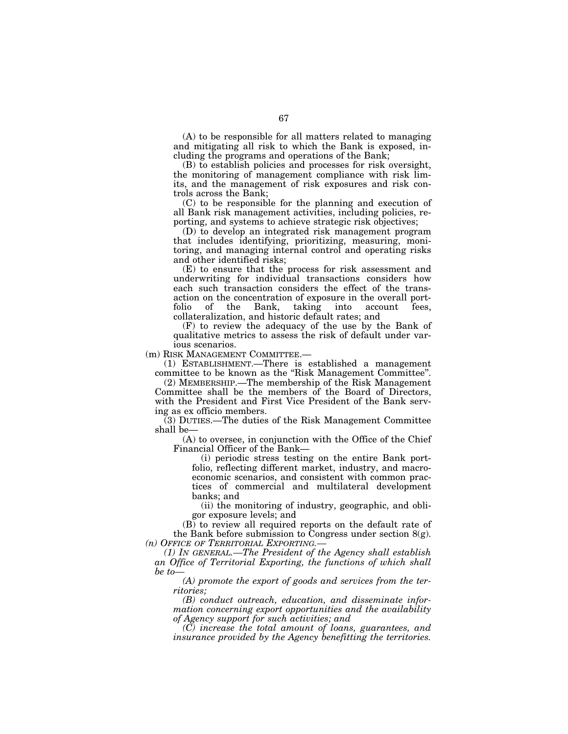(A) to be responsible for all matters related to managing and mitigating all risk to which the Bank is exposed, including the programs and operations of the Bank;

(B) to establish policies and processes for risk oversight, the monitoring of management compliance with risk limits, and the management of risk exposures and risk controls across the Bank;

(C) to be responsible for the planning and execution of all Bank risk management activities, including policies, reporting, and systems to achieve strategic risk objectives;

(D) to develop an integrated risk management program that includes identifying, prioritizing, measuring, monitoring, and managing internal control and operating risks and other identified risks;

(E) to ensure that the process for risk assessment and underwriting for individual transactions considers how each such transaction considers the effect of the transaction on the concentration of exposure in the overall portfolio of the Bank, taking into account fees, collateralization, and historic default rates; and

(F) to review the adequacy of the use by the Bank of qualitative metrics to assess the risk of default under various scenarios.

(m) RISK MANAGEMENT COMMITTEE.—

(1) ESTABLISHMENT.—There is established a management committee to be known as the "Risk Management Committee".

(2) MEMBERSHIP.—The membership of the Risk Management Committee shall be the members of the Board of Directors, with the President and First Vice President of the Bank serving as ex officio members.

(3) DUTIES.—The duties of the Risk Management Committee shall be—

(A) to oversee, in conjunction with the Office of the Chief Financial Officer of the Bank—

(i) periodic stress testing on the entire Bank portfolio, reflecting different market, industry, and macroeconomic scenarios, and consistent with common practices of commercial and multilateral development banks; and

(ii) the monitoring of industry, geographic, and obligor exposure levels; and

(B) to review all required reports on the default rate of the Bank before submission to Congress under section 8(g).

*(n) OFFICE OF TERRITORIAL EXPORTING.—*

*(1) IN GENERAL.—The President of the Agency shall establish an Office of Territorial Exporting, the functions of which shall be to—*

*(A) promote the export of goods and services from the territories;*

*(B) conduct outreach, education, and disseminate information concerning export opportunities and the availability of Agency support for such activities; and*

*(C) increase the total amount of loans, guarantees, and insurance provided by the Agency benefitting the territories.*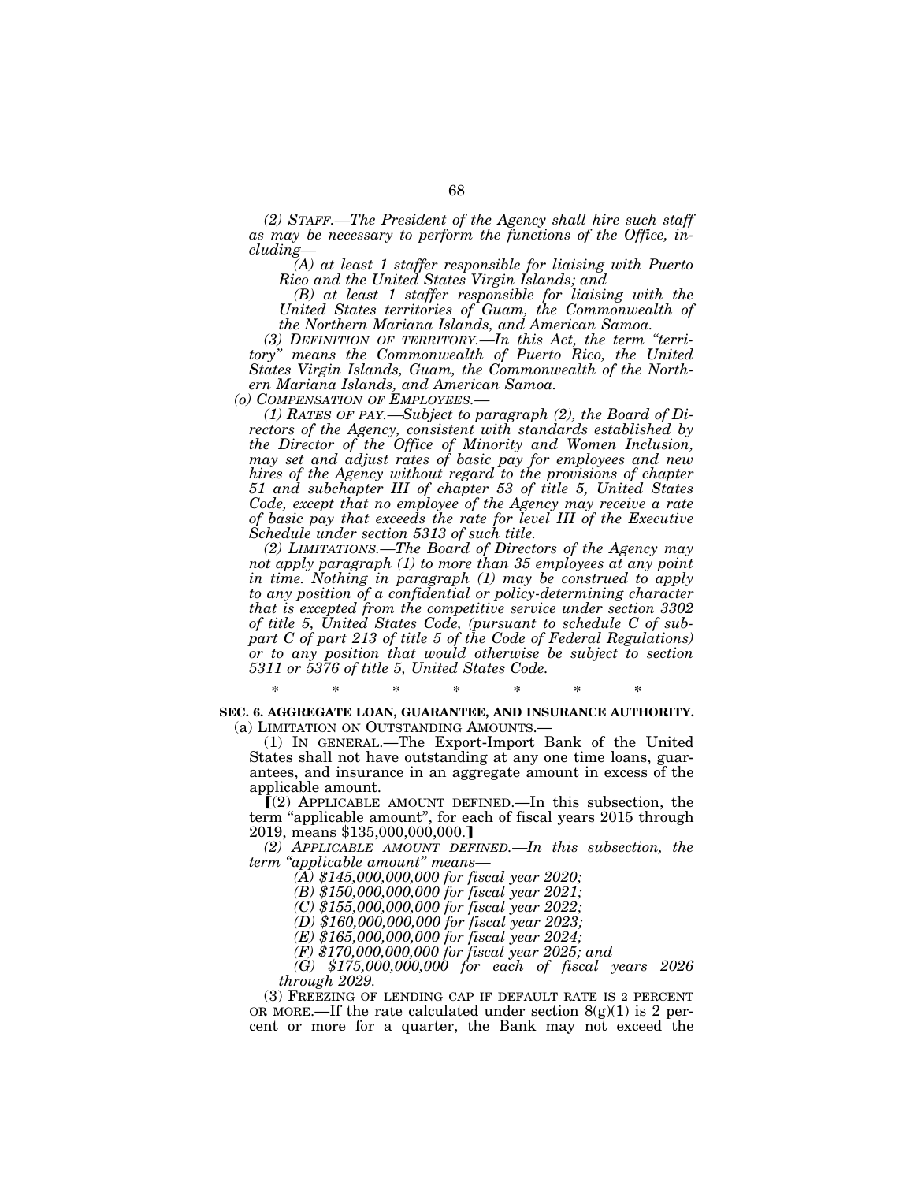*(2) STAFF.—The President of the Agency shall hire such staff as may be necessary to perform the functions of the Office, including—*

*(A) at least 1 staffer responsible for liaising with Puerto Rico and the United States Virgin Islands; and*

*(B) at least 1 staffer responsible for liaising with the United States territories of Guam, the Commonwealth of the Northern Mariana Islands, and American Samoa.*

*(3) DEFINITION OF TERRITORY.—In this Act, the term "territory" means the Commonwealth of Puerto Rico, the United States Virgin Islands, Guam, the Commonwealth of the Northern Mariana Islands, and American Samoa.*

*(o) COMPENSATION OF EMPLOYEES.—*

*(1) RATES OF PAY.—Subject to paragraph (2), the Board of Directors of the Agency, consistent with standards established by the Director of the Office of Minority and Women Inclusion, may set and adjust rates of basic pay for employees and new hires of the Agency without regard to the provisions of chapter 51 and subchapter III of chapter 53 of title 5, United States Code, except that no employee of the Agency may receive a rate of basic pay that exceeds the rate for level III of the Executive Schedule under section 5313 of such title.*

*(2) LIMITATIONS.—The Board of Directors of the Agency may not apply paragraph (1) to more than 35 employees at any point in time. Nothing in paragraph (1) may be construed to apply to any position of a confidential or policy-determining character that is excepted from the competitive service under section 3302 of title 5, United States Code, (pursuant to schedule C of subpart C of part 213 of title 5 of the Code of Federal Regulations) or to any position that would otherwise be subject to section 5311 or 5376 of title 5, United States Code.*

\* \* \* \* \* \* \*

**SEC. 6. AGGREGATE LOAN, GUARANTEE, AND INSURANCE AUTHORITY.**

(a) LIMITATION ON OUTSTANDING AMOUNTS.—

(1) IN GENERAL.—The Export-Import Bank of the United States shall not have outstanding at any one time loans, guarantees, and insurance in an aggregate amount in excess of the applicable amount.

⟦(2) APPLICABLE AMOUNT DEFINED.—In this subsection, the term "applicable amount", for each of fiscal years 2015 through 2019, means $135,000,000,000.⟧

*(2) APPLICABLE AMOUNT DEFINED.—In this subsection, the term "applicable amount" means—*

*(A) $145,000,000,000 for fiscal year 2020;*

*(B) $150,000,000,000 for fiscal year 2021;*

*(C) $155,000,000,000 for fiscal year 2022;*

*(D) $160,000,000,000 for fiscal year 2023;*

*(E) $165,000,000,000 for fiscal year 2024;*

*(F) $170,000,000,000 for fiscal year 2025; and*

*(G) $175,000,000,000 for each of fiscal years 2026 through 2029.*

(3) FREEZING OF LENDING CAP IF DEFAULT RATE IS 2 PERCENT OR MORE.—If the rate calculated under section 8(g)(1) is 2 percent or more for a quarter, the Bank may not exceed the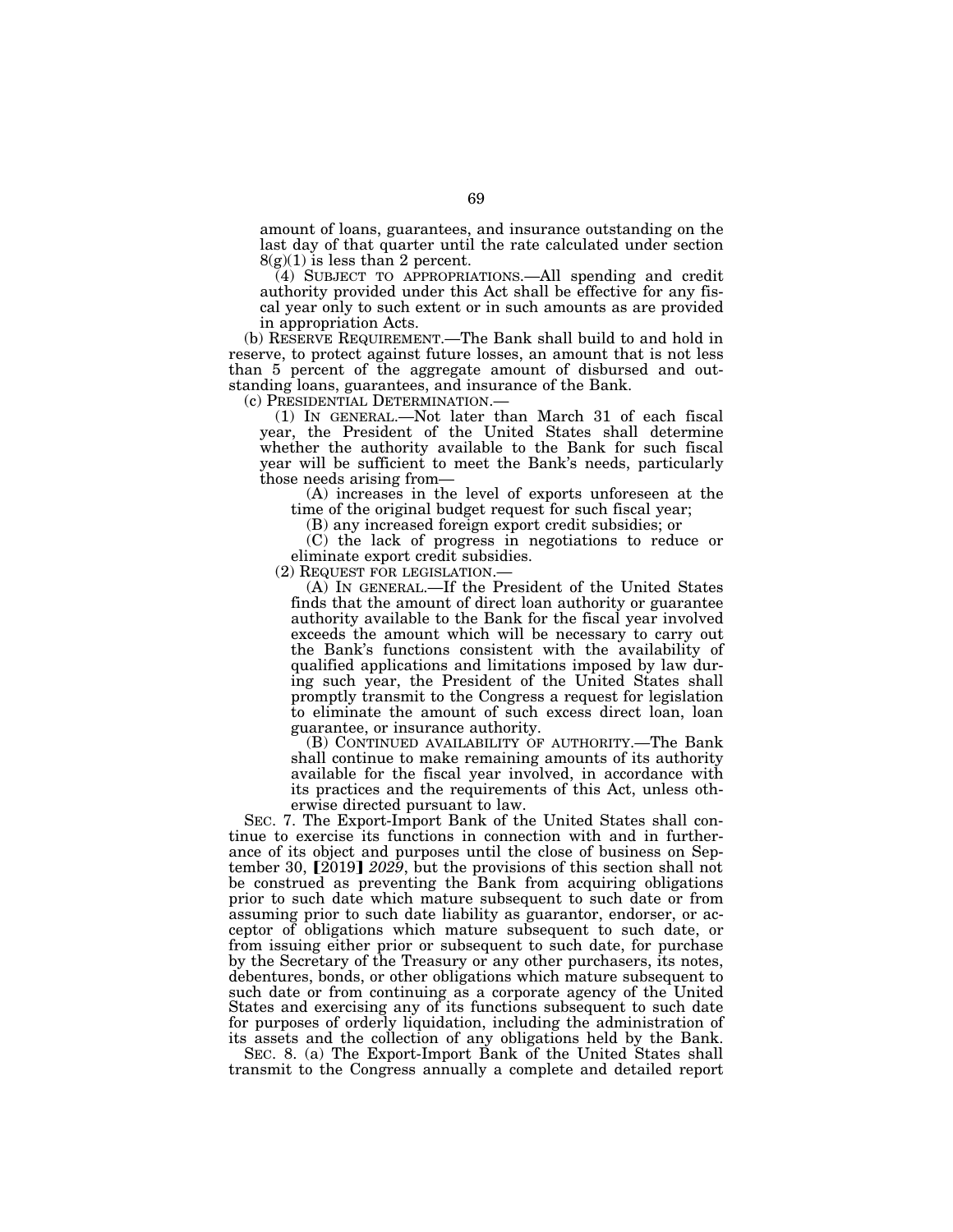amount of loans, guarantees, and insurance outstanding on the last day of that quarter until the rate calculated under section 8(g)(1) is less than 2 percent.

(4) SUBJECT TO APPROPRIATIONS.—All spending and credit authority provided under this Act shall be effective for any fiscal year only to such extent or in such amounts as are provided in appropriation Acts.

(b) RESERVE REQUIREMENT.—The Bank shall build to and hold in reserve, to protect against future losses, an amount that is not less than 5 percent of the aggregate amount of disbursed and outstanding loans, guarantees, and insurance of the Bank.

(c) PRESIDENTIAL DETERMINATION.—

(1) IN GENERAL.—Not later than March 31 of each fiscal year, the President of the United States shall determine whether the authority available to the Bank for such fiscal year will be sufficient to meet the Bank's needs, particularly those needs arising from—

(A) increases in the level of exports unforeseen at the time of the original budget request for such fiscal year;

(B) any increased foreign export credit subsidies; or

(C) the lack of progress in negotiations to reduce or eliminate export credit subsidies.

(2) REQUEST FOR LEGISLATION.—

(A) IN GENERAL.—If the President of the United States finds that the amount of direct loan authority or guarantee authority available to the Bank for the fiscal year involved exceeds the amount which will be necessary to carry out the Bank's functions consistent with the availability of qualified applications and limitations imposed by law during such year, the President of the United States shall promptly transmit to the Congress a request for legislation to eliminate the amount of such excess direct loan, loan guarantee, or insurance authority.

(B) CONTINUED AVAILABILITY OF AUTHORITY.—The Bank shall continue to make remaining amounts of its authority available for the fiscal year involved, in accordance with its practices and the requirements of this Act, unless otherwise directed pursuant to law.

SEC. 7. The Export-Import Bank of the United States shall continue to exercise its functions in connection with and in furtherance of its object and purposes until the close of business on September 30, 【2019】 *2029*, but the provisions of this section shall not be construed as preventing the Bank from acquiring obligations prior to such date which mature subsequent to such date or from assuming prior to such date liability as guarantor, endorser, or acceptor of obligations which mature subsequent to such date, or from issuing either prior or subsequent to such date, for purchase by the Secretary of the Treasury or any other purchasers, its notes, debentures, bonds, or other obligations which mature subsequent to such date or from continuing as a corporate agency of the United States and exercising any of its functions subsequent to such date for purposes of orderly liquidation, including the administration of its assets and the collection of any obligations held by the Bank.

SEC. 8. (a) The Export-Import Bank of the United States shall transmit to the Congress annually a complete and detailed report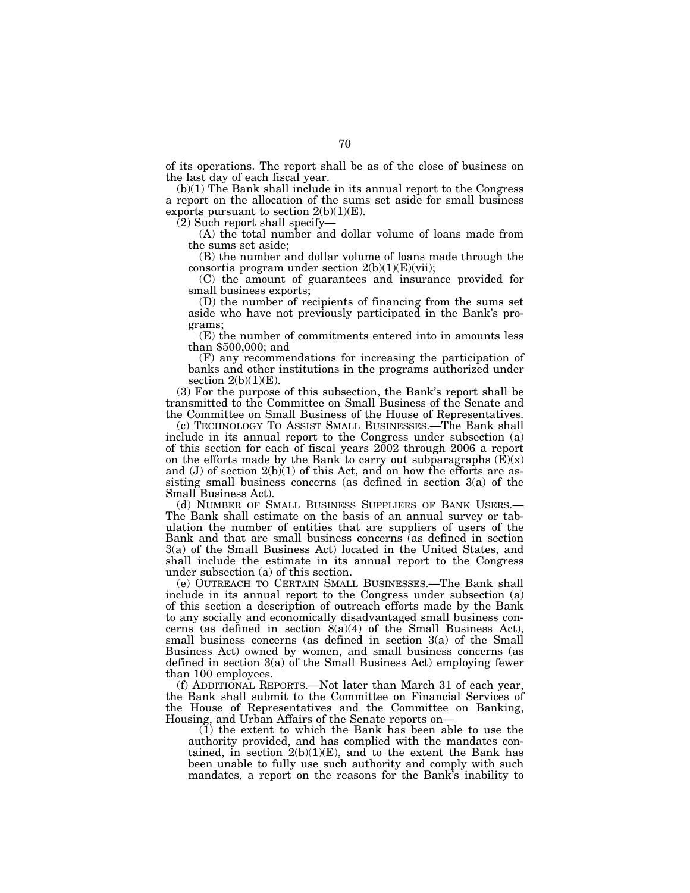of its operations. The report shall be as of the close of business on the last day of each fiscal year.

(b)(1) The Bank shall include in its annual report to the Congress a report on the allocation of the sums set aside for small business exports pursuant to section 2(b)(1)(E).

(2) Such report shall specify—

(A) the total number and dollar volume of loans made from the sums set aside;

(B) the number and dollar volume of loans made through the consortia program under section 2(b)(1)(E)(vii);

(C) the amount of guarantees and insurance provided for small business exports;

(D) the number of recipients of financing from the sums set aside who have not previously participated in the Bank's programs;

(E) the number of commitments entered into in amounts less than $500,000; and

(F) any recommendations for increasing the participation of banks and other institutions in the programs authorized under section 2(b)(1)(E).

(3) For the purpose of this subsection, the Bank's report shall be transmitted to the Committee on Small Business of the Senate and the Committee on Small Business of the House of Representatives.

(c) TECHNOLOGY TO ASSIST SMALL BUSINESSES.—The Bank shall include in its annual report to the Congress under subsection (a) of this section for each of fiscal years 2002 through 2006 a report on the efforts made by the Bank to carry out subparagraphs (E)(x) and (J) of section 2(b)(1) of this Act, and on how the efforts are assisting small business concerns (as defined in section 3(a) of the Small Business Act).

(d) NUMBER OF SMALL BUSINESS SUPPLIERS OF BANK USERS.—The Bank shall estimate on the basis of an annual survey or tabulation the number of entities that are suppliers of users of the Bank and that are small business concerns (as defined in section 3(a) of the Small Business Act) located in the United States, and shall include the estimate in its annual report to the Congress under subsection (a) of this section.

(e) OUTREACH TO CERTAIN SMALL BUSINESSES.—The Bank shall include in its annual report to the Congress under subsection (a) of this section a description of outreach efforts made by the Bank to any socially and economically disadvantaged small business concerns (as defined in section 8(a)(4) of the Small Business Act), small business concerns (as defined in section 3(a) of the Small Business Act) owned by women, and small business concerns (as defined in section 3(a) of the Small Business Act) employing fewer than 100 employees.

(f) ADDITIONAL REPORTS.—Not later than March 31 of each year, the Bank shall submit to the Committee on Financial Services of the House of Representatives and the Committee on Banking, Housing, and Urban Affairs of the Senate reports on—

(1) the extent to which the Bank has been able to use the authority provided, and has complied with the mandates contained, in section 2(b)(1)(E), and to the extent the Bank has been unable to fully use such authority and comply with such mandates, a report on the reasons for the Bank's inability to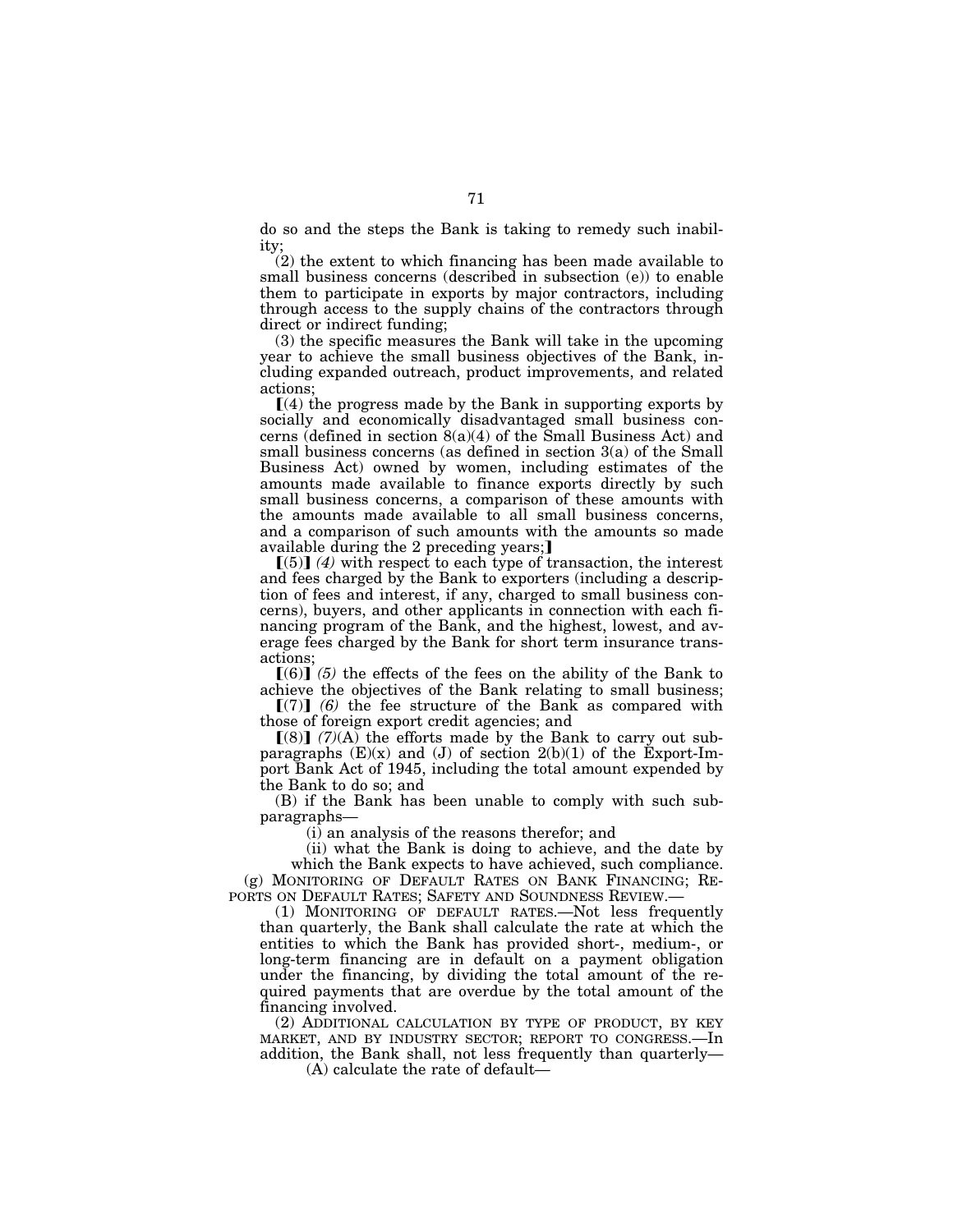do so and the steps the Bank is taking to remedy such inability;

(2) the extent to which financing has been made available to small business concerns (described in subsection (e)) to enable them to participate in exports by major contractors, including through access to the supply chains of the contractors through direct or indirect funding;

(3) the specific measures the Bank will take in the upcoming year to achieve the small business objectives of the Bank, including expanded outreach, product improvements, and related actions;

⟦(4) the progress made by the Bank in supporting exports by socially and economically disadvantaged small business concerns (defined in section 8(a)(4) of the Small Business Act) and small business concerns (as defined in section 3(a) of the Small Business Act) owned by women, including estimates of the amounts made available to finance exports directly by such small business concerns, a comparison of these amounts with the amounts made available to all small business concerns, and a comparison of such amounts with the amounts so made available during the 2 preceding years;⟧

⟦(5)⟧ *(4)* with respect to each type of transaction, the interest and fees charged by the Bank to exporters (including a description of fees and interest, if any, charged to small business concerns), buyers, and other applicants in connection with each financing program of the Bank, and the highest, lowest, and average fees charged by the Bank for short term insurance transactions;

⟦(6)⟧ *(5)* the effects of the fees on the ability of the Bank to achieve the objectives of the Bank relating to small business;

⟦(7)⟧ *(6)* the fee structure of the Bank as compared with those of foreign export credit agencies; and

⟦(8)⟧ *(7)*(A) the efforts made by the Bank to carry out subparagraphs (E)(x) and (J) of section 2(b)(1) of the Export-Import Bank Act of 1945, including the total amount expended by the Bank to do so; and

(B) if the Bank has been unable to comply with such subparagraphs—

(i) an analysis of the reasons therefor; and

(ii) what the Bank is doing to achieve, and the date by which the Bank expects to have achieved, such compliance.

(g) MONITORING OF DEFAULT RATES ON BANK FINANCING; REPORTS ON DEFAULT RATES; SAFETY AND SOUNDNESS REVIEW.—

(1) MONITORING OF DEFAULT RATES.—Not less frequently than quarterly, the Bank shall calculate the rate at which the entities to which the Bank has provided short-, medium-, or long-term financing are in default on a payment obligation under the financing, by dividing the total amount of the required payments that are overdue by the total amount of the financing involved.

(2) ADDITIONAL CALCULATION BY TYPE OF PRODUCT, BY KEY MARKET, AND BY INDUSTRY SECTOR; REPORT TO CONGRESS.—In addition, the Bank shall, not less frequently than quarterly—

(A) calculate the rate of default—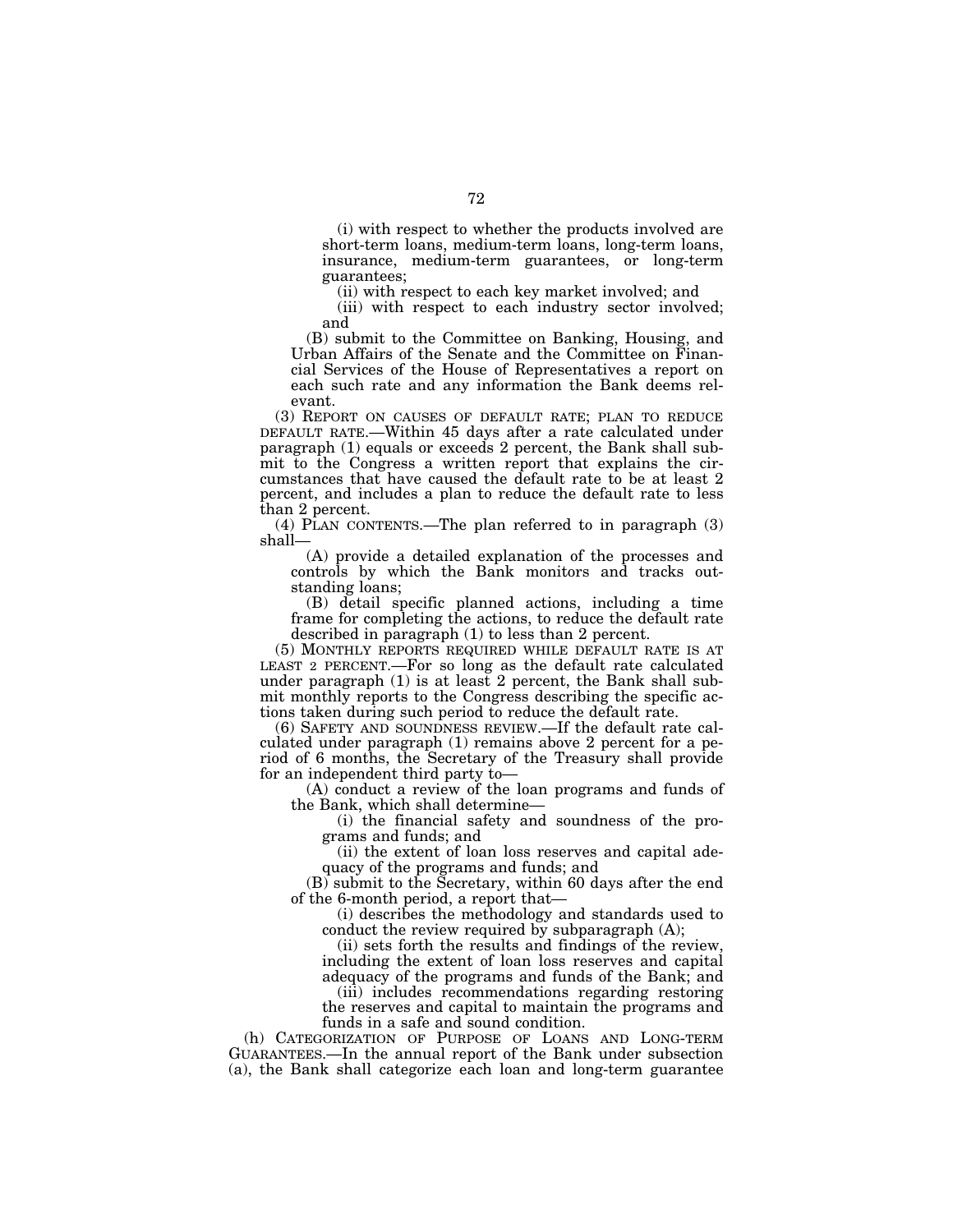(i) with respect to whether the products involved are short-term loans, medium-term loans, long-term loans, insurance, medium-term guarantees, or long-term guarantees;

(ii) with respect to each key market involved; and

(iii) with respect to each industry sector involved; and

(B) submit to the Committee on Banking, Housing, and Urban Affairs of the Senate and the Committee on Financial Services of the House of Representatives a report on each such rate and any information the Bank deems relevant.

(3) REPORT ON CAUSES OF DEFAULT RATE; PLAN TO REDUCE DEFAULT RATE.—Within 45 days after a rate calculated under paragraph (1) equals or exceeds 2 percent, the Bank shall submit to the Congress a written report that explains the circumstances that have caused the default rate to be at least 2 percent, and includes a plan to reduce the default rate to less than 2 percent.

(4) PLAN CONTENTS.—The plan referred to in paragraph (3) shall—

(A) provide a detailed explanation of the processes and controls by which the Bank monitors and tracks outstanding loans;

(B) detail specific planned actions, including a time frame for completing the actions, to reduce the default rate described in paragraph (1) to less than 2 percent.

(5) MONTHLY REPORTS REQUIRED WHILE DEFAULT RATE IS AT LEAST 2 PERCENT.—For so long as the default rate calculated under paragraph (1) is at least 2 percent, the Bank shall submit monthly reports to the Congress describing the specific actions taken during such period to reduce the default rate.

(6) SAFETY AND SOUNDNESS REVIEW.—If the default rate calculated under paragraph (1) remains above 2 percent for a period of 6 months, the Secretary of the Treasury shall provide for an independent third party to—

(A) conduct a review of the loan programs and funds of the Bank, which shall determine—

(i) the financial safety and soundness of the programs and funds; and

(ii) the extent of loan loss reserves and capital adequacy of the programs and funds; and

(B) submit to the Secretary, within 60 days after the end of the 6-month period, a report that—

(i) describes the methodology and standards used to conduct the review required by subparagraph (A);

(ii) sets forth the results and findings of the review, including the extent of loan loss reserves and capital adequacy of the programs and funds of the Bank; and

(iii) includes recommendations regarding restoring the reserves and capital to maintain the programs and funds in a safe and sound condition.

(h) CATEGORIZATION OF PURPOSE OF LOANS AND LONG-TERM GUARANTEES.—In the annual report of the Bank under subsection (a), the Bank shall categorize each loan and long-term guarantee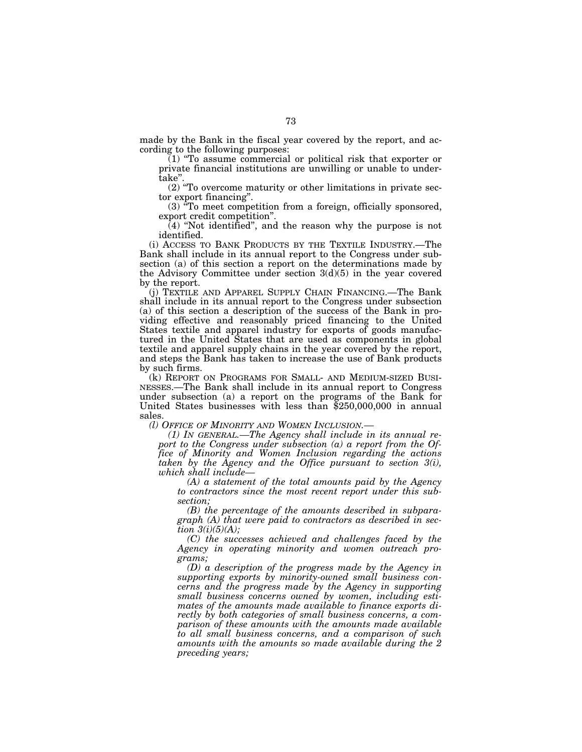made by the Bank in the fiscal year covered by the report, and according to the following purposes:

(1) "To assume commercial or political risk that exporter or private financial institutions are unwilling or unable to undertake".

(2) "To overcome maturity or other limitations in private sector export financing".

(3) "To meet competition from a foreign, officially sponsored, export credit competition".

(4) "Not identified", and the reason why the purpose is not identified.

(i) ACCESS TO BANK PRODUCTS BY THE TEXTILE INDUSTRY.—The Bank shall include in its annual report to the Congress under subsection (a) of this section a report on the determinations made by the Advisory Committee under section 3(d)(5) in the year covered by the report.

(j) TEXTILE AND APPAREL SUPPLY CHAIN FINANCING.—The Bank shall include in its annual report to the Congress under subsection (a) of this section a description of the success of the Bank in providing effective and reasonably priced financing to the United States textile and apparel industry for exports of goods manufactured in the United States that are used as components in global textile and apparel supply chains in the year covered by the report, and steps the Bank has taken to increase the use of Bank products by such firms.

(k) REPORT ON PROGRAMS FOR SMALL- AND MEDIUM-SIZED BUSINESSES.—The Bank shall include in its annual report to Congress under subsection (a) a report on the programs of the Bank for United States businesses with less than $250,000,000 in annual sales.

*(l) OFFICE OF MINORITY AND WOMEN INCLUSION.—*

*(1) IN GENERAL.—The Agency shall include in its annual report to the Congress under subsection (a) a report from the Office of Minority and Women Inclusion regarding the actions taken by the Agency and the Office pursuant to section 3(i), which shall include—*

*(A) a statement of the total amounts paid by the Agency to contractors since the most recent report under this subsection;*

*(B) the percentage of the amounts described in subparagraph (A) that were paid to contractors as described in section 3(i)(5)(A);*

*(C) the successes achieved and challenges faced by the Agency in operating minority and women outreach programs;*

*(D) a description of the progress made by the Agency in supporting exports by minority-owned small business concerns and the progress made by the Agency in supporting small business concerns owned by women, including estimates of the amounts made available to finance exports directly by both categories of small business concerns, a comparison of these amounts with the amounts made available to all small business concerns, and a comparison of such amounts with the amounts so made available during the 2 preceding years;*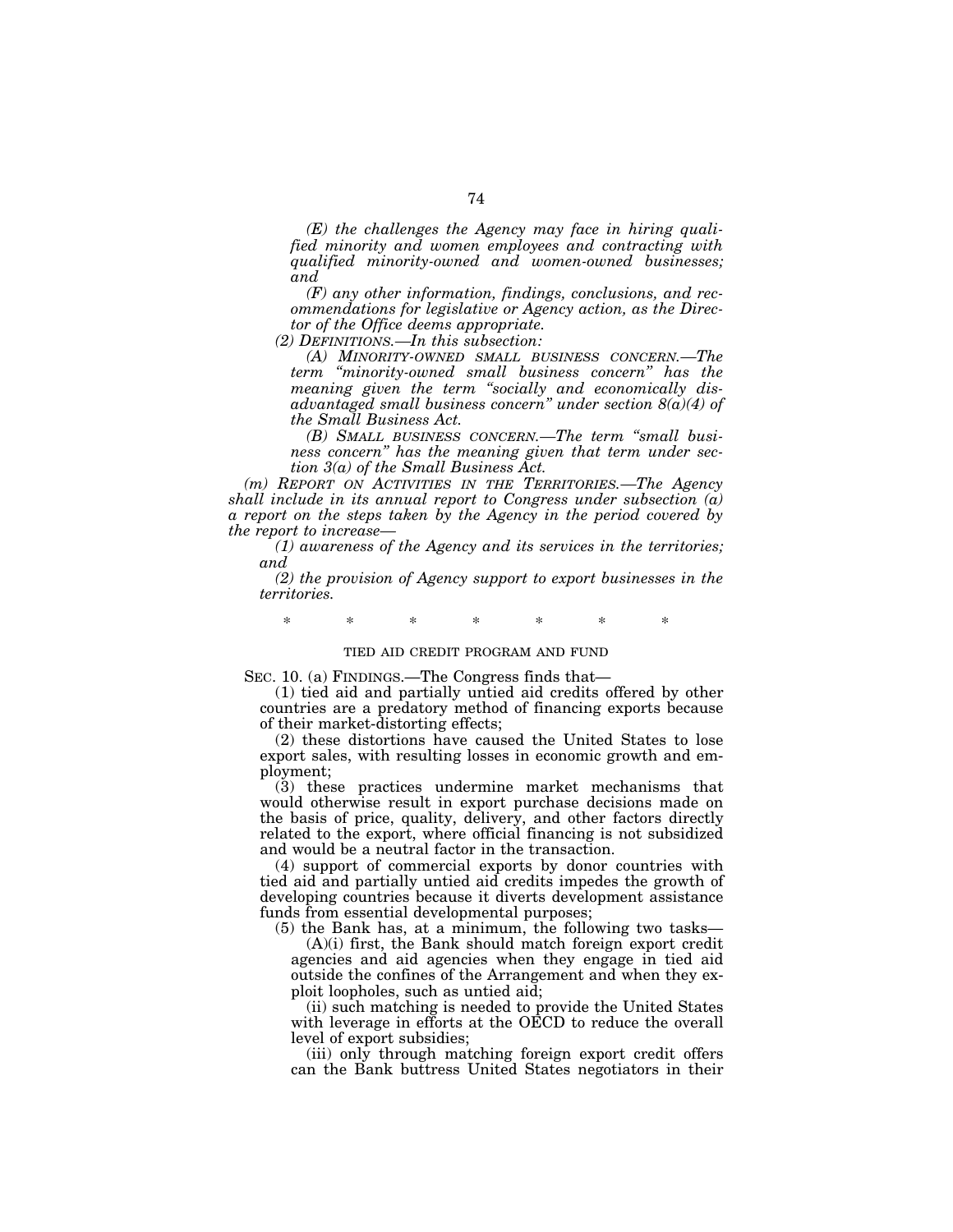*(E) the challenges the Agency may face in hiring qualified minority and women employees and contracting with qualified minority-owned and women-owned businesses; and*

*(F) any other information, findings, conclusions, and recommendations for legislative or Agency action, as the Director of the Office deems appropriate.*

*(2) DEFINITIONS.—In this subsection:*

*(A) MINORITY-OWNED SMALL BUSINESS CONCERN.—The term "minority-owned small business concern" has the meaning given the term "socially and economically disadvantaged small business concern" under section 8(a)(4) of the Small Business Act.*

*(B) SMALL BUSINESS CONCERN.—The term "small business concern" has the meaning given that term under section 3(a) of the Small Business Act.*

*(m) REPORT ON ACTIVITIES IN THE TERRITORIES.—The Agency shall include in its annual report to Congress under subsection (a) a report on the steps taken by the Agency in the period covered by the report to increase—*

*(1) awareness of the Agency and its services in the territories; and*

*(2) the provision of Agency support to export businesses in the territories.*

\* \* \* \* \* \* \*

TIED AID CREDIT PROGRAM AND FUND

SEC. 10. (a) FINDINGS.—The Congress finds that—

(1) tied aid and partially untied aid credits offered by other countries are a predatory method of financing exports because of their market-distorting effects;

(2) these distortions have caused the United States to lose export sales, with resulting losses in economic growth and employment;

(3) these practices undermine market mechanisms that would otherwise result in export purchase decisions made on the basis of price, quality, delivery, and other factors directly related to the export, where official financing is not subsidized and would be a neutral factor in the transaction.

(4) support of commercial exports by donor countries with tied aid and partially untied aid credits impedes the growth of developing countries because it diverts development assistance funds from essential developmental purposes;

(5) the Bank has, at a minimum, the following two tasks—

(A)(i) first, the Bank should match foreign export credit agencies and aid agencies when they engage in tied aid outside the confines of the Arrangement and when they exploit loopholes, such as untied aid;

(ii) such matching is needed to provide the United States with leverage in efforts at the OECD to reduce the overall level of export subsidies;

(iii) only through matching foreign export credit offers can the Bank buttress United States negotiators in their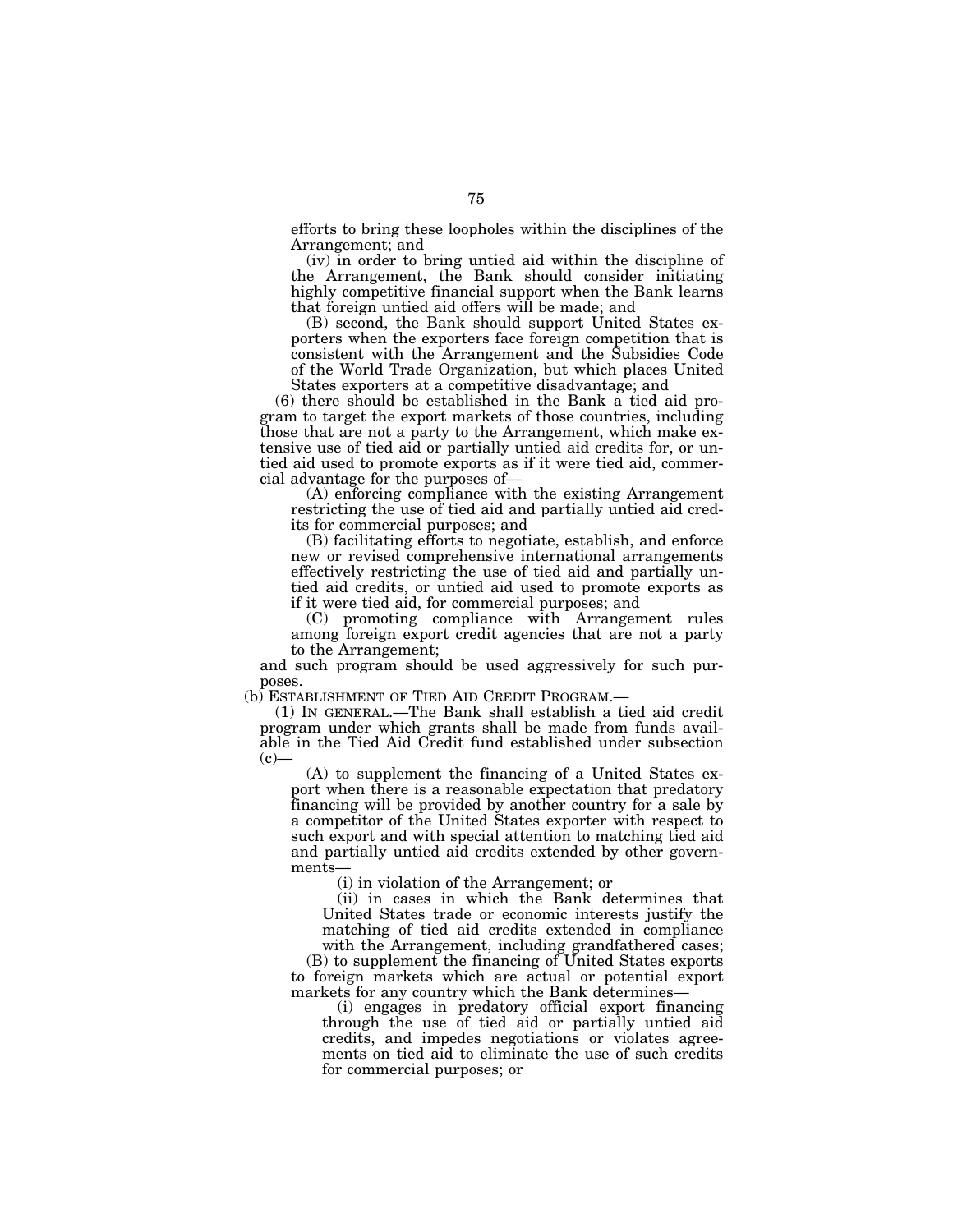efforts to bring these loopholes within the disciplines of the Arrangement; and

(iv) in order to bring untied aid within the discipline of the Arrangement, the Bank should consider initiating highly competitive financial support when the Bank learns that foreign untied aid offers will be made; and

(B) second, the Bank should support United States exporters when the exporters face foreign competition that is consistent with the Arrangement and the Subsidies Code of the World Trade Organization, but which places United States exporters at a competitive disadvantage; and

(6) there should be established in the Bank a tied aid program to target the export markets of those countries, including those that are not a party to the Arrangement, which make extensive use of tied aid or partially untied aid credits for, or untied aid used to promote exports as if it were tied aid, commercial advantage for the purposes of—

(A) enforcing compliance with the existing Arrangement restricting the use of tied aid and partially untied aid credits for commercial purposes; and

(B) facilitating efforts to negotiate, establish, and enforce new or revised comprehensive international arrangements effectively restricting the use of tied aid and partially untied aid credits, or untied aid used to promote exports as if it were tied aid, for commercial purposes; and

(C) promoting compliance with Arrangement rules among foreign export credit agencies that are not a party to the Arrangement;

and such program should be used aggressively for such purposes.

(b) ESTABLISHMENT OF TIED AID CREDIT PROGRAM.—

(1) IN GENERAL.—The Bank shall establish a tied aid credit program under which grants shall be made from funds available in the Tied Aid Credit fund established under subsection (c)—

(A) to supplement the financing of a United States export when there is a reasonable expectation that predatory financing will be provided by another country for a sale by a competitor of the United States exporter with respect to such export and with special attention to matching tied aid and partially untied aid credits extended by other governments—

(i) in violation of the Arrangement; or

(ii) in cases in which the Bank determines that United States trade or economic interests justify the matching of tied aid credits extended in compliance with the Arrangement, including grandfathered cases;

(B) to supplement the financing of United States exports to foreign markets which are actual or potential export markets for any country which the Bank determines—

(i) engages in predatory official export financing through the use of tied aid or partially untied aid credits, and impedes negotiations or violates agreements on tied aid to eliminate the use of such credits for commercial purposes; or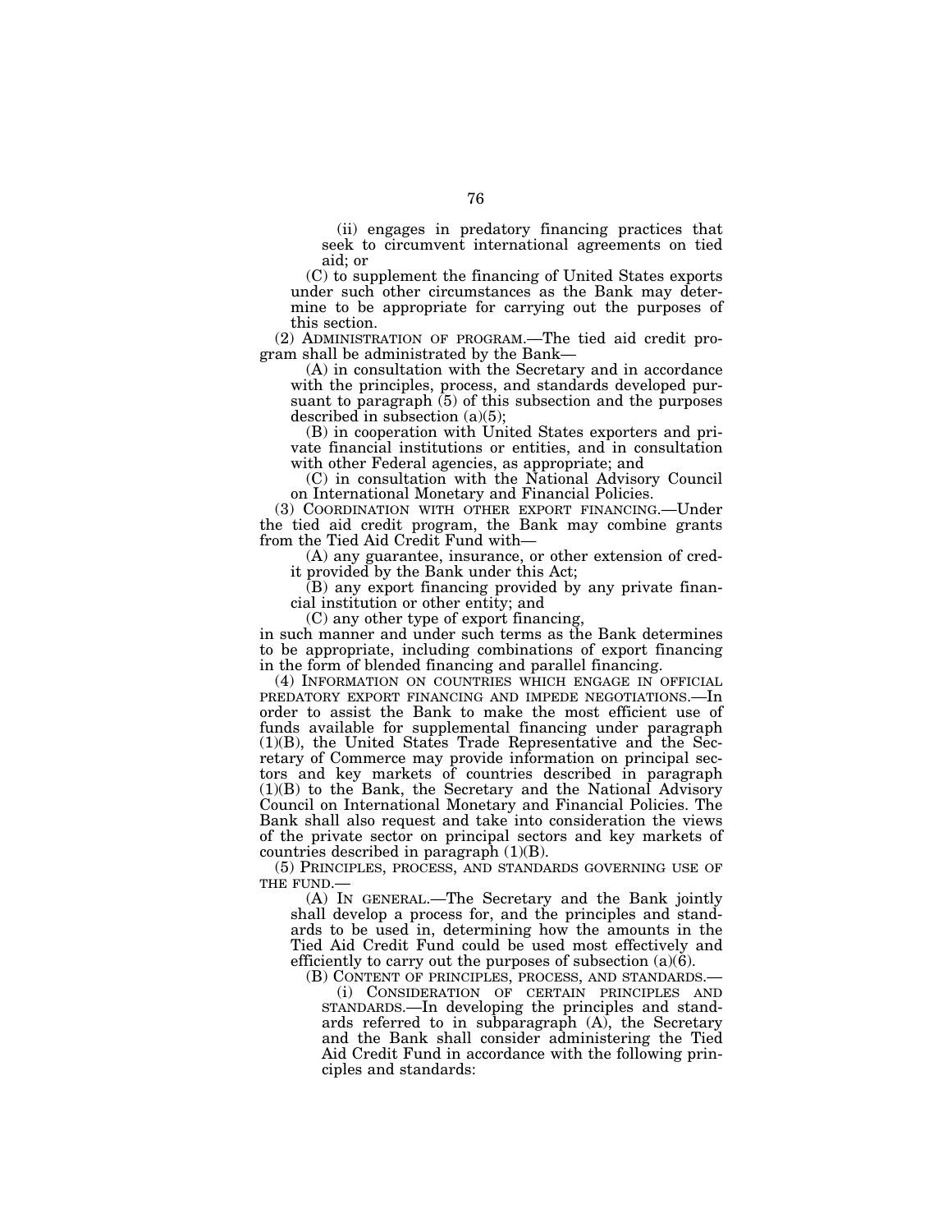(ii) engages in predatory financing practices that seek to circumvent international agreements on tied aid; or

(C) to supplement the financing of United States exports under such other circumstances as the Bank may determine to be appropriate for carrying out the purposes of this section.

(2) ADMINISTRATION OF PROGRAM.—The tied aid credit program shall be administrated by the Bank—

(A) in consultation with the Secretary and in accordance with the principles, process, and standards developed pursuant to paragraph (5) of this subsection and the purposes described in subsection (a)(5);

(B) in cooperation with United States exporters and private financial institutions or entities, and in consultation with other Federal agencies, as appropriate; and

(C) in consultation with the National Advisory Council on International Monetary and Financial Policies.

(3) COORDINATION WITH OTHER EXPORT FINANCING.—Under the tied aid credit program, the Bank may combine grants from the Tied Aid Credit Fund with—

(A) any guarantee, insurance, or other extension of credit provided by the Bank under this Act;

(B) any export financing provided by any private financial institution or other entity; and

(C) any other type of export financing,

in such manner and under such terms as the Bank determines to be appropriate, including combinations of export financing in the form of blended financing and parallel financing.

(4) INFORMATION ON COUNTRIES WHICH ENGAGE IN OFFICIAL PREDATORY EXPORT FINANCING AND IMPEDE NEGOTIATIONS.—In order to assist the Bank to make the most efficient use of funds available for supplemental financing under paragraph (1)(B), the United States Trade Representative and the Secretary of Commerce may provide information on principal sectors and key markets of countries described in paragraph (1)(B) to the Bank, the Secretary and the National Advisory Council on International Monetary and Financial Policies. The Bank shall also request and take into consideration the views of the private sector on principal sectors and key markets of countries described in paragraph (1)(B).

(5) PRINCIPLES, PROCESS, AND STANDARDS GOVERNING USE OF THE FUND.—

(A) IN GENERAL.—The Secretary and the Bank jointly shall develop a process for, and the principles and standards to be used in, determining how the amounts in the Tied Aid Credit Fund could be used most effectively and efficiently to carry out the purposes of subsection (a)(6).

(B) CONTENT OF PRINCIPLES, PROCESS, AND STANDARDS.—

(i) CONSIDERATION OF CERTAIN PRINCIPLES AND STANDARDS.—In developing the principles and standards referred to in subparagraph (A), the Secretary and the Bank shall consider administering the Tied Aid Credit Fund in accordance with the following principles and standards: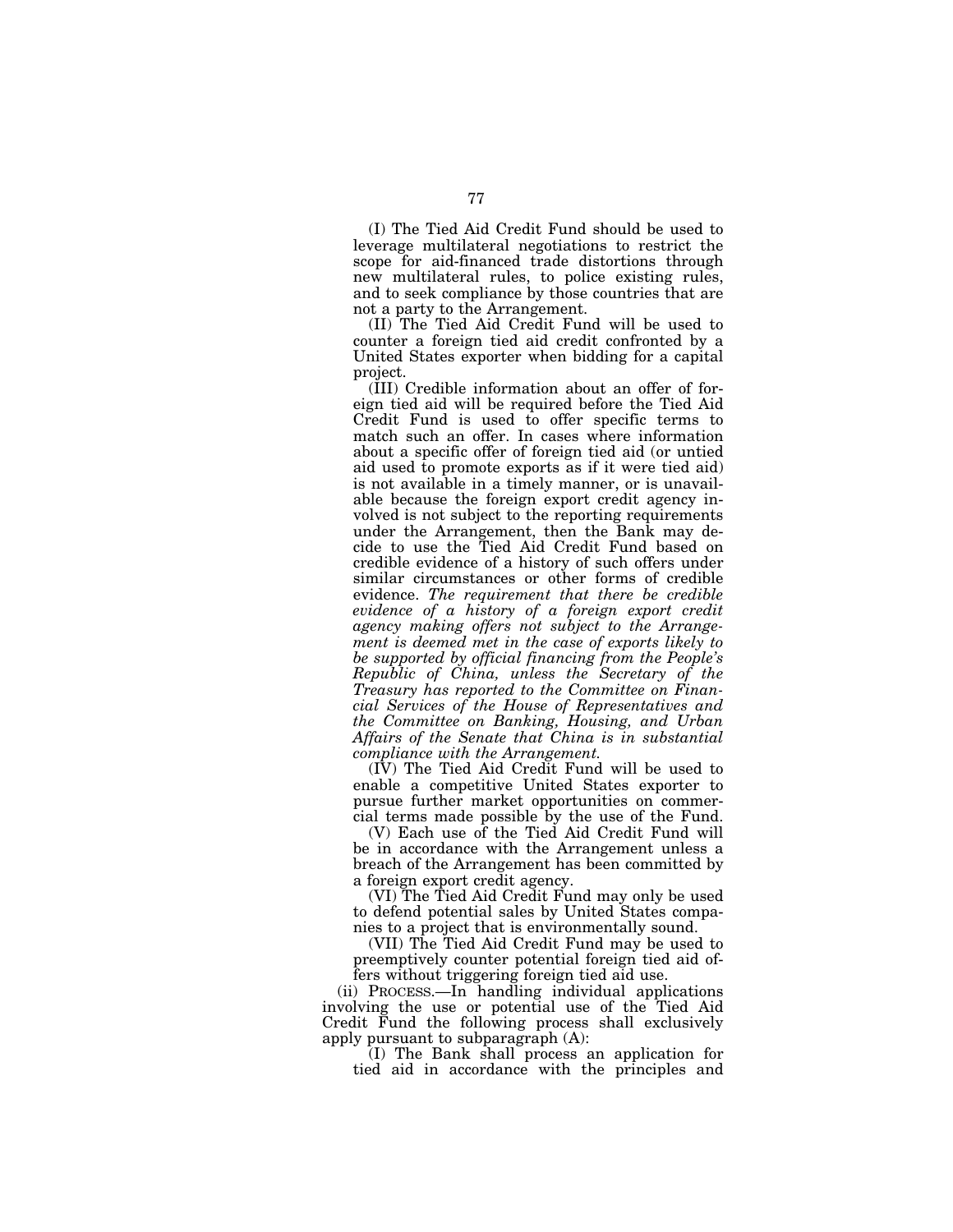(I) The Tied Aid Credit Fund should be used to leverage multilateral negotiations to restrict the scope for aid-financed trade distortions through new multilateral rules, to police existing rules, and to seek compliance by those countries that are not a party to the Arrangement.

(II) The Tied Aid Credit Fund will be used to counter a foreign tied aid credit confronted by a United States exporter when bidding for a capital project.

(III) Credible information about an offer of foreign tied aid will be required before the Tied Aid Credit Fund is used to offer specific terms to match such an offer. In cases where information about a specific offer of foreign tied aid (or untied aid used to promote exports as if it were tied aid) is not available in a timely manner, or is unavailable because the foreign export credit agency involved is not subject to the reporting requirements under the Arrangement, then the Bank may decide to use the Tied Aid Credit Fund based on credible evidence of a history of such offers under similar circumstances or other forms of credible evidence. *The requirement that there be credible evidence of a history of a foreign export credit agency making offers not subject to the Arrangement is deemed met in the case of exports likely to be supported by official financing from the People's Republic of China, unless the Secretary of the Treasury has reported to the Committee on Financial Services of the House of Representatives and the Committee on Banking, Housing, and Urban Affairs of the Senate that China is in substantial compliance with the Arrangement.*

(IV) The Tied Aid Credit Fund will be used to enable a competitive United States exporter to pursue further market opportunities on commercial terms made possible by the use of the Fund.

(V) Each use of the Tied Aid Credit Fund will be in accordance with the Arrangement unless a breach of the Arrangement has been committed by a foreign export credit agency.

(VI) The Tied Aid Credit Fund may only be used to defend potential sales by United States companies to a project that is environmentally sound.

(VII) The Tied Aid Credit Fund may be used to preemptively counter potential foreign tied aid offers without triggering foreign tied aid use.

(ii) PROCESS.—In handling individual applications involving the use or potential use of the Tied Aid Credit Fund the following process shall exclusively apply pursuant to subparagraph (A):

(I) The Bank shall process an application for tied aid in accordance with the principles and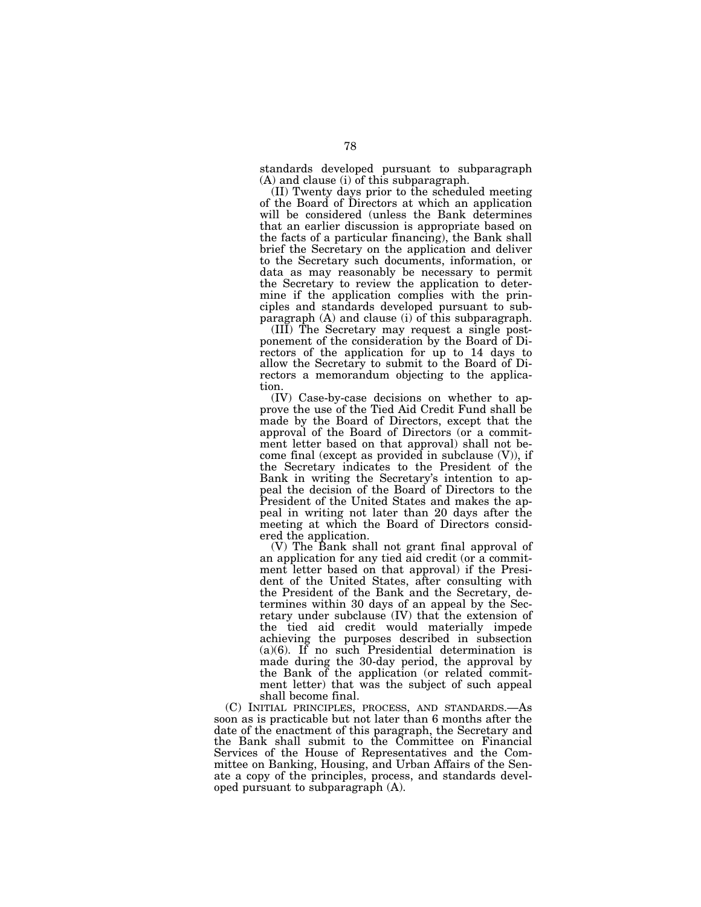standards developed pursuant to subparagraph (A) and clause (i) of this subparagraph.

(II) Twenty days prior to the scheduled meeting of the Board of Directors at which an application will be considered (unless the Bank determines that an earlier discussion is appropriate based on the facts of a particular financing), the Bank shall brief the Secretary on the application and deliver to the Secretary such documents, information, or data as may reasonably be necessary to permit the Secretary to review the application to determine if the application complies with the principles and standards developed pursuant to subparagraph (A) and clause (i) of this subparagraph.

(III) The Secretary may request a single postponement of the consideration by the Board of Directors of the application for up to 14 days to allow the Secretary to submit to the Board of Directors a memorandum objecting to the application.

(IV) Case-by-case decisions on whether to approve the use of the Tied Aid Credit Fund shall be made by the Board of Directors, except that the approval of the Board of Directors (or a commitment letter based on that approval) shall not become final (except as provided in subclause (V)), if the Secretary indicates to the President of the Bank in writing the Secretary's intention to appeal the decision of the Board of Directors to the President of the United States and makes the appeal in writing not later than 20 days after the meeting at which the Board of Directors considered the application.

(V) The Bank shall not grant final approval of an application for any tied aid credit (or a commitment letter based on that approval) if the President of the United States, after consulting with the President of the Bank and the Secretary, determines within 30 days of an appeal by the Secretary under subclause (IV) that the extension of the tied aid credit would materially impede achieving the purposes described in subsection (a)(6). If no such Presidential determination is made during the 30-day period, the approval by the Bank of the application (or related commitment letter) that was the subject of such appeal shall become final.

(C) INITIAL PRINCIPLES, PROCESS, AND STANDARDS.—As soon as is practicable but not later than 6 months after the date of the enactment of this paragraph, the Secretary and the Bank shall submit to the Committee on Financial Services of the House of Representatives and the Committee on Banking, Housing, and Urban Affairs of the Senate a copy of the principles, process, and standards developed pursuant to subparagraph (A).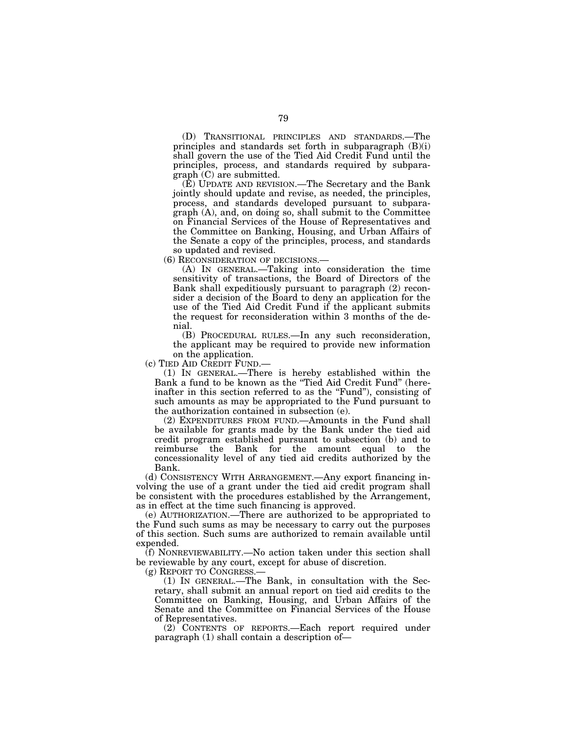(D) TRANSITIONAL PRINCIPLES AND STANDARDS.—The principles and standards set forth in subparagraph (B)(i) shall govern the use of the Tied Aid Credit Fund until the principles, process, and standards required by subparagraph (C) are submitted.

(E) UPDATE AND REVISION.—The Secretary and the Bank jointly should update and revise, as needed, the principles, process, and standards developed pursuant to subparagraph (A), and, on doing so, shall submit to the Committee on Financial Services of the House of Representatives and the Committee on Banking, Housing, and Urban Affairs of the Senate a copy of the principles, process, and standards so updated and revised.

(6) RECONSIDERATION OF DECISIONS.—

(A) IN GENERAL.—Taking into consideration the time sensitivity of transactions, the Board of Directors of the Bank shall expeditiously pursuant to paragraph (2) reconsider a decision of the Board to deny an application for the use of the Tied Aid Credit Fund if the applicant submits the request for reconsideration within 3 months of the denial.

(B) PROCEDURAL RULES.—In any such reconsideration, the applicant may be required to provide new information on the application.

(c) TIED AID CREDIT FUND.—

(1) IN GENERAL.—There is hereby established within the Bank a fund to be known as the "Tied Aid Credit Fund" (hereinafter in this section referred to as the "Fund"), consisting of such amounts as may be appropriated to the Fund pursuant to the authorization contained in subsection (e).

(2) EXPENDITURES FROM FUND.—Amounts in the Fund shall be available for grants made by the Bank under the tied aid credit program established pursuant to subsection (b) and to reimburse the Bank for the amount equal to the concessionality level of any tied aid credits authorized by the Bank.

(d) CONSISTENCY WITH ARRANGEMENT.—Any export financing involving the use of a grant under the tied aid credit program shall be consistent with the procedures established by the Arrangement, as in effect at the time such financing is approved.

(e) AUTHORIZATION.—There are authorized to be appropriated to the Fund such sums as may be necessary to carry out the purposes of this section. Such sums are authorized to remain available until expended.

(f) NONREVIEWABILITY.—No action taken under this section shall be reviewable by any court, except for abuse of discretion.

(g) REPORT TO CONGRESS.—

(1) IN GENERAL.—The Bank, in consultation with the Secretary, shall submit an annual report on tied aid credits to the Committee on Banking, Housing, and Urban Affairs of the Senate and the Committee on Financial Services of the House of Representatives.

(2) CONTENTS OF REPORTS.—Each report required under paragraph (1) shall contain a description of—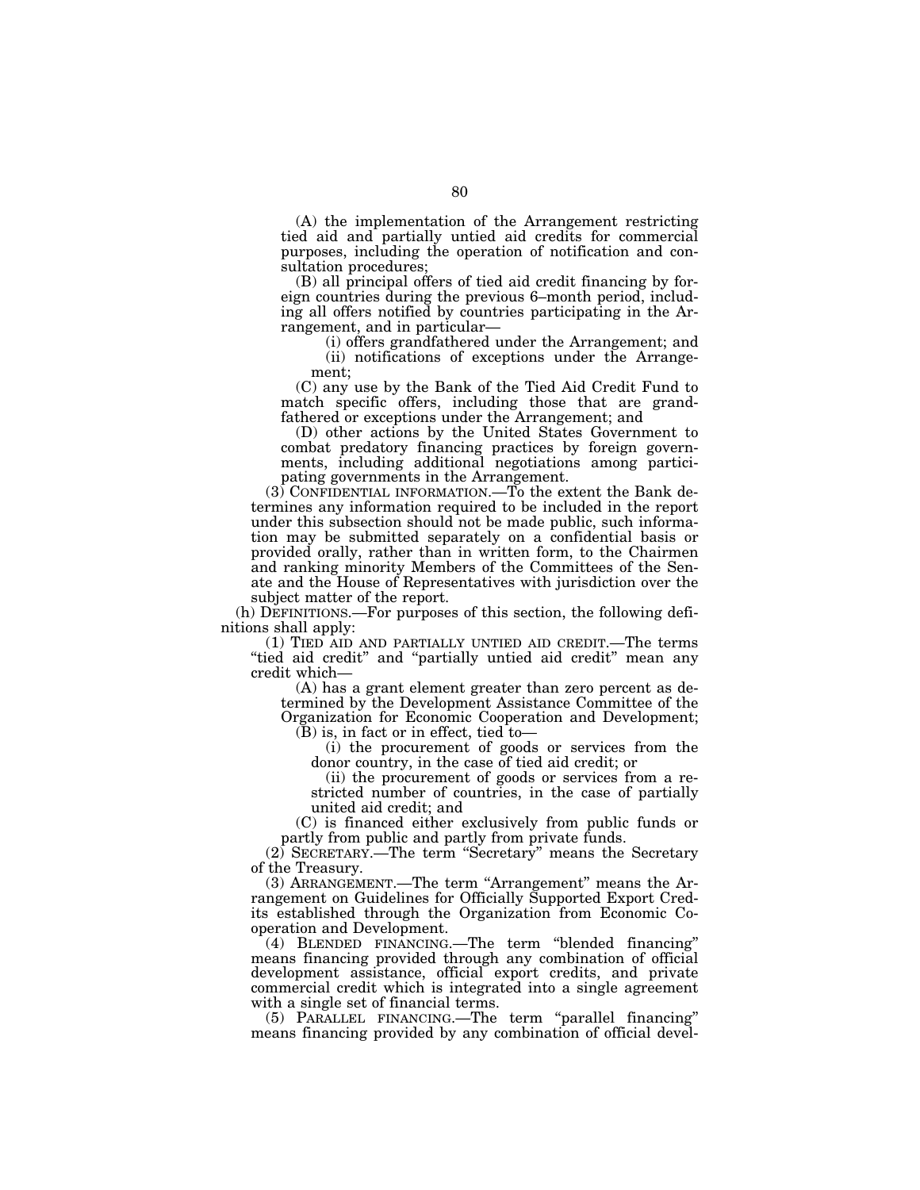(A) the implementation of the Arrangement restricting tied aid and partially untied aid credits for commercial purposes, including the operation of notification and consultation procedures;

(B) all principal offers of tied aid credit financing by foreign countries during the previous 6–month period, including all offers notified by countries participating in the Arrangement, and in particular—

(i) offers grandfathered under the Arrangement; and

(ii) notifications of exceptions under the Arrangement;

(C) any use by the Bank of the Tied Aid Credit Fund to match specific offers, including those that are grandfathered or exceptions under the Arrangement; and

(D) other actions by the United States Government to combat predatory financing practices by foreign governments, including additional negotiations among participating governments in the Arrangement.

(3) CONFIDENTIAL INFORMATION.—To the extent the Bank determines any information required to be included in the report under this subsection should not be made public, such information may be submitted separately on a confidential basis or provided orally, rather than in written form, to the Chairmen and ranking minority Members of the Committees of the Senate and the House of Representatives with jurisdiction over the subject matter of the report.

(h) DEFINITIONS.—For purposes of this section, the following definitions shall apply:

(1) TIED AID AND PARTIALLY UNTIED AID CREDIT.—The terms "tied aid credit" and "partially untied aid credit" mean any credit which—

(A) has a grant element greater than zero percent as determined by the Development Assistance Committee of the Organization for Economic Cooperation and Development;

(B) is, in fact or in effect, tied to—

(i) the procurement of goods or services from the donor country, in the case of tied aid credit; or

(ii) the procurement of goods or services from a restricted number of countries, in the case of partially united aid credit; and

(C) is financed either exclusively from public funds or partly from public and partly from private funds.

(2) SECRETARY.—The term "Secretary" means the Secretary of the Treasury.

(3) ARRANGEMENT.—The term "Arrangement" means the Arrangement on Guidelines for Officially Supported Export Credits established through the Organization from Economic Cooperation and Development.

(4) BLENDED FINANCING.—The term "blended financing" means financing provided through any combination of official development assistance, official export credits, and private commercial credit which is integrated into a single agreement with a single set of financial terms.

(5) PARALLEL FINANCING.—The term "parallel financing" means financing provided by any combination of official devel-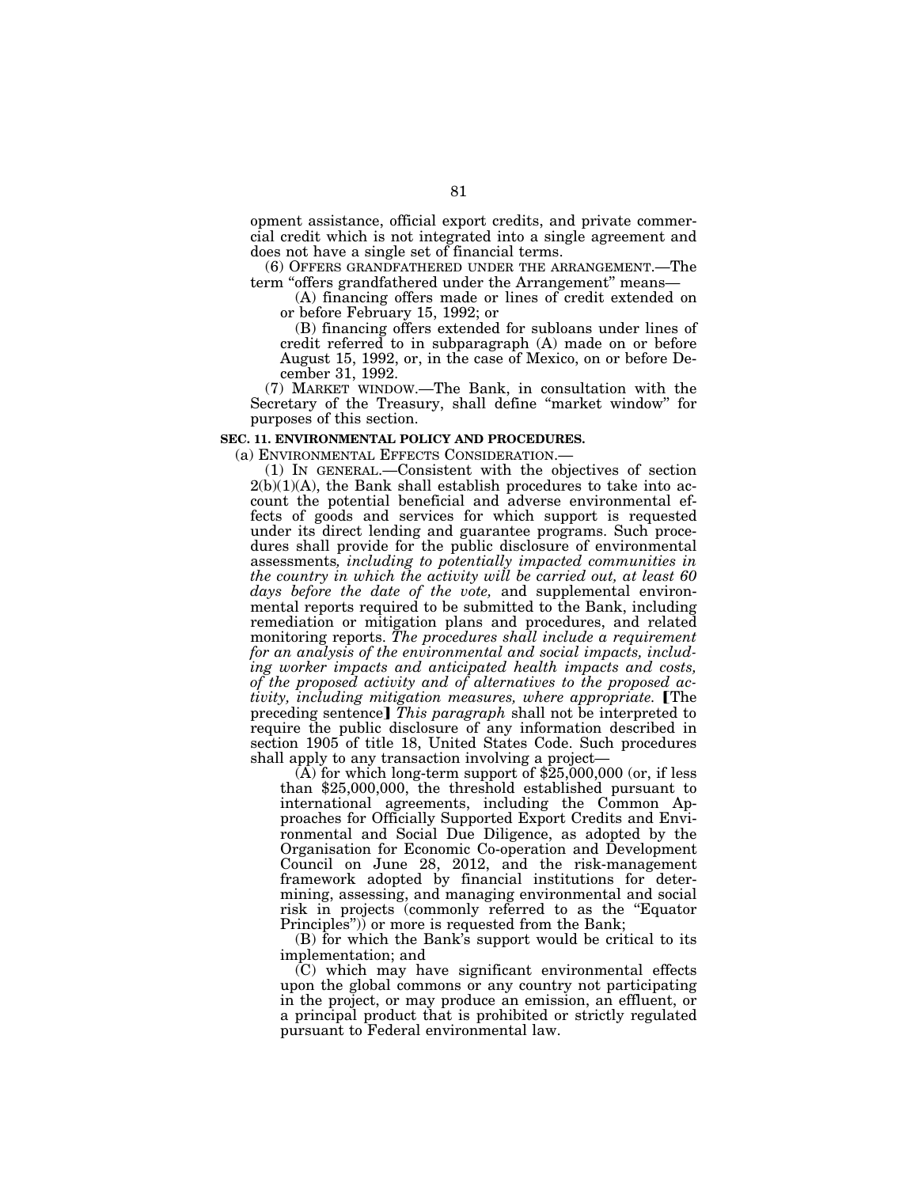opment assistance, official export credits, and private commercial credit which is not integrated into a single agreement and does not have a single set of financial terms.

(6) OFFERS GRANDFATHERED UNDER THE ARRANGEMENT.—The term "offers grandfathered under the Arrangement" means—

(A) financing offers made or lines of credit extended on or before February 15, 1992; or

(B) financing offers extended for subloans under lines of credit referred to in subparagraph (A) made on or before August 15, 1992, or, in the case of Mexico, on or before December 31, 1992.

(7) MARKET WINDOW.—The Bank, in consultation with the Secretary of the Treasury, shall define "market window" for purposes of this section.

**SEC. 11. ENVIRONMENTAL POLICY AND PROCEDURES.**

(a) ENVIRONMENTAL EFFECTS CONSIDERATION.—

(1) IN GENERAL.—Consistent with the objectives of section 2(b)(1)(A), the Bank shall establish procedures to take into account the potential beneficial and adverse environmental effects of goods and services for which support is requested under its direct lending and guarantee programs. Such procedures shall provide for the public disclosure of environmental assessments*, including to potentially impacted communities in the country in which the activity will be carried out, at least 60 days before the date of the vote,* and supplemental environmental reports required to be submitted to the Bank, including remediation or mitigation plans and procedures, and related monitoring reports. *The procedures shall include a requirement for an analysis of the environmental and social impacts, including worker impacts and anticipated health impacts and costs, of the proposed activity and of alternatives to the proposed activity, including mitigation measures, where appropriate.* ⟦The preceding sentence⟧ *This paragraph* shall not be interpreted to require the public disclosure of any information described in section 1905 of title 18, United States Code. Such procedures shall apply to any transaction involving a project—

(A) for which long-term support of $25,000,000 (or, if less than $25,000,000, the threshold established pursuant to international agreements, including the Common Approaches for Officially Supported Export Credits and Environmental and Social Due Diligence, as adopted by the Organisation for Economic Co-operation and Development Council on June 28, 2012, and the risk-management framework adopted by financial institutions for determining, assessing, and managing environmental and social risk in projects (commonly referred to as the "Equator Principles")) or more is requested from the Bank;

(B) for which the Bank's support would be critical to its implementation; and

(C) which may have significant environmental effects upon the global commons or any country not participating in the project, or may produce an emission, an effluent, or a principal product that is prohibited or strictly regulated pursuant to Federal environmental law.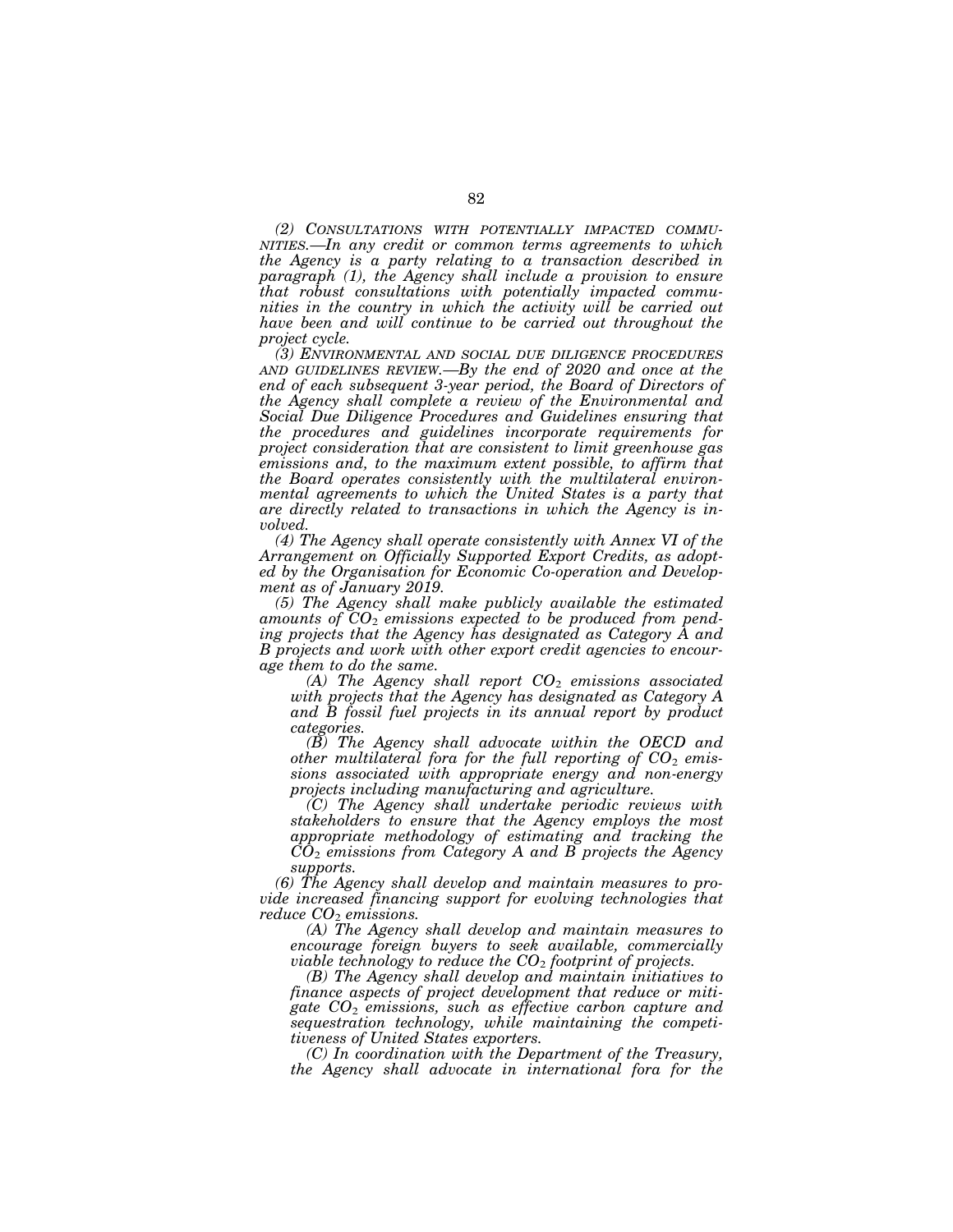*(2) CONSULTATIONS WITH POTENTIALLY IMPACTED COMMUNITIES.—In any credit or common terms agreements to which the Agency is a party relating to a transaction described in paragraph (1), the Agency shall include a provision to ensure that robust consultations with potentially impacted communities in the country in which the activity will be carried out have been and will continue to be carried out throughout the project cycle.*

*(3) ENVIRONMENTAL AND SOCIAL DUE DILIGENCE PROCEDURES AND GUIDELINES REVIEW.—By the end of 2020 and once at the end of each subsequent 3-year period, the Board of Directors of the Agency shall complete a review of the Environmental and Social Due Diligence Procedures and Guidelines ensuring that the procedures and guidelines incorporate requirements for project consideration that are consistent to limit greenhouse gas emissions and, to the maximum extent possible, to affirm that the Board operates consistently with the multilateral environmental agreements to which the United States is a party that are directly related to transactions in which the Agency is involved.*

*(4) The Agency shall operate consistently with Annex VI of the Arrangement on Officially Supported Export Credits, as adopted by the Organisation for Economic Co-operation and Development as of January 2019.*

*(5) The Agency shall make publicly available the estimated amounts of $CO_2$ emissions expected to be produced from pending projects that the Agency has designated as Category A and B projects and work with other export credit agencies to encourage them to do the same.*

*(A) The Agency shall report $CO_2$ emissions associated with projects that the Agency has designated as Category A and B fossil fuel projects in its annual report by product categories.*

*(B) The Agency shall advocate within the OECD and other multilateral fora for the full reporting of $CO_2$ emissions associated with appropriate energy and non-energy projects including manufacturing and agriculture.*

*(C) The Agency shall undertake periodic reviews with stakeholders to ensure that the Agency employs the most appropriate methodology of estimating and tracking the $CO_2$ emissions from Category A and B projects the Agency supports.*

*(6) The Agency shall develop and maintain measures to provide increased financing support for evolving technologies that reduce $CO_2$ emissions.*

*(A) The Agency shall develop and maintain measures to encourage foreign buyers to seek available, commercially viable technology to reduce the $CO_2$ footprint of projects.*

*(B) The Agency shall develop and maintain initiatives to finance aspects of project development that reduce or mitigate $CO_2$ emissions, such as effective carbon capture and sequestration technology, while maintaining the competitiveness of United States exporters.*

*(C) In coordination with the Department of the Treasury, the Agency shall advocate in international fora for the*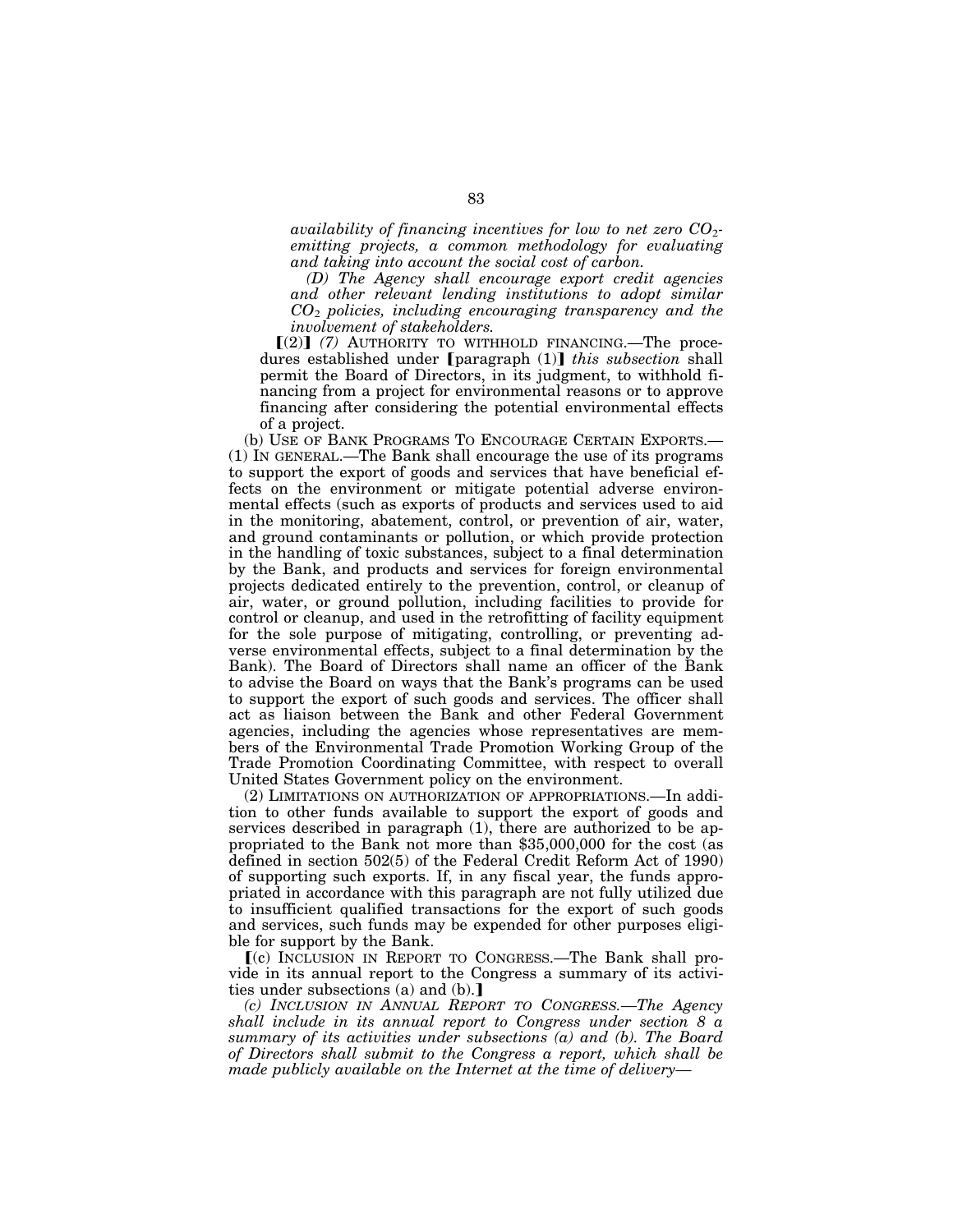*availability of financing incentives for low to net zero $CO_2$-emitting projects, a common methodology for evaluating and taking into account the social cost of carbon.*

*(D) The Agency shall encourage export credit agencies and other relevant lending institutions to adopt similar $CO_2$ policies, including encouraging transparency and the involvement of stakeholders.*

【(2)】 *(7)* AUTHORITY TO WITHHOLD FINANCING.—The procedures established under 【paragraph (1)】 *this subsection* shall permit the Board of Directors, in its judgment, to withhold financing from a project for environmental reasons or to approve financing after considering the potential environmental effects of a project.

(b) USE OF BANK PROGRAMS TO ENCOURAGE CERTAIN EXPORTS.—

(1) IN GENERAL.—The Bank shall encourage the use of its programs to support the export of goods and services that have beneficial effects on the environment or mitigate potential adverse environmental effects (such as exports of products and services used to aid in the monitoring, abatement, control, or prevention of air, water, and ground contaminants or pollution, or which provide protection in the handling of toxic substances, subject to a final determination by the Bank, and products and services for foreign environmental projects dedicated entirely to the prevention, control, or cleanup of air, water, or ground pollution, including facilities to provide for control or cleanup, and used in the retrofitting of facility equipment for the sole purpose of mitigating, controlling, or preventing adverse environmental effects, subject to a final determination by the Bank). The Board of Directors shall name an officer of the Bank to advise the Board on ways that the Bank's programs can be used to support the export of such goods and services. The officer shall act as liaison between the Bank and other Federal Government agencies, including the agencies whose representatives are members of the Environmental Trade Promotion Working Group of the Trade Promotion Coordinating Committee, with respect to overall United States Government policy on the environment.

(2) LIMITATIONS ON AUTHORIZATION OF APPROPRIATIONS.—In addition to other funds available to support the export of goods and services described in paragraph (1), there are authorized to be appropriated to the Bank not more than $35,000,000 for the cost (as defined in section 502(5) of the Federal Credit Reform Act of 1990) of supporting such exports. If, in any fiscal year, the funds appropriated in accordance with this paragraph are not fully utilized due to insufficient qualified transactions for the export of such goods and services, such funds may be expended for other purposes eligible for support by the Bank.

【(c) INCLUSION IN REPORT TO CONGRESS.—The Bank shall provide in its annual report to the Congress a summary of its activities under subsections (a) and (b).】

*(c) INCLUSION IN ANNUAL REPORT TO CONGRESS.—The Agency shall include in its annual report to Congress under section 8 a summary of its activities under subsections (a) and (b). The Board of Directors shall submit to the Congress a report, which shall be made publicly available on the Internet at the time of delivery—*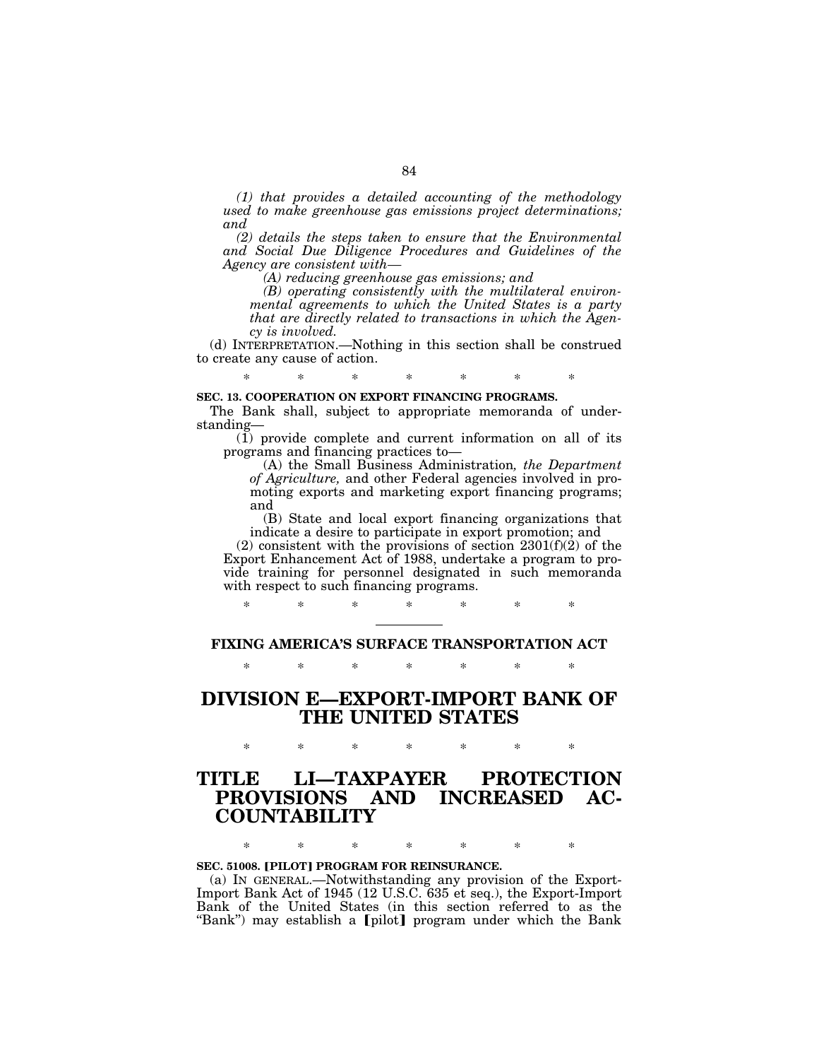*(1) that provides a detailed accounting of the methodology used to make greenhouse gas emissions project determinations; and*

*(2) details the steps taken to ensure that the Environmental and Social Due Diligence Procedures and Guidelines of the Agency are consistent with—*

*(A) reducing greenhouse gas emissions; and*

*(B) operating consistently with the multilateral environmental agreements to which the United States is a party that are directly related to transactions in which the Agency is involved.*

(d) INTERPRETATION.—Nothing in this section shall be construed to create any cause of action.

\* \* \* \* \* \* \*

**SEC. 13. COOPERATION ON EXPORT FINANCING PROGRAMS.**

The Bank shall, subject to appropriate memoranda of understanding—

(1) provide complete and current information on all of its programs and financing practices to—

(A) the Small Business Administration*, the Department of Agriculture,* and other Federal agencies involved in promoting exports and marketing export financing programs; and

(B) State and local export financing organizations that indicate a desire to participate in export promotion; and

(2) consistent with the provisions of section 2301(f)(2) of the Export Enhancement Act of 1988, undertake a program to provide training for personnel designated in such memoranda with respect to such financing programs.

\* \* \* \* \* \* \*

---

**FIXING AMERICA'S SURFACE TRANSPORTATION ACT**

\* \* \* \* \* \* \*

# DIVISION E—EXPORT-IMPORT BANK OF THE UNITED STATES

\* \* \* \* \* \* \*

# TITLE LI—TAXPAYER PROTECTION PROVISIONS AND INCREASED ACCOUNTABILITY

\* \* \* \* \* \* \*

**SEC. 51008. [PILOT] PROGRAM FOR REINSURANCE.**

(a) IN GENERAL.—Notwithstanding any provision of the Export-Import Bank Act of 1945 (12 U.S.C. 635 et seq.), the Export-Import Bank of the United States (in this section referred to as the "Bank") may establish a [pilot] program under which the Bank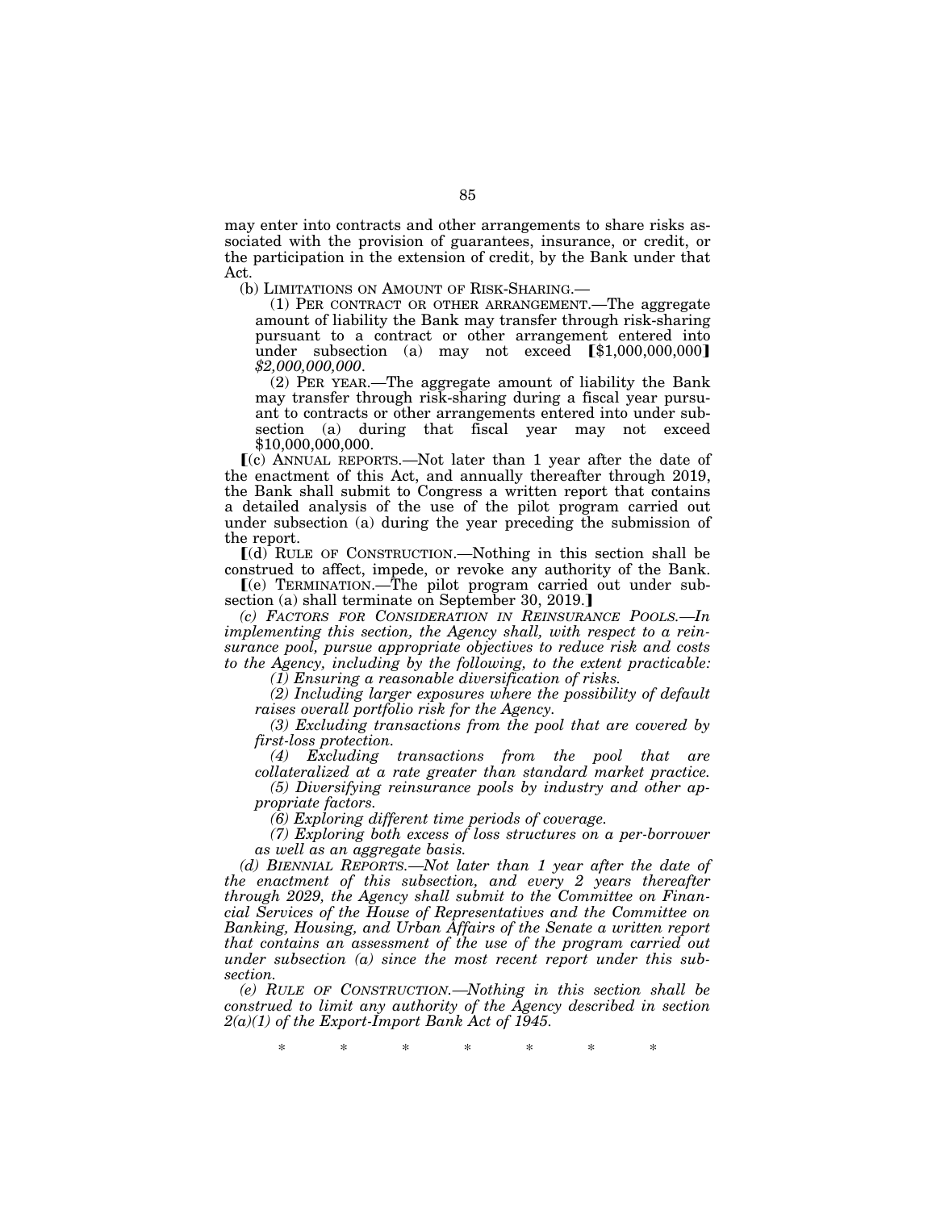may enter into contracts and other arrangements to share risks associated with the provision of guarantees, insurance, or credit, or the participation in the extension of credit, by the Bank under that Act.

(b) LIMITATIONS ON AMOUNT OF RISK-SHARING.—

(1) PER CONTRACT OR OTHER ARRANGEMENT.—The aggregate amount of liability the Bank may transfer through risk-sharing pursuant to a contract or other arrangement entered into under subsection (a) may not exceed [$1,000,000,000] *$2,000,000,000*.

(2) PER YEAR.—The aggregate amount of liability the Bank may transfer through risk-sharing during a fiscal year pursuant to contracts or other arrangements entered into under subsection (a) during that fiscal year may not exceed $10,000,000,000.

[(c) ANNUAL REPORTS.—Not later than 1 year after the date of the enactment of this Act, and annually thereafter through 2019, the Bank shall submit to Congress a written report that contains a detailed analysis of the use of the pilot program carried out under subsection (a) during the year preceding the submission of the report.

[(d) RULE OF CONSTRUCTION.—Nothing in this section shall be construed to affect, impede, or revoke any authority of the Bank.

[(e) TERMINATION.—The pilot program carried out under subsection (a) shall terminate on September 30, 2019.]

*(c) FACTORS FOR CONSIDERATION IN REINSURANCE POOLS.—In implementing this section, the Agency shall, with respect to a reinsurance pool, pursue appropriate objectives to reduce risk and costs to the Agency, including by the following, to the extent practicable:*

*(1) Ensuring a reasonable diversification of risks.*

*(2) Including larger exposures where the possibility of default raises overall portfolio risk for the Agency.*

*(3) Excluding transactions from the pool that are covered by first-loss protection.*

*(4) Excluding transactions from the pool that are collateralized at a rate greater than standard market practice.*

*(5) Diversifying reinsurance pools by industry and other appropriate factors.*

*(6) Exploring different time periods of coverage.*

*(7) Exploring both excess of loss structures on a per-borrower as well as an aggregate basis.*

*(d) BIENNIAL REPORTS.—Not later than 1 year after the date of the enactment of this subsection, and every 2 years thereafter through 2029, the Agency shall submit to the Committee on Financial Services of the House of Representatives and the Committee on Banking, Housing, and Urban Affairs of the Senate a written report that contains an assessment of the use of the program carried out under subsection (a) since the most recent report under this subsection.*

*(e) RULE OF CONSTRUCTION.—Nothing in this section shall be construed to limit any authority of the Agency described in section 2(a)(1) of the Export-Import Bank Act of 1945.*

\* \* \* \* \* \* \*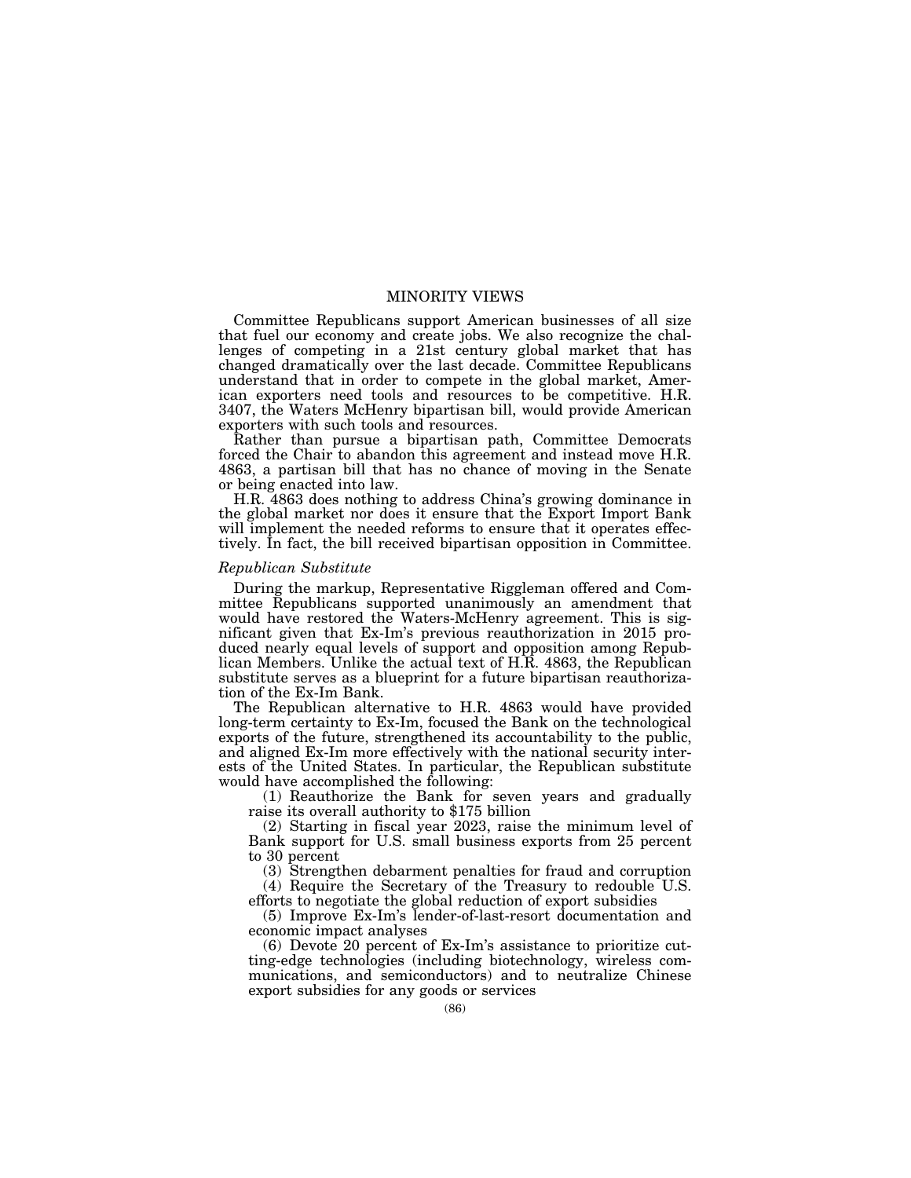# MINORITY VIEWS

Committee Republicans support American businesses of all size that fuel our economy and create jobs. We also recognize the challenges of competing in a 21st century global market that has changed dramatically over the last decade. Committee Republicans understand that in order to compete in the global market, American exporters need tools and resources to be competitive. H.R. 3407, the Waters McHenry bipartisan bill, would provide American exporters with such tools and resources.

Rather than pursue a bipartisan path, Committee Democrats forced the Chair to abandon this agreement and instead move H.R. 4863, a partisan bill that has no chance of moving in the Senate or being enacted into law.

H.R. 4863 does nothing to address China's growing dominance in the global market nor does it ensure that the Export Import Bank will implement the needed reforms to ensure that it operates effectively. In fact, the bill received bipartisan opposition in Committee.

*Republican Substitute*

During the markup, Representative Riggleman offered and Committee Republicans supported unanimously an amendment that would have restored the Waters-McHenry agreement. This is significant given that Ex-Im's previous reauthorization in 2015 produced nearly equal levels of support and opposition among Republican Members. Unlike the actual text of H.R. 4863, the Republican substitute serves as a blueprint for a future bipartisan reauthorization of the Ex-Im Bank.

The Republican alternative to H.R. 4863 would have provided long-term certainty to Ex-Im, focused the Bank on the technological exports of the future, strengthened its accountability to the public, and aligned Ex-Im more effectively with the national security interests of the United States. In particular, the Republican substitute would have accomplished the following:

(1) Reauthorize the Bank for seven years and gradually raise its overall authority to $175 billion

(2) Starting in fiscal year 2023, raise the minimum level of Bank support for U.S. small business exports from 25 percent to 30 percent

(3) Strengthen debarment penalties for fraud and corruption

(4) Require the Secretary of the Treasury to redouble U.S. efforts to negotiate the global reduction of export subsidies

(5) Improve Ex-Im's lender-of-last-resort documentation and economic impact analyses

(6) Devote 20 percent of Ex-Im's assistance to prioritize cutting-edge technologies (including biotechnology, wireless communications, and semiconductors) and to neutralize Chinese export subsidies for any goods or services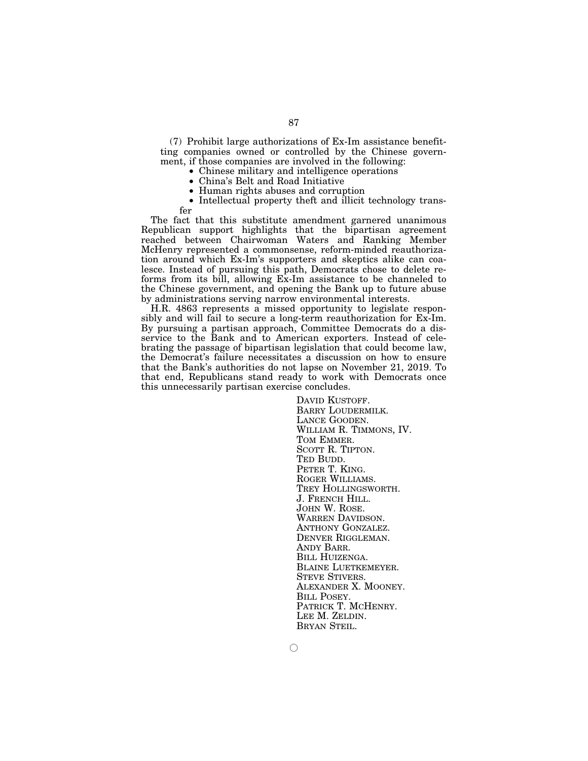(7) Prohibit large authorizations of Ex-Im assistance benefitting companies owned or controlled by the Chinese government, if those companies are involved in the following:

- Chinese military and intelligence operations
- China's Belt and Road Initiative
- Human rights abuses and corruption
- Intellectual property theft and illicit technology transfer

The fact that this substitute amendment garnered unanimous Republican support highlights that the bipartisan agreement reached between Chairwoman Waters and Ranking Member McHenry represented a commonsense, reform-minded reauthorization around which Ex-Im's supporters and skeptics alike can coalesce. Instead of pursuing this path, Democrats chose to delete reforms from its bill, allowing Ex-Im assistance to be channeled to the Chinese government, and opening the Bank up to future abuse by administrations serving narrow environmental interests.

H.R. 4863 represents a missed opportunity to legislate responsibly and will fail to secure a long-term reauthorization for Ex-Im. By pursuing a partisan approach, Committee Democrats do a disservice to the Bank and to American exporters. Instead of celebrating the passage of bipartisan legislation that could become law, the Democrat's failure necessitates a discussion on how to ensure that the Bank's authorities do not lapse on November 21, 2019. To that end, Republicans stand ready to work with Democrats once this unnecessarily partisan exercise concludes.

DAVID KUSTOFF.
BARRY LOUDERMILK.
LANCE GOODEN.
WILLIAM R. TIMMONS, IV.
TOM EMMER.
SCOTT R. TIPTON.
TED BUDD.
PETER T. KING.
ROGER WILLIAMS.
TREY HOLLINGSWORTH.
J. FRENCH HILL.
JOHN W. ROSE.
WARREN DAVIDSON.
ANTHONY GONZALEZ.
DENVER RIGGLEMAN.
ANDY BARR.
BILL HUIZENGA.
BLAINE LUETKEMEYER.
STEVE STIVERS.
ALEXANDER X. MOONEY.
BILL POSEY.
PATRICK T. MCHENRY.
LEE M. ZELDIN.
BRYAN STEIL.